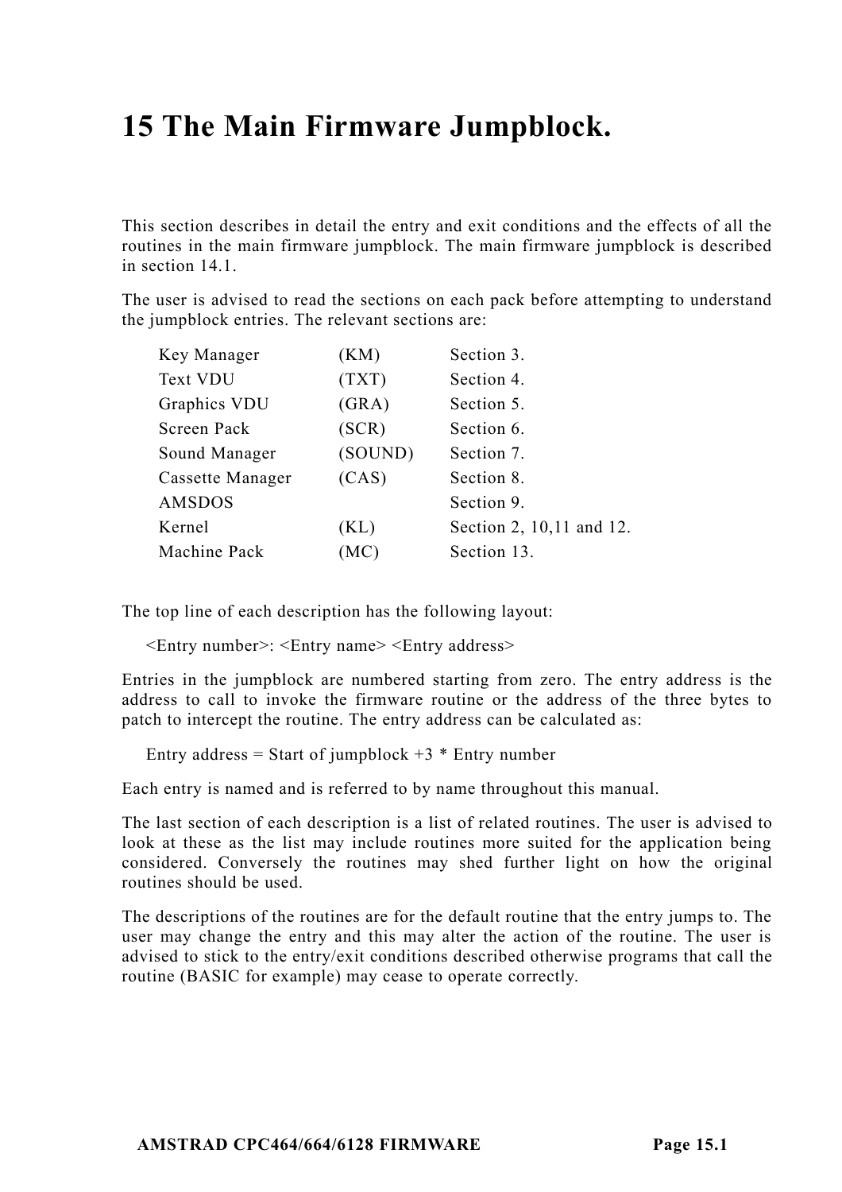# 15 The Main Firmware Jumpblock.

This section describes in detail the entry and exit conditions and the effects of all the routines in the main firmware jumpblock. The main firmware jumpblock is described in section 14.1.

The user is advised to read the sections on each pack before attempting to understand the jumpblock entries. The relevant sections are:

| | | |
|---|---|---|
| Key Manager | (KM) | Section 3. |
| Text VDU | (TXT) | Section 4. |
| Graphics VDU | (GRA) | Section 5. |
| Screen Pack | (SCR) | Section 6. |
| Sound Manager | (SOUND) | Section 7. |
| Cassette Manager | (CAS) | Section 8. |
| AMSDOS | | Section 9. |
| Kernel | (KL) | Section 2, 10,11 and 12. |
| Machine Pack | (MC) | Section 13. |

The top line of each description has the following layout:

<Entry number>: <Entry name> <Entry address>

Entries in the jumpblock are numbered starting from zero. The entry address is the address to call to invoke the firmware routine or the address of the three bytes to patch to intercept the routine. The entry address can be calculated as:

Entry address = Start of jumpblock +3 * Entry number

Each entry is named and is referred to by name throughout this manual.

The last section of each description is a list of related routines. The user is advised to look at these as the list may include routines more suited for the application being considered. Conversely the routines may shed further light on how the original routines should be used.

The descriptions of the routines are for the default routine that the entry jumps to. The user may change the entry and this may alter the action of the routine. The user is advised to stick to the entry/exit conditions described otherwise programs that call the routine (BASIC for example) may cease to operate correctly.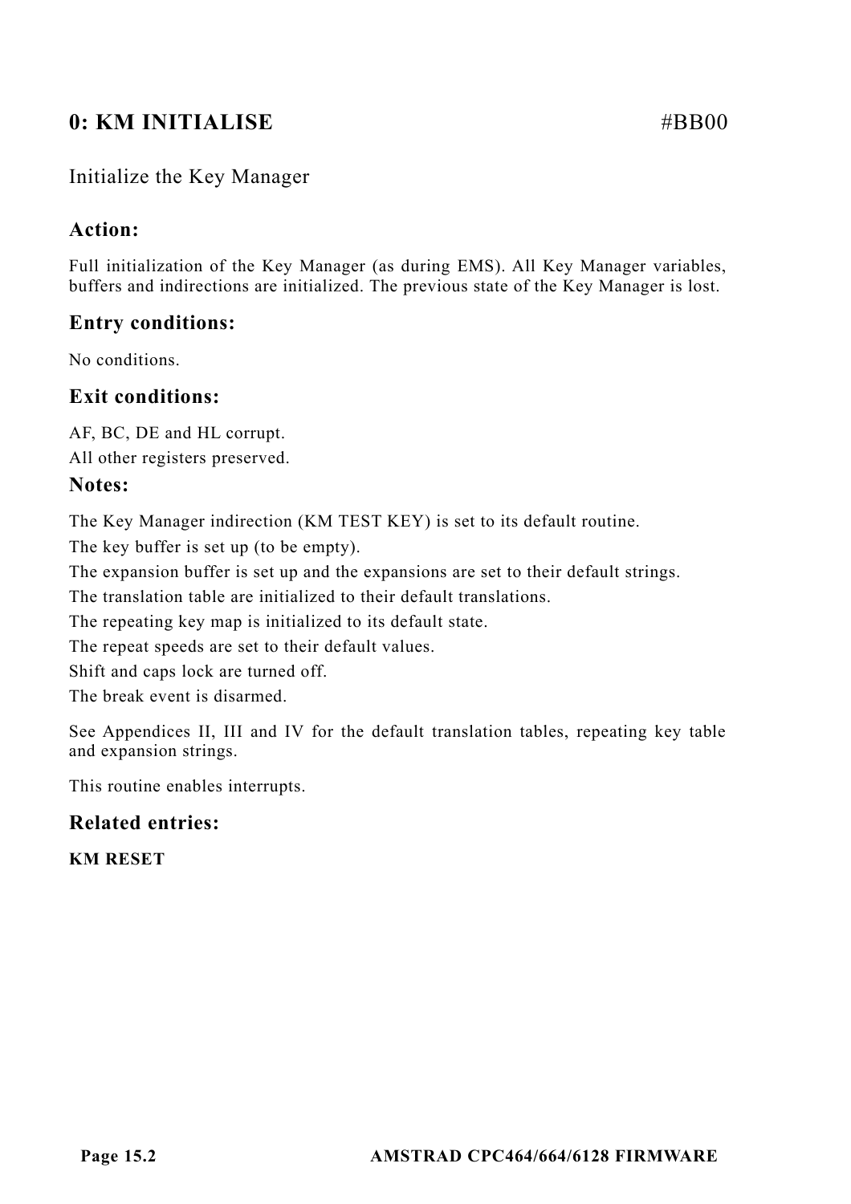## 0: KM INITIALISE #BB00

Initialize the Key Manager

### Action:

Full initialization of the Key Manager (as during EMS). All Key Manager variables, buffers and indirections are initialized. The previous state of the Key Manager is lost.

### Entry conditions:

No conditions.

### Exit conditions:

AF, BC, DE and HL corrupt.

All other registers preserved.

### Notes:

The Key Manager indirection (KM TEST KEY) is set to its default routine.

The key buffer is set up (to be empty).

The expansion buffer is set up and the expansions are set to their default strings.

The translation table are initialized to their default translations.

The repeating key map is initialized to its default state.

The repeat speeds are set to their default values.

Shift and caps lock are turned off.

The break event is disarmed.

See Appendices II, III and IV for the default translation tables, repeating key table and expansion strings.

This routine enables interrupts.

### Related entries:

**KM RESET**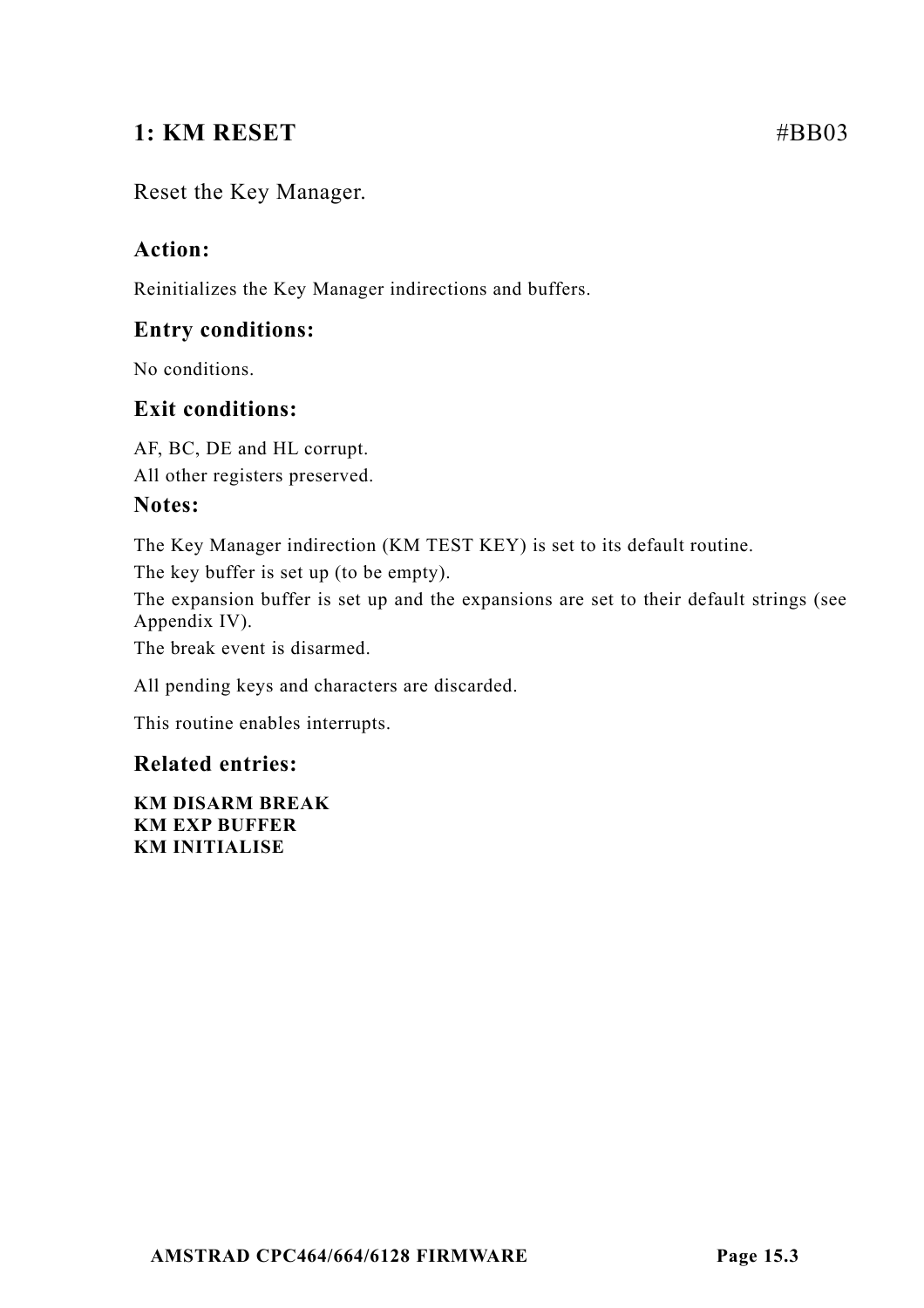## 1: KM RESET #BB03

Reset the Key Manager.

### Action:

Reinitializes the Key Manager indirections and buffers.

### Entry conditions:

No conditions.

### Exit conditions:

AF, BC, DE and HL corrupt.

All other registers preserved.

### Notes:

The Key Manager indirection (KM TEST KEY) is set to its default routine.

The key buffer is set up (to be empty).

The expansion buffer is set up and the expansions are set to their default strings (see Appendix IV).

The break event is disarmed.

All pending keys and characters are discarded.

This routine enables interrupts.

### Related entries:

**KM DISARM BREAK**
**KM EXP BUFFER**
**KM INITIALISE**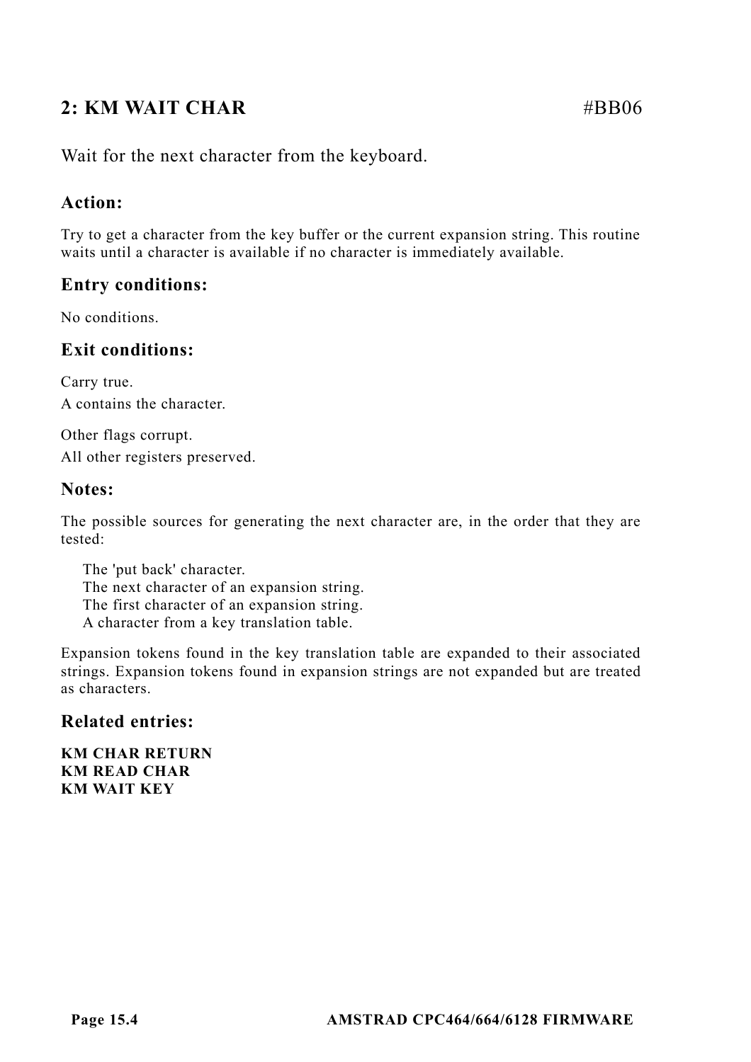## 2: KM WAIT CHAR #BB06

Wait for the next character from the keyboard.

### Action:

Try to get a character from the key buffer or the current expansion string. This routine waits until a character is available if no character is immediately available.

### Entry conditions:

No conditions.

### Exit conditions:

Carry true.
A contains the character.

Other flags corrupt.
All other registers preserved.

### Notes:

The possible sources for generating the next character are, in the order that they are tested:

- The 'put back' character.
- The next character of an expansion string.
- The first character of an expansion string.
- A character from a key translation table.

Expansion tokens found in the key translation table are expanded to their associated strings. Expansion tokens found in expansion strings are not expanded but are treated as characters.

### Related entries:

**KM CHAR RETURN**
**KM READ CHAR**
**KM WAIT KEY**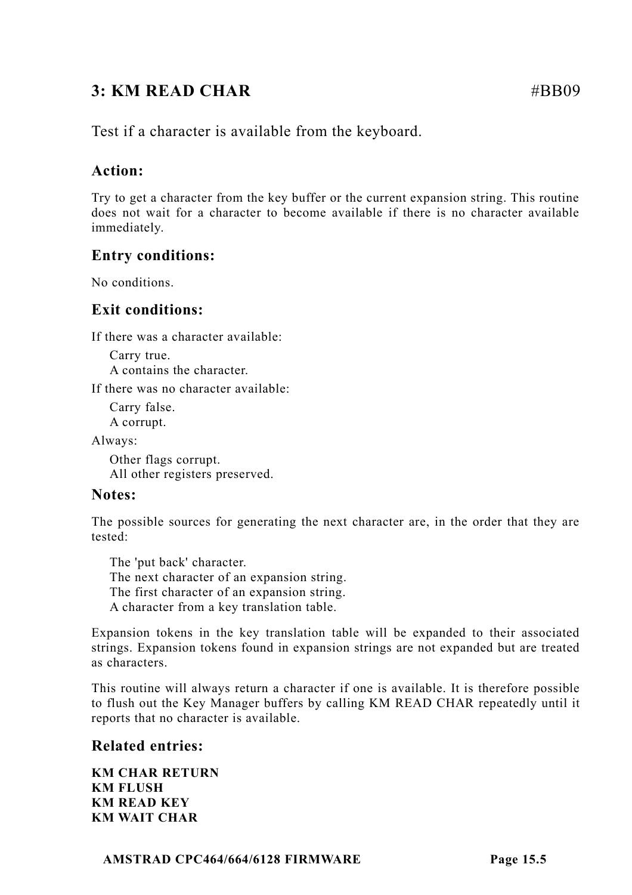## 3: KM READ CHAR #BB09

Test if a character is available from the keyboard.

### Action:

Try to get a character from the key buffer or the current expansion string. This routine does not wait for a character to become available if there is no character available immediately.

### Entry conditions:

No conditions.

### Exit conditions:

If there was a character available:

Carry true.
A contains the character.

If there was no character available:

Carry false.
A corrupt.

Always:

Other flags corrupt.
All other registers preserved.

### Notes:

The possible sources for generating the next character are, in the order that they are tested:

The 'put back' character.
The next character of an expansion string.
The first character of an expansion string.
A character from a key translation table.

Expansion tokens in the key translation table will be expanded to their associated strings. Expansion tokens found in expansion strings are not expanded but are treated as characters.

This routine will always return a character if one is available. It is therefore possible to flush out the Key Manager buffers by calling KM READ CHAR repeatedly until it reports that no character is available.

### Related entries:

**KM CHAR RETURN**
**KM FLUSH**
**KM READ KEY**
**KM WAIT CHAR**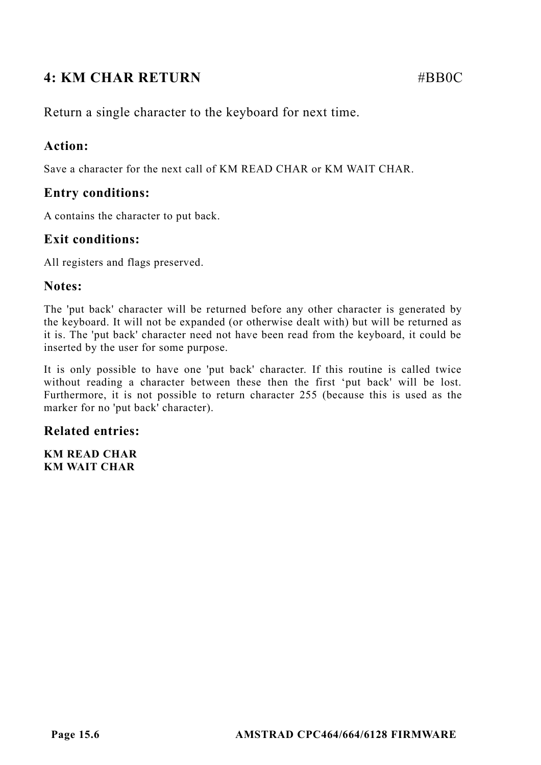## 4: KM CHAR RETURN #BB0C

Return a single character to the keyboard for next time.

### Action:

Save a character for the next call of KM READ CHAR or KM WAIT CHAR.

### Entry conditions:

A contains the character to put back.

### Exit conditions:

All registers and flags preserved.

### Notes:

The 'put back' character will be returned before any other character is generated by the keyboard. It will not be expanded (or otherwise dealt with) but will be returned as it is. The 'put back' character need not have been read from the keyboard, it could be inserted by the user for some purpose.

It is only possible to have one 'put back' character. If this routine is called twice without reading a character between these then the first ‘put back' will be lost. Furthermore, it is not possible to return character 255 (because this is used as the marker for no 'put back' character).

### Related entries:

**KM READ CHAR**
**KM WAIT CHAR**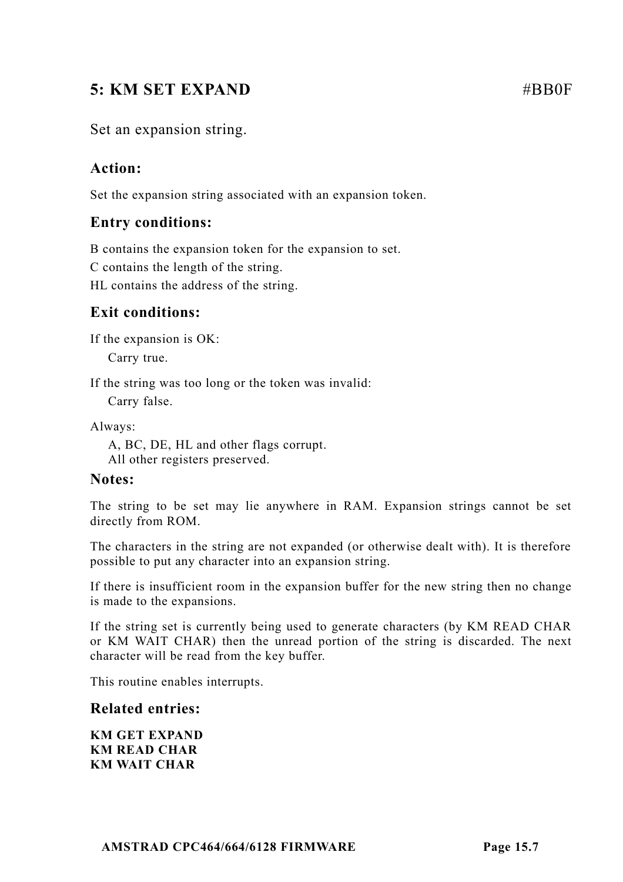## 5: KM SET EXPAND #BB0F

Set an expansion string.

### Action:

Set the expansion string associated with an expansion token.

### Entry conditions:

B contains the expansion token for the expansion to set.
C contains the length of the string.
HL contains the address of the string.

### Exit conditions:

If the expansion is OK:

Carry true.

If the string was too long or the token was invalid:

Carry false.

Always:

A, BC, DE, HL and other flags corrupt.
All other registers preserved.

### Notes:

The string to be set may lie anywhere in RAM. Expansion strings cannot be set directly from ROM.

The characters in the string are not expanded (or otherwise dealt with). It is therefore possible to put any character into an expansion string.

If there is insufficient room in the expansion buffer for the new string then no change is made to the expansions.

If the string set is currently being used to generate characters (by KM READ CHAR or KM WAIT CHAR) then the unread portion of the string is discarded. The next character will be read from the key buffer.

This routine enables interrupts.

### Related entries:

**KM GET EXPAND**
**KM READ CHAR**
**KM WAIT CHAR**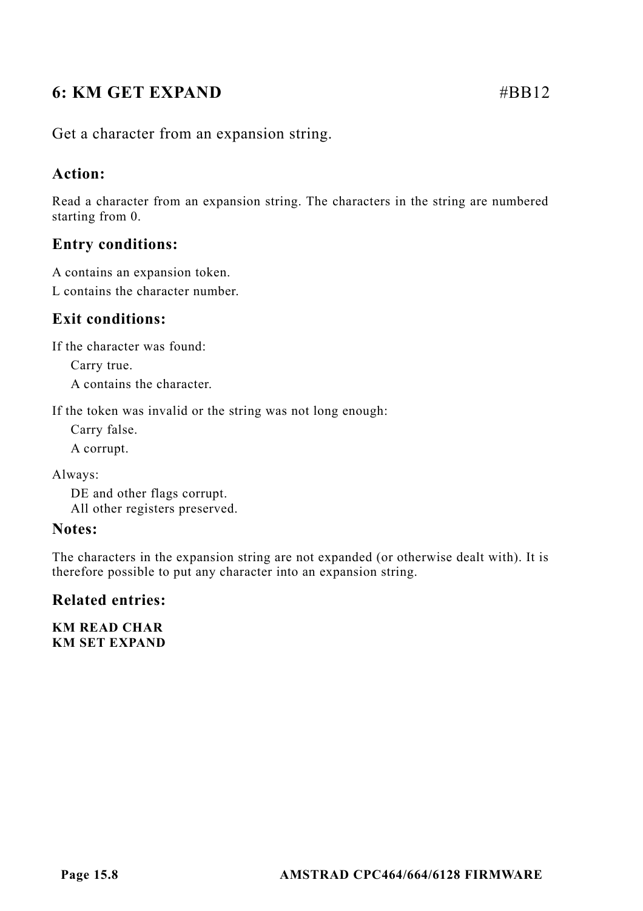## 6: KM GET EXPAND #BB12

Get a character from an expansion string.

### Action:

Read a character from an expansion string. The characters in the string are numbered starting from 0.

### Entry conditions:

A contains an expansion token.

L contains the character number.

### Exit conditions:

If the character was found:

Carry true.

A contains the character.

If the token was invalid or the string was not long enough:

Carry false.

A corrupt.

Always:

DE and other flags corrupt.
All other registers preserved.

### Notes:

The characters in the expansion string are not expanded (or otherwise dealt with). It is therefore possible to put any character into an expansion string.

### Related entries:

**KM READ CHAR**
**KM SET EXPAND**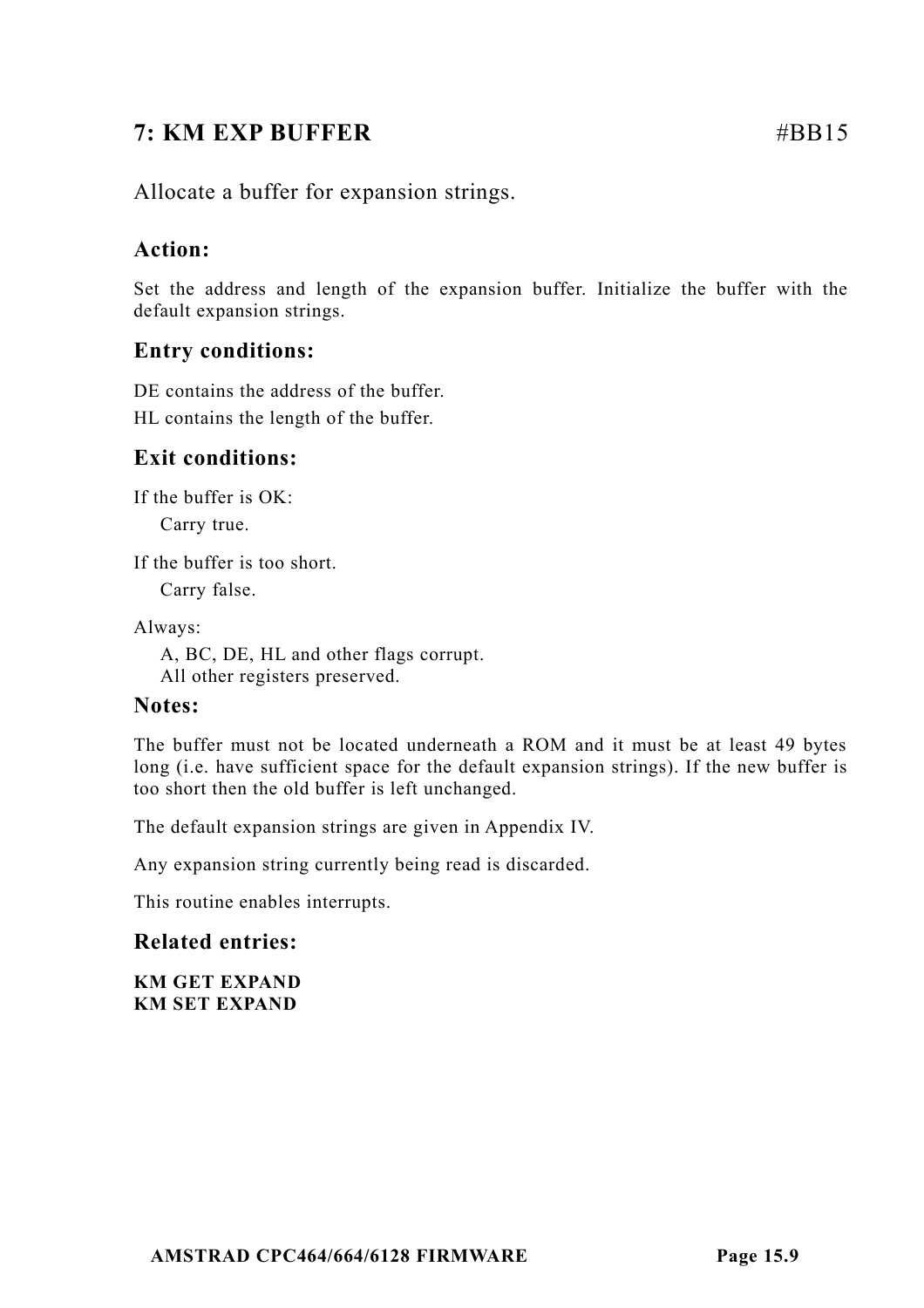## 7: KM EXP BUFFER #BB15

Allocate a buffer for expansion strings.

### Action:

Set the address and length of the expansion buffer. Initialize the buffer with the default expansion strings.

### Entry conditions:

DE contains the address of the buffer.
HL contains the length of the buffer.

### Exit conditions:

If the buffer is OK:

Carry true.

If the buffer is too short.

Carry false.

Always:

A, BC, DE, HL and other flags corrupt.
All other registers preserved.

### Notes:

The buffer must not be located underneath a ROM and it must be at least 49 bytes long (i.e. have sufficient space for the default expansion strings). If the new buffer is too short then the old buffer is left unchanged.

The default expansion strings are given in Appendix IV.

Any expansion string currently being read is discarded.

This routine enables interrupts.

### Related entries:

**KM GET EXPAND**
**KM SET EXPAND**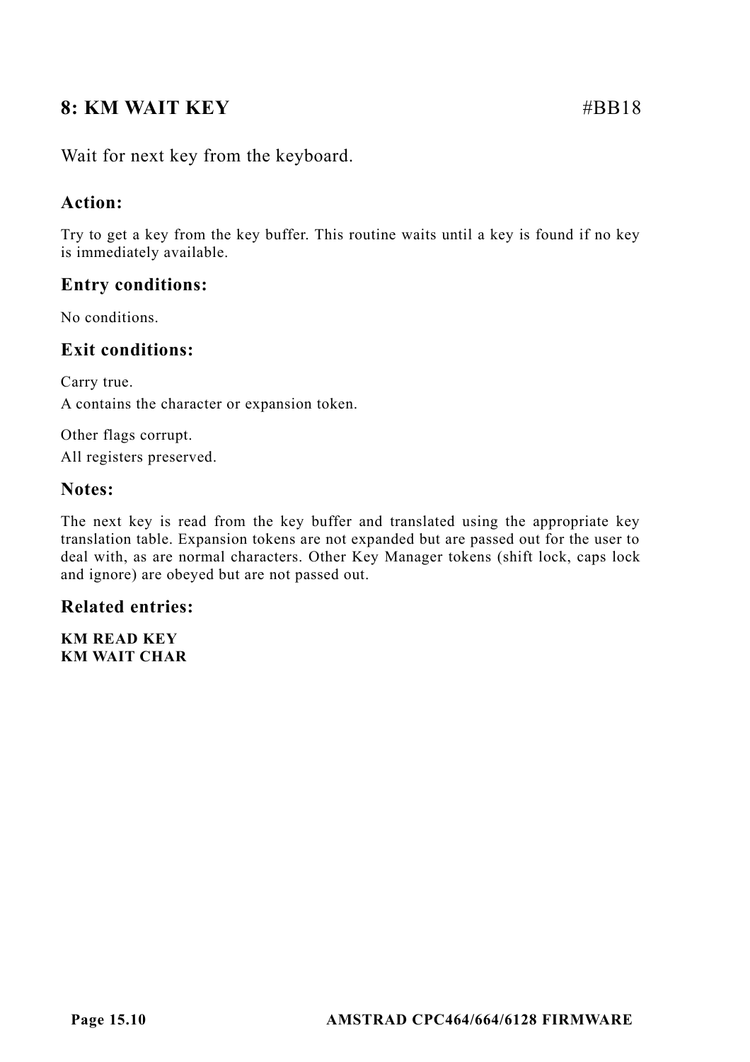## 8: KM WAIT KEY #BB18

Wait for next key from the keyboard.

### Action:

Try to get a key from the key buffer. This routine waits until a key is found if no key is immediately available.

### Entry conditions:

No conditions.

### Exit conditions:

Carry true.
A contains the character or expansion token.

Other flags corrupt.
All registers preserved.

### Notes:

The next key is read from the key buffer and translated using the appropriate key translation table. Expansion tokens are not expanded but are passed out for the user to deal with, as are normal characters. Other Key Manager tokens (shift lock, caps lock and ignore) are obeyed but are not passed out.

### Related entries:

**KM READ KEY**
**KM WAIT CHAR**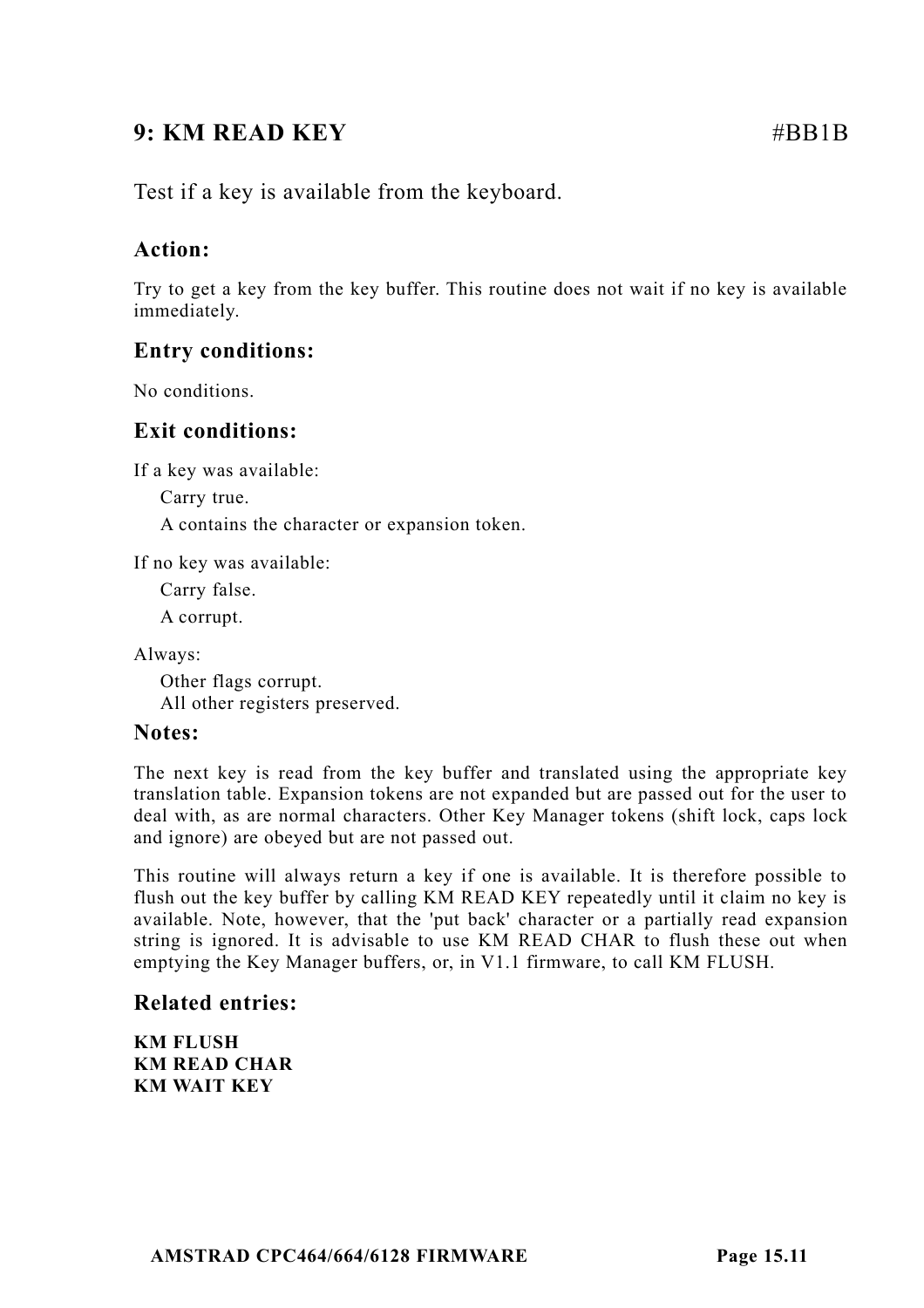## 9: KM READ KEY #BB1B

Test if a key is available from the keyboard.

### Action:

Try to get a key from the key buffer. This routine does not wait if no key is available immediately.

### Entry conditions:

No conditions.

### Exit conditions:

If a key was available:

Carry true.

A contains the character or expansion token.

If no key was available:

Carry false.

A corrupt.

Always:

Other flags corrupt.
All other registers preserved.

### Notes:

The next key is read from the key buffer and translated using the appropriate key translation table. Expansion tokens are not expanded but are passed out for the user to deal with, as are normal characters. Other Key Manager tokens (shift lock, caps lock and ignore) are obeyed but are not passed out.

This routine will always return a key if one is available. It is therefore possible to flush out the key buffer by calling KM READ KEY repeatedly until it claim no key is available. Note, however, that the 'put back' character or a partially read expansion string is ignored. It is advisable to use KM READ CHAR to flush these out when emptying the Key Manager buffers, or, in V1.1 firmware, to call KM FLUSH.

### Related entries:

**KM FLUSH**
**KM READ CHAR**
**KM WAIT KEY**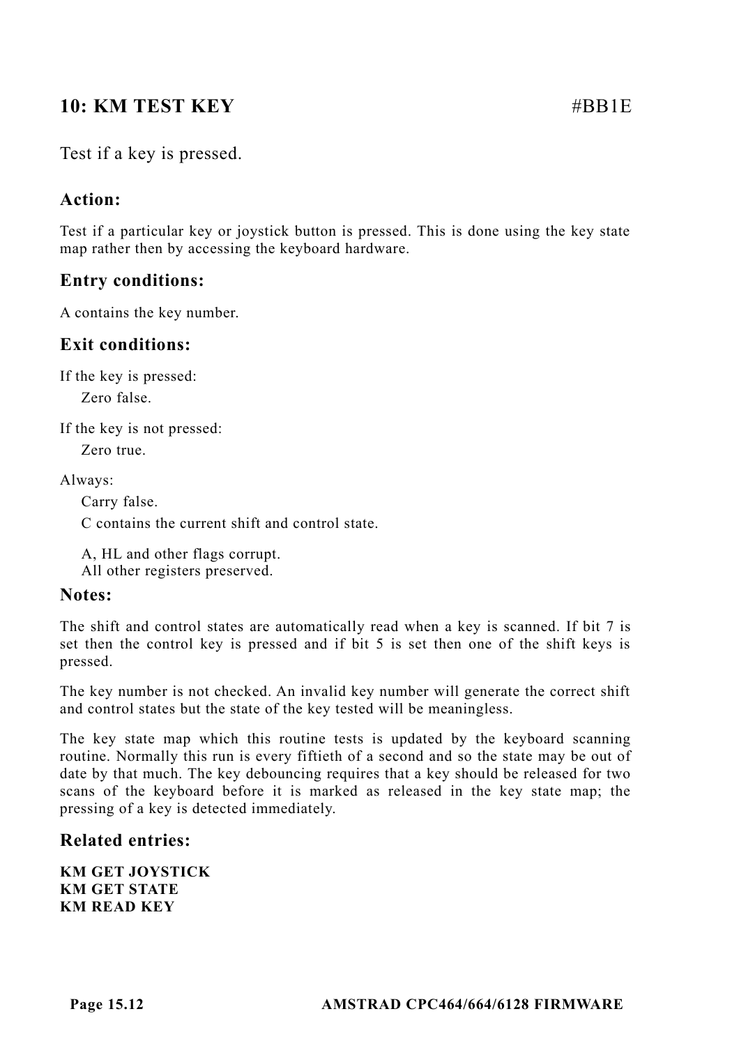## 10: KM TEST KEY #BB1E

Test if a key is pressed.

### Action:

Test if a particular key or joystick button is pressed. This is done using the key state map rather then by accessing the keyboard hardware.

### Entry conditions:

A contains the key number.

### Exit conditions:

If the key is pressed:

Zero false.

If the key is not pressed:

Zero true.

Always:

Carry false.

C contains the current shift and control state.

A, HL and other flags corrupt.
All other registers preserved.

### Notes:

The shift and control states are automatically read when a key is scanned. If bit 7 is set then the control key is pressed and if bit 5 is set then one of the shift keys is pressed.

The key number is not checked. An invalid key number will generate the correct shift and control states but the state of the key tested will be meaningless.

The key state map which this routine tests is updated by the keyboard scanning routine. Normally this run is every fiftieth of a second and so the state may be out of date by that much. The key debouncing requires that a key should be released for two scans of the keyboard before it is marked as released in the key state map; the pressing of a key is detected immediately.

### Related entries:

**KM GET JOYSTICK**
**KM GET STATE**
**KM READ KEY**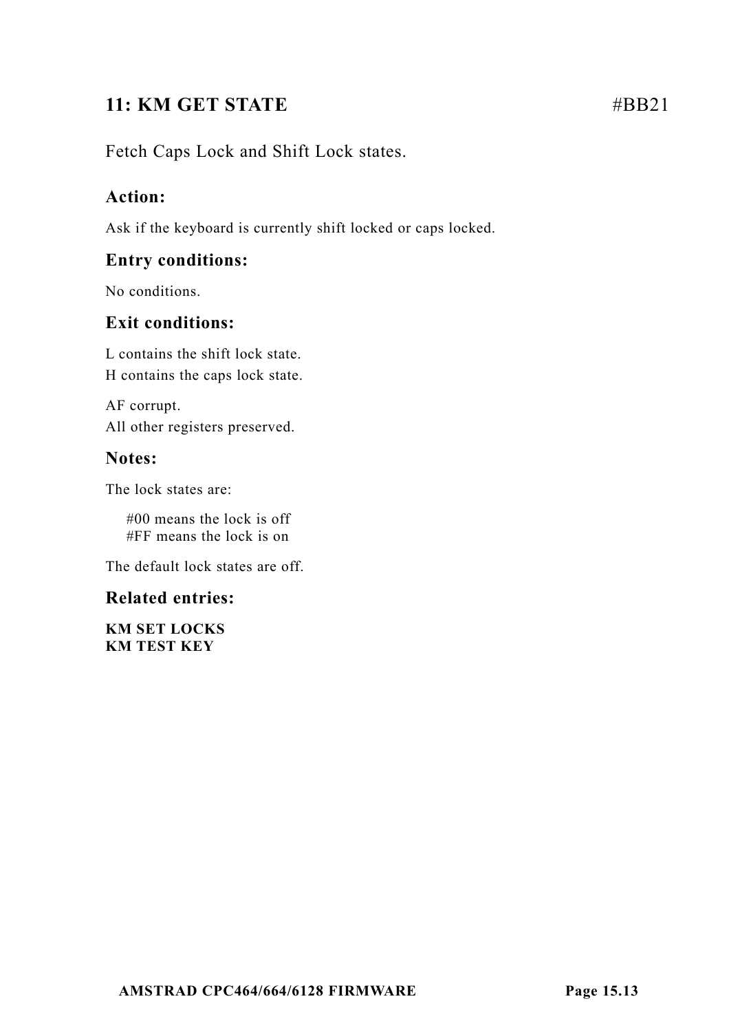## 11: KM GET STATE #BB21

Fetch Caps Lock and Shift Lock states.

### Action:

Ask if the keyboard is currently shift locked or caps locked.

### Entry conditions:

No conditions.

### Exit conditions:

L contains the shift lock state.
H contains the caps lock state.

AF corrupt.
All other registers preserved.

### Notes:

The lock states are:

#00 means the lock is off
#FF means the lock is on

The default lock states are off.

### Related entries:

**KM SET LOCKS**
**KM TEST KEY**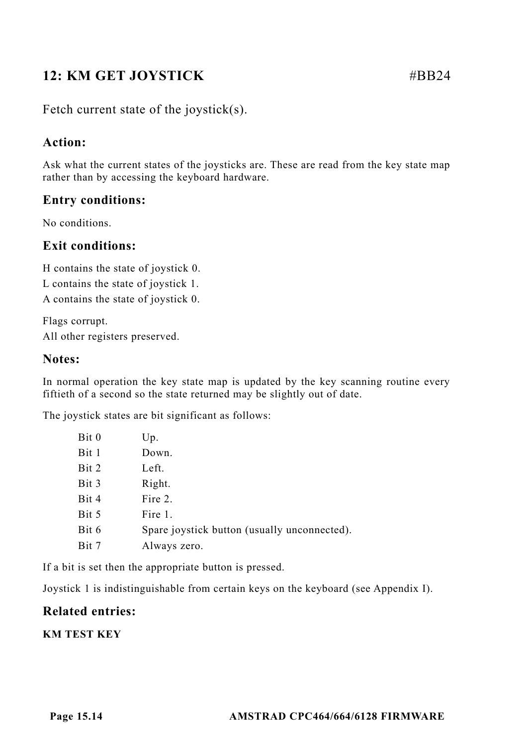## 12: KM GET JOYSTICK #BB24

Fetch current state of the joystick(s).

### Action:

Ask what the current states of the joysticks are. These are read from the key state map rather than by accessing the keyboard hardware.

### Entry conditions:

No conditions.

### Exit conditions:

H contains the state of joystick 0.
L contains the state of joystick 1.
A contains the state of joystick 0.

Flags corrupt.
All other registers preserved.

### Notes:

In normal operation the key state map is updated by the key scanning routine every fiftieth of a second so the state returned may be slightly out of date.

The joystick states are bit significant as follows:

| | |
|---|---|
| Bit 0 | Up. |
| Bit 1 | Down. |
| Bit 2 | Left. |
| Bit 3 | Right. |
| Bit 4 | Fire 2. |
| Bit 5 | Fire 1. |
| Bit 6 | Spare joystick button (usually unconnected). |
| Bit 7 | Always zero. |

If a bit is set then the appropriate button is pressed.

Joystick 1 is indistinguishable from certain keys on the keyboard (see Appendix I).

### Related entries:

**KM TEST KEY**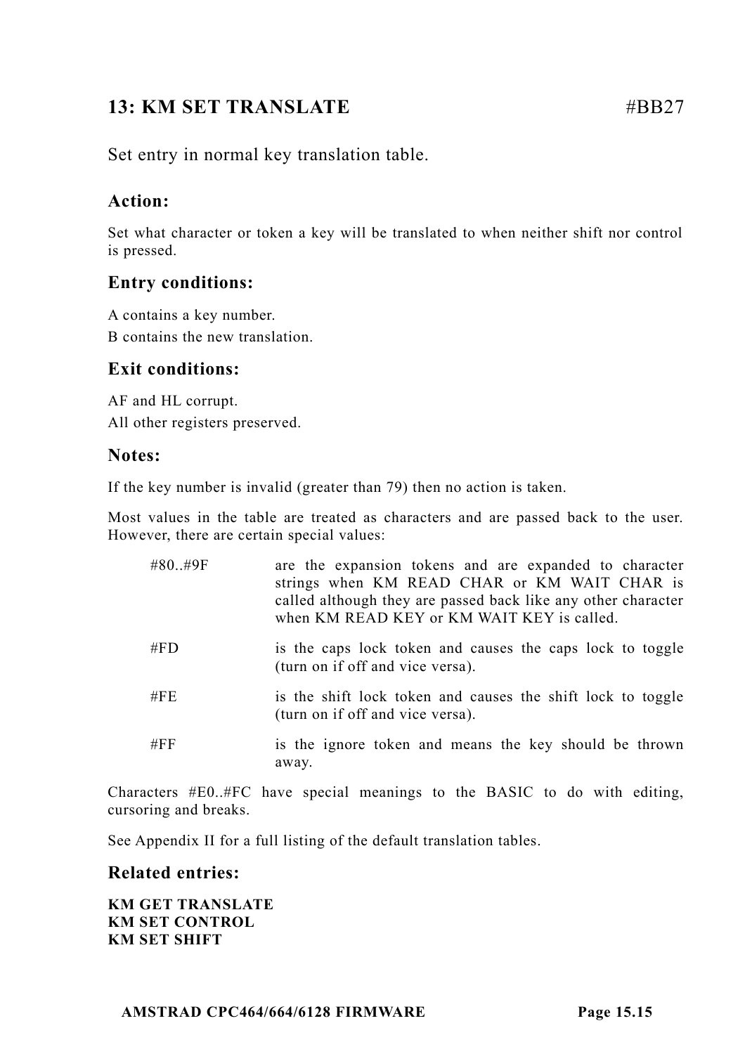## 13: KM SET TRANSLATE #BB27

Set entry in normal key translation table.

### Action:

Set what character or token a key will be translated to when neither shift nor control is pressed.

### Entry conditions:

A contains a key number.
B contains the new translation.

### Exit conditions:

AF and HL corrupt.
All other registers preserved.

### Notes:

If the key number is invalid (greater than 79) then no action is taken.

Most values in the table are treated as characters and are passed back to the user. However, there are certain special values:

| | |
|---|---|
| #80..#9F | are the expansion tokens and are expanded to character strings when KM READ CHAR or KM WAIT CHAR is called although they are passed back like any other character when KM READ KEY or KM WAIT KEY is called. |
| #FD | is the caps lock token and causes the caps lock to toggle (turn on if off and vice versa). |
| #FE | is the shift lock token and causes the shift lock to toggle (turn on if off and vice versa). |
| #FF | is the ignore token and means the key should be thrown away. |

Characters #E0..#FC have special meanings to the BASIC to do with editing, cursoring and breaks.

See Appendix II for a full listing of the default translation tables.

### Related entries:

**KM GET TRANSLATE**
**KM SET CONTROL**
**KM SET SHIFT**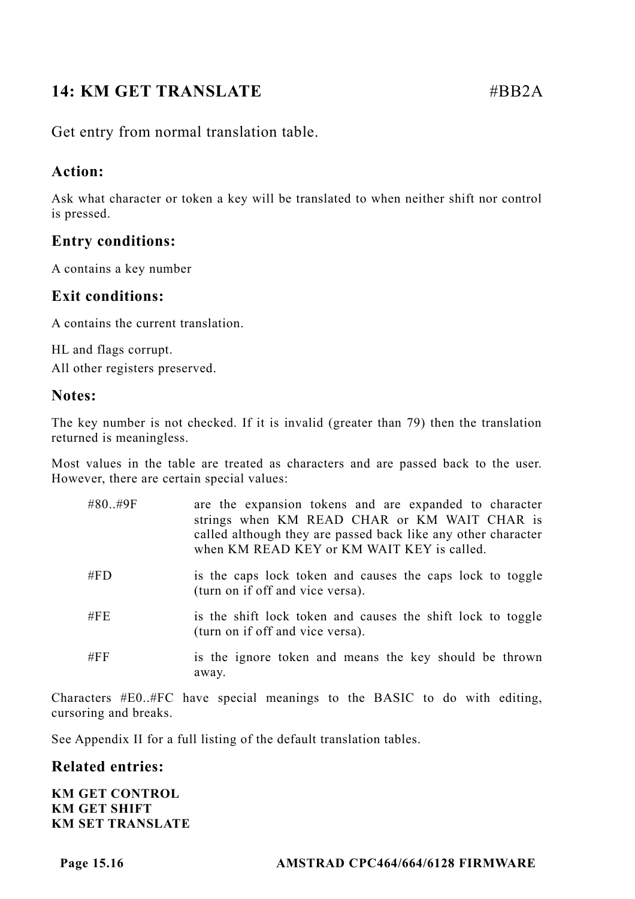## 14: KM GET TRANSLATE #BB2A

Get entry from normal translation table.

### Action:

Ask what character or token a key will be translated to when neither shift nor control is pressed.

### Entry conditions:

A contains a key number

### Exit conditions:

A contains the current translation.

HL and flags corrupt.
All other registers preserved.

### Notes:

The key number is not checked. If it is invalid (greater than 79) then the translation returned is meaningless.

Most values in the table are treated as characters and are passed back to the user. However, there are certain special values:

| | |
|---|---|
| #80..#9F | are the expansion tokens and are expanded to character strings when KM READ CHAR or KM WAIT CHAR is called although they are passed back like any other character when KM READ KEY or KM WAIT KEY is called. |
| #FD | is the caps lock token and causes the caps lock to toggle (turn on if off and vice versa). |
| #FE | is the shift lock token and causes the shift lock to toggle (turn on if off and vice versa). |
| #FF | is the ignore token and means the key should be thrown away. |

Characters #E0..#FC have special meanings to the BASIC to do with editing, cursoring and breaks.

See Appendix II for a full listing of the default translation tables.

### Related entries:

**KM GET CONTROL**
**KM GET SHIFT**
**KM SET TRANSLATE**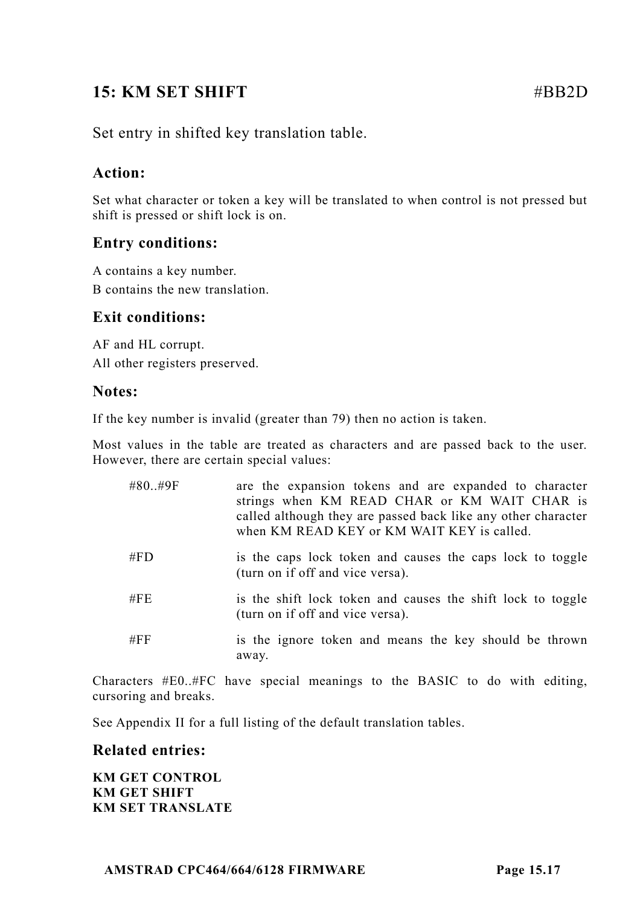## 15: KM SET SHIFT #BB2D

Set entry in shifted key translation table.

### Action:

Set what character or token a key will be translated to when control is not pressed but shift is pressed or shift lock is on.

### Entry conditions:

A contains a key number.
B contains the new translation.

### Exit conditions:

AF and HL corrupt.
All other registers preserved.

### Notes:

If the key number is invalid (greater than 79) then no action is taken.

Most values in the table are treated as characters and are passed back to the user. However, there are certain special values:

| | |
|---|---|
| #80..#9F | are the expansion tokens and are expanded to character strings when KM READ CHAR or KM WAIT CHAR is called although they are passed back like any other character when KM READ KEY or KM WAIT KEY is called. |
| #FD | is the caps lock token and causes the caps lock to toggle (turn on if off and vice versa). |
| #FE | is the shift lock token and causes the shift lock to toggle (turn on if off and vice versa). |
| #FF | is the ignore token and means the key should be thrown away. |

Characters #E0..#FC have special meanings to the BASIC to do with editing, cursoring and breaks.

See Appendix II for a full listing of the default translation tables.

### Related entries:

**KM GET CONTROL**
**KM GET SHIFT**
**KM SET TRANSLATE**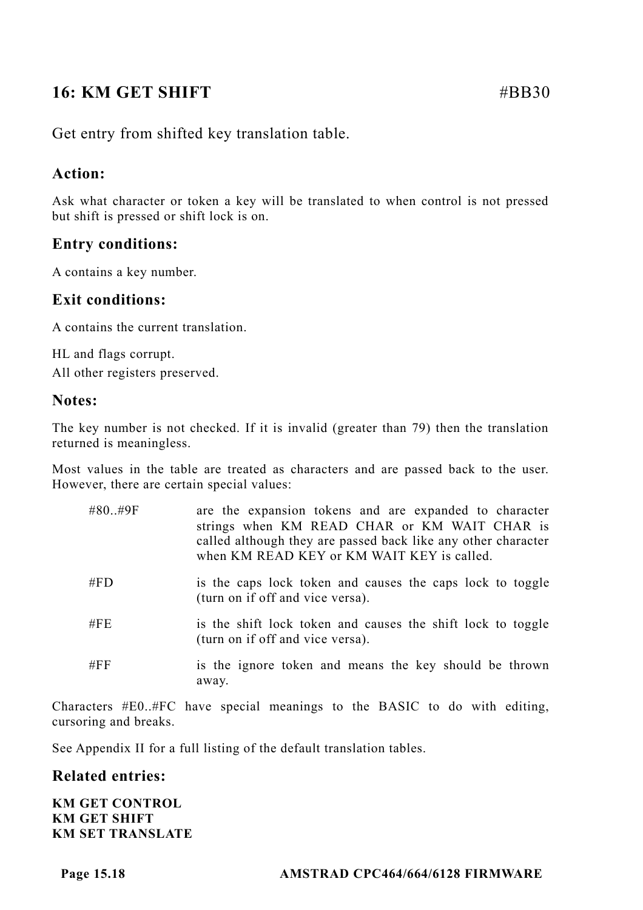## 16: KM GET SHIFT #BB30

Get entry from shifted key translation table.

### Action:

Ask what character or token a key will be translated to when control is not pressed but shift is pressed or shift lock is on.

### Entry conditions:

A contains a key number.

### Exit conditions:

A contains the current translation.

HL and flags corrupt.
All other registers preserved.

### Notes:

The key number is not checked. If it is invalid (greater than 79) then the translation returned is meaningless.

Most values in the table are treated as characters and are passed back to the user. However, there are certain special values:

| | |
|---|---|
| #80..#9F | are the expansion tokens and are expanded to character strings when KM READ CHAR or KM WAIT CHAR is called although they are passed back like any other character when KM READ KEY or KM WAIT KEY is called. |
| #FD | is the caps lock token and causes the caps lock to toggle (turn on if off and vice versa). |
| #FE | is the shift lock token and causes the shift lock to toggle (turn on if off and vice versa). |
| #FF | is the ignore token and means the key should be thrown away. |

Characters #E0..#FC have special meanings to the BASIC to do with editing, cursoring and breaks.

See Appendix II for a full listing of the default translation tables.

### Related entries:

**KM GET CONTROL**
**KM GET SHIFT**
**KM SET TRANSLATE**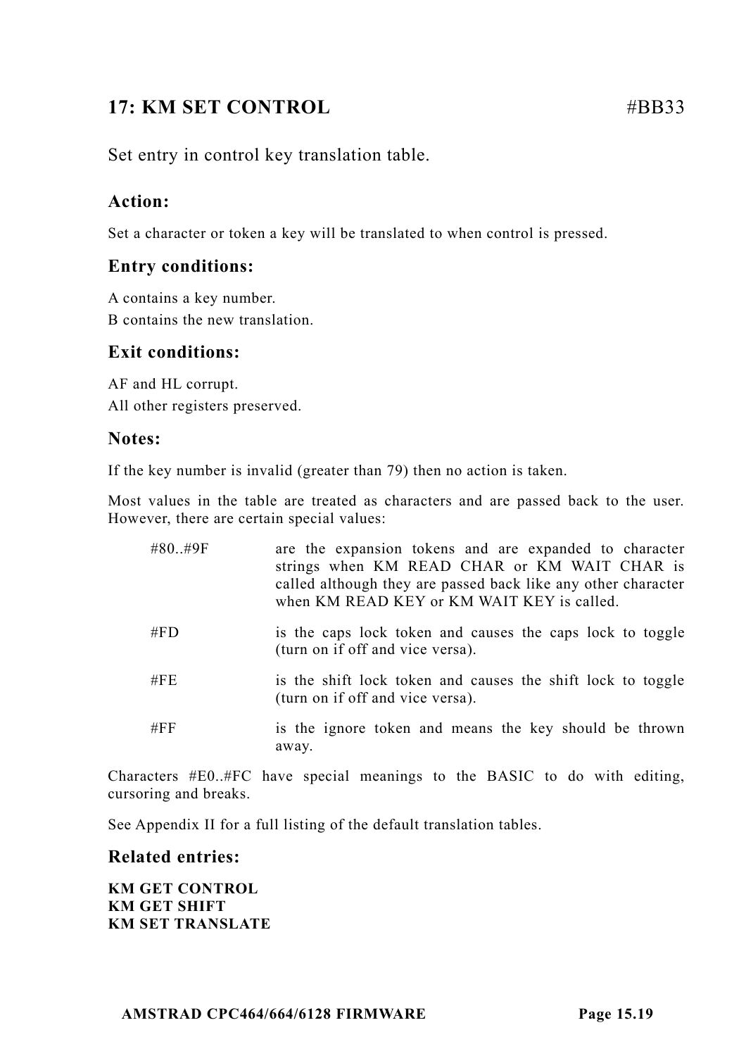## 17: KM SET CONTROL #BB33

Set entry in control key translation table.

### Action:

Set a character or token a key will be translated to when control is pressed.

### Entry conditions:

A contains a key number.
B contains the new translation.

### Exit conditions:

AF and HL corrupt.
All other registers preserved.

### Notes:

If the key number is invalid (greater than 79) then no action is taken.

Most values in the table are treated as characters and are passed back to the user. However, there are certain special values:

| | |
|---|---|
| #80..#9F | are the expansion tokens and are expanded to character strings when KM READ CHAR or KM WAIT CHAR is called although they are passed back like any other character when KM READ KEY or KM WAIT KEY is called. |
| #FD | is the caps lock token and causes the caps lock to toggle (turn on if off and vice versa). |
| #FE | is the shift lock token and causes the shift lock to toggle (turn on if off and vice versa). |
| #FF | is the ignore token and means the key should be thrown away. |

Characters #E0..#FC have special meanings to the BASIC to do with editing, cursoring and breaks.

See Appendix II for a full listing of the default translation tables.

### Related entries:

**KM GET CONTROL**
**KM GET SHIFT**
**KM SET TRANSLATE**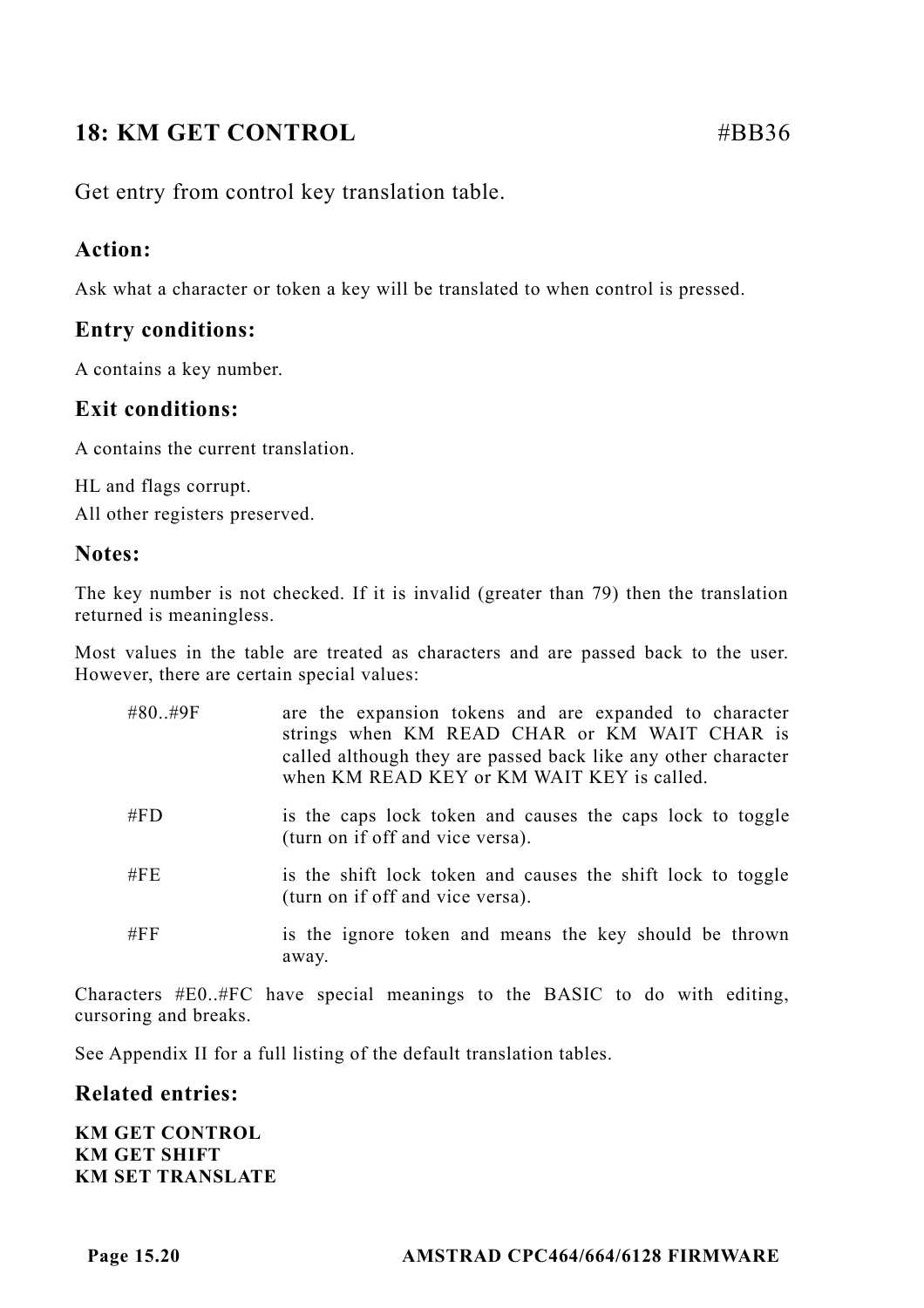## 18: KM GET CONTROL #BB36

Get entry from control key translation table.

### Action:

Ask what a character or token a key will be translated to when control is pressed.

### Entry conditions:

A contains a key number.

### Exit conditions:

A contains the current translation.

HL and flags corrupt.
All other registers preserved.

### Notes:

The key number is not checked. If it is invalid (greater than 79) then the translation returned is meaningless.

Most values in the table are treated as characters and are passed back to the user. However, there are certain special values:

| | |
|---|---|
| #80..#9F | are the expansion tokens and are expanded to character strings when KM READ CHAR or KM WAIT CHAR is called although they are passed back like any other character when KM READ KEY or KM WAIT KEY is called. |
| #FD | is the caps lock token and causes the caps lock to toggle (turn on if off and vice versa). |
| #FE | is the shift lock token and causes the shift lock to toggle (turn on if off and vice versa). |
| #FF | is the ignore token and means the key should be thrown away. |

Characters #E0..#FC have special meanings to the BASIC to do with editing, cursoring and breaks.

See Appendix II for a full listing of the default translation tables.

### Related entries:

**KM GET CONTROL**
**KM GET SHIFT**
**KM SET TRANSLATE**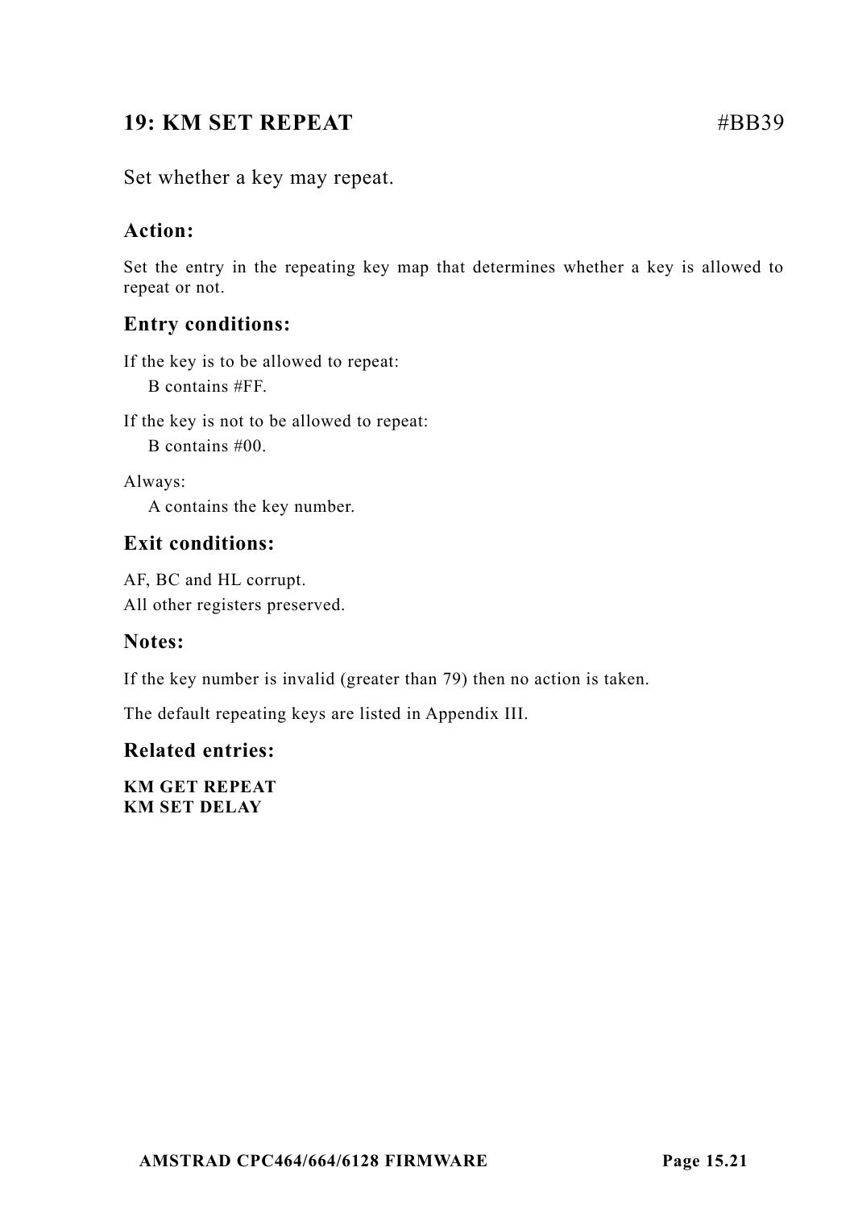## 19: KM SET REPEAT #BB39

Set whether a key may repeat.

### Action:

Set the entry in the repeating key map that determines whether a key is allowed to repeat or not.

### Entry conditions:

If the key is to be allowed to repeat:
  B contains #FF.

If the key is not to be allowed to repeat:
  B contains #00.

Always:
  A contains the key number.

### Exit conditions:

AF, BC and HL corrupt.
All other registers preserved.

### Notes:

If the key number is invalid (greater than 79) then no action is taken.

The default repeating keys are listed in Appendix III.

### Related entries:

**KM GET REPEAT**
**KM SET DELAY**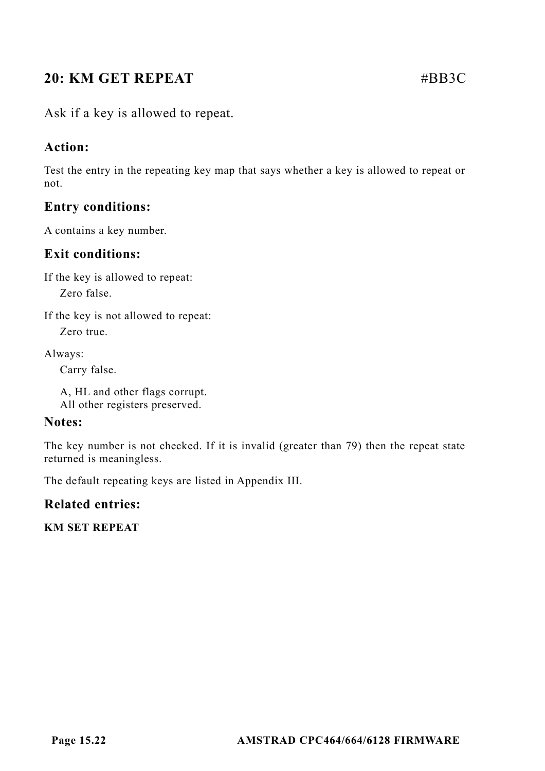## 20: KM GET REPEAT #BB3C

Ask if a key is allowed to repeat.

### Action:

Test the entry in the repeating key map that says whether a key is allowed to repeat or not.

### Entry conditions:

A contains a key number.

### Exit conditions:

If the key is allowed to repeat:

Zero false.

If the key is not allowed to repeat:

Zero true.

Always:

Carry false.

A, HL and other flags corrupt.
All other registers preserved.

### Notes:

The key number is not checked. If it is invalid (greater than 79) then the repeat state returned is meaningless.

The default repeating keys are listed in Appendix III.

### Related entries:

**KM SET REPEAT**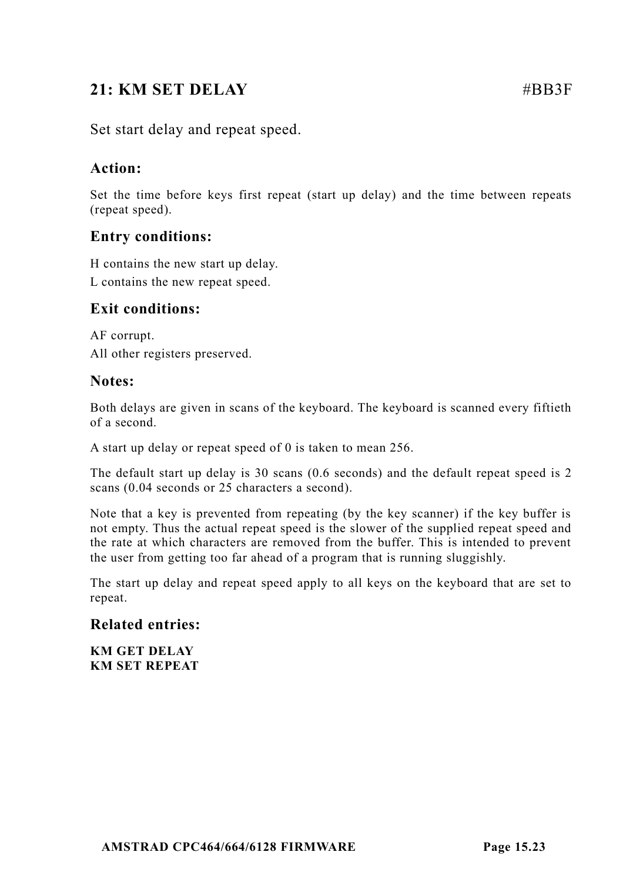## 21: KM SET DELAY #BB3F

Set start delay and repeat speed.

### Action:

Set the time before keys first repeat (start up delay) and the time between repeats (repeat speed).

### Entry conditions:

H contains the new start up delay.
L contains the new repeat speed.

### Exit conditions:

AF corrupt.
All other registers preserved.

### Notes:

Both delays are given in scans of the keyboard. The keyboard is scanned every fiftieth of a second.

A start up delay or repeat speed of 0 is taken to mean 256.

The default start up delay is 30 scans (0.6 seconds) and the default repeat speed is 2 scans (0.04 seconds or 25 characters a second).

Note that a key is prevented from repeating (by the key scanner) if the key buffer is not empty. Thus the actual repeat speed is the slower of the supplied repeat speed and the rate at which characters are removed from the buffer. This is intended to prevent the user from getting too far ahead of a program that is running sluggishly.

The start up delay and repeat speed apply to all keys on the keyboard that are set to repeat.

### Related entries:

**KM GET DELAY**
**KM SET REPEAT**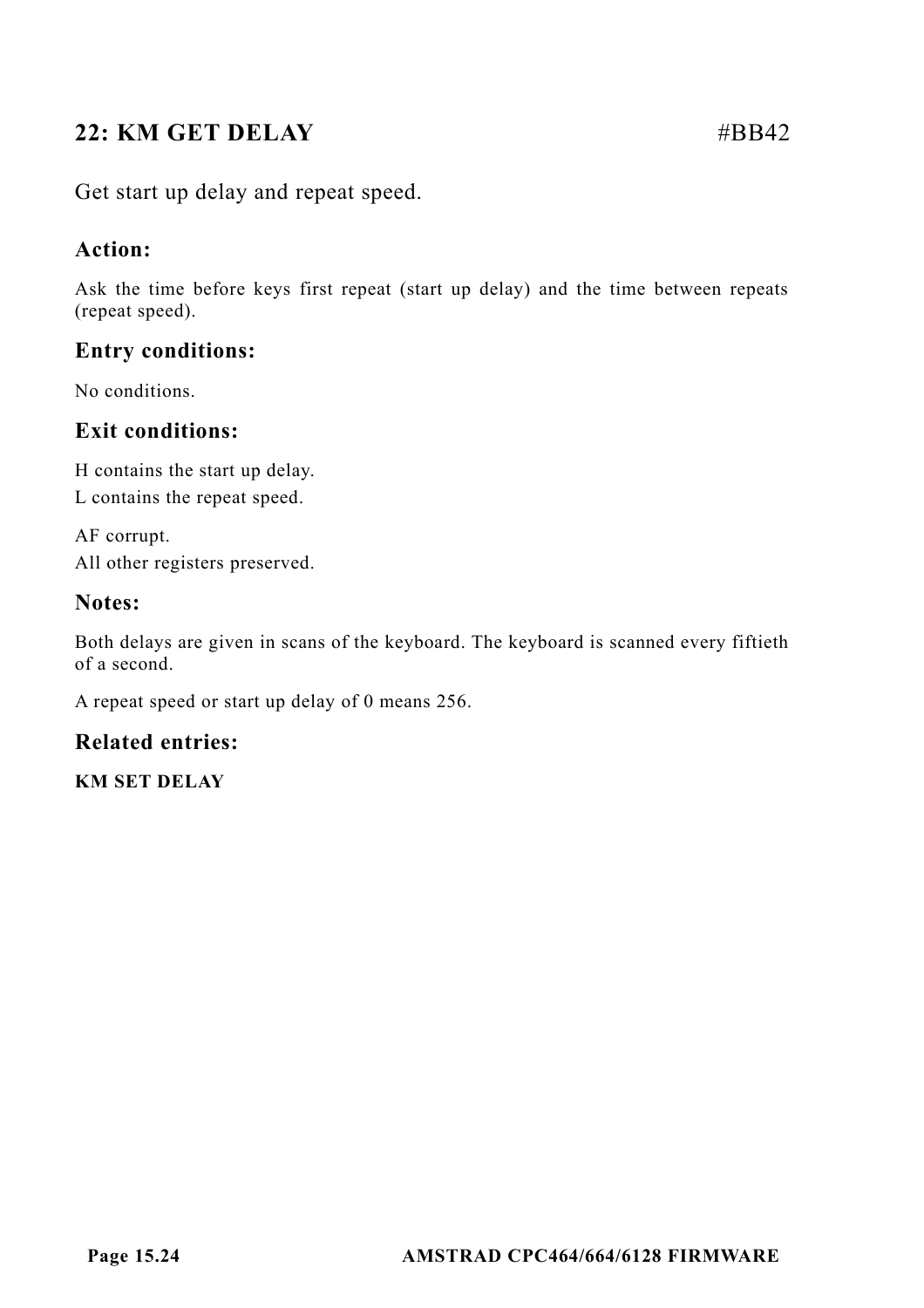## 22: KM GET DELAY #BB42

Get start up delay and repeat speed.

### Action:

Ask the time before keys first repeat (start up delay) and the time between repeats (repeat speed).

### Entry conditions:

No conditions.

### Exit conditions:

H contains the start up delay.
L contains the repeat speed.

AF corrupt.
All other registers preserved.

### Notes:

Both delays are given in scans of the keyboard. The keyboard is scanned every fiftieth of a second.

A repeat speed or start up delay of 0 means 256.

### Related entries:

**KM SET DELAY**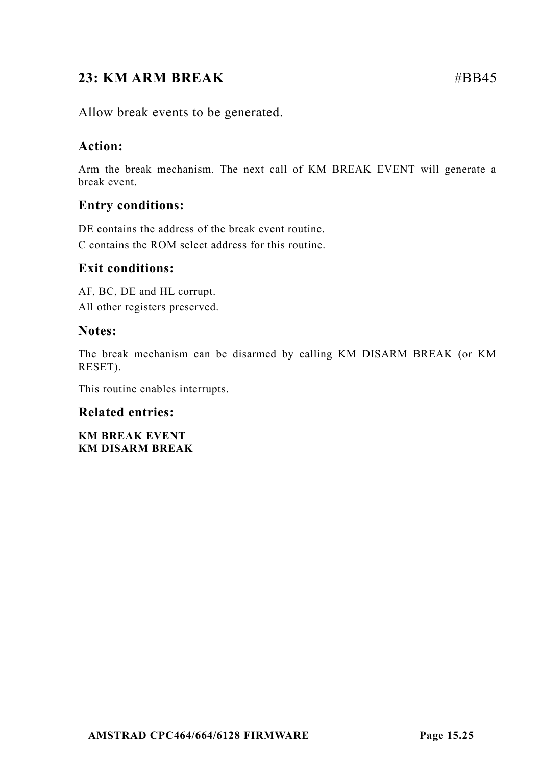## 23: KM ARM BREAK #BB45

Allow break events to be generated.

### Action:

Arm the break mechanism. The next call of KM BREAK EVENT will generate a break event.

### Entry conditions:

DE contains the address of the break event routine.
C contains the ROM select address for this routine.

### Exit conditions:

AF, BC, DE and HL corrupt.
All other registers preserved.

### Notes:

The break mechanism can be disarmed by calling KM DISARM BREAK (or KM RESET).

This routine enables interrupts.

### Related entries:

**KM BREAK EVENT**
**KM DISARM BREAK**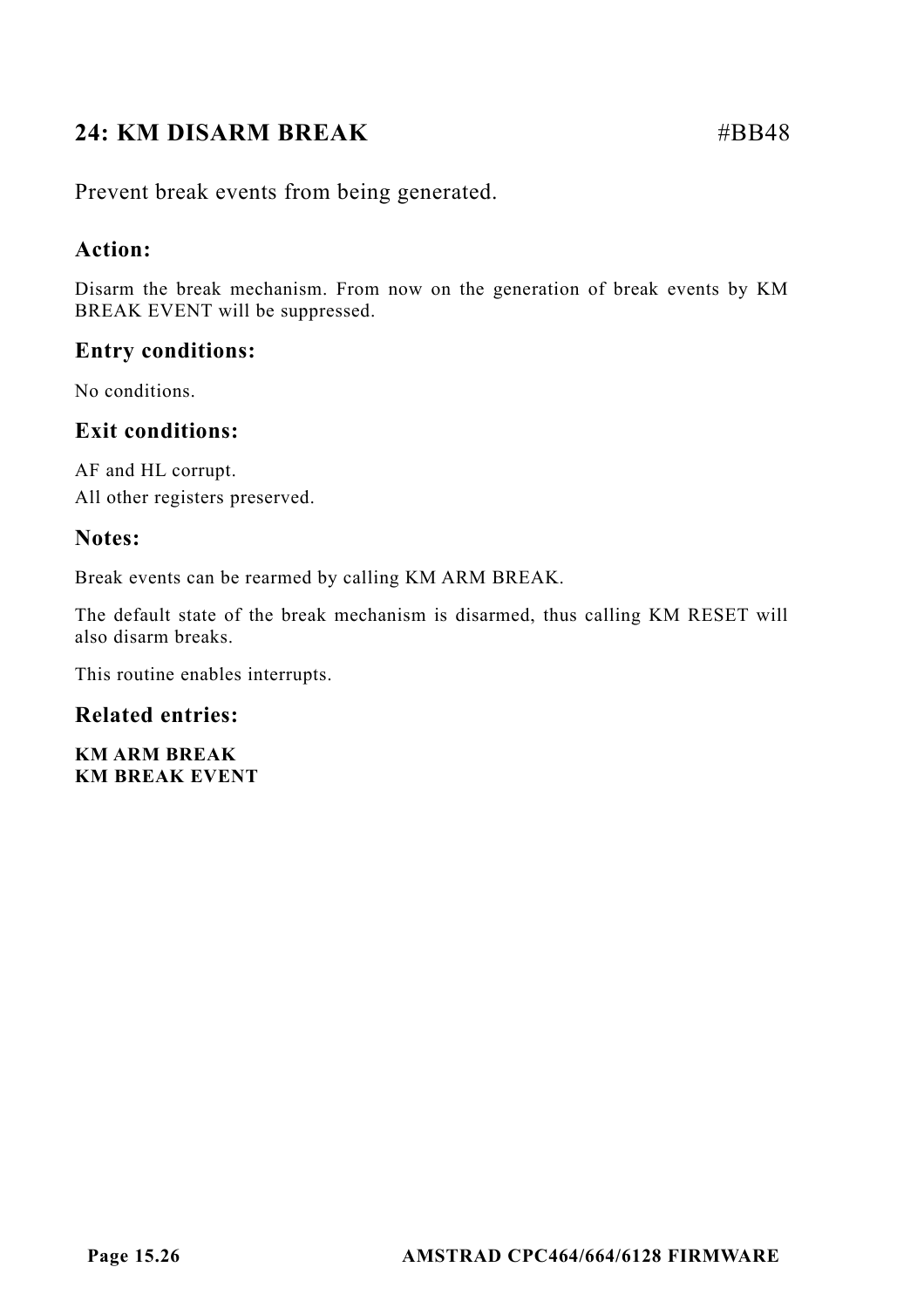## 24: KM DISARM BREAK #BB48

Prevent break events from being generated.

### Action:

Disarm the break mechanism. From now on the generation of break events by KM BREAK EVENT will be suppressed.

### Entry conditions:

No conditions.

### Exit conditions:

AF and HL corrupt.
All other registers preserved.

### Notes:

Break events can be rearmed by calling KM ARM BREAK.

The default state of the break mechanism is disarmed, thus calling KM RESET will also disarm breaks.

This routine enables interrupts.

### Related entries:

**KM ARM BREAK**
**KM BREAK EVENT**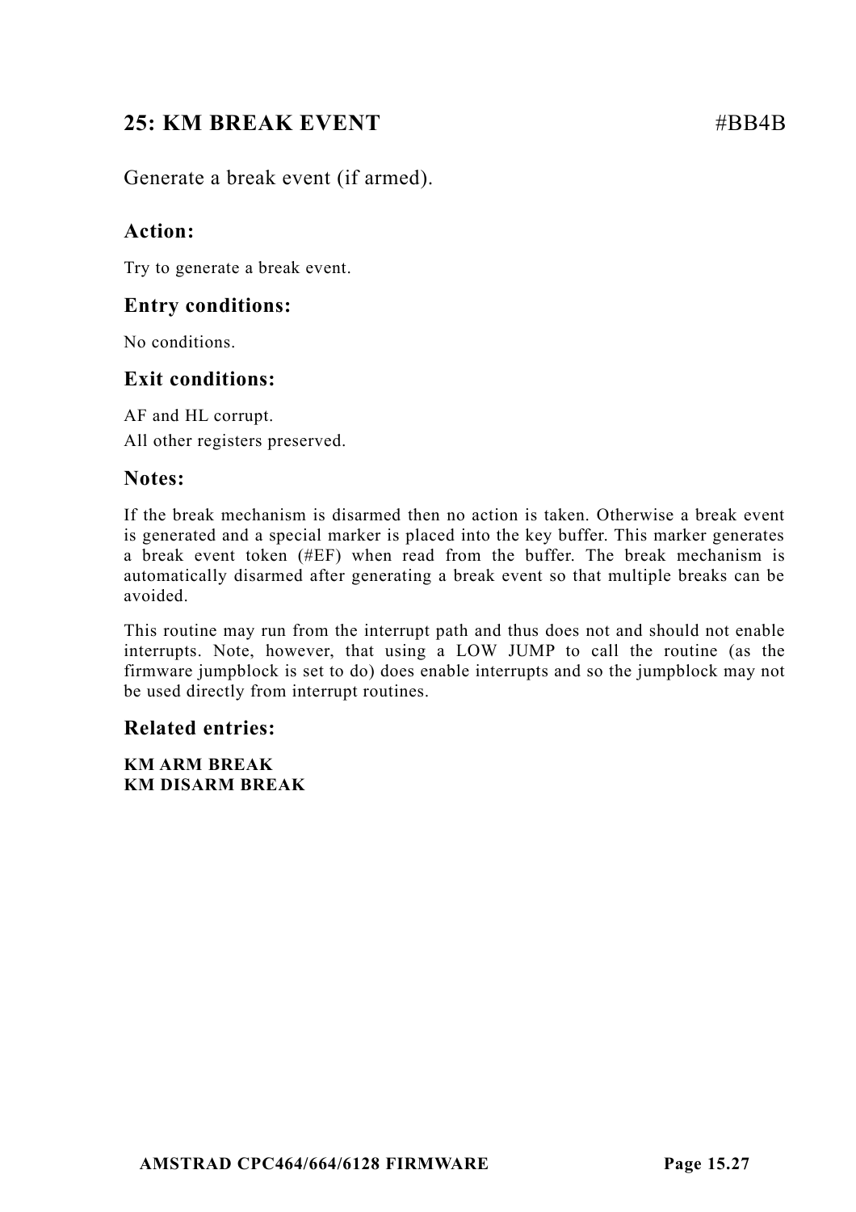## 25: KM BREAK EVENT #BB4B

Generate a break event (if armed).

### Action:

Try to generate a break event.

### Entry conditions:

No conditions.

### Exit conditions:

AF and HL corrupt.
All other registers preserved.

### Notes:

If the break mechanism is disarmed then no action is taken. Otherwise a break event is generated and a special marker is placed into the key buffer. This marker generates a break event token (#EF) when read from the buffer. The break mechanism is automatically disarmed after generating a break event so that multiple breaks can be avoided.

This routine may run from the interrupt path and thus does not and should not enable interrupts. Note, however, that using a LOW JUMP to call the routine (as the firmware jumpblock is set to do) does enable interrupts and so the jumpblock may not be used directly from interrupt routines.

### Related entries:

**KM ARM BREAK**
**KM DISARM BREAK**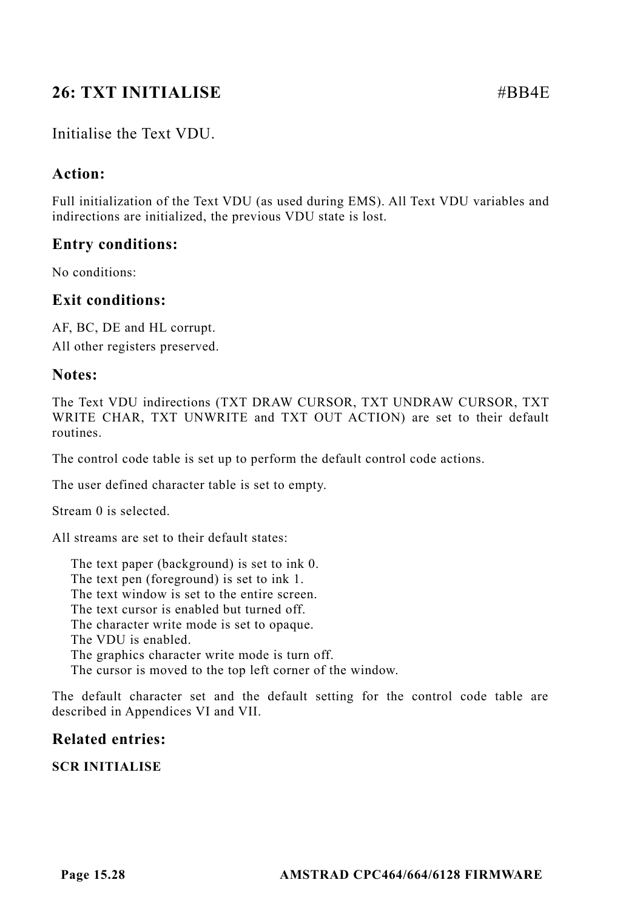## 26: TXT INITIALISE #BB4E

Initialise the Text VDU.

### Action:

Full initialization of the Text VDU (as used during EMS). All Text VDU variables and indirections are initialized, the previous VDU state is lost.

### Entry conditions:

No conditions:

### Exit conditions:

AF, BC, DE and HL corrupt.

All other registers preserved.

### Notes:

The Text VDU indirections (TXT DRAW CURSOR, TXT UNDRAW CURSOR, TXT WRITE CHAR, TXT UNWRITE and TXT OUT ACTION) are set to their default routines.

The control code table is set up to perform the default control code actions.

The user defined character table is set to empty.

Stream 0 is selected.

All streams are set to their default states:

The text paper (background) is set to ink 0.  
The text pen (foreground) is set to ink 1.  
The text window is set to the entire screen.  
The text cursor is enabled but turned off.  
The character write mode is set to opaque.  
The VDU is enabled.  
The graphics character write mode is turn off.  
The cursor is moved to the top left corner of the window.

The default character set and the default setting for the control code table are described in Appendices VI and VII.

### Related entries:

**SCR INITIALISE**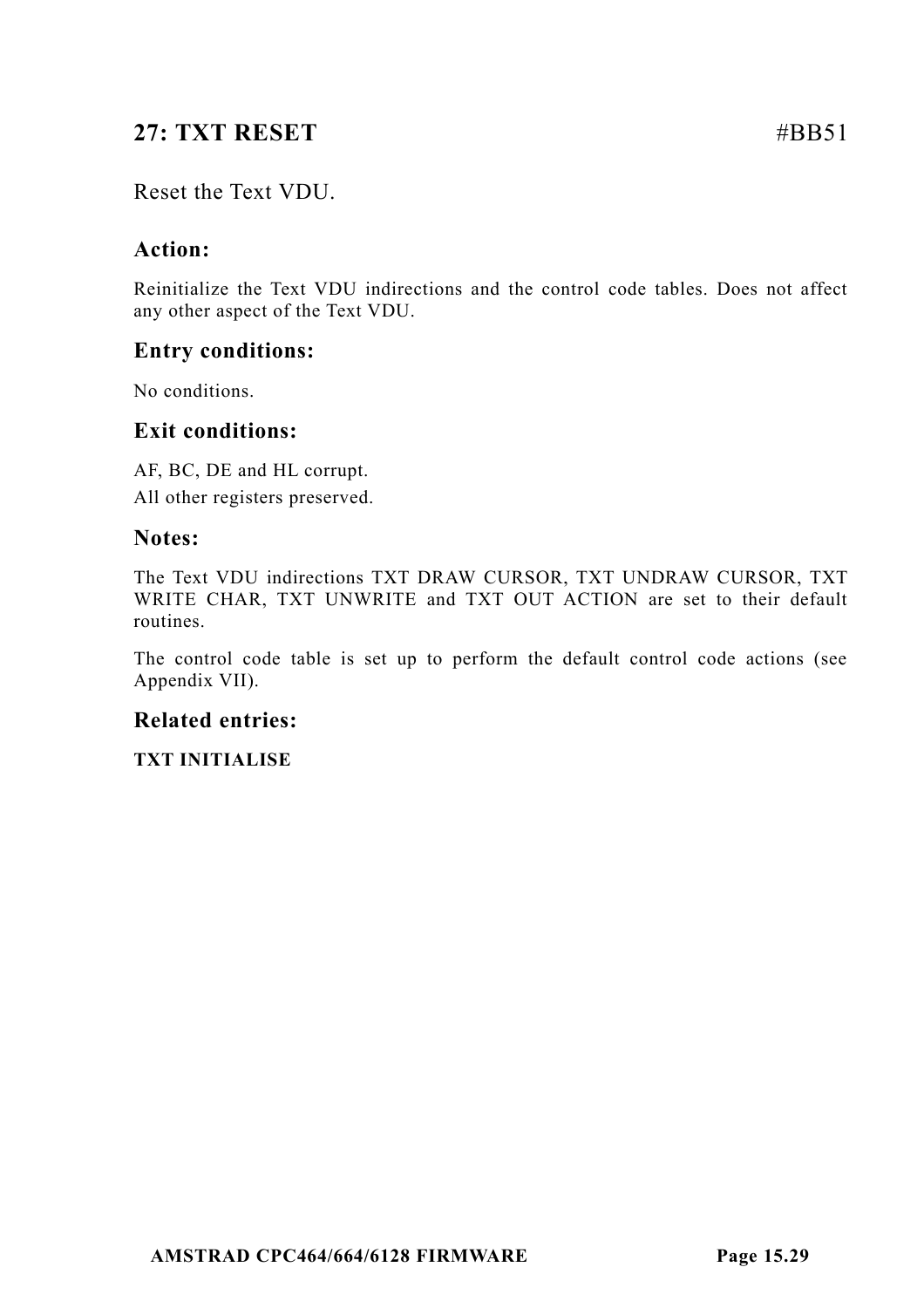## 27: TXT RESET #BB51

Reset the Text VDU.

### Action:

Reinitialize the Text VDU indirections and the control code tables. Does not affect any other aspect of the Text VDU.

### Entry conditions:

No conditions.

### Exit conditions:

AF, BC, DE and HL corrupt.
All other registers preserved.

### Notes:

The Text VDU indirections TXT DRAW CURSOR, TXT UNDRAW CURSOR, TXT WRITE CHAR, TXT UNWRITE and TXT OUT ACTION are set to their default routines.

The control code table is set up to perform the default control code actions (see Appendix VII).

### Related entries:

**TXT INITIALISE**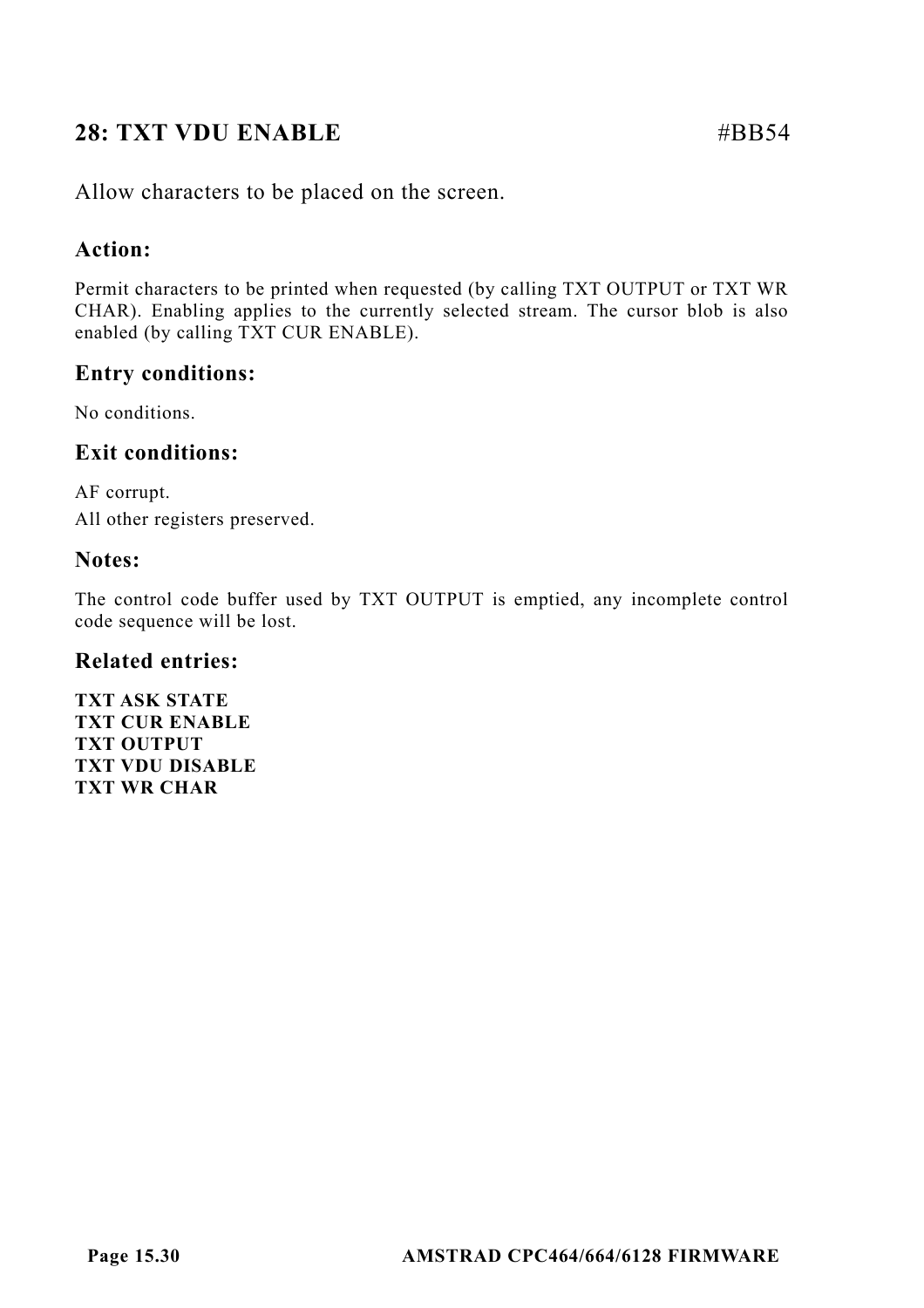## 28: TXT VDU ENABLE #BB54

Allow characters to be placed on the screen.

### Action:

Permit characters to be printed when requested (by calling TXT OUTPUT or TXT WR CHAR). Enabling applies to the currently selected stream. The cursor blob is also enabled (by calling TXT CUR ENABLE).

### Entry conditions:

No conditions.

### Exit conditions:

AF corrupt.

All other registers preserved.

### Notes:

The control code buffer used by TXT OUTPUT is emptied, any incomplete control code sequence will be lost.

### Related entries:

**TXT ASK STATE**
**TXT CUR ENABLE**
**TXT OUTPUT**
**TXT VDU DISABLE**
**TXT WR CHAR**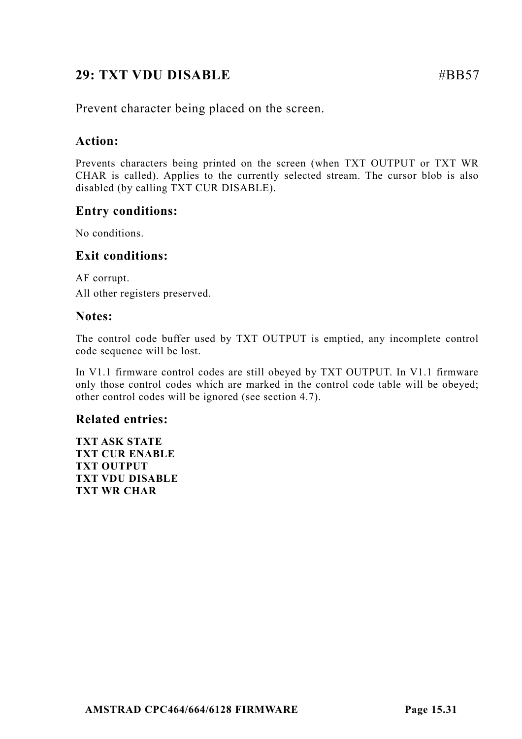## 29: TXT VDU DISABLE #BB57

Prevent character being placed on the screen.

### Action:

Prevents characters being printed on the screen (when TXT OUTPUT or TXT WR CHAR is called). Applies to the currently selected stream. The cursor blob is also disabled (by calling TXT CUR DISABLE).

### Entry conditions:

No conditions.

### Exit conditions:

AF corrupt.

All other registers preserved.

### Notes:

The control code buffer used by TXT OUTPUT is emptied, any incomplete control code sequence will be lost.

In V1.1 firmware control codes are still obeyed by TXT OUTPUT. In V1.1 firmware only those control codes which are marked in the control code table will be obeyed; other control codes will be ignored (see section 4.7).

### Related entries:

**TXT ASK STATE**
**TXT CUR ENABLE**
**TXT OUTPUT**
**TXT VDU DISABLE**
**TXT WR CHAR**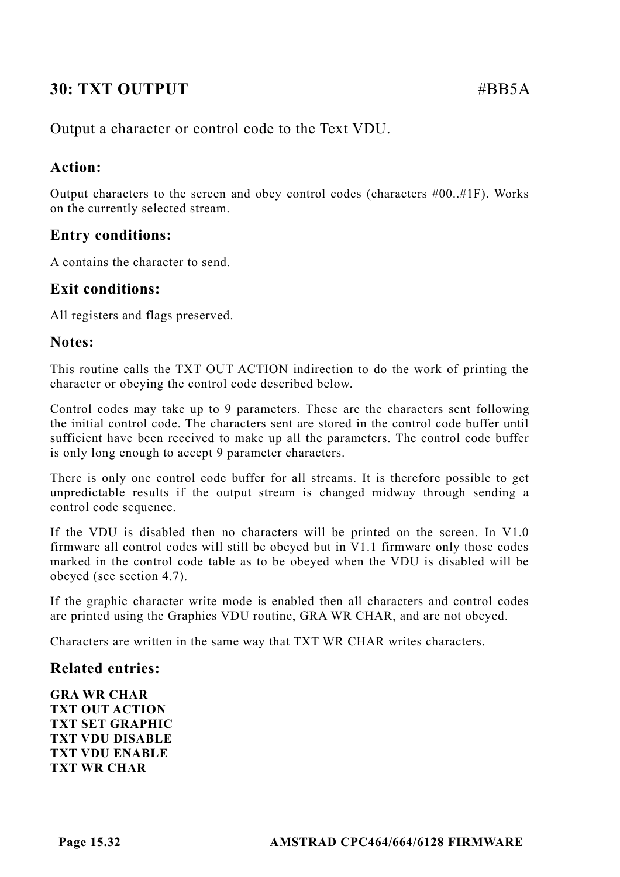## 30: TXT OUTPUT #BB5A

Output a character or control code to the Text VDU.

### Action:

Output characters to the screen and obey control codes (characters #00..#1F). Works on the currently selected stream.

### Entry conditions:

A contains the character to send.

### Exit conditions:

All registers and flags preserved.

### Notes:

This routine calls the TXT OUT ACTION indirection to do the work of printing the character or obeying the control code described below.

Control codes may take up to 9 parameters. These are the characters sent following the initial control code. The characters sent are stored in the control code buffer until sufficient have been received to make up all the parameters. The control code buffer is only long enough to accept 9 parameter characters.

There is only one control code buffer for all streams. It is therefore possible to get unpredictable results if the output stream is changed midway through sending a control code sequence.

If the VDU is disabled then no characters will be printed on the screen. In V1.0 firmware all control codes will still be obeyed but in V1.1 firmware only those codes marked in the control code table as to be obeyed when the VDU is disabled will be obeyed (see section 4.7).

If the graphic character write mode is enabled then all characters and control codes are printed using the Graphics VDU routine, GRA WR CHAR, and are not obeyed.

Characters are written in the same way that TXT WR CHAR writes characters.

### Related entries:

**GRA WR CHAR**
**TXT OUT ACTION**
**TXT SET GRAPHIC**
**TXT VDU DISABLE**
**TXT VDU ENABLE**
**TXT WR CHAR**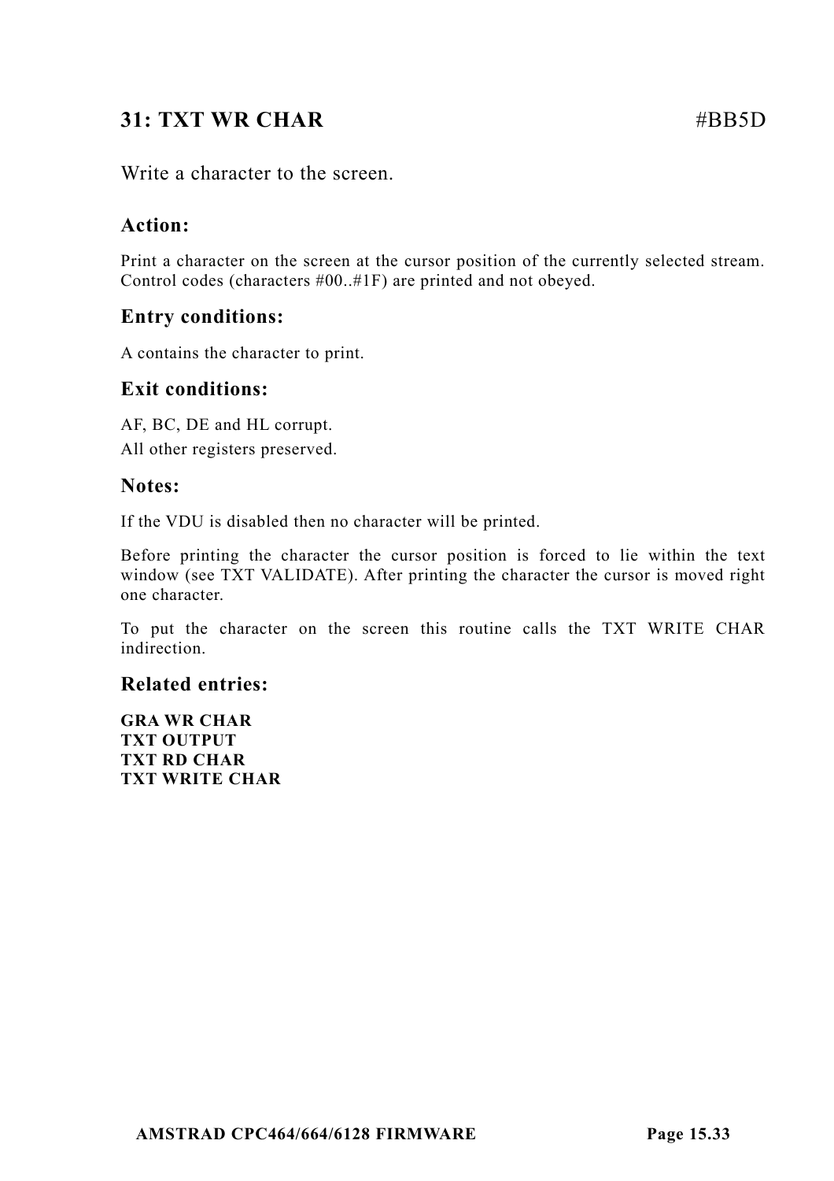## 31: TXT WR CHAR #BB5D

Write a character to the screen.

### Action:

Print a character on the screen at the cursor position of the currently selected stream. Control codes (characters #00..#1F) are printed and not obeyed.

### Entry conditions:

A contains the character to print.

### Exit conditions:

AF, BC, DE and HL corrupt.
All other registers preserved.

### Notes:

If the VDU is disabled then no character will be printed.

Before printing the character the cursor position is forced to lie within the text window (see TXT VALIDATE). After printing the character the cursor is moved right one character.

To put the character on the screen this routine calls the TXT WRITE CHAR indirection.

### Related entries:

**GRA WR CHAR**
**TXT OUTPUT**
**TXT RD CHAR**
**TXT WRITE CHAR**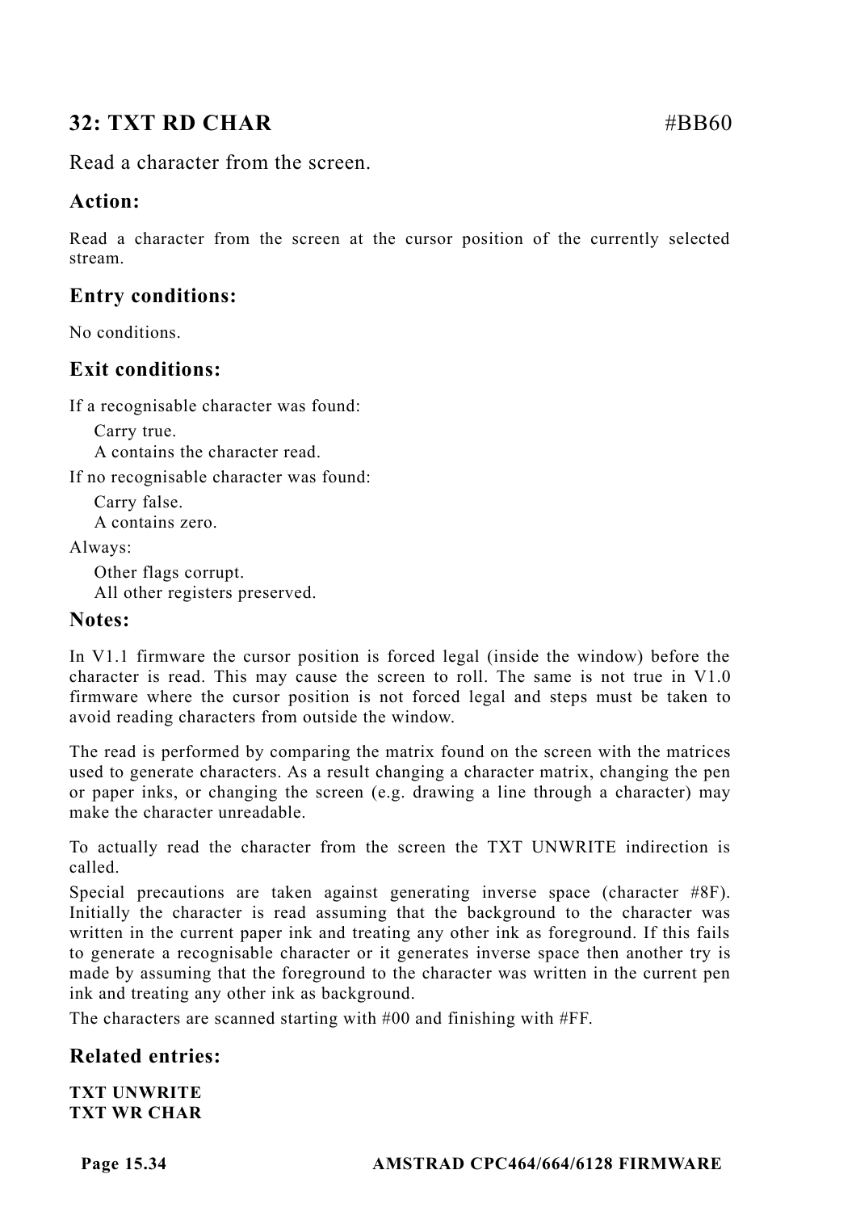## 32: TXT RD CHAR #BB60

Read a character from the screen.

### Action:

Read a character from the screen at the cursor position of the currently selected stream.

### Entry conditions:

No conditions.

### Exit conditions:

If a recognisable character was found:

Carry true.
A contains the character read.

If no recognisable character was found:

Carry false.
A contains zero.

Always:

Other flags corrupt.
All other registers preserved.

### Notes:

In V1.1 firmware the cursor position is forced legal (inside the window) before the character is read. This may cause the screen to roll. The same is not true in V1.0 firmware where the cursor position is not forced legal and steps must be taken to avoid reading characters from outside the window.

The read is performed by comparing the matrix found on the screen with the matrices used to generate characters. As a result changing a character matrix, changing the pen or paper inks, or changing the screen (e.g. drawing a line through a character) may make the character unreadable.

To actually read the character from the screen the TXT UNWRITE indirection is called.

Special precautions are taken against generating inverse space (character #8F). Initially the character is read assuming that the background to the character was written in the current paper ink and treating any other ink as foreground. If this fails to generate a recognisable character or it generates inverse space then another try is made by assuming that the foreground to the character was written in the current pen ink and treating any other ink as background.

The characters are scanned starting with #00 and finishing with #FF.

### Related entries:

**TXT UNWRITE**
**TXT WR CHAR**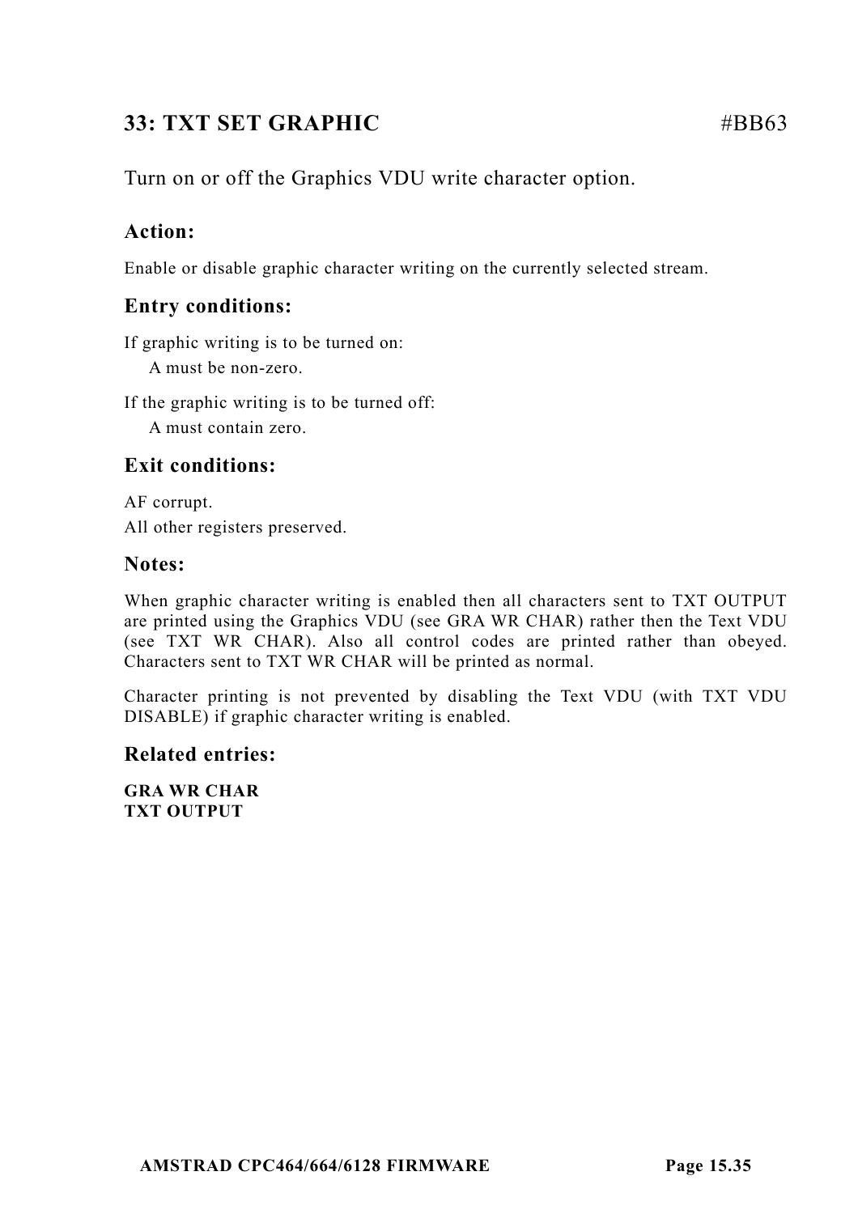## 33: TXT SET GRAPHIC #BB63

Turn on or off the Graphics VDU write character option.

### Action:

Enable or disable graphic character writing on the currently selected stream.

### Entry conditions:

If graphic writing is to be turned on:

A must be non-zero.

If the graphic writing is to be turned off:

A must contain zero.

### Exit conditions:

AF corrupt.
All other registers preserved.

### Notes:

When graphic character writing is enabled then all characters sent to TXT OUTPUT are printed using the Graphics VDU (see GRA WR CHAR) rather then the Text VDU (see TXT WR CHAR). Also all control codes are printed rather than obeyed. Characters sent to TXT WR CHAR will be printed as normal.

Character printing is not prevented by disabling the Text VDU (with TXT VDU DISABLE) if graphic character writing is enabled.

### Related entries:

**GRA WR CHAR**
**TXT OUTPUT**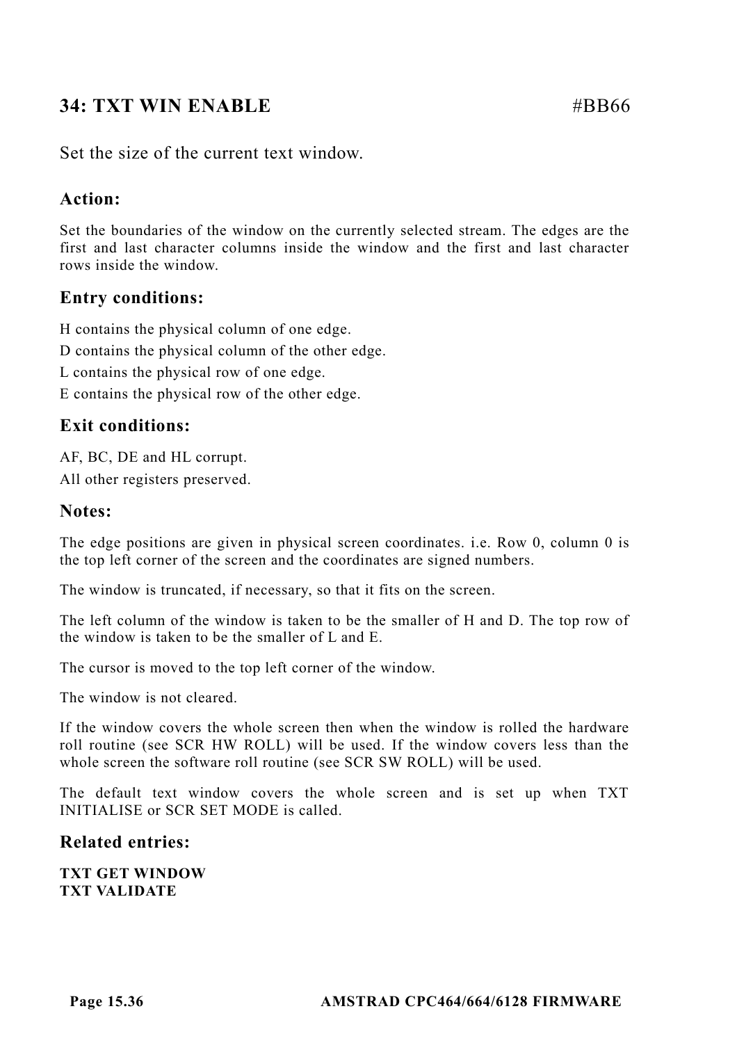## 34: TXT WIN ENABLE #BB66

Set the size of the current text window.

### Action:

Set the boundaries of the window on the currently selected stream. The edges are the first and last character columns inside the window and the first and last character rows inside the window.

### Entry conditions:

H contains the physical column of one edge.

D contains the physical column of the other edge.

L contains the physical row of one edge.

E contains the physical row of the other edge.

### Exit conditions:

AF, BC, DE and HL corrupt.

All other registers preserved.

### Notes:

The edge positions are given in physical screen coordinates. i.e. Row 0, column 0 is the top left corner of the screen and the coordinates are signed numbers.

The window is truncated, if necessary, so that it fits on the screen.

The left column of the window is taken to be the smaller of H and D. The top row of the window is taken to be the smaller of L and E.

The cursor is moved to the top left corner of the window.

The window is not cleared.

If the window covers the whole screen then when the window is rolled the hardware roll routine (see SCR HW ROLL) will be used. If the window covers less than the whole screen the software roll routine (see SCR SW ROLL) will be used.

The default text window covers the whole screen and is set up when TXT INITIALISE or SCR SET MODE is called.

### Related entries:

**TXT GET WINDOW**
**TXT VALIDATE**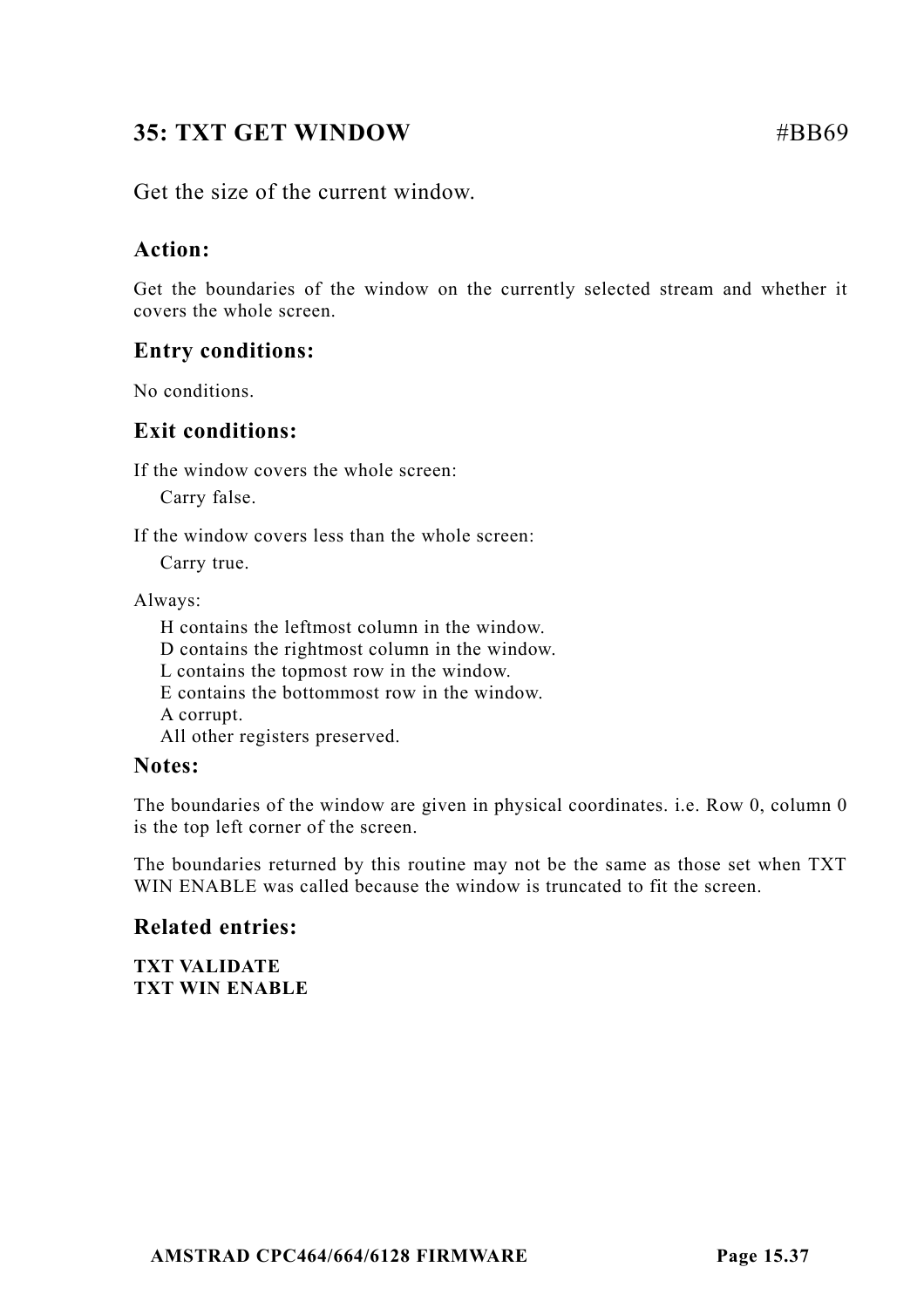## 35: TXT GET WINDOW #BB69

Get the size of the current window.

### Action:

Get the boundaries of the window on the currently selected stream and whether it covers the whole screen.

### Entry conditions:

No conditions.

### Exit conditions:

If the window covers the whole screen:

Carry false.

If the window covers less than the whole screen:

Carry true.

Always:

H contains the leftmost column in the window.
D contains the rightmost column in the window.
L contains the topmost row in the window.
E contains the bottommost row in the window.
A corrupt.
All other registers preserved.

### Notes:

The boundaries of the window are given in physical coordinates. i.e. Row 0, column 0 is the top left corner of the screen.

The boundaries returned by this routine may not be the same as those set when TXT WIN ENABLE was called because the window is truncated to fit the screen.

### Related entries:

**TXT VALIDATE**
**TXT WIN ENABLE**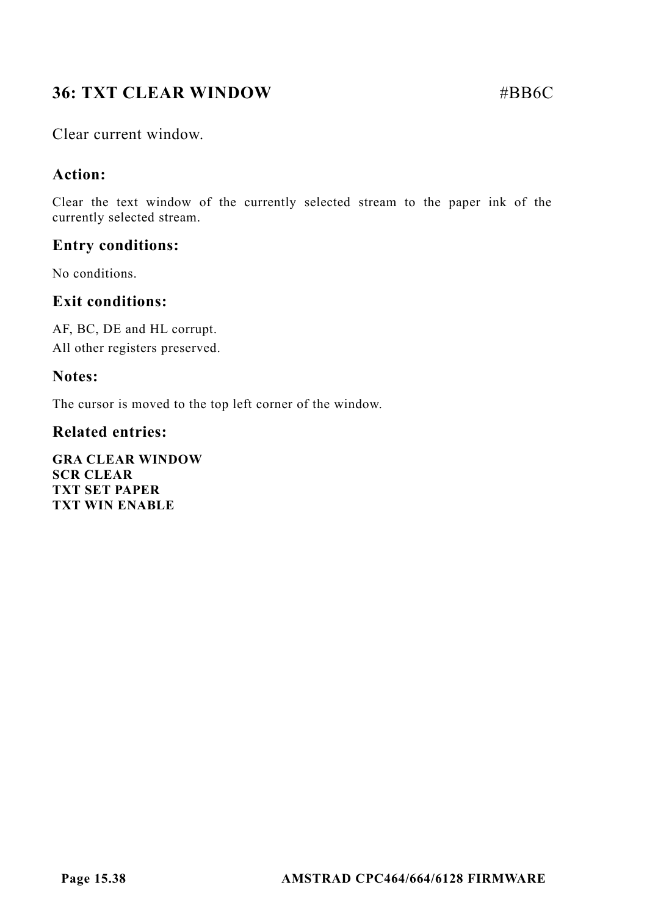## 36: TXT CLEAR WINDOW #BB6C

Clear current window.

### Action:

Clear the text window of the currently selected stream to the paper ink of the currently selected stream.

### Entry conditions:

No conditions.

### Exit conditions:

AF, BC, DE and HL corrupt.
All other registers preserved.

### Notes:

The cursor is moved to the top left corner of the window.

### Related entries:

**GRA CLEAR WINDOW**
**SCR CLEAR**
**TXT SET PAPER**
**TXT WIN ENABLE**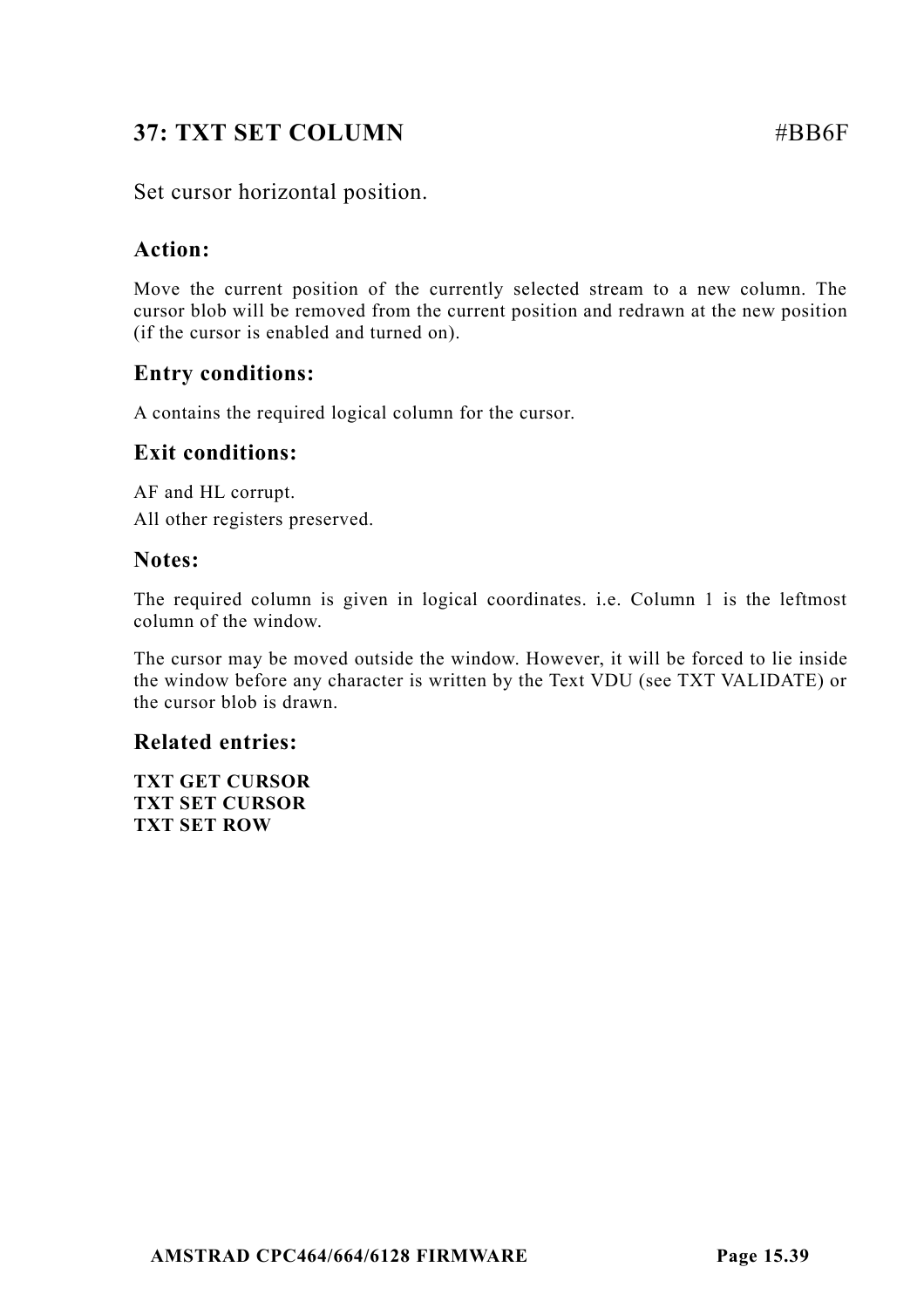## 37: TXT SET COLUMN #BB6F

Set cursor horizontal position.

### Action:

Move the current position of the currently selected stream to a new column. The cursor blob will be removed from the current position and redrawn at the new position (if the cursor is enabled and turned on).

### Entry conditions:

A contains the required logical column for the cursor.

### Exit conditions:

AF and HL corrupt.

All other registers preserved.

### Notes:

The required column is given in logical coordinates. i.e. Column 1 is the leftmost column of the window.

The cursor may be moved outside the window. However, it will be forced to lie inside the window before any character is written by the Text VDU (see TXT VALIDATE) or the cursor blob is drawn.

### Related entries:

**TXT GET CURSOR**
**TXT SET CURSOR**
**TXT SET ROW**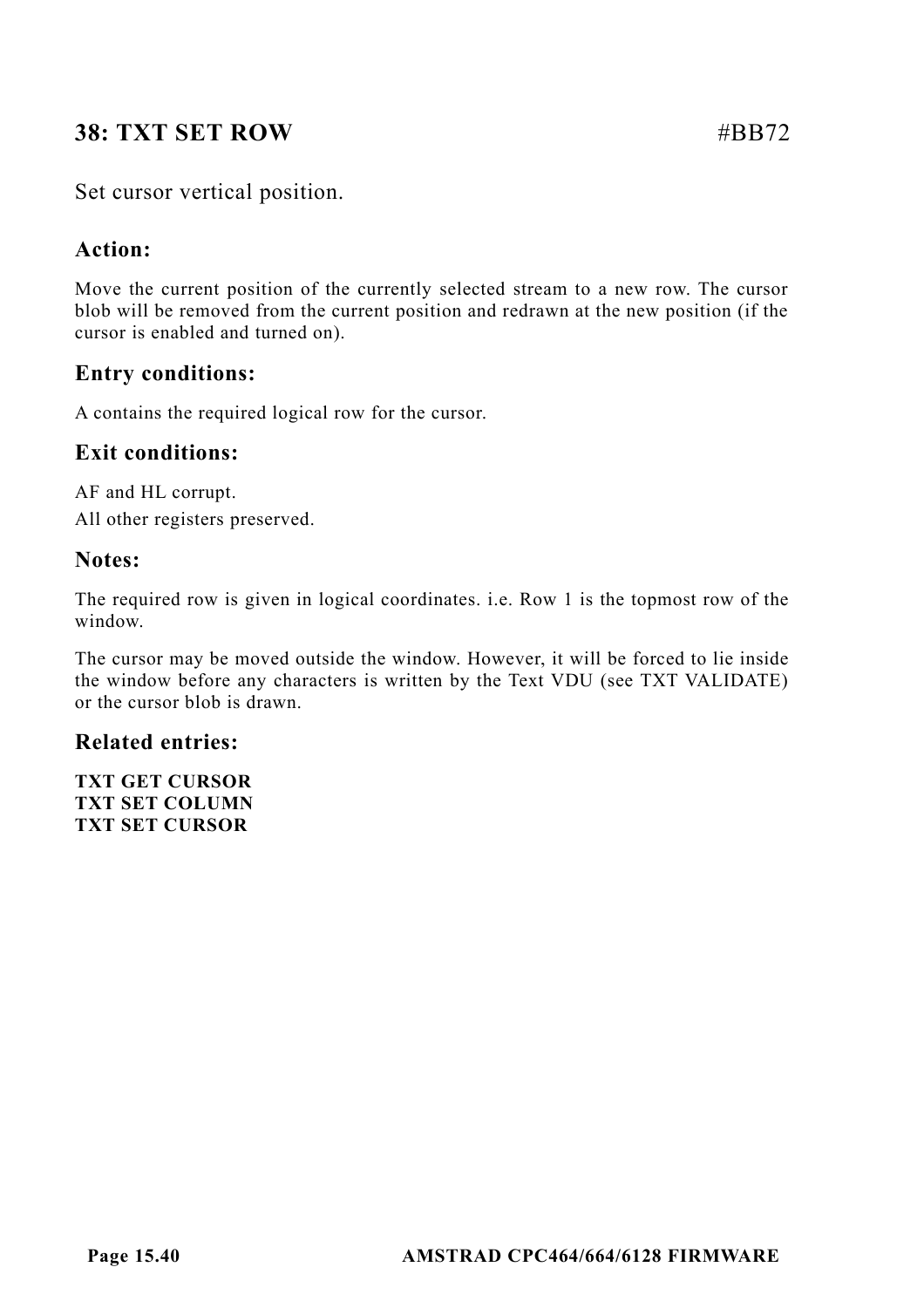## 38: TXT SET ROW #BB72

Set cursor vertical position.

### Action:

Move the current position of the currently selected stream to a new row. The cursor blob will be removed from the current position and redrawn at the new position (if the cursor is enabled and turned on).

### Entry conditions:

A contains the required logical row for the cursor.

### Exit conditions:

AF and HL corrupt.

All other registers preserved.

### Notes:

The required row is given in logical coordinates. i.e. Row 1 is the topmost row of the window.

The cursor may be moved outside the window. However, it will be forced to lie inside the window before any characters is written by the Text VDU (see TXT VALIDATE) or the cursor blob is drawn.

### Related entries:

**TXT GET CURSOR**
**TXT SET COLUMN**
**TXT SET CURSOR**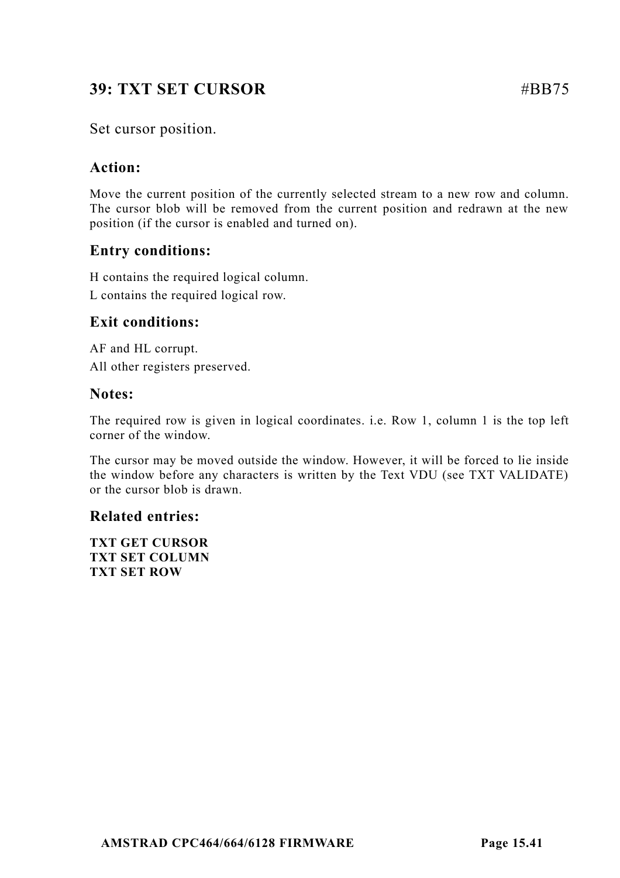## 39: TXT SET CURSOR #BB75

Set cursor position.

### Action:

Move the current position of the currently selected stream to a new row and column. The cursor blob will be removed from the current position and redrawn at the new position (if the cursor is enabled and turned on).

### Entry conditions:

H contains the required logical column.

L contains the required logical row.

### Exit conditions:

AF and HL corrupt.

All other registers preserved.

### Notes:

The required row is given in logical coordinates. i.e. Row 1, column 1 is the top left corner of the window.

The cursor may be moved outside the window. However, it will be forced to lie inside the window before any characters is written by the Text VDU (see TXT VALIDATE) or the cursor blob is drawn.

### Related entries:

**TXT GET CURSOR**
**TXT SET COLUMN**
**TXT SET ROW**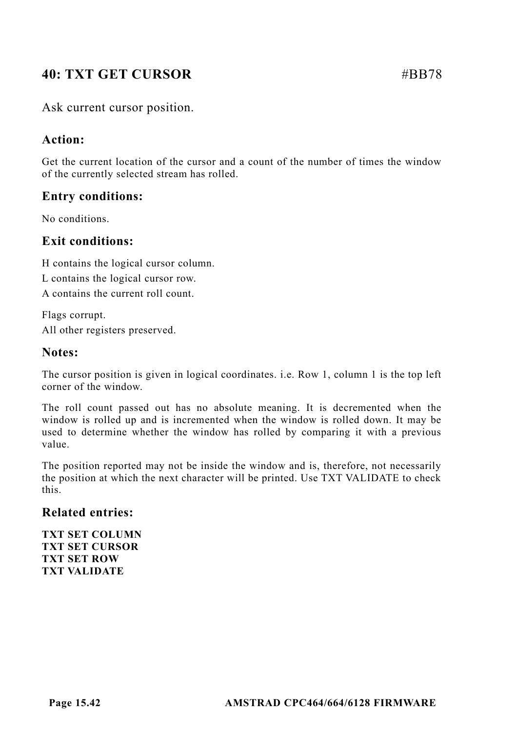## 40: TXT GET CURSOR #BB78

Ask current cursor position.

### Action:

Get the current location of the cursor and a count of the number of times the window of the currently selected stream has rolled.

### Entry conditions:

No conditions.

### Exit conditions:

H contains the logical cursor column.
L contains the logical cursor row.
A contains the current roll count.

Flags corrupt.
All other registers preserved.

### Notes:

The cursor position is given in logical coordinates. i.e. Row 1, column 1 is the top left corner of the window.

The roll count passed out has no absolute meaning. It is decremented when the window is rolled up and is incremented when the window is rolled down. It may be used to determine whether the window has rolled by comparing it with a previous value.

The position reported may not be inside the window and is, therefore, not necessarily the position at which the next character will be printed. Use TXT VALIDATE to check this.

### Related entries:

**TXT SET COLUMN**
**TXT SET CURSOR**
**TXT SET ROW**
**TXT VALIDATE**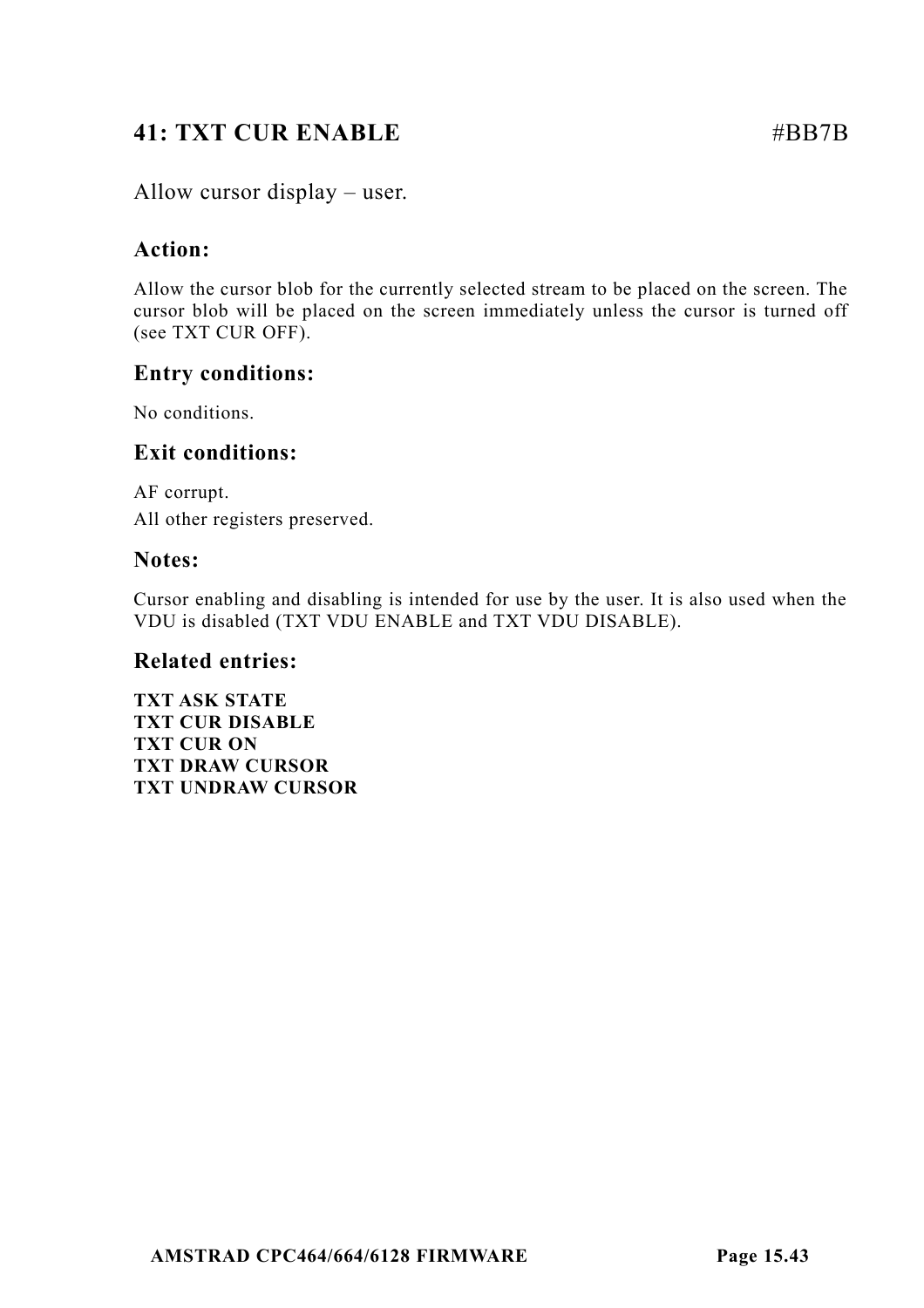## 41: TXT CUR ENABLE #BB7B

Allow cursor display – user.

### Action:

Allow the cursor blob for the currently selected stream to be placed on the screen. The cursor blob will be placed on the screen immediately unless the cursor is turned off (see TXT CUR OFF).

### Entry conditions:

No conditions.

### Exit conditions:

AF corrupt.
All other registers preserved.

### Notes:

Cursor enabling and disabling is intended for use by the user. It is also used when the VDU is disabled (TXT VDU ENABLE and TXT VDU DISABLE).

### Related entries:

**TXT ASK STATE**
**TXT CUR DISABLE**
**TXT CUR ON**
**TXT DRAW CURSOR**
**TXT UNDRAW CURSOR**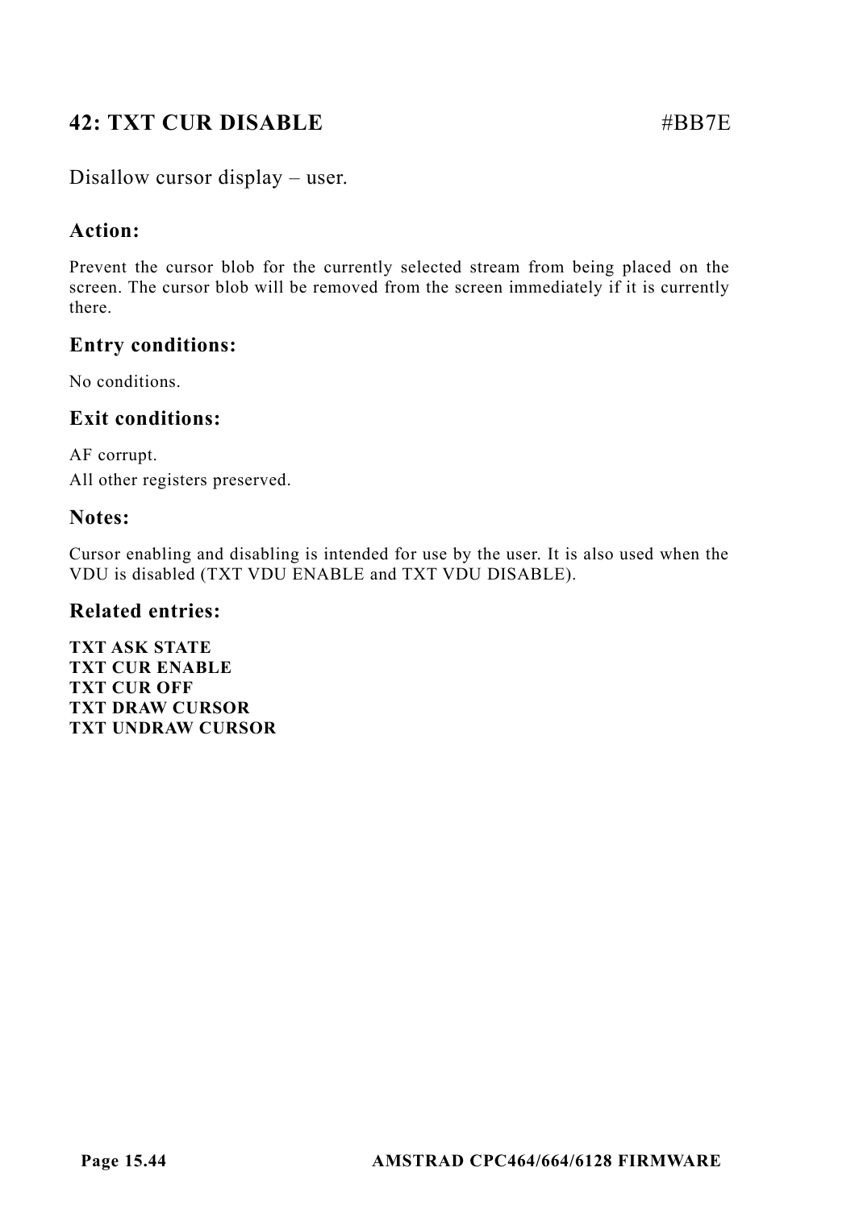## 42: TXT CUR DISABLE #BB7E

Disallow cursor display – user.

### Action:

Prevent the cursor blob for the currently selected stream from being placed on the screen. The cursor blob will be removed from the screen immediately if it is currently there.

### Entry conditions:

No conditions.

### Exit conditions:

AF corrupt.

All other registers preserved.

### Notes:

Cursor enabling and disabling is intended for use by the user. It is also used when the VDU is disabled (TXT VDU ENABLE and TXT VDU DISABLE).

### Related entries:

**TXT ASK STATE**  
**TXT CUR ENABLE**  
**TXT CUR OFF**  
**TXT DRAW CURSOR**  
**TXT UNDRAW CURSOR**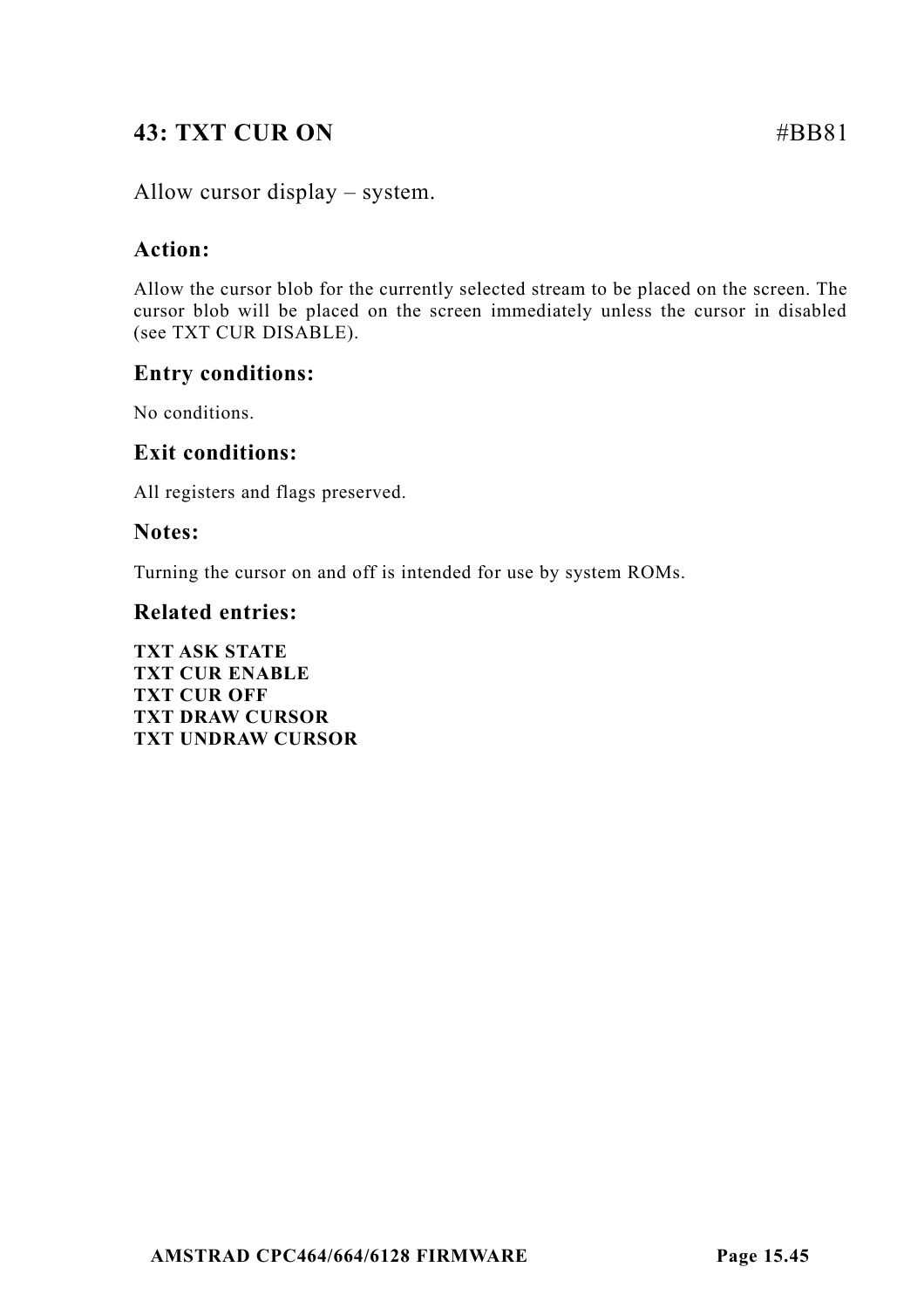## 43: TXT CUR ON #BB81

Allow cursor display – system.

### Action:

Allow the cursor blob for the currently selected stream to be placed on the screen. The cursor blob will be placed on the screen immediately unless the cursor in disabled (see TXT CUR DISABLE).

### Entry conditions:

No conditions.

### Exit conditions:

All registers and flags preserved.

### Notes:

Turning the cursor on and off is intended for use by system ROMs.

### Related entries:

**TXT ASK STATE**
**TXT CUR ENABLE**
**TXT CUR OFF**
**TXT DRAW CURSOR**
**TXT UNDRAW CURSOR**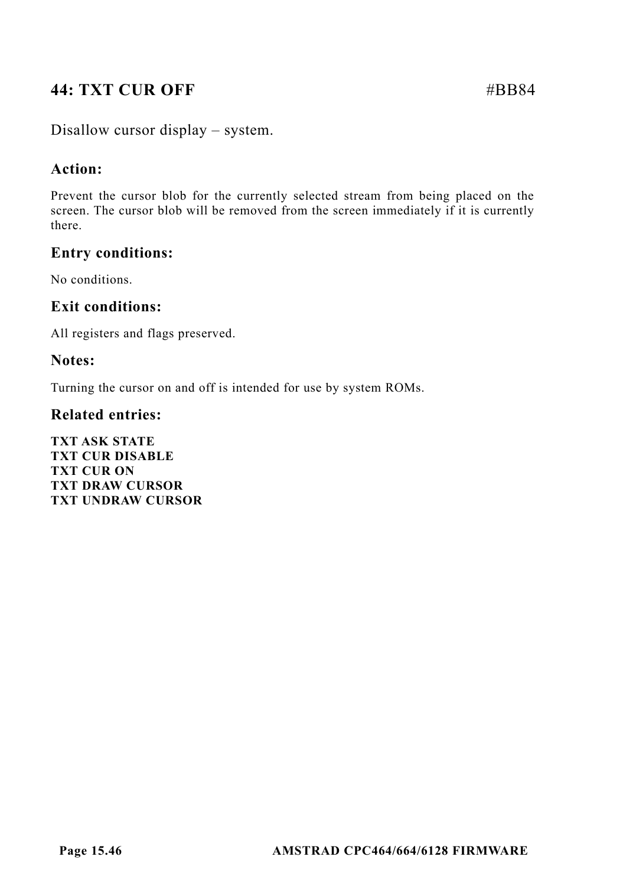## 44: TXT CUR OFF #BB84

Disallow cursor display – system.

### Action:

Prevent the cursor blob for the currently selected stream from being placed on the screen. The cursor blob will be removed from the screen immediately if it is currently there.

### Entry conditions:

No conditions.

### Exit conditions:

All registers and flags preserved.

### Notes:

Turning the cursor on and off is intended for use by system ROMs.

### Related entries:

**TXT ASK STATE**
**TXT CUR DISABLE**
**TXT CUR ON**
**TXT DRAW CURSOR**
**TXT UNDRAW CURSOR**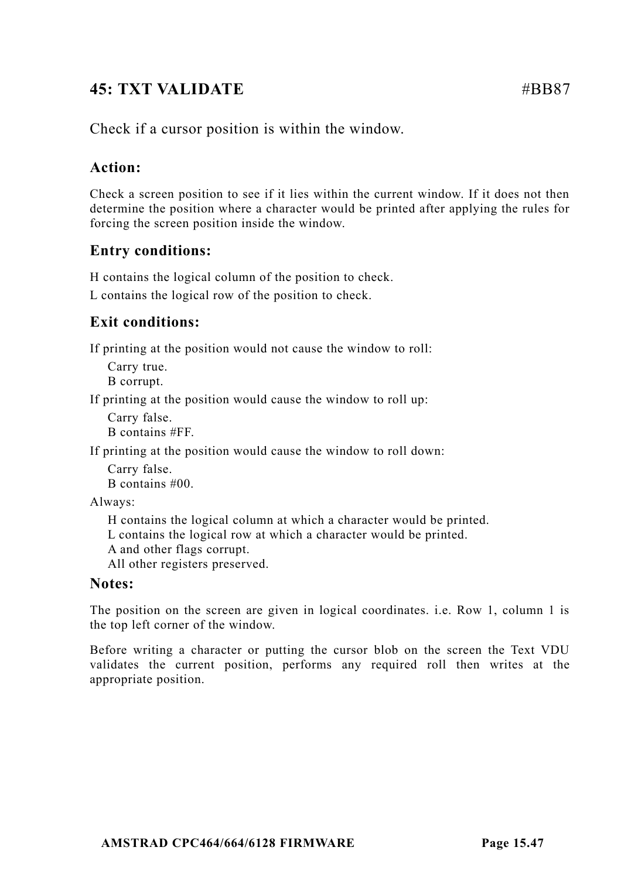## 45: TXT VALIDATE #BB87

Check if a cursor position is within the window.

### Action:

Check a screen position to see if it lies within the current window. If it does not then determine the position where a character would be printed after applying the rules for forcing the screen position inside the window.

### Entry conditions:

H contains the logical column of the position to check.

L contains the logical row of the position to check.

### Exit conditions:

If printing at the position would not cause the window to roll:

- Carry true.
- B corrupt.

If printing at the position would cause the window to roll up:

- Carry false.
- B contains #FF.

If printing at the position would cause the window to roll down:

- Carry false.
- B contains #00.

Always:

- H contains the logical column at which a character would be printed.
- L contains the logical row at which a character would be printed.
- A and other flags corrupt.
- All other registers preserved.

### Notes:

The position on the screen are given in logical coordinates. i.e. Row 1, column 1 is the top left corner of the window.

Before writing a character or putting the cursor blob on the screen the Text VDU validates the current position, performs any required roll then writes at the appropriate position.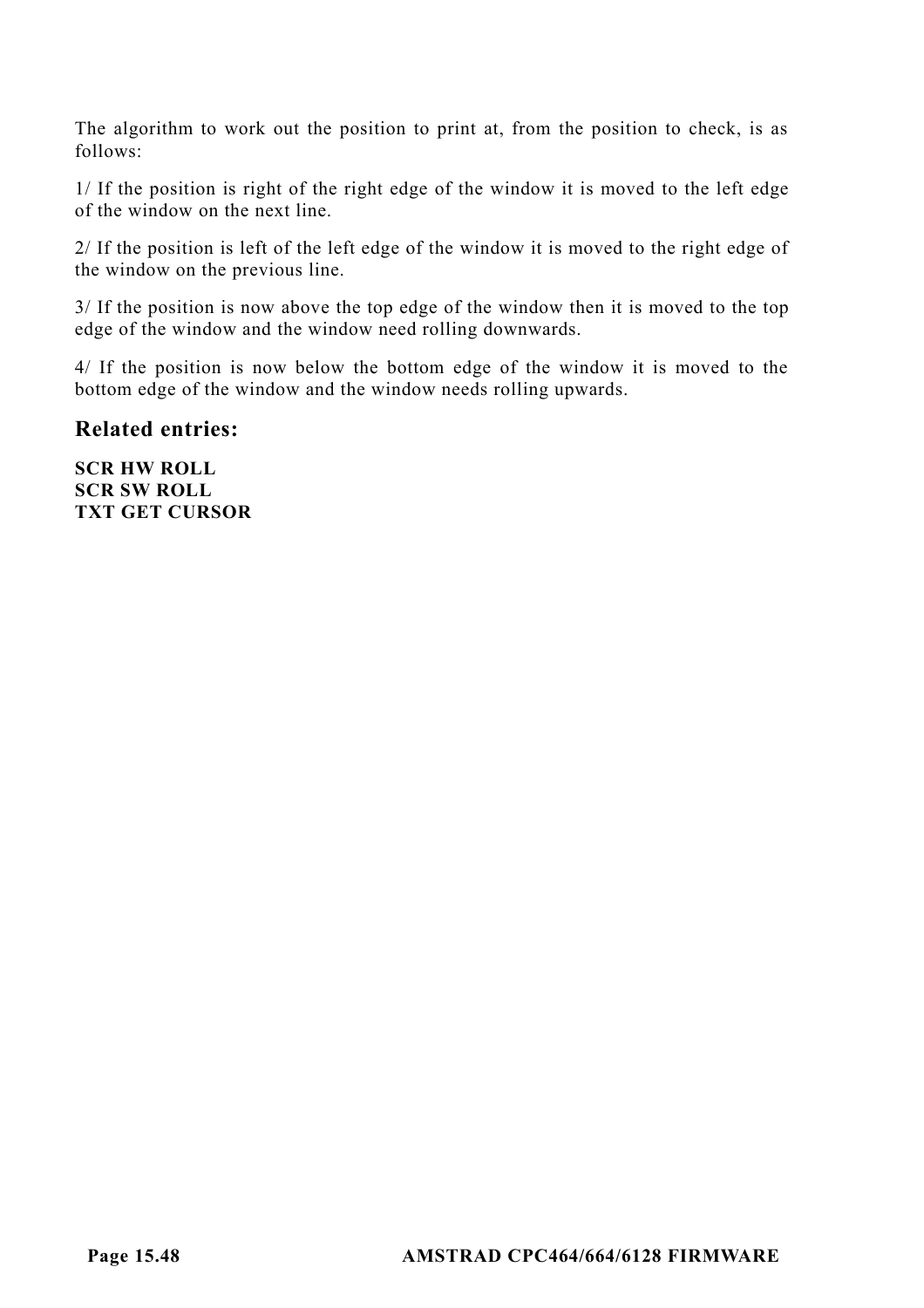The algorithm to work out the position to print at, from the position to check, is as follows:

1/ If the position is right of the right edge of the window it is moved to the left edge of the window on the next line.

2/ If the position is left of the left edge of the window it is moved to the right edge of the window on the previous line.

3/ If the position is now above the top edge of the window then it is moved to the top edge of the window and the window need rolling downwards.

4/ If the position is now below the bottom edge of the window it is moved to the bottom edge of the window and the window needs rolling upwards.

## Related entries:

**SCR HW ROLL**
**SCR SW ROLL**
**TXT GET CURSOR**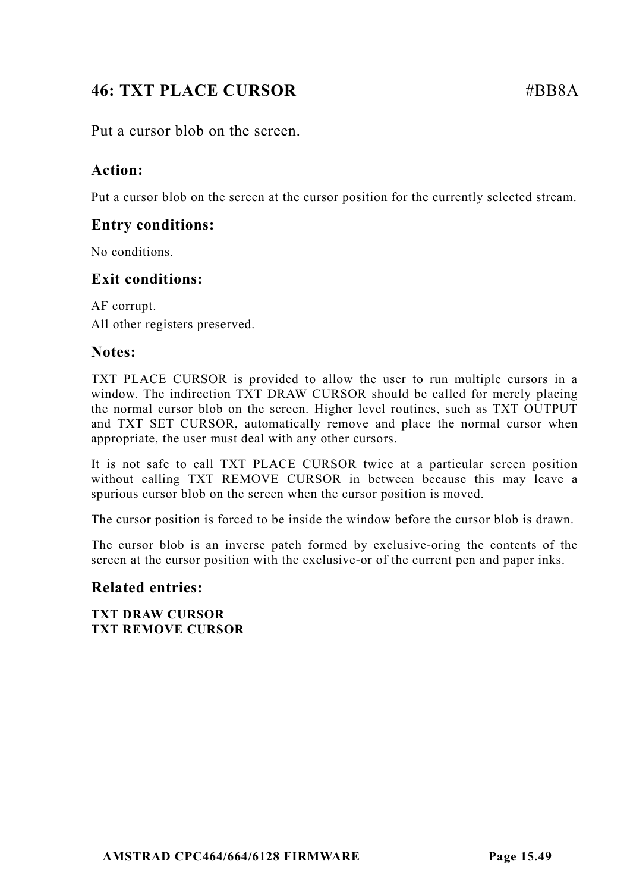## 46: TXT PLACE CURSOR #BB8A

Put a cursor blob on the screen.

### Action:

Put a cursor blob on the screen at the cursor position for the currently selected stream.

### Entry conditions:

No conditions.

### Exit conditions:

AF corrupt.
All other registers preserved.

### Notes:

TXT PLACE CURSOR is provided to allow the user to run multiple cursors in a window. The indirection TXT DRAW CURSOR should be called for merely placing the normal cursor blob on the screen. Higher level routines, such as TXT OUTPUT and TXT SET CURSOR, automatically remove and place the normal cursor when appropriate, the user must deal with any other cursors.

It is not safe to call TXT PLACE CURSOR twice at a particular screen position without calling TXT REMOVE CURSOR in between because this may leave a spurious cursor blob on the screen when the cursor position is moved.

The cursor position is forced to be inside the window before the cursor blob is drawn.

The cursor blob is an inverse patch formed by exclusive-oring the contents of the screen at the cursor position with the exclusive-or of the current pen and paper inks.

### Related entries:

**TXT DRAW CURSOR**
**TXT REMOVE CURSOR**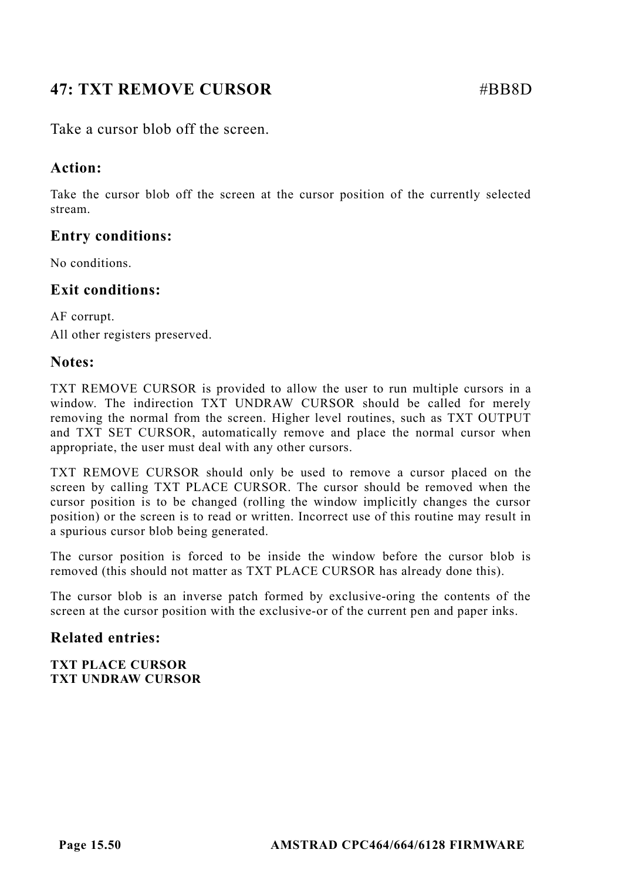## 47: TXT REMOVE CURSOR #BB8D

Take a cursor blob off the screen.

### Action:

Take the cursor blob off the screen at the cursor position of the currently selected stream.

### Entry conditions:

No conditions.

### Exit conditions:

AF corrupt.

All other registers preserved.

### Notes:

TXT REMOVE CURSOR is provided to allow the user to run multiple cursors in a window. The indirection TXT UNDRAW CURSOR should be called for merely removing the normal from the screen. Higher level routines, such as TXT OUTPUT and TXT SET CURSOR, automatically remove and place the normal cursor when appropriate, the user must deal with any other cursors.

TXT REMOVE CURSOR should only be used to remove a cursor placed on the screen by calling TXT PLACE CURSOR. The cursor should be removed when the cursor position is to be changed (rolling the window implicitly changes the cursor position) or the screen is to read or written. Incorrect use of this routine may result in a spurious cursor blob being generated.

The cursor position is forced to be inside the window before the cursor blob is removed (this should not matter as TXT PLACE CURSOR has already done this).

The cursor blob is an inverse patch formed by exclusive-oring the contents of the screen at the cursor position with the exclusive-or of the current pen and paper inks.

### Related entries:

**TXT PLACE CURSOR**
**TXT UNDRAW CURSOR**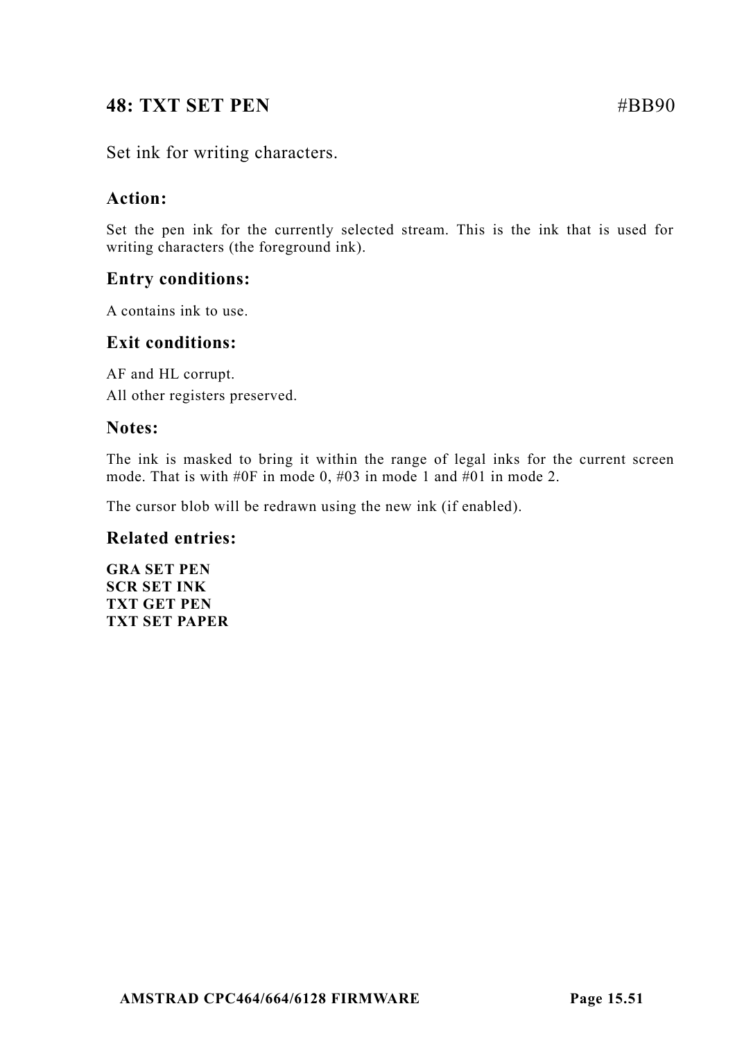## 48: TXT SET PEN #BB90

Set ink for writing characters.

### Action:

Set the pen ink for the currently selected stream. This is the ink that is used for writing characters (the foreground ink).

### Entry conditions:

A contains ink to use.

### Exit conditions:

AF and HL corrupt.
All other registers preserved.

### Notes:

The ink is masked to bring it within the range of legal inks for the current screen mode. That is with #0F in mode 0, #03 in mode 1 and #01 in mode 2.

The cursor blob will be redrawn using the new ink (if enabled).

### Related entries:

**GRA SET PEN**
**SCR SET INK**
**TXT GET PEN**
**TXT SET PAPER**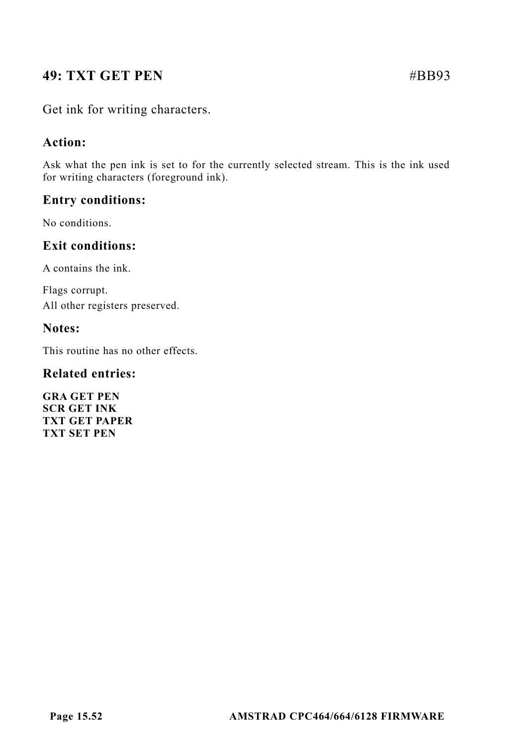## 49: TXT GET PEN #BB93

Get ink for writing characters.

### Action:

Ask what the pen ink is set to for the currently selected stream. This is the ink used for writing characters (foreground ink).

### Entry conditions:

No conditions.

### Exit conditions:

A contains the ink.

Flags corrupt.
All other registers preserved.

### Notes:

This routine has no other effects.

### Related entries:

**GRA GET PEN**
**SCR GET INK**
**TXT GET PAPER**
**TXT SET PEN**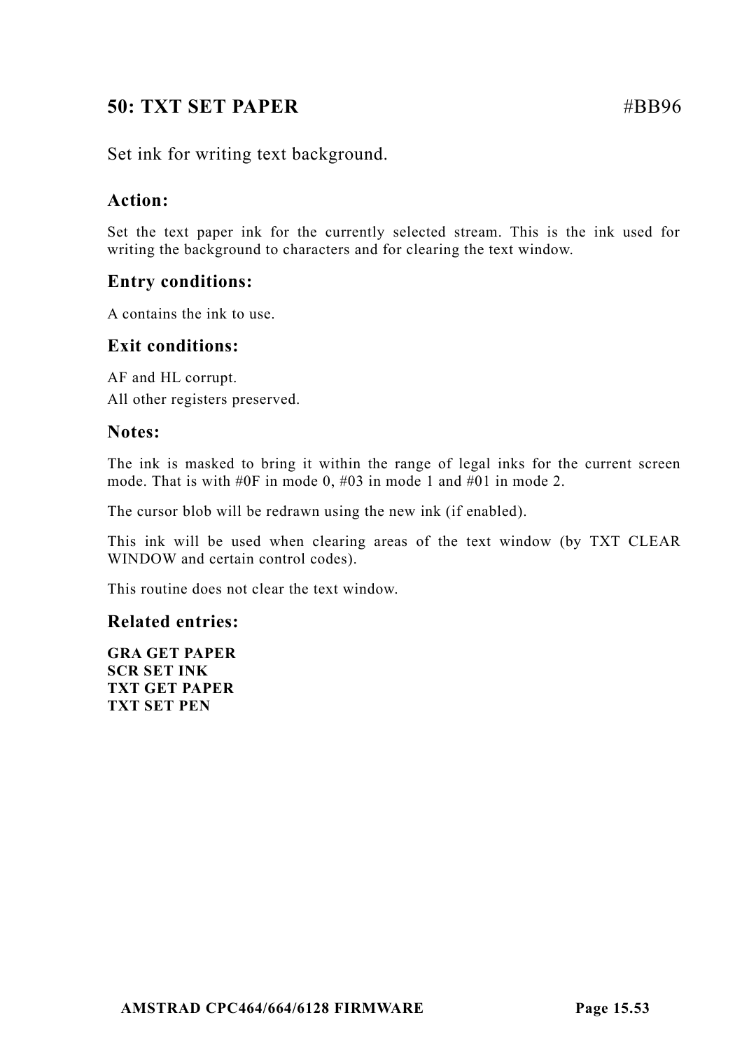## 50: TXT SET PAPER #BB96

Set ink for writing text background.

### Action:

Set the text paper ink for the currently selected stream. This is the ink used for writing the background to characters and for clearing the text window.

### Entry conditions:

A contains the ink to use.

### Exit conditions:

AF and HL corrupt.
All other registers preserved.

### Notes:

The ink is masked to bring it within the range of legal inks for the current screen mode. That is with #0F in mode 0, #03 in mode 1 and #01 in mode 2.

The cursor blob will be redrawn using the new ink (if enabled).

This ink will be used when clearing areas of the text window (by TXT CLEAR WINDOW and certain control codes).

This routine does not clear the text window.

### Related entries:

**GRA GET PAPER**
**SCR SET INK**
**TXT GET PAPER**
**TXT SET PEN**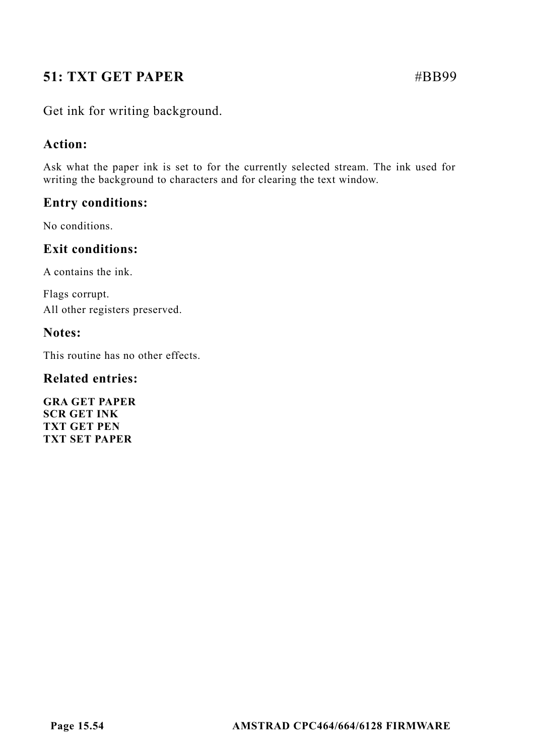## 51: TXT GET PAPER #BB99

Get ink for writing background.

### Action:

Ask what the paper ink is set to for the currently selected stream. The ink used for writing the background to characters and for clearing the text window.

### Entry conditions:

No conditions.

### Exit conditions:

A contains the ink.

Flags corrupt.
All other registers preserved.

### Notes:

This routine has no other effects.

### Related entries:

**GRA GET PAPER**
**SCR GET INK**
**TXT GET PEN**
**TXT SET PAPER**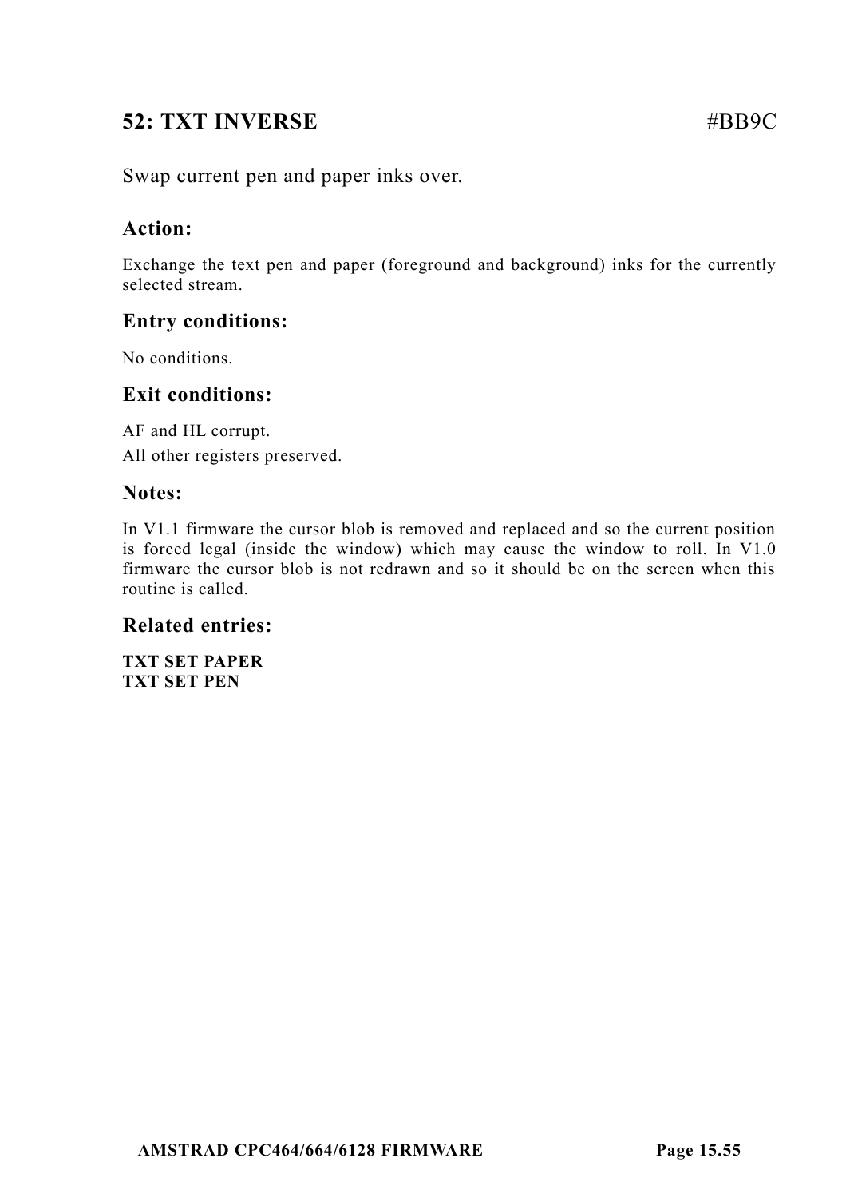## 52: TXT INVERSE #BB9C

Swap current pen and paper inks over.

### Action:

Exchange the text pen and paper (foreground and background) inks for the currently selected stream.

### Entry conditions:

No conditions.

### Exit conditions:

AF and HL corrupt.
All other registers preserved.

### Notes:

In V1.1 firmware the cursor blob is removed and replaced and so the current position is forced legal (inside the window) which may cause the window to roll. In V1.0 firmware the cursor blob is not redrawn and so it should be on the screen when this routine is called.

### Related entries:

**TXT SET PAPER**
**TXT SET PEN**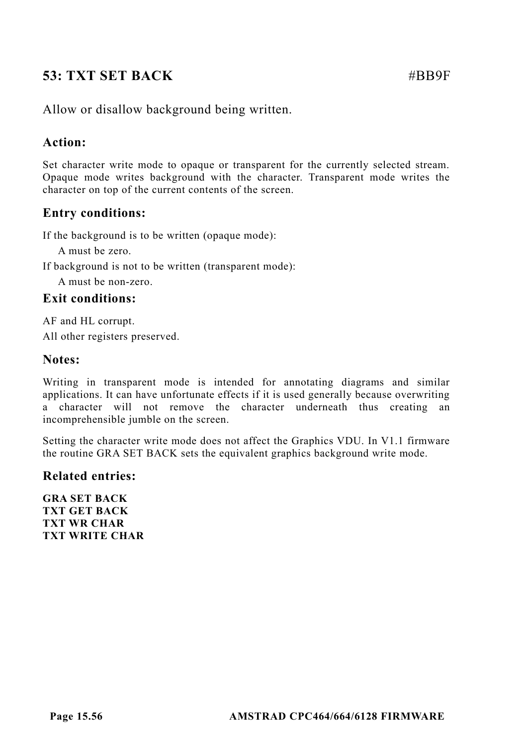## 53: TXT SET BACK #BB9F

Allow or disallow background being written.

### Action:

Set character write mode to opaque or transparent for the currently selected stream. Opaque mode writes background with the character. Transparent mode writes the character on top of the current contents of the screen.

### Entry conditions:

If the background is to be written (opaque mode):

A must be zero.

If background is not to be written (transparent mode):

A must be non-zero.

### Exit conditions:

AF and HL corrupt.

All other registers preserved.

### Notes:

Writing in transparent mode is intended for annotating diagrams and similar applications. It can have unfortunate effects if it is used generally because overwriting a character will not remove the character underneath thus creating an incomprehensible jumble on the screen.

Setting the character write mode does not affect the Graphics VDU. In V1.1 firmware the routine GRA SET BACK sets the equivalent graphics background write mode.

### Related entries:

**GRA SET BACK**
**TXT GET BACK**
**TXT WR CHAR**
**TXT WRITE CHAR**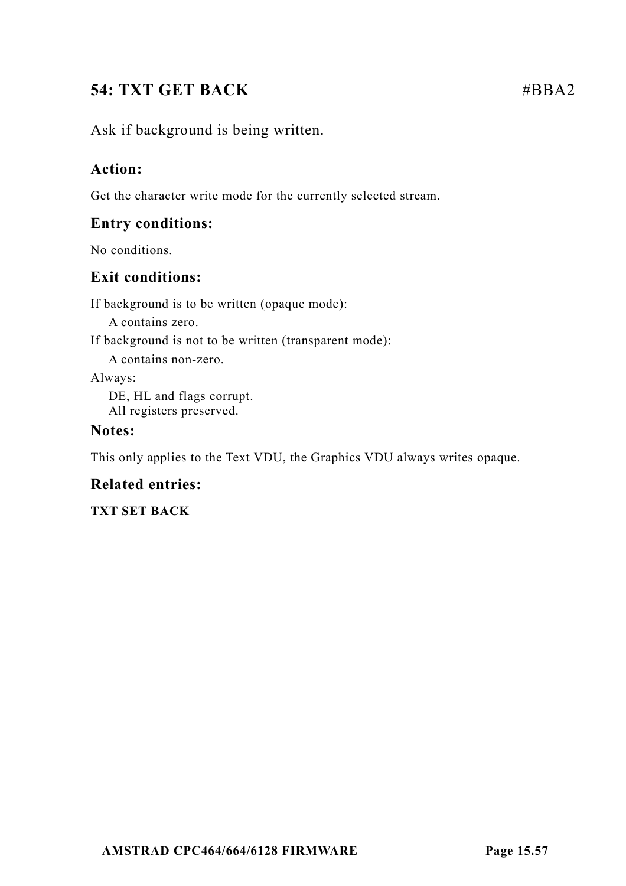## 54: TXT GET BACK #BBA2

Ask if background is being written.

### Action:

Get the character write mode for the currently selected stream.

### Entry conditions:

No conditions.

### Exit conditions:

If background is to be written (opaque mode):

    A contains zero.

If background is not to be written (transparent mode):

    A contains non-zero.

Always:

    DE, HL and flags corrupt.
    All registers preserved.

### Notes:

This only applies to the Text VDU, the Graphics VDU always writes opaque.

### Related entries:

**TXT SET BACK**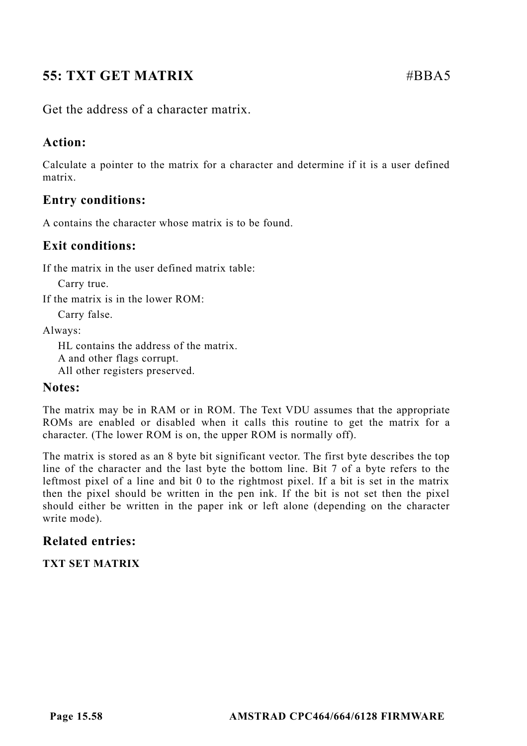## 55: TXT GET MATRIX #BBA5

Get the address of a character matrix.

### Action:

Calculate a pointer to the matrix for a character and determine if it is a user defined matrix.

### Entry conditions:

A contains the character whose matrix is to be found.

### Exit conditions:

If the matrix in the user defined matrix table:

Carry true.

If the matrix is in the lower ROM:

Carry false.

Always:

HL contains the address of the matrix.
A and other flags corrupt.
All other registers preserved.

### Notes:

The matrix may be in RAM or in ROM. The Text VDU assumes that the appropriate ROMs are enabled or disabled when it calls this routine to get the matrix for a character. (The lower ROM is on, the upper ROM is normally off).

The matrix is stored as an 8 byte bit significant vector. The first byte describes the top line of the character and the last byte the bottom line. Bit 7 of a byte refers to the leftmost pixel of a line and bit 0 to the rightmost pixel. If a bit is set in the matrix then the pixel should be written in the pen ink. If the bit is not set then the pixel should either be written in the paper ink or left alone (depending on the character write mode).

### Related entries:

**TXT SET MATRIX**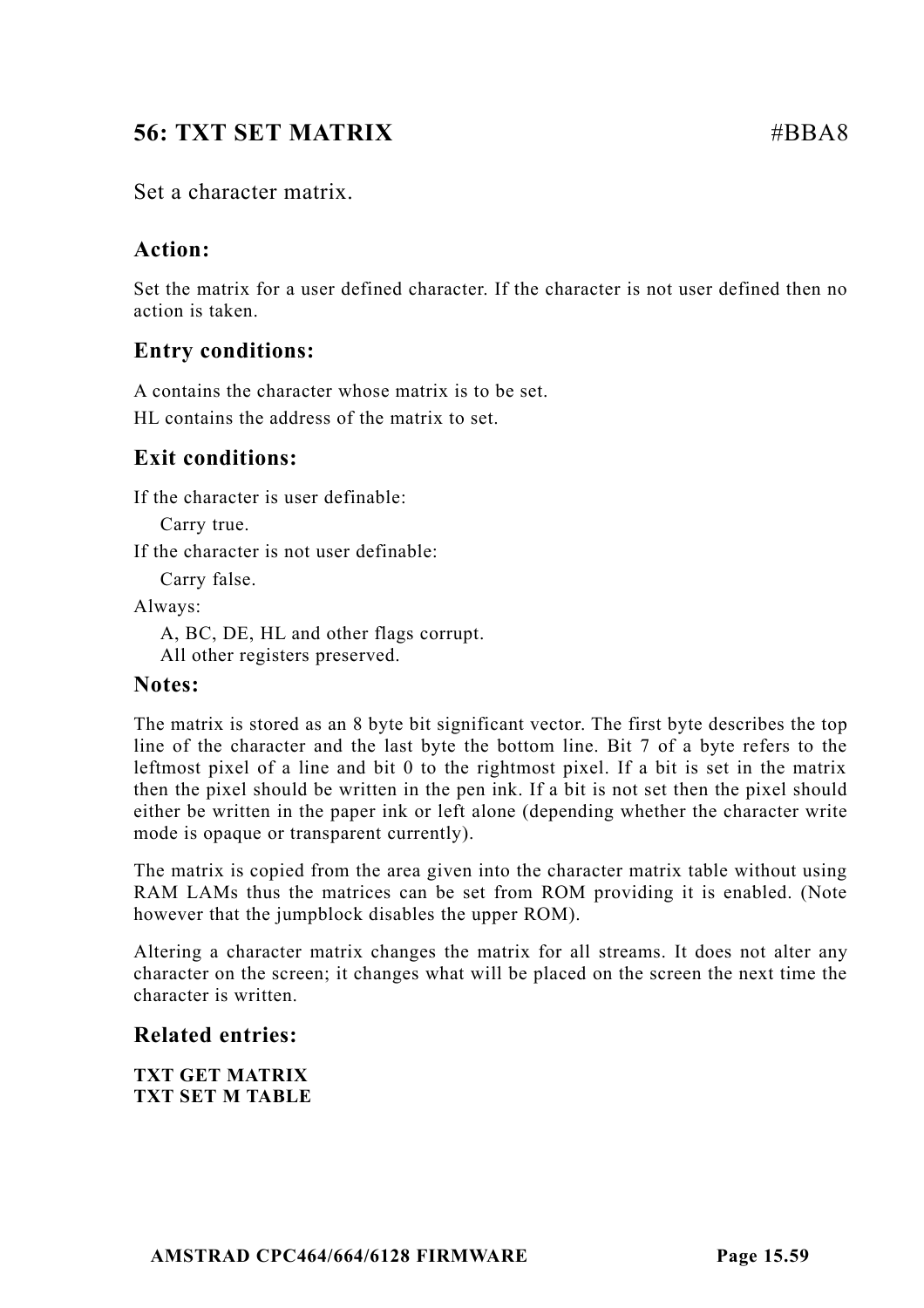## 56: TXT SET MATRIX #BBA8

Set a character matrix.

### Action:

Set the matrix for a user defined character. If the character is not user defined then no action is taken.

### Entry conditions:

A contains the character whose matrix is to be set.

HL contains the address of the matrix to set.

### Exit conditions:

If the character is user definable:

Carry true.

If the character is not user definable:

Carry false.

Always:

A, BC, DE, HL and other flags corrupt.
All other registers preserved.

### Notes:

The matrix is stored as an 8 byte bit significant vector. The first byte describes the top line of the character and the last byte the bottom line. Bit 7 of a byte refers to the leftmost pixel of a line and bit 0 to the rightmost pixel. If a bit is set in the matrix then the pixel should be written in the pen ink. If a bit is not set then the pixel should either be written in the paper ink or left alone (depending whether the character write mode is opaque or transparent currently).

The matrix is copied from the area given into the character matrix table without using RAM LAMs thus the matrices can be set from ROM providing it is enabled. (Note however that the jumpblock disables the upper ROM).

Altering a character matrix changes the matrix for all streams. It does not alter any character on the screen; it changes what will be placed on the screen the next time the character is written.

### Related entries:

**TXT GET MATRIX**
**TXT SET M TABLE**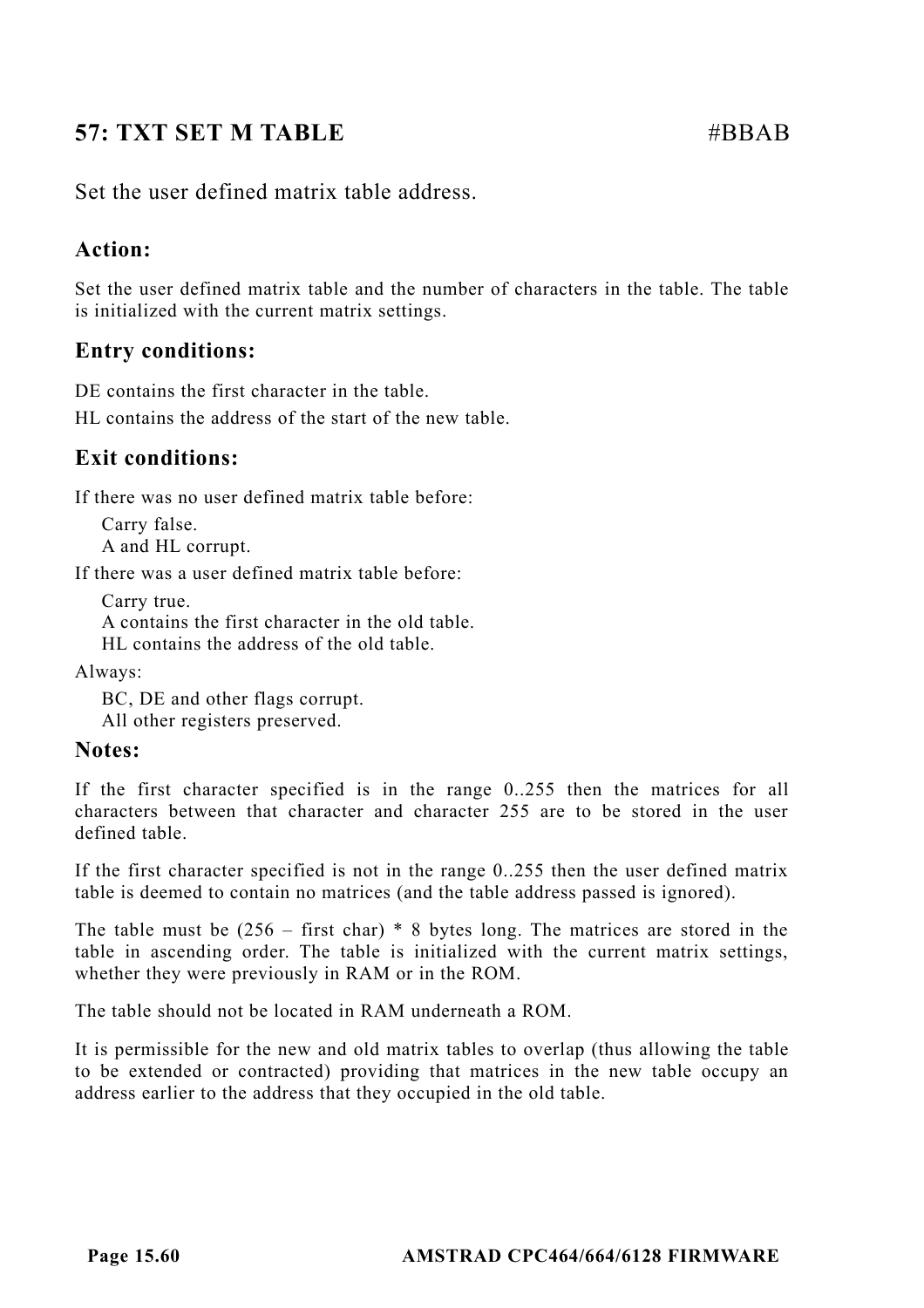## 57: TXT SET M TABLE #BBAB

Set the user defined matrix table address.

### Action:

Set the user defined matrix table and the number of characters in the table. The table is initialized with the current matrix settings.

### Entry conditions:

DE contains the first character in the table.
HL contains the address of the start of the new table.

### Exit conditions:

If there was no user defined matrix table before:

- Carry false.
- A and HL corrupt.

If there was a user defined matrix table before:

- Carry true.
- A contains the first character in the old table.
- HL contains the address of the old table.

Always:

- BC, DE and other flags corrupt.
- All other registers preserved.

### Notes:

If the first character specified is in the range 0..255 then the matrices for all characters between that character and character 255 are to be stored in the user defined table.

If the first character specified is not in the range 0..255 then the user defined matrix table is deemed to contain no matrices (and the table address passed is ignored).

The table must be (256 – first char) * 8 bytes long. The matrices are stored in the table in ascending order. The table is initialized with the current matrix settings, whether they were previously in RAM or in the ROM.

The table should not be located in RAM underneath a ROM.

It is permissible for the new and old matrix tables to overlap (thus allowing the table to be extended or contracted) providing that matrices in the new table occupy an address earlier to the address that they occupied in the old table.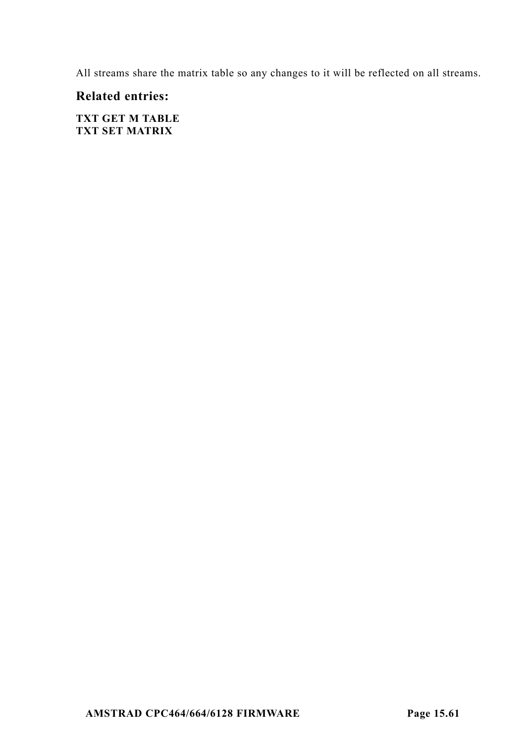All streams share the matrix table so any changes to it will be reflected on all streams.

### Related entries:

**TXT GET M TABLE**
**TXT SET MATRIX**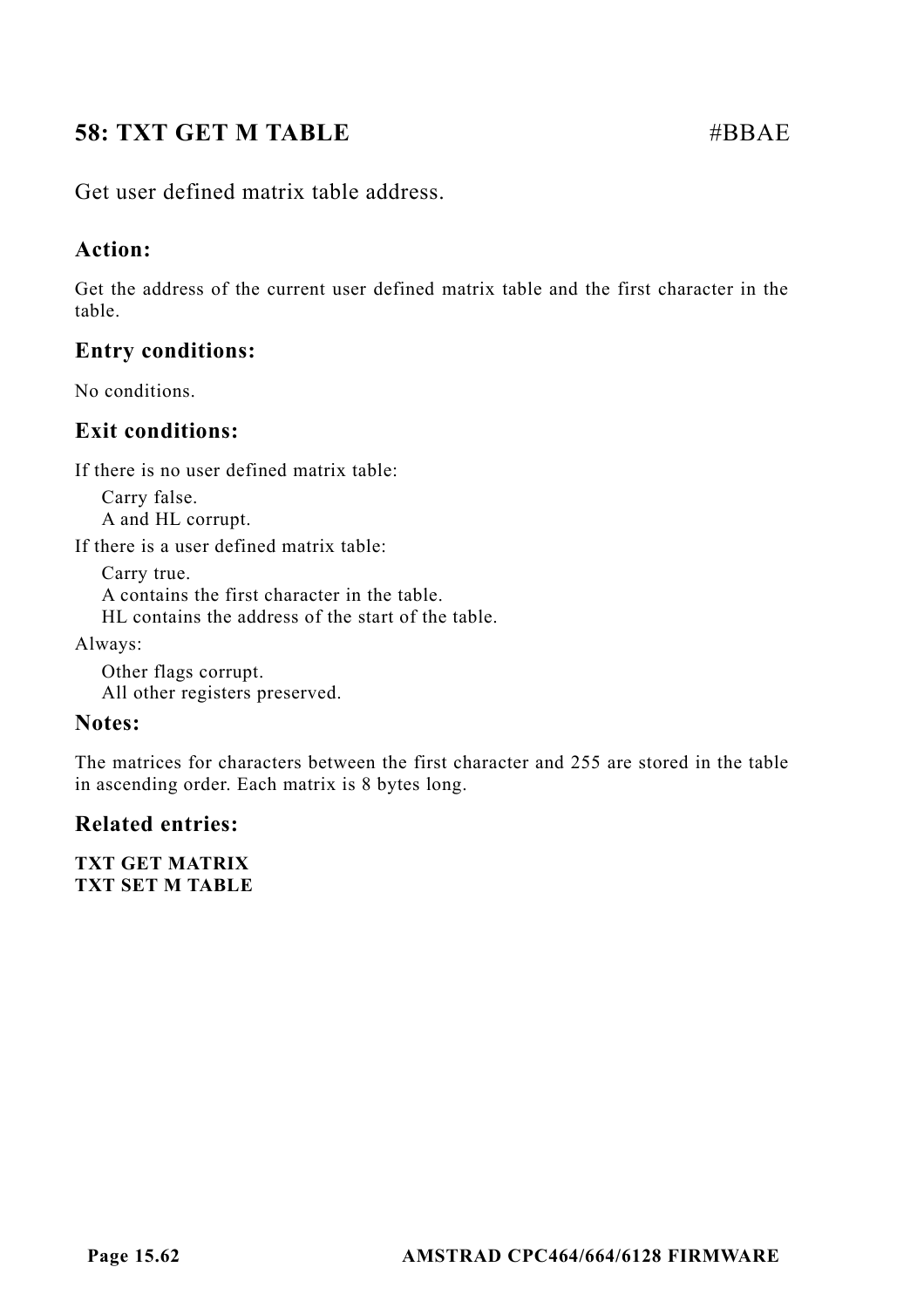## 58: TXT GET M TABLE #BBAE

Get user defined matrix table address.

### Action:

Get the address of the current user defined matrix table and the first character in the table.

### Entry conditions:

No conditions.

### Exit conditions:

If there is no user defined matrix table:

Carry false.
A and HL corrupt.

If there is a user defined matrix table:

Carry true.
A contains the first character in the table.
HL contains the address of the start of the table.

Always:

Other flags corrupt.
All other registers preserved.

### Notes:

The matrices for characters between the first character and 255 are stored in the table in ascending order. Each matrix is 8 bytes long.

### Related entries:

**TXT GET MATRIX**
**TXT SET M TABLE**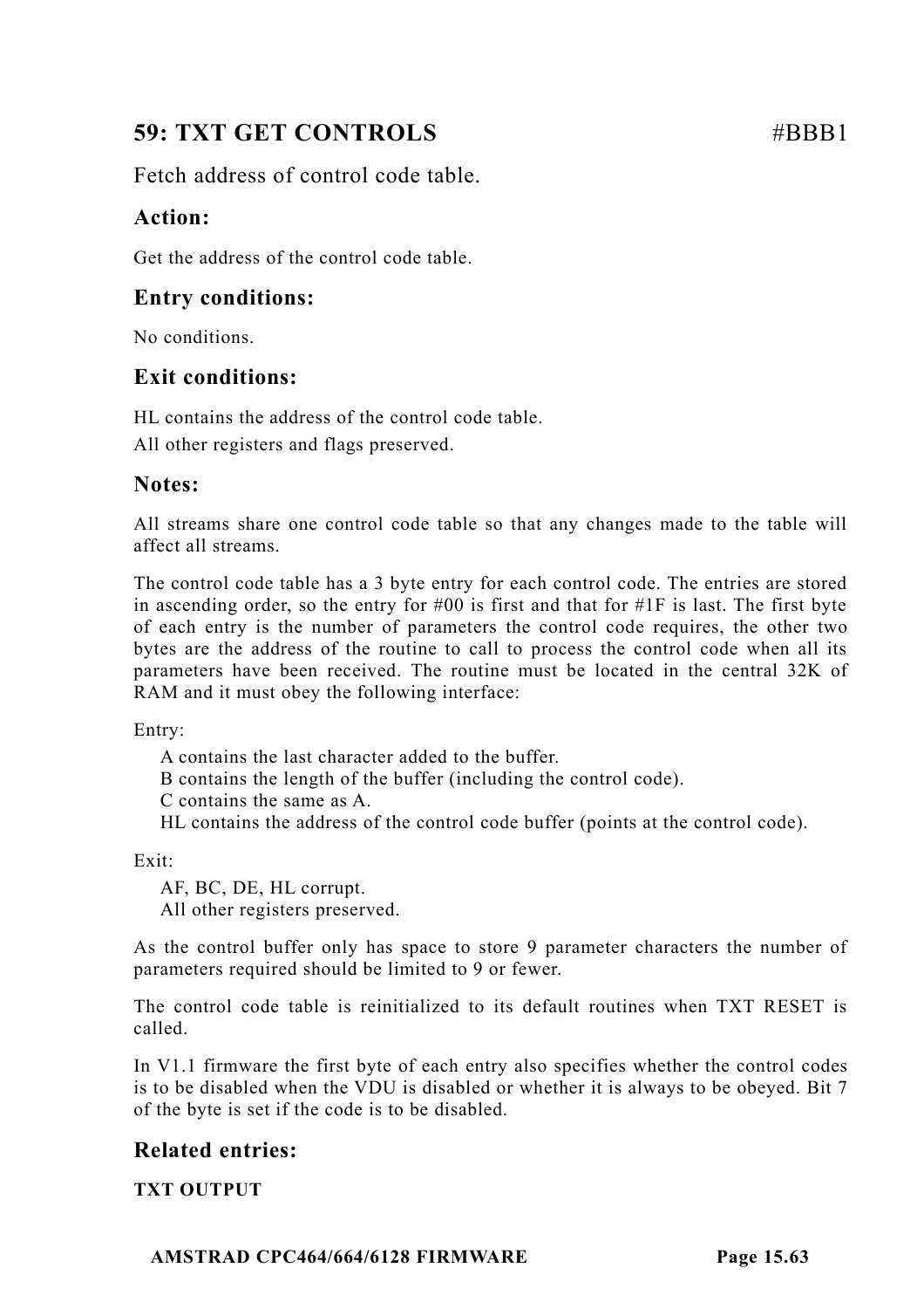## 59: TXT GET CONTROLS #BBB1

Fetch address of control code table.

### Action:

Get the address of the control code table.

### Entry conditions:

No conditions.

### Exit conditions:

HL contains the address of the control code table.

All other registers and flags preserved.

### Notes:

All streams share one control code table so that any changes made to the table will affect all streams.

The control code table has a 3 byte entry for each control code. The entries are stored in ascending order, so the entry for #00 is first and that for #1F is last. The first byte of each entry is the number of parameters the control code requires, the other two bytes are the address of the routine to call to process the control code when all its parameters have been received. The routine must be located in the central 32K of RAM and it must obey the following interface:

Entry:

- A contains the last character added to the buffer.
- B contains the length of the buffer (including the control code).
- C contains the same as A.
- HL contains the address of the control code buffer (points at the control code).

Exit:

- AF, BC, DE, HL corrupt.
- All other registers preserved.

As the control buffer only has space to store 9 parameter characters the number of parameters required should be limited to 9 or fewer.

The control code table is reinitialized to its default routines when TXT RESET is called.

In V1.1 firmware the first byte of each entry also specifies whether the control codes is to be disabled when the VDU is disabled or whether it is always to be obeyed. Bit 7 of the byte is set if the code is to be disabled.

### Related entries:

**TXT OUTPUT**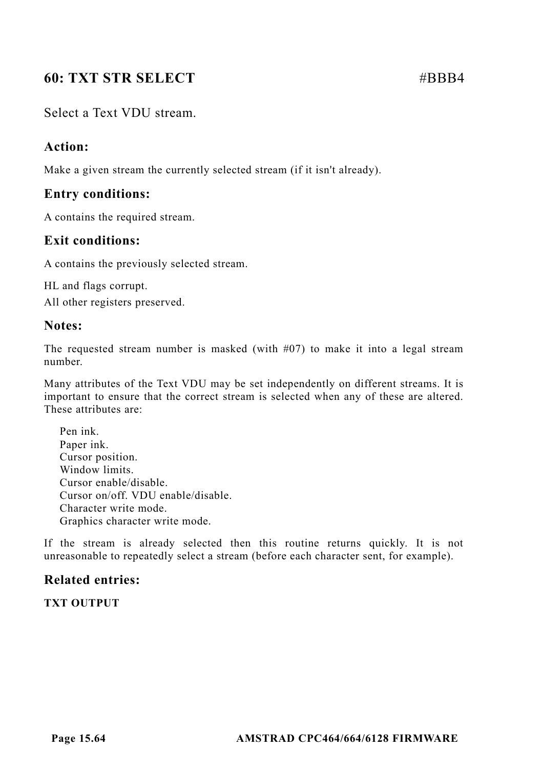## 60: TXT STR SELECT #BBB4

Select a Text VDU stream.

### Action:

Make a given stream the currently selected stream (if it isn't already).

### Entry conditions:

A contains the required stream.

### Exit conditions:

A contains the previously selected stream.

HL and flags corrupt.
All other registers preserved.

### Notes:

The requested stream number is masked (with #07) to make it into a legal stream number.

Many attributes of the Text VDU may be set independently on different streams. It is important to ensure that the correct stream is selected when any of these are altered. These attributes are:

Pen ink.
Paper ink.
Cursor position.
Window limits.
Cursor enable/disable.
Cursor on/off. VDU enable/disable.
Character write mode.
Graphics character write mode.

If the stream is already selected then this routine returns quickly. It is not unreasonable to repeatedly select a stream (before each character sent, for example).

### Related entries:

**TXT OUTPUT**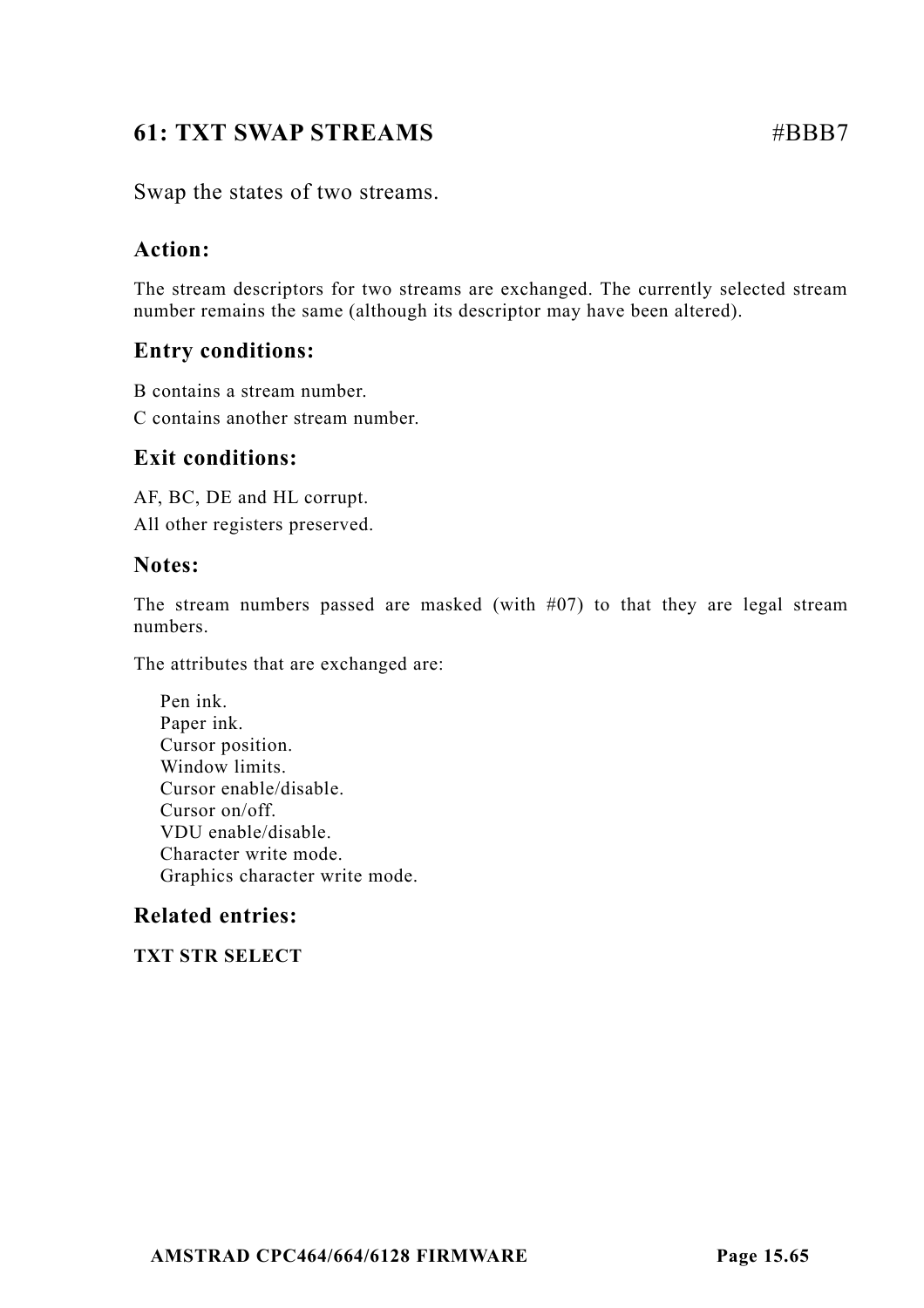## 61: TXT SWAP STREAMS #BBB7

Swap the states of two streams.

### Action:

The stream descriptors for two streams are exchanged. The currently selected stream number remains the same (although its descriptor may have been altered).

### Entry conditions:

B contains a stream number.

C contains another stream number.

### Exit conditions:

AF, BC, DE and HL corrupt.

All other registers preserved.

### Notes:

The stream numbers passed are masked (with #07) to that they are legal stream numbers.

The attributes that are exchanged are:

- Pen ink.
- Paper ink.
- Cursor position.
- Window limits.
- Cursor enable/disable.
- Cursor on/off.
- VDU enable/disable.
- Character write mode.
- Graphics character write mode.

### Related entries:

**TXT STR SELECT**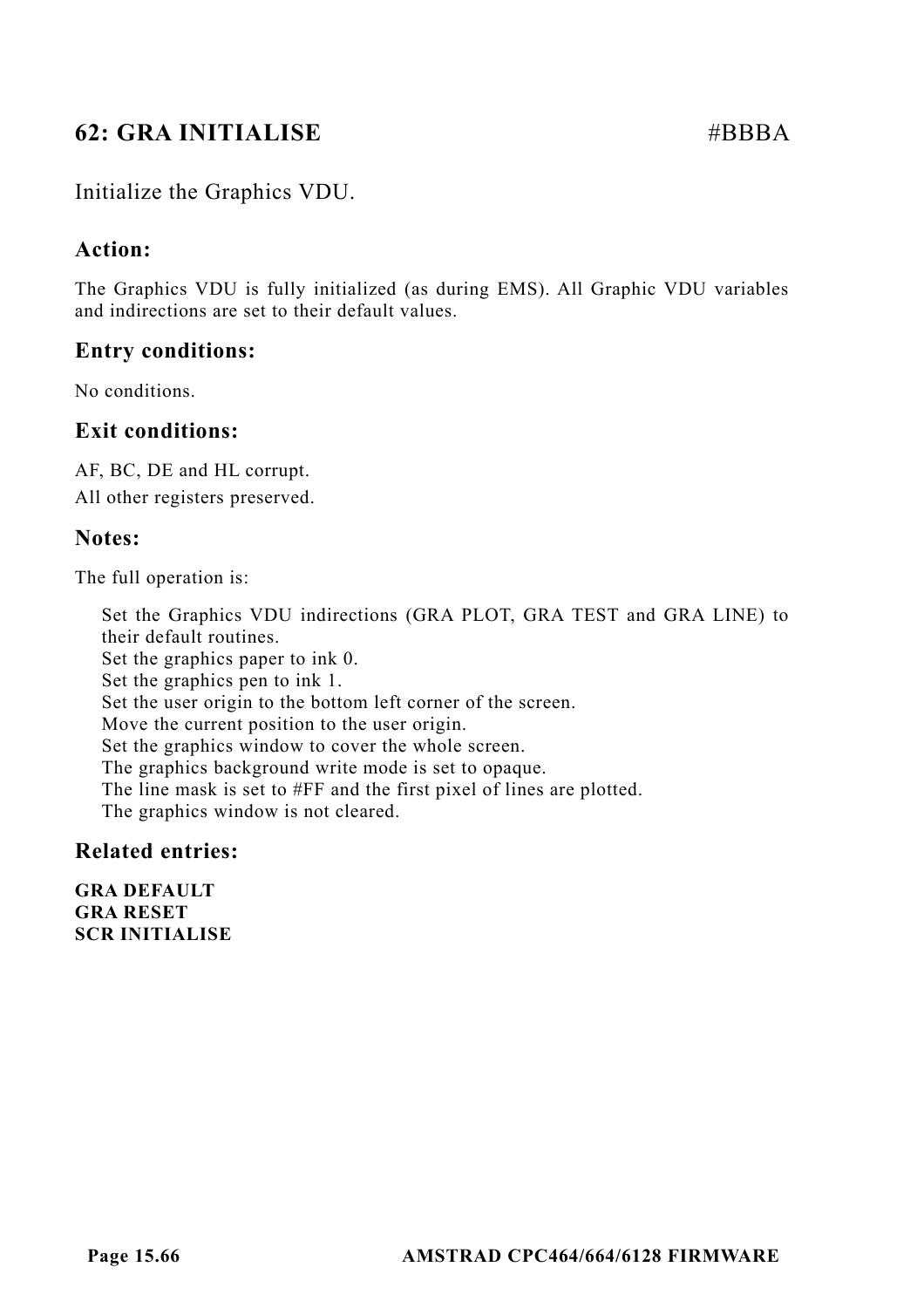## 62: GRA INITIALISE #BBBA

Initialize the Graphics VDU.

### Action:

The Graphics VDU is fully initialized (as during EMS). All Graphic VDU variables and indirections are set to their default values.

### Entry conditions:

No conditions.

### Exit conditions:

AF, BC, DE and HL corrupt.
All other registers preserved.

### Notes:

The full operation is:

> Set the Graphics VDU indirections (GRA PLOT, GRA TEST and GRA LINE) to their default routines.
> Set the graphics paper to ink 0.
> Set the graphics pen to ink 1.
> Set the user origin to the bottom left corner of the screen.
> Move the current position to the user origin.
> Set the graphics window to cover the whole screen.
> The graphics background write mode is set to opaque.
> The line mask is set to #FF and the first pixel of lines are plotted.
> The graphics window is not cleared.

### Related entries:

**GRA DEFAULT**
**GRA RESET**
**SCR INITIALISE**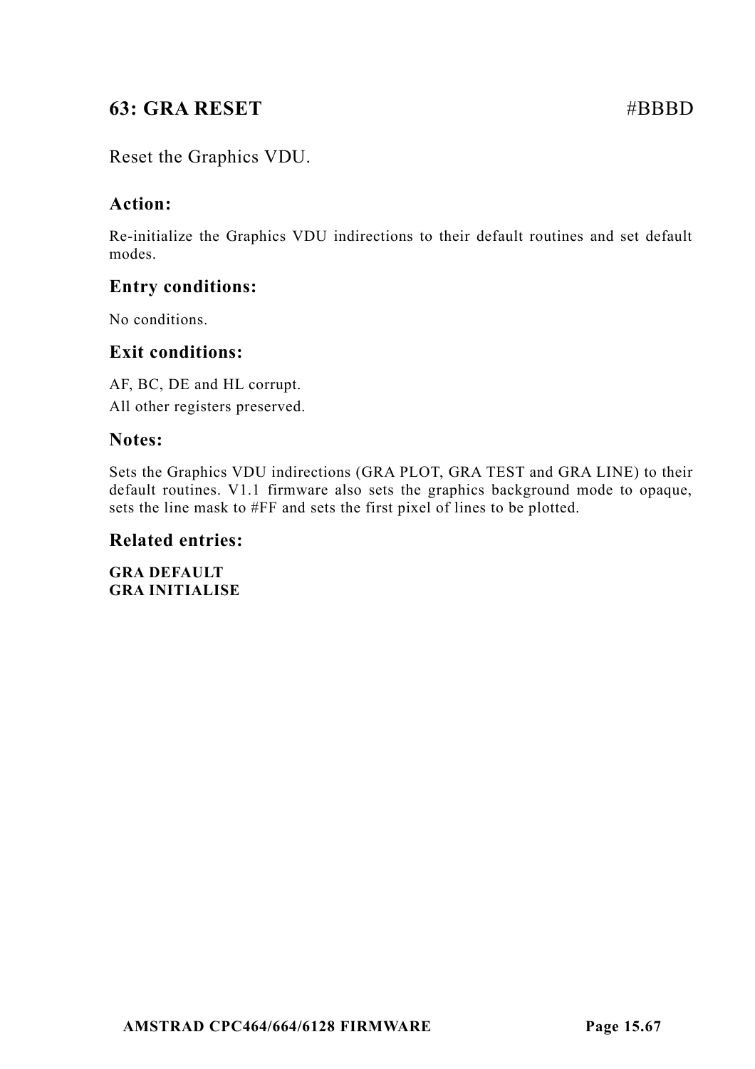## 63: GRA RESET #BBBD

Reset the Graphics VDU.

### Action:

Re-initialize the Graphics VDU indirections to their default routines and set default modes.

### Entry conditions:

No conditions.

### Exit conditions:

AF, BC, DE and HL corrupt.
All other registers preserved.

### Notes:

Sets the Graphics VDU indirections (GRA PLOT, GRA TEST and GRA LINE) to their default routines. V1.1 firmware also sets the graphics background mode to opaque, sets the line mask to #FF and sets the first pixel of lines to be plotted.

### Related entries:

**GRA DEFAULT**
**GRA INITIALISE**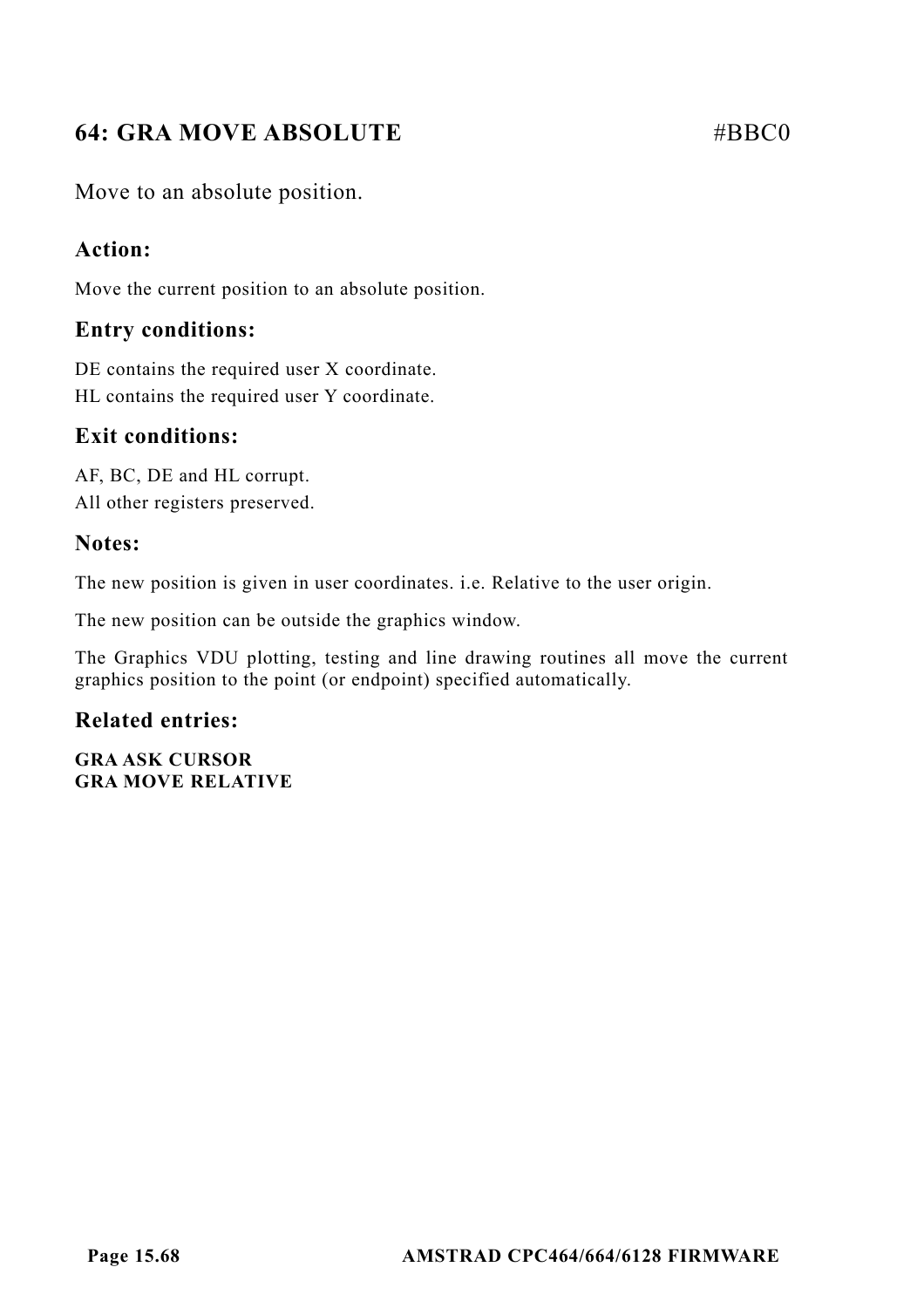## 64: GRA MOVE ABSOLUTE #BBC0

Move to an absolute position.

### Action:

Move the current position to an absolute position.

### Entry conditions:

DE contains the required user X coordinate.
HL contains the required user Y coordinate.

### Exit conditions:

AF, BC, DE and HL corrupt.
All other registers preserved.

### Notes:

The new position is given in user coordinates. i.e. Relative to the user origin.

The new position can be outside the graphics window.

The Graphics VDU plotting, testing and line drawing routines all move the current graphics position to the point (or endpoint) specified automatically.

### Related entries:

**GRA ASK CURSOR**
**GRA MOVE RELATIVE**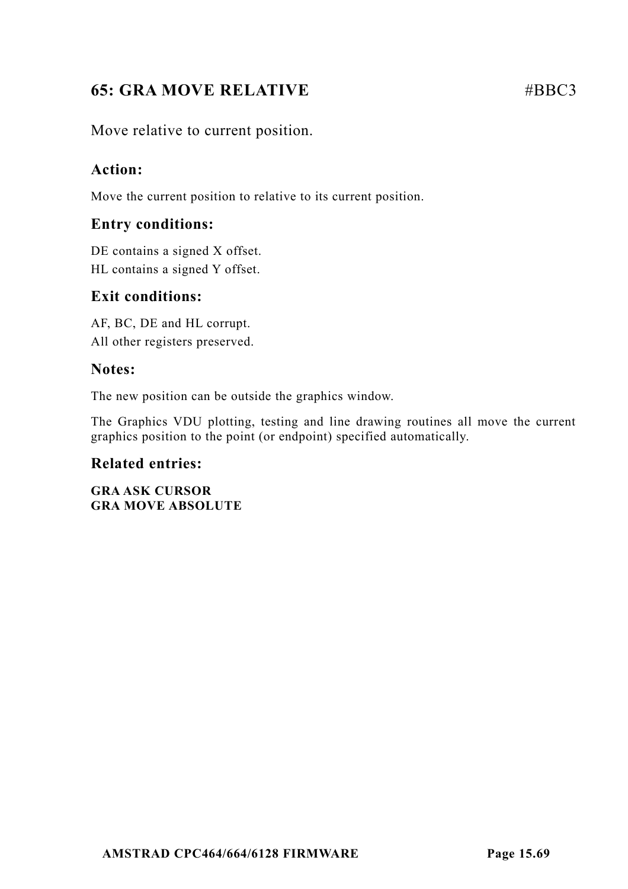## 65: GRA MOVE RELATIVE #BBC3

Move relative to current position.

### Action:

Move the current position to relative to its current position.

### Entry conditions:

DE contains a signed X offset.
HL contains a signed Y offset.

### Exit conditions:

AF, BC, DE and HL corrupt.
All other registers preserved.

### Notes:

The new position can be outside the graphics window.

The Graphics VDU plotting, testing and line drawing routines all move the current graphics position to the point (or endpoint) specified automatically.

### Related entries:

**GRA ASK CURSOR**
**GRA MOVE ABSOLUTE**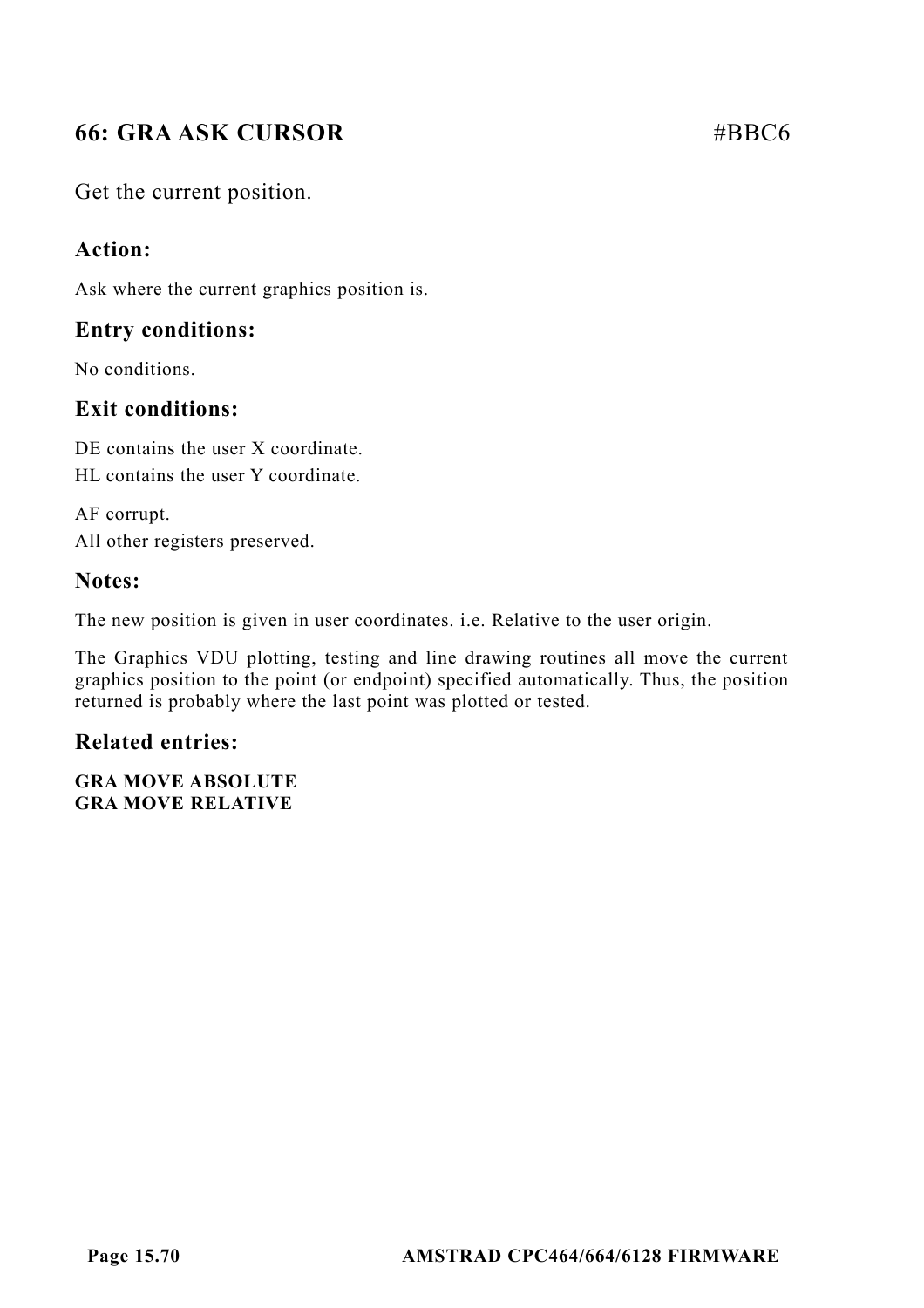## 66: GRA ASK CURSOR #BBC6

Get the current position.

### Action:

Ask where the current graphics position is.

### Entry conditions:

No conditions.

### Exit conditions:

DE contains the user X coordinate.
HL contains the user Y coordinate.

AF corrupt.
All other registers preserved.

### Notes:

The new position is given in user coordinates. i.e. Relative to the user origin.

The Graphics VDU plotting, testing and line drawing routines all move the current graphics position to the point (or endpoint) specified automatically. Thus, the position returned is probably where the last point was plotted or tested.

### Related entries:

**GRA MOVE ABSOLUTE**
**GRA MOVE RELATIVE**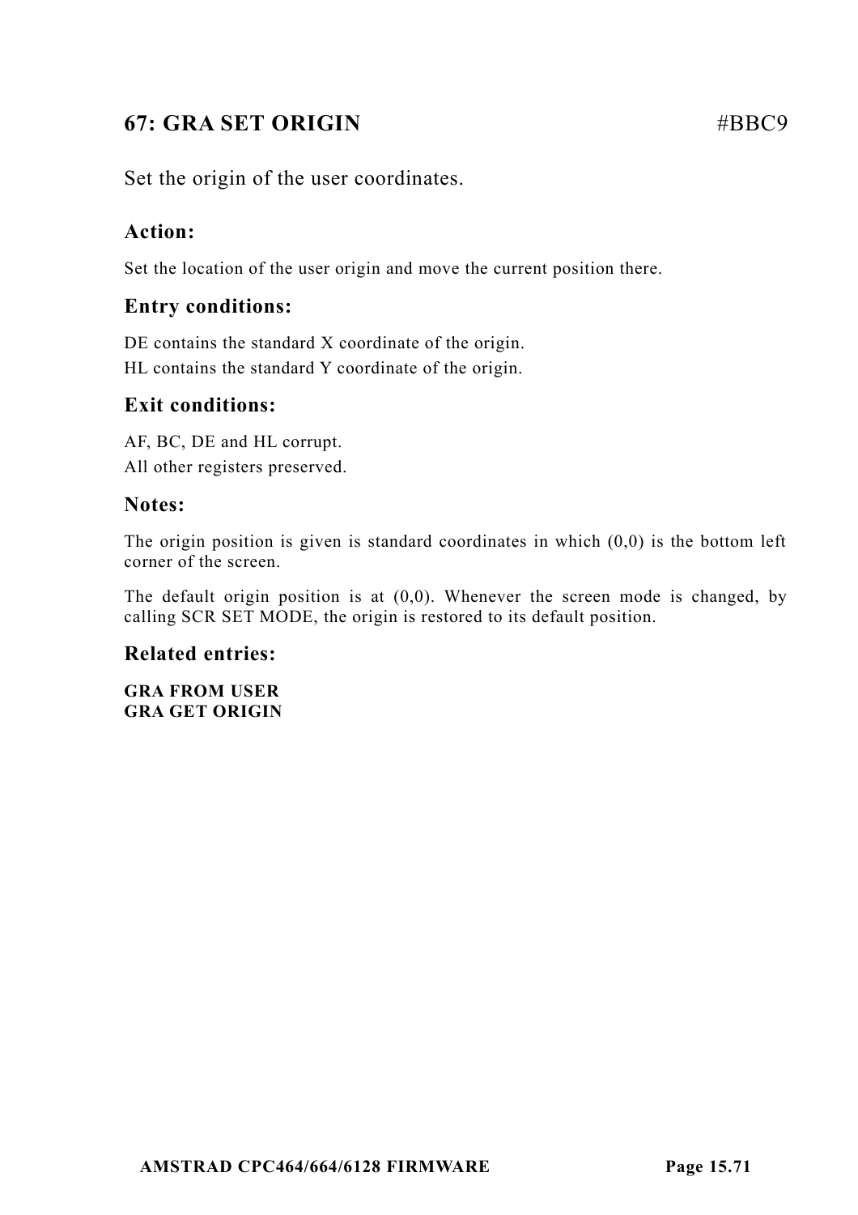## 67: GRA SET ORIGIN #BBC9

Set the origin of the user coordinates.

### Action:

Set the location of the user origin and move the current position there.

### Entry conditions:

DE contains the standard X coordinate of the origin.
HL contains the standard Y coordinate of the origin.

### Exit conditions:

AF, BC, DE and HL corrupt.
All other registers preserved.

### Notes:

The origin position is given is standard coordinates in which (0,0) is the bottom left corner of the screen.

The default origin position is at (0,0). Whenever the screen mode is changed, by calling SCR SET MODE, the origin is restored to its default position.

### Related entries:

**GRA FROM USER**
**GRA GET ORIGIN**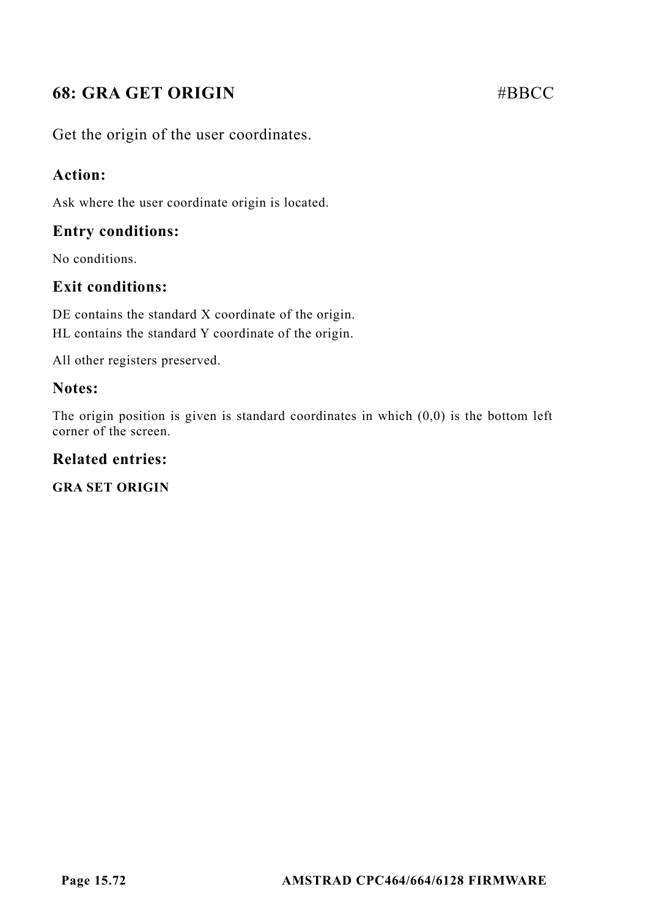## 68: GRA GET ORIGIN #BBCC

Get the origin of the user coordinates.

### Action:

Ask where the user coordinate origin is located.

### Entry conditions:

No conditions.

### Exit conditions:

DE contains the standard X coordinate of the origin.
HL contains the standard Y coordinate of the origin.

All other registers preserved.

### Notes:

The origin position is given is standard coordinates in which (0,0) is the bottom left corner of the screen.

### Related entries:

**GRA SET ORIGIN**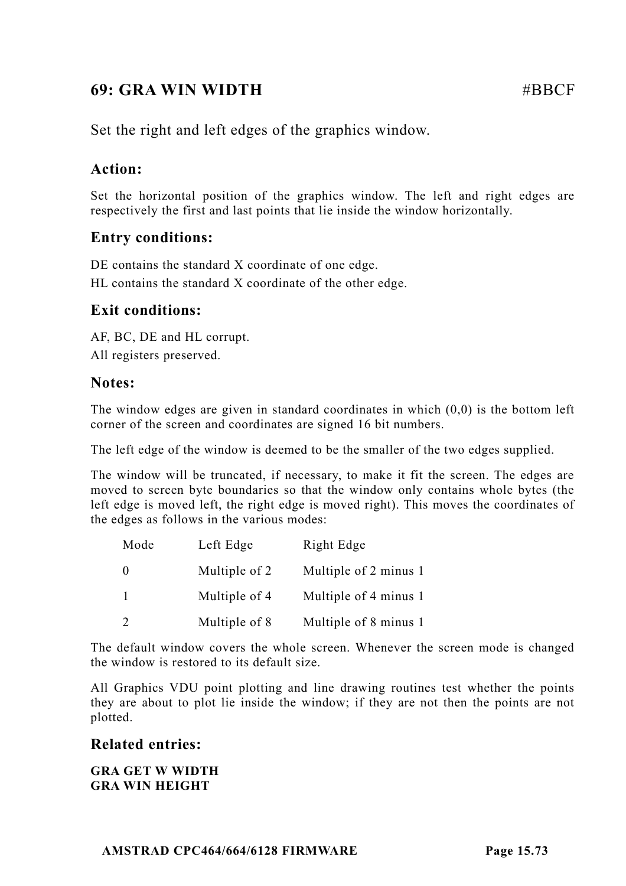## 69: GRA WIN WIDTH #BBCF

Set the right and left edges of the graphics window.

### Action:

Set the horizontal position of the graphics window. The left and right edges are respectively the first and last points that lie inside the window horizontally.

### Entry conditions:

DE contains the standard X coordinate of one edge.
HL contains the standard X coordinate of the other edge.

### Exit conditions:

AF, BC, DE and HL corrupt.
All registers preserved.

### Notes:

The window edges are given in standard coordinates in which (0,0) is the bottom left corner of the screen and coordinates are signed 16 bit numbers.

The left edge of the window is deemed to be the smaller of the two edges supplied.

The window will be truncated, if necessary, to make it fit the screen. The edges are moved to screen byte boundaries so that the window only contains whole bytes (the left edge is moved left, the right edge is moved right). This moves the coordinates of the edges as follows in the various modes:

| Mode | Left Edge | Right Edge |
|---|---|---|
| 0 | Multiple of 2 | Multiple of 2 minus 1 |
| 1 | Multiple of 4 | Multiple of 4 minus 1 |
| 2 | Multiple of 8 | Multiple of 8 minus 1 |

The default window covers the whole screen. Whenever the screen mode is changed the window is restored to its default size.

All Graphics VDU point plotting and line drawing routines test whether the points they are about to plot lie inside the window; if they are not then the points are not plotted.

### Related entries:

**GRA GET W WIDTH**
**GRA WIN HEIGHT**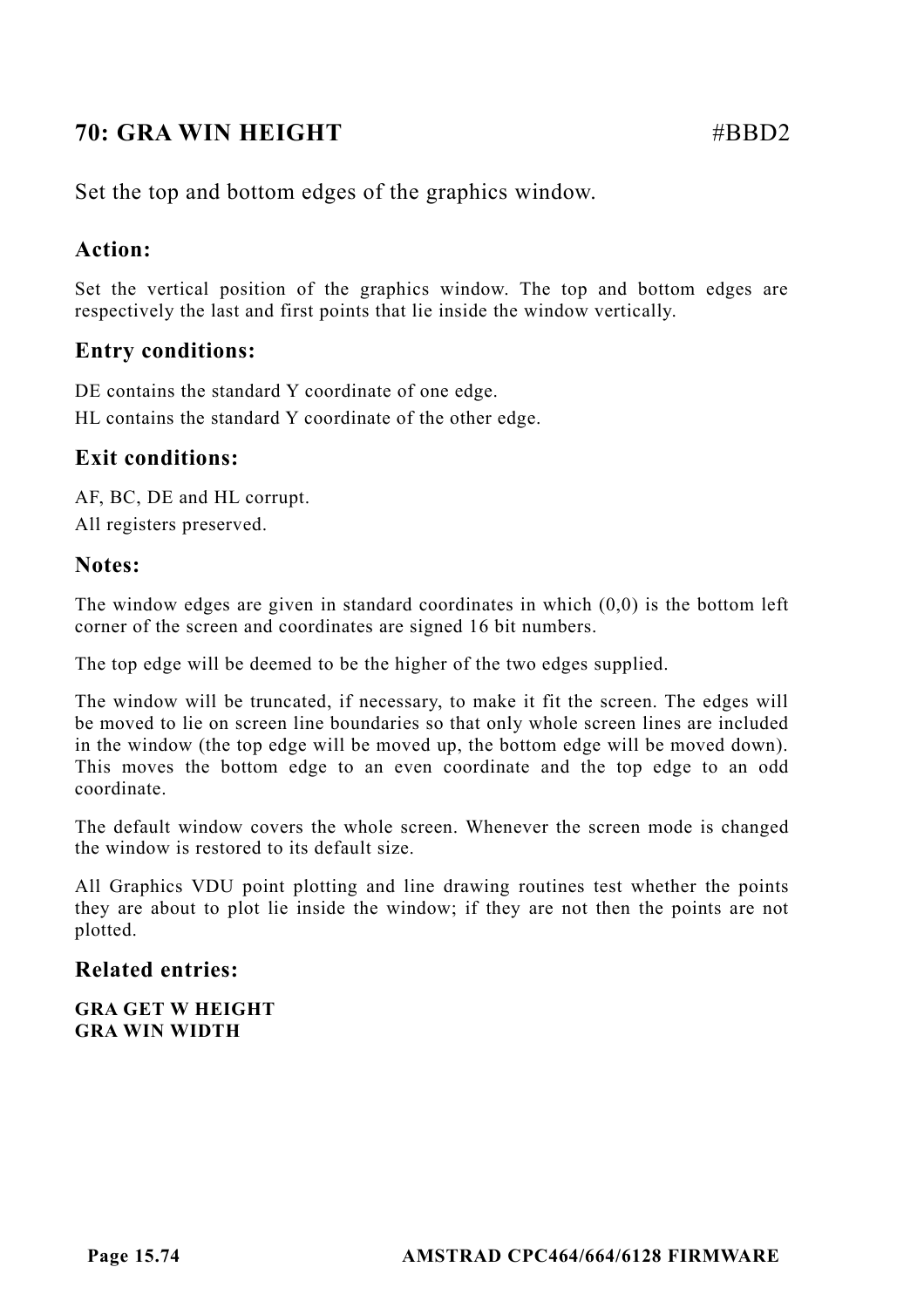## 70: GRA WIN HEIGHT #BBD2

Set the top and bottom edges of the graphics window.

### Action:

Set the vertical position of the graphics window. The top and bottom edges are respectively the last and first points that lie inside the window vertically.

### Entry conditions:

DE contains the standard Y coordinate of one edge.
HL contains the standard Y coordinate of the other edge.

### Exit conditions:

AF, BC, DE and HL corrupt.
All registers preserved.

### Notes:

The window edges are given in standard coordinates in which (0,0) is the bottom left corner of the screen and coordinates are signed 16 bit numbers.

The top edge will be deemed to be the higher of the two edges supplied.

The window will be truncated, if necessary, to make it fit the screen. The edges will be moved to lie on screen line boundaries so that only whole screen lines are included in the window (the top edge will be moved up, the bottom edge will be moved down). This moves the bottom edge to an even coordinate and the top edge to an odd coordinate.

The default window covers the whole screen. Whenever the screen mode is changed the window is restored to its default size.

All Graphics VDU point plotting and line drawing routines test whether the points they are about to plot lie inside the window; if they are not then the points are not plotted.

### Related entries:

**GRA GET W HEIGHT**
**GRA WIN WIDTH**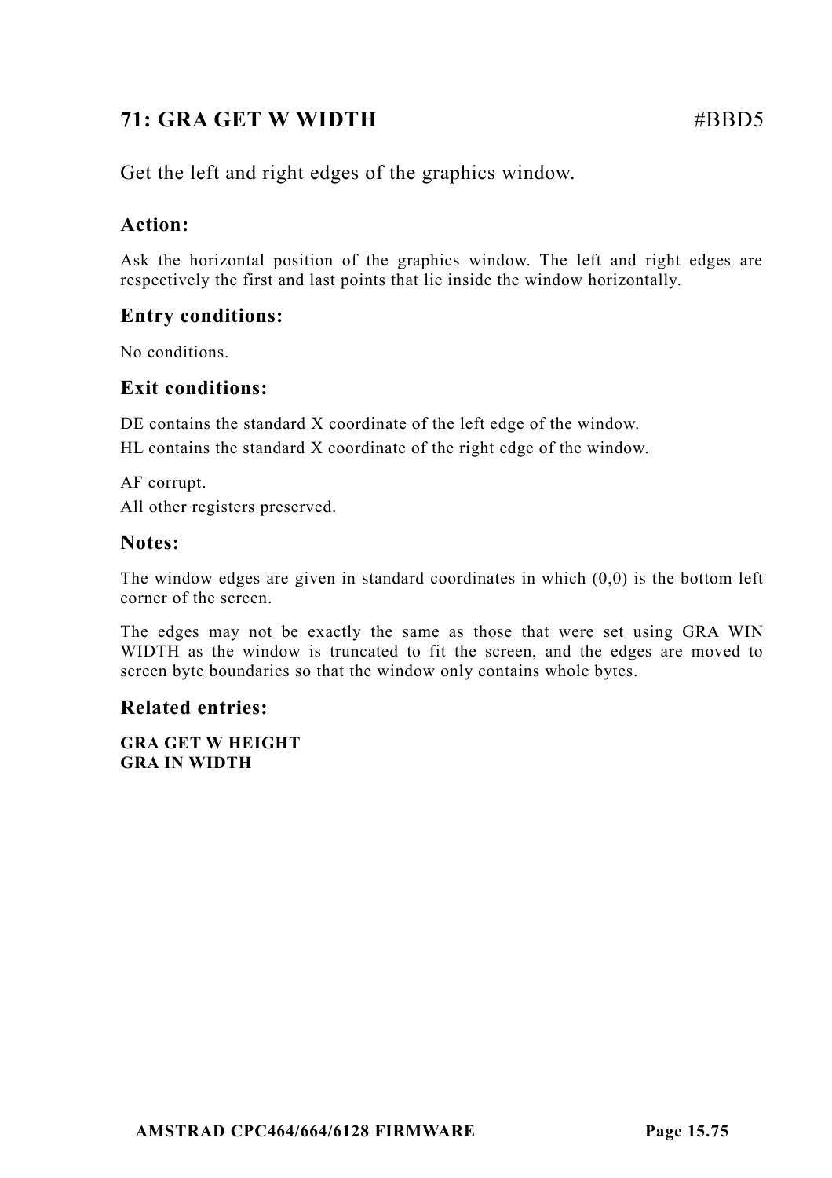## 71: GRA GET W WIDTH #BBD5

Get the left and right edges of the graphics window.

### Action:

Ask the horizontal position of the graphics window. The left and right edges are respectively the first and last points that lie inside the window horizontally.

### Entry conditions:

No conditions.

### Exit conditions:

DE contains the standard X coordinate of the left edge of the window.
HL contains the standard X coordinate of the right edge of the window.

AF corrupt.
All other registers preserved.

### Notes:

The window edges are given in standard coordinates in which (0,0) is the bottom left corner of the screen.

The edges may not be exactly the same as those that were set using GRA WIN WIDTH as the window is truncated to fit the screen, and the edges are moved to screen byte boundaries so that the window only contains whole bytes.

### Related entries:

**GRA GET W HEIGHT**
**GRA IN WIDTH**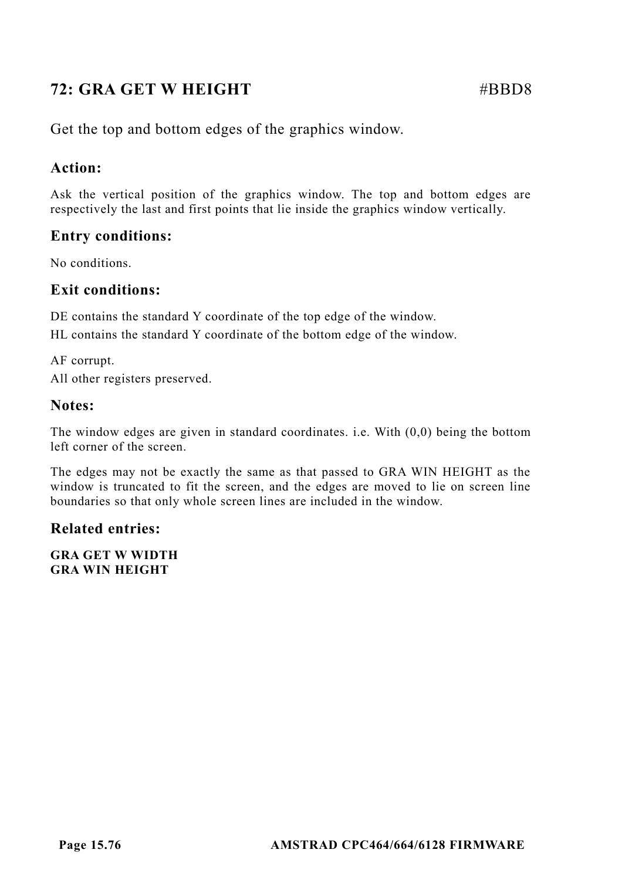## 72: GRA GET W HEIGHT #BBD8

Get the top and bottom edges of the graphics window.

### Action:

Ask the vertical position of the graphics window. The top and bottom edges are respectively the last and first points that lie inside the graphics window vertically.

### Entry conditions:

No conditions.

### Exit conditions:

DE contains the standard Y coordinate of the top edge of the window.

HL contains the standard Y coordinate of the bottom edge of the window.

AF corrupt.

All other registers preserved.

### Notes:

The window edges are given in standard coordinates. i.e. With (0,0) being the bottom left corner of the screen.

The edges may not be exactly the same as that passed to GRA WIN HEIGHT as the window is truncated to fit the screen, and the edges are moved to lie on screen line boundaries so that only whole screen lines are included in the window.

### Related entries:

**GRA GET W WIDTH**
**GRA WIN HEIGHT**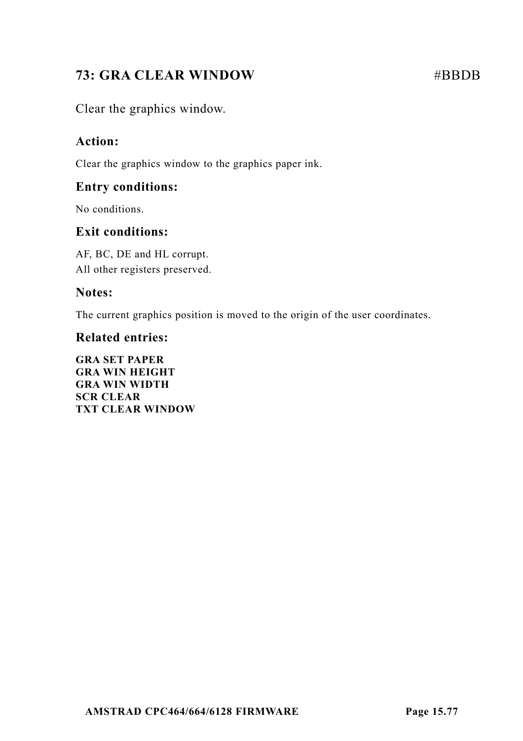## 73: GRA CLEAR WINDOW #BBDB

Clear the graphics window.

### Action:

Clear the graphics window to the graphics paper ink.

### Entry conditions:

No conditions.

### Exit conditions:

AF, BC, DE and HL corrupt.
All other registers preserved.

### Notes:

The current graphics position is moved to the origin of the user coordinates.

### Related entries:

**GRA SET PAPER**
**GRA WIN HEIGHT**
**GRA WIN WIDTH**
**SCR CLEAR**
**TXT CLEAR WINDOW**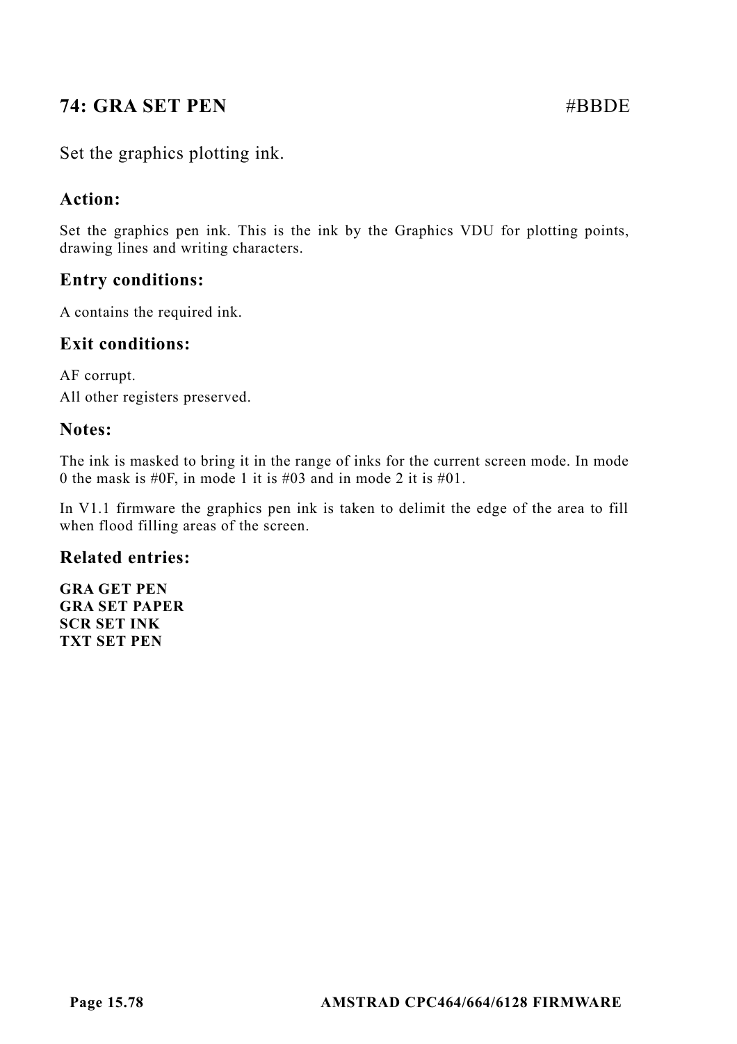## 74: GRA SET PEN #BBDE

Set the graphics plotting ink.

### Action:

Set the graphics pen ink. This is the ink by the Graphics VDU for plotting points, drawing lines and writing characters.

### Entry conditions:

A contains the required ink.

### Exit conditions:

AF corrupt.

All other registers preserved.

### Notes:

The ink is masked to bring it in the range of inks for the current screen mode. In mode 0 the mask is #0F, in mode 1 it is #03 and in mode 2 it is #01.

In V1.1 firmware the graphics pen ink is taken to delimit the edge of the area to fill when flood filling areas of the screen.

### Related entries:

**GRA GET PEN**
**GRA SET PAPER**
**SCR SET INK**
**TXT SET PEN**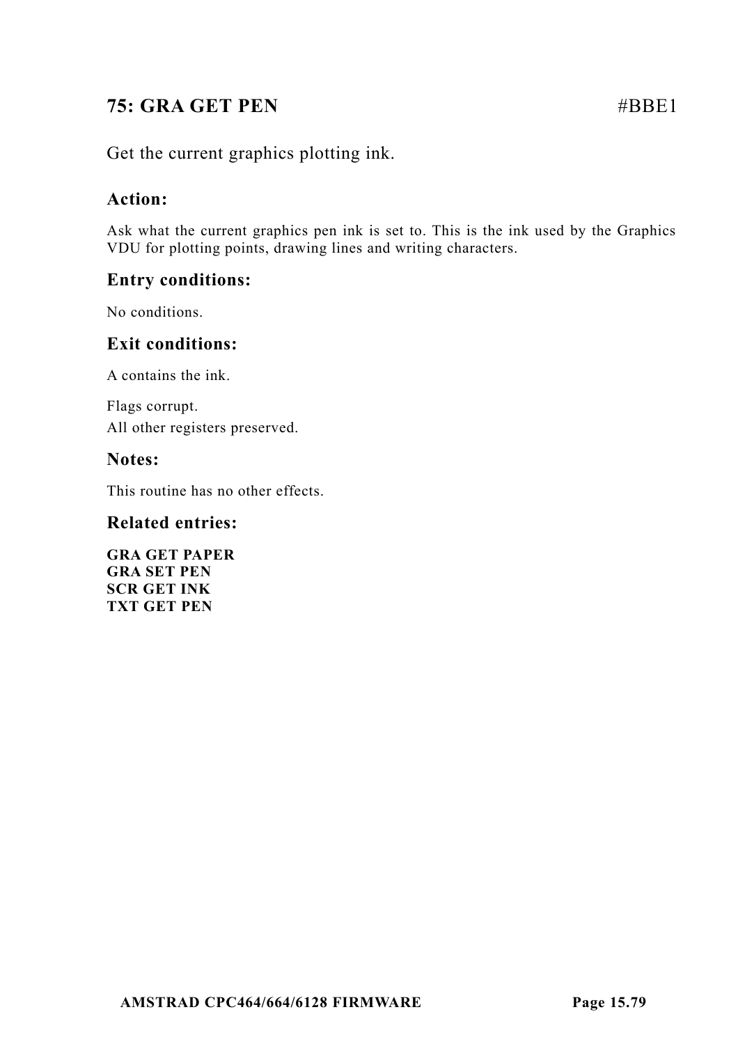## 75: GRA GET PEN #BBE1

Get the current graphics plotting ink.

### Action:

Ask what the current graphics pen ink is set to. This is the ink used by the Graphics VDU for plotting points, drawing lines and writing characters.

### Entry conditions:

No conditions.

### Exit conditions:

A contains the ink.

Flags corrupt.
All other registers preserved.

### Notes:

This routine has no other effects.

### Related entries:

**GRA GET PAPER**
**GRA SET PEN**
**SCR GET INK**
**TXT GET PEN**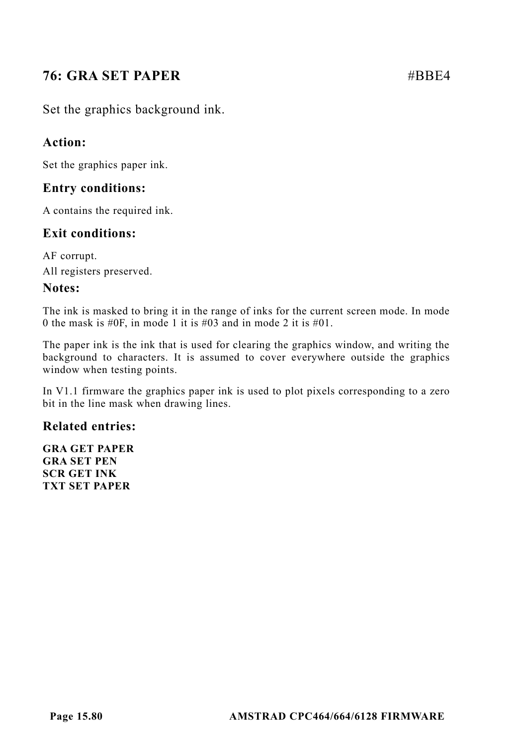## 76: GRA SET PAPER #BBE4

Set the graphics background ink.

### Action:

Set the graphics paper ink.

### Entry conditions:

A contains the required ink.

### Exit conditions:

AF corrupt.

All registers preserved.

### Notes:

The ink is masked to bring it in the range of inks for the current screen mode. In mode 0 the mask is #0F, in mode 1 it is #03 and in mode 2 it is #01.

The paper ink is the ink that is used for clearing the graphics window, and writing the background to characters. It is assumed to cover everywhere outside the graphics window when testing points.

In V1.1 firmware the graphics paper ink is used to plot pixels corresponding to a zero bit in the line mask when drawing lines.

### Related entries:

**GRA GET PAPER**
**GRA SET PEN**
**SCR GET INK**
**TXT SET PAPER**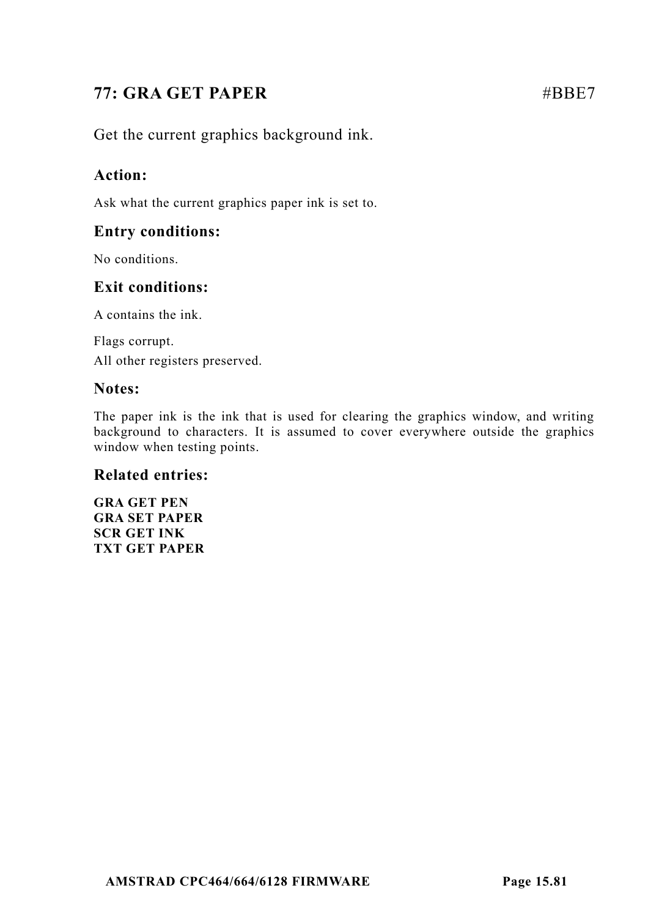## 77: GRA GET PAPER #BBE7

Get the current graphics background ink.

### Action:

Ask what the current graphics paper ink is set to.

### Entry conditions:

No conditions.

### Exit conditions:

A contains the ink.

Flags corrupt.
All other registers preserved.

### Notes:

The paper ink is the ink that is used for clearing the graphics window, and writing background to characters. It is assumed to cover everywhere outside the graphics window when testing points.

### Related entries:

**GRA GET PEN**
**GRA SET PAPER**
**SCR GET INK**
**TXT GET PAPER**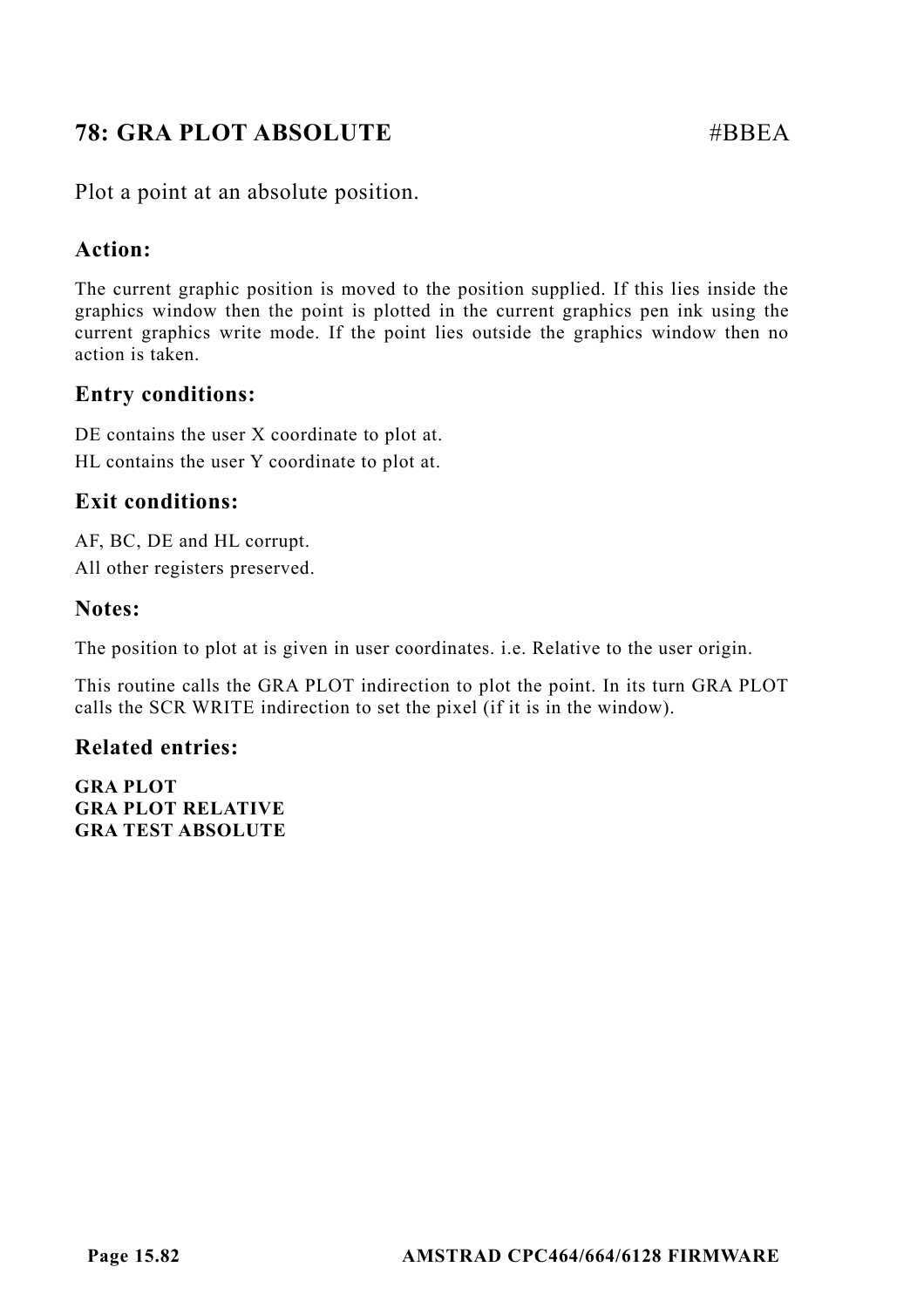## 78: GRA PLOT ABSOLUTE #BBEA

Plot a point at an absolute position.

### Action:

The current graphic position is moved to the position supplied. If this lies inside the graphics window then the point is plotted in the current graphics pen ink using the current graphics write mode. If the point lies outside the graphics window then no action is taken.

### Entry conditions:

DE contains the user X coordinate to plot at.

HL contains the user Y coordinate to plot at.

### Exit conditions:

AF, BC, DE and HL corrupt.

All other registers preserved.

### Notes:

The position to plot at is given in user coordinates. i.e. Relative to the user origin.

This routine calls the GRA PLOT indirection to plot the point. In its turn GRA PLOT calls the SCR WRITE indirection to set the pixel (if it is in the window).

### Related entries:

**GRA PLOT**
**GRA PLOT RELATIVE**
**GRA TEST ABSOLUTE**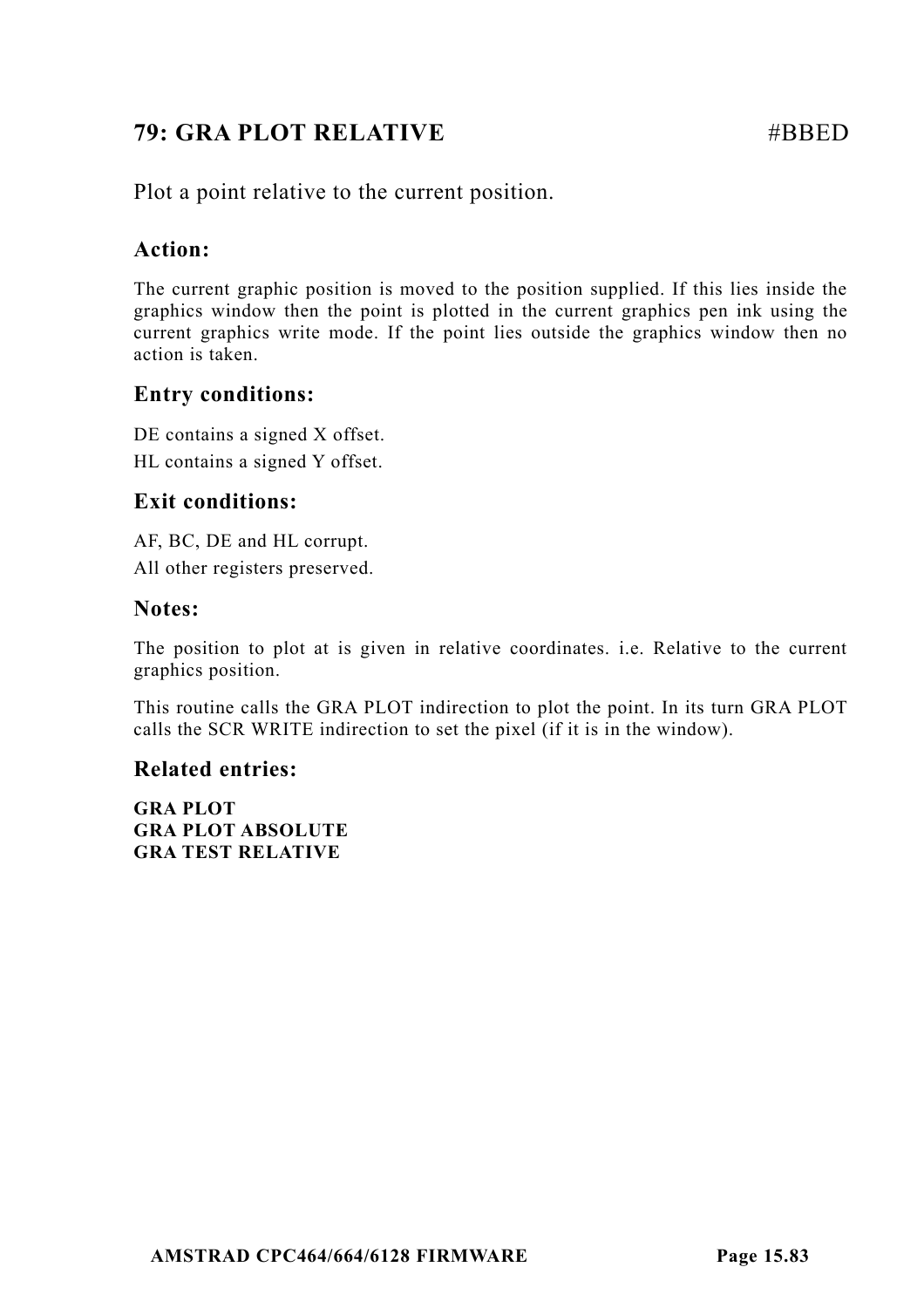## 79: GRA PLOT RELATIVE #BBED

Plot a point relative to the current position.

### Action:

The current graphic position is moved to the position supplied. If this lies inside the graphics window then the point is plotted in the current graphics pen ink using the current graphics write mode. If the point lies outside the graphics window then no action is taken.

### Entry conditions:

DE contains a signed X offset.

HL contains a signed Y offset.

### Exit conditions:

AF, BC, DE and HL corrupt.

All other registers preserved.

### Notes:

The position to plot at is given in relative coordinates. i.e. Relative to the current graphics position.

This routine calls the GRA PLOT indirection to plot the point. In its turn GRA PLOT calls the SCR WRITE indirection to set the pixel (if it is in the window).

### Related entries:

**GRA PLOT**
**GRA PLOT ABSOLUTE**
**GRA TEST RELATIVE**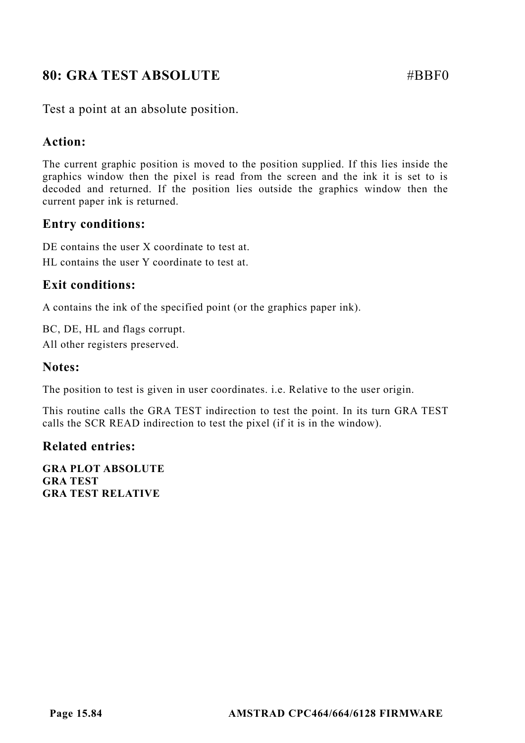## 80: GRA TEST ABSOLUTE #BBF0

Test a point at an absolute position.

### Action:

The current graphic position is moved to the position supplied. If this lies inside the graphics window then the pixel is read from the screen and the ink it is set to is decoded and returned. If the position lies outside the graphics window then the current paper ink is returned.

### Entry conditions:

DE contains the user X coordinate to test at.
HL contains the user Y coordinate to test at.

### Exit conditions:

A contains the ink of the specified point (or the graphics paper ink).

BC, DE, HL and flags corrupt.
All other registers preserved.

### Notes:

The position to test is given in user coordinates. i.e. Relative to the user origin.

This routine calls the GRA TEST indirection to test the point. In its turn GRA TEST calls the SCR READ indirection to test the pixel (if it is in the window).

### Related entries:

**GRA PLOT ABSOLUTE**
**GRA TEST**
**GRA TEST RELATIVE**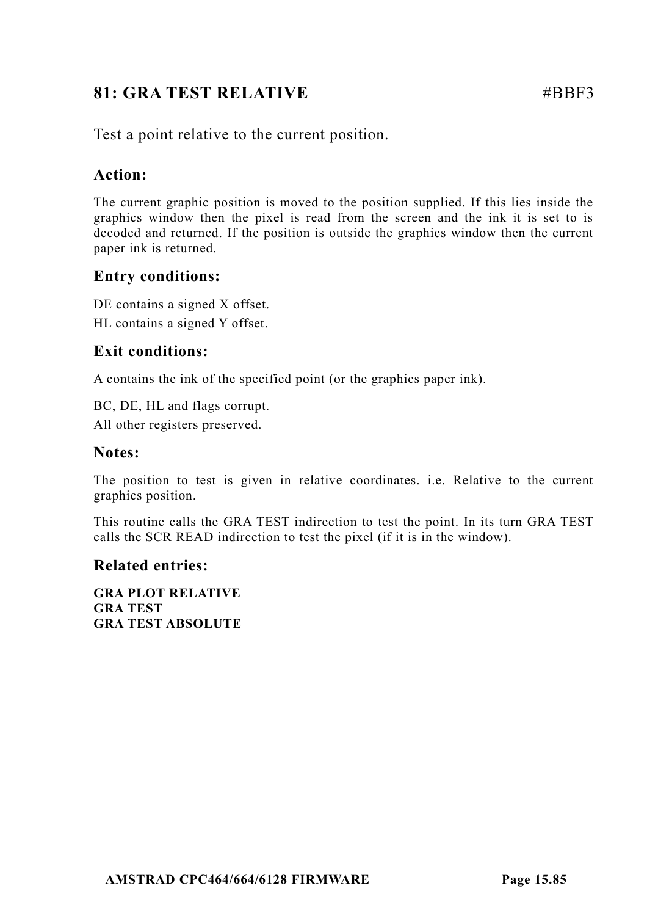## 81: GRA TEST RELATIVE #BBF3

Test a point relative to the current position.

### Action:

The current graphic position is moved to the position supplied. If this lies inside the graphics window then the pixel is read from the screen and the ink it is set to is decoded and returned. If the position is outside the graphics window then the current paper ink is returned.

### Entry conditions:

DE contains a signed X offset.
HL contains a signed Y offset.

### Exit conditions:

A contains the ink of the specified point (or the graphics paper ink).

BC, DE, HL and flags corrupt.
All other registers preserved.

### Notes:

The position to test is given in relative coordinates. i.e. Relative to the current graphics position.

This routine calls the GRA TEST indirection to test the point. In its turn GRA TEST calls the SCR READ indirection to test the pixel (if it is in the window).

### Related entries:

**GRA PLOT RELATIVE**
**GRA TEST**
**GRA TEST ABSOLUTE**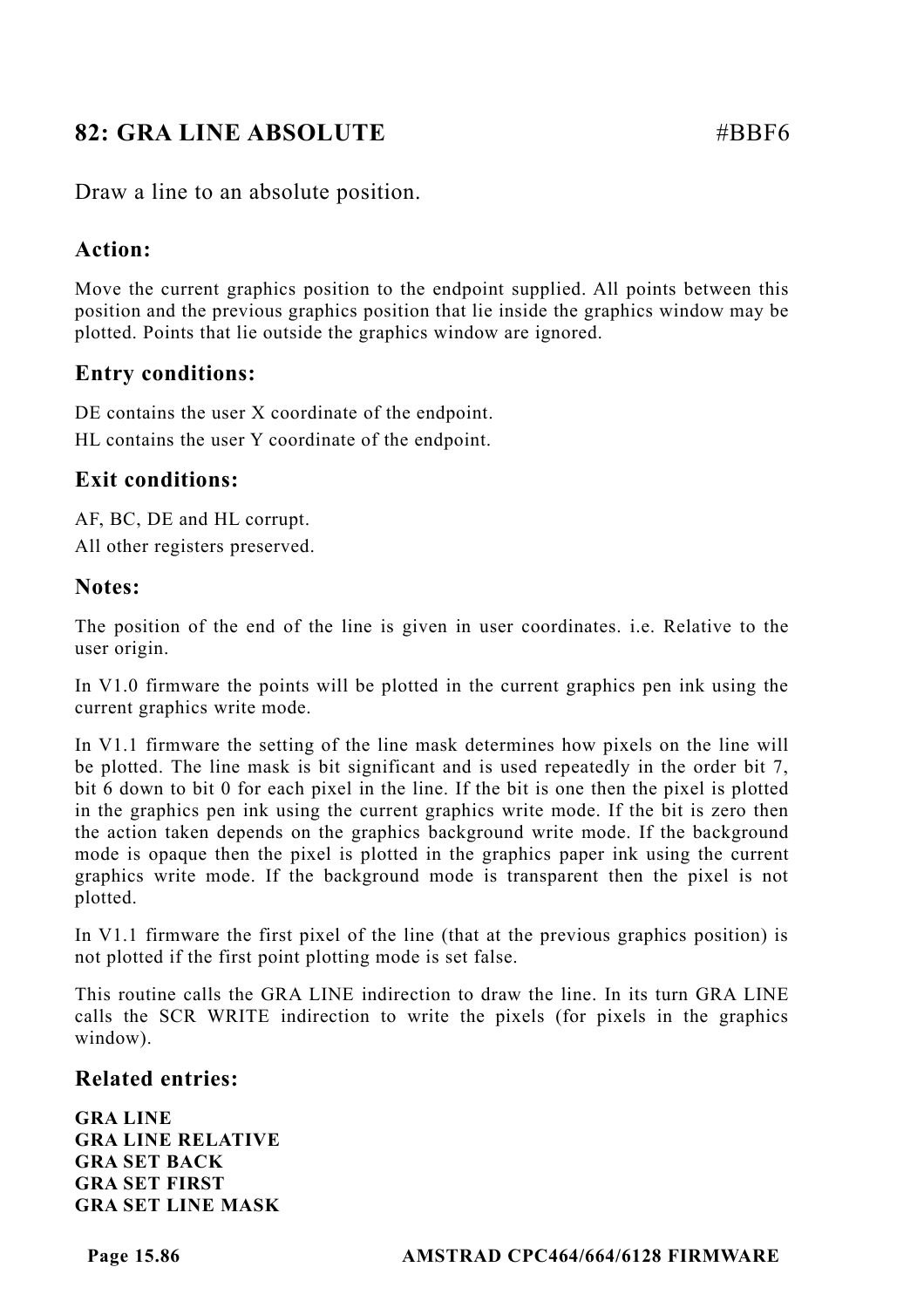## 82: GRA LINE ABSOLUTE #BBF6

Draw a line to an absolute position.

### Action:

Move the current graphics position to the endpoint supplied. All points between this position and the previous graphics position that lie inside the graphics window may be plotted. Points that lie outside the graphics window are ignored.

### Entry conditions:

DE contains the user X coordinate of the endpoint.
HL contains the user Y coordinate of the endpoint.

### Exit conditions:

AF, BC, DE and HL corrupt.
All other registers preserved.

### Notes:

The position of the end of the line is given in user coordinates. i.e. Relative to the user origin.

In V1.0 firmware the points will be plotted in the current graphics pen ink using the current graphics write mode.

In V1.1 firmware the setting of the line mask determines how pixels on the line will be plotted. The line mask is bit significant and is used repeatedly in the order bit 7, bit 6 down to bit 0 for each pixel in the line. If the bit is one then the pixel is plotted in the graphics pen ink using the current graphics write mode. If the bit is zero then the action taken depends on the graphics background write mode. If the background mode is opaque then the pixel is plotted in the graphics paper ink using the current graphics write mode. If the background mode is transparent then the pixel is not plotted.

In V1.1 firmware the first pixel of the line (that at the previous graphics position) is not plotted if the first point plotting mode is set false.

This routine calls the GRA LINE indirection to draw the line. In its turn GRA LINE calls the SCR WRITE indirection to write the pixels (for pixels in the graphics window).

### Related entries:

**GRA LINE**
**GRA LINE RELATIVE**
**GRA SET BACK**
**GRA SET FIRST**
**GRA SET LINE MASK**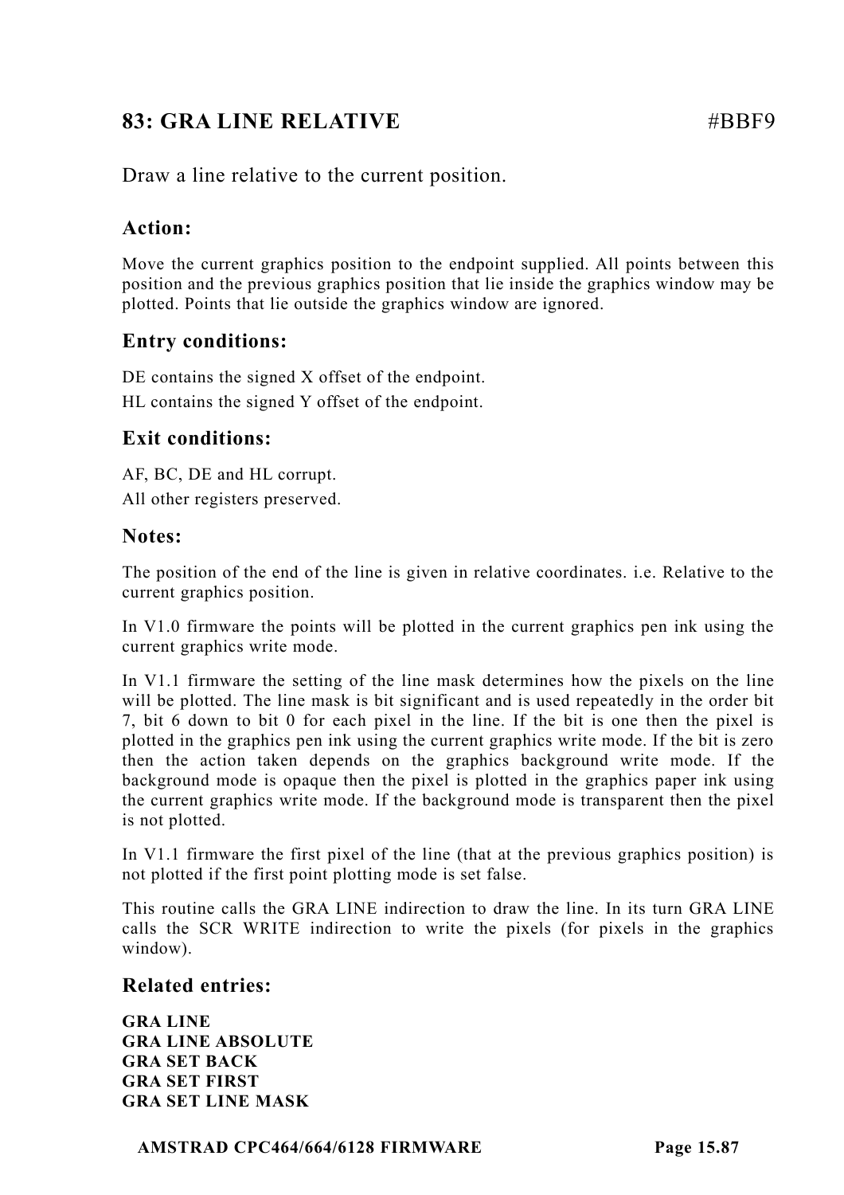## 83: GRA LINE RELATIVE #BBF9

Draw a line relative to the current position.

### Action:

Move the current graphics position to the endpoint supplied. All points between this position and the previous graphics position that lie inside the graphics window may be plotted. Points that lie outside the graphics window are ignored.

### Entry conditions:

DE contains the signed X offset of the endpoint.
HL contains the signed Y offset of the endpoint.

### Exit conditions:

AF, BC, DE and HL corrupt.
All other registers preserved.

### Notes:

The position of the end of the line is given in relative coordinates. i.e. Relative to the current graphics position.

In V1.0 firmware the points will be plotted in the current graphics pen ink using the current graphics write mode.

In V1.1 firmware the setting of the line mask determines how the pixels on the line will be plotted. The line mask is bit significant and is used repeatedly in the order bit 7, bit 6 down to bit 0 for each pixel in the line. If the bit is one then the pixel is plotted in the graphics pen ink using the current graphics write mode. If the bit is zero then the action taken depends on the graphics background write mode. If the background mode is opaque then the pixel is plotted in the graphics paper ink using the current graphics write mode. If the background mode is transparent then the pixel is not plotted.

In V1.1 firmware the first pixel of the line (that at the previous graphics position) is not plotted if the first point plotting mode is set false.

This routine calls the GRA LINE indirection to draw the line. In its turn GRA LINE calls the SCR WRITE indirection to write the pixels (for pixels in the graphics window).

### Related entries:

**GRA LINE**
**GRA LINE ABSOLUTE**
**GRA SET BACK**
**GRA SET FIRST**
**GRA SET LINE MASK**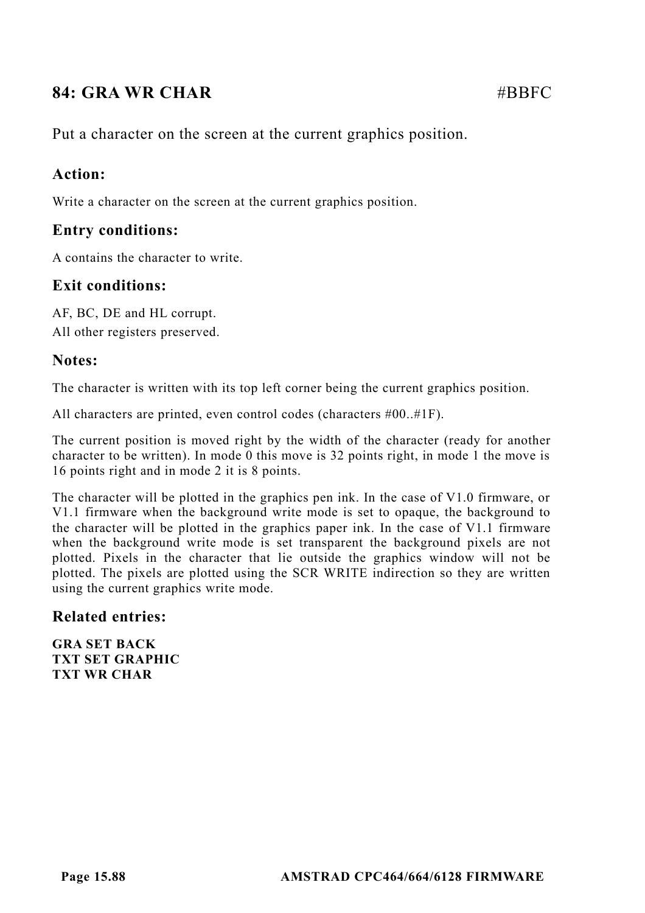## 84: GRA WR CHAR #BBFC

Put a character on the screen at the current graphics position.

### Action:

Write a character on the screen at the current graphics position.

### Entry conditions:

A contains the character to write.

### Exit conditions:

AF, BC, DE and HL corrupt.
All other registers preserved.

### Notes:

The character is written with its top left corner being the current graphics position.

All characters are printed, even control codes (characters #00..#1F).

The current position is moved right by the width of the character (ready for another character to be written). In mode 0 this move is 32 points right, in mode 1 the move is 16 points right and in mode 2 it is 8 points.

The character will be plotted in the graphics pen ink. In the case of V1.0 firmware, or V1.1 firmware when the background write mode is set to opaque, the background to the character will be plotted in the graphics paper ink. In the case of V1.1 firmware when the background write mode is set transparent the background pixels are not plotted. Pixels in the character that lie outside the graphics window will not be plotted. The pixels are plotted using the SCR WRITE indirection so they are written using the current graphics write mode.

### Related entries:

**GRA SET BACK**
**TXT SET GRAPHIC**
**TXT WR CHAR**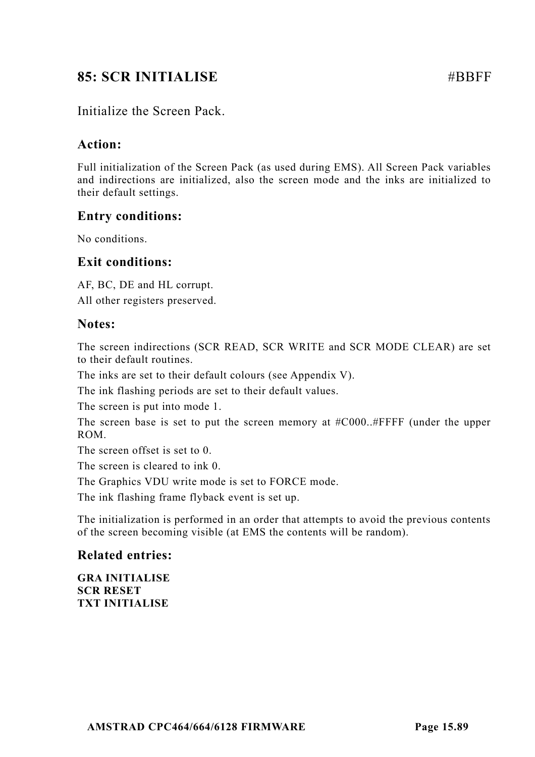## 85: SCR INITIALISE #BBFF

Initialize the Screen Pack.

### Action:

Full initialization of the Screen Pack (as used during EMS). All Screen Pack variables and indirections are initialized, also the screen mode and the inks are initialized to their default settings.

### Entry conditions:

No conditions.

### Exit conditions:

AF, BC, DE and HL corrupt.

All other registers preserved.

### Notes:

The screen indirections (SCR READ, SCR WRITE and SCR MODE CLEAR) are set to their default routines.

The inks are set to their default colours (see Appendix V).

The ink flashing periods are set to their default values.

The screen is put into mode 1.

The screen base is set to put the screen memory at #C000..#FFFF (under the upper ROM.

The screen offset is set to 0.

The screen is cleared to ink 0.

The Graphics VDU write mode is set to FORCE mode.

The ink flashing frame flyback event is set up.

The initialization is performed in an order that attempts to avoid the previous contents of the screen becoming visible (at EMS the contents will be random).

### Related entries:

**GRA INITIALISE**
**SCR RESET**
**TXT INITIALISE**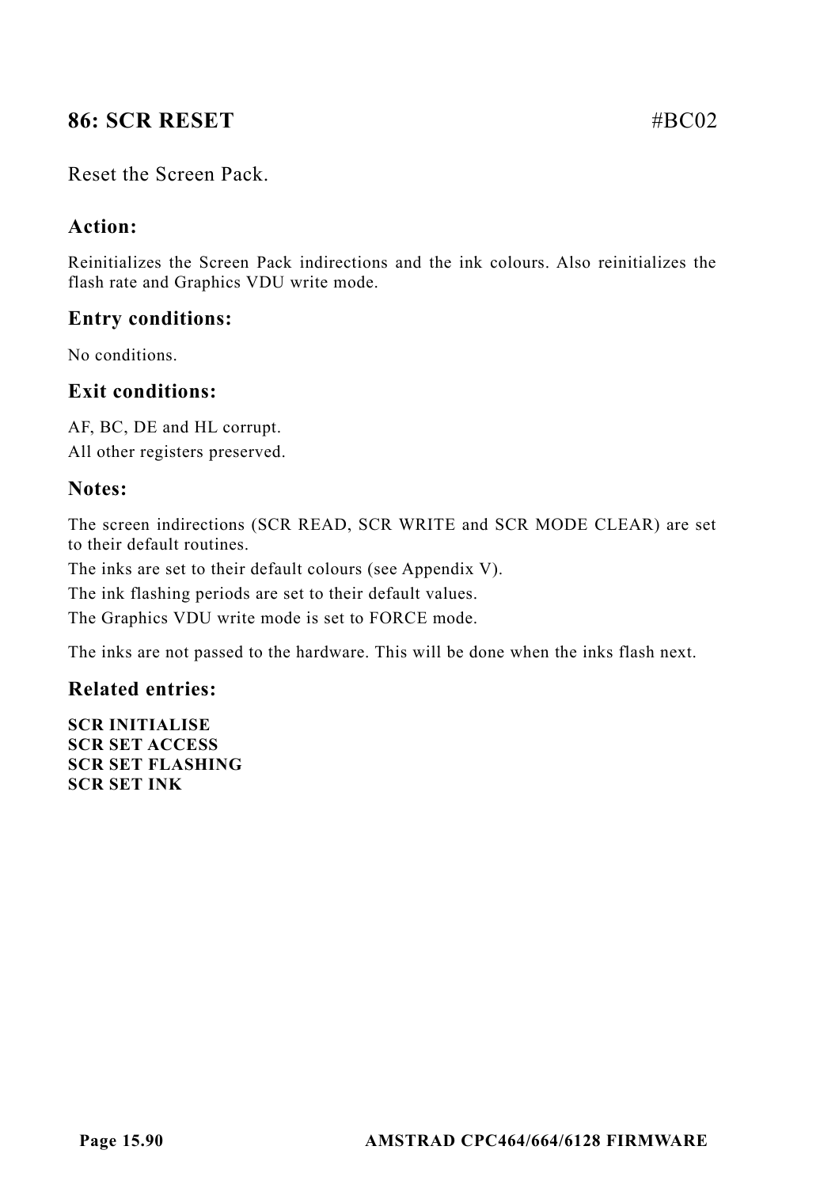## 86: SCR RESET #BC02

Reset the Screen Pack.

### Action:

Reinitializes the Screen Pack indirections and the ink colours. Also reinitializes the flash rate and Graphics VDU write mode.

### Entry conditions:

No conditions.

### Exit conditions:

AF, BC, DE and HL corrupt.
All other registers preserved.

### Notes:

The screen indirections (SCR READ, SCR WRITE and SCR MODE CLEAR) are set to their default routines.

The inks are set to their default colours (see Appendix V).

The ink flashing periods are set to their default values.

The Graphics VDU write mode is set to FORCE mode.

The inks are not passed to the hardware. This will be done when the inks flash next.

### Related entries:

**SCR INITIALISE**
**SCR SET ACCESS**
**SCR SET FLASHING**
**SCR SET INK**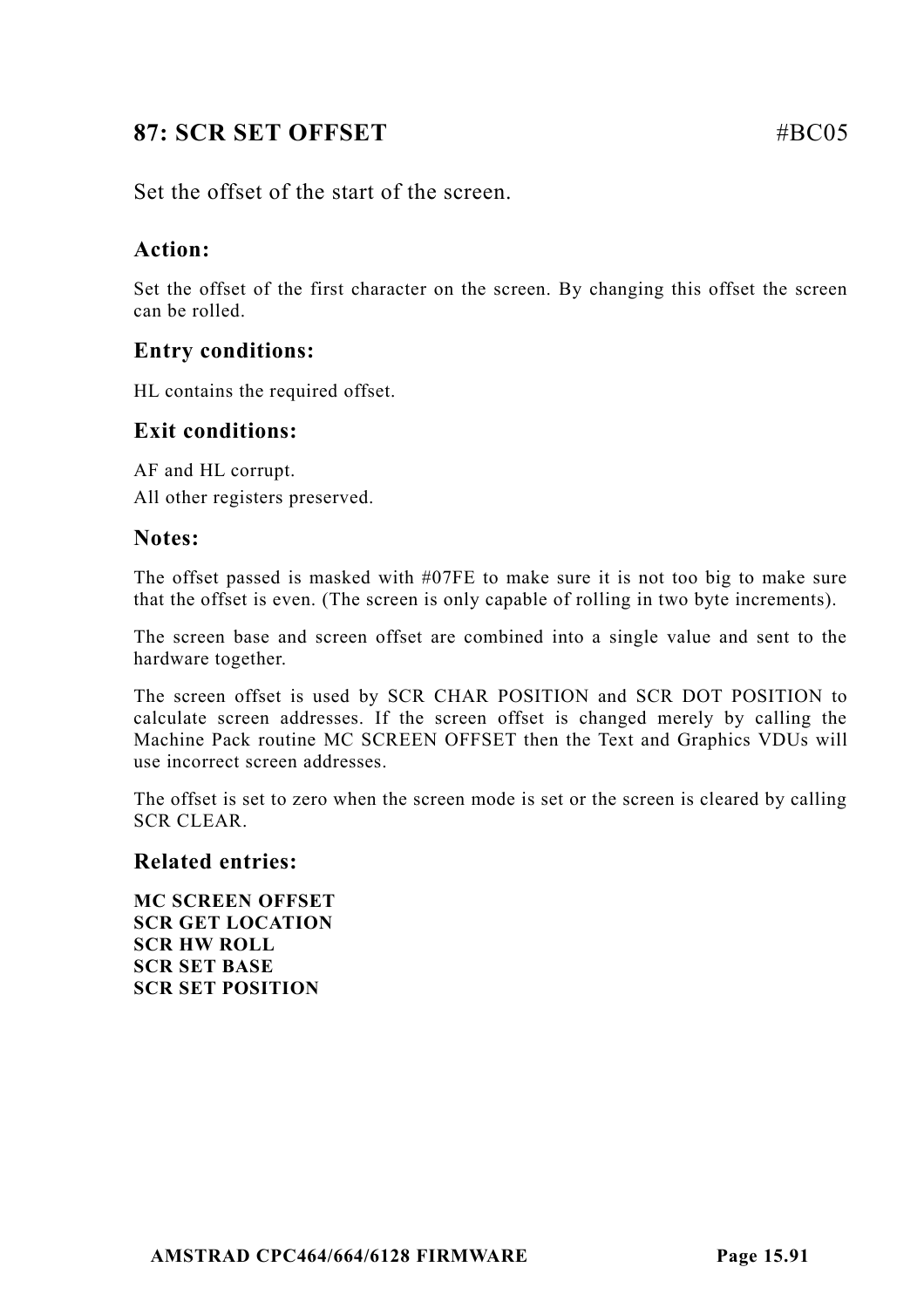## 87: SCR SET OFFSET #BC05

Set the offset of the start of the screen.

### Action:

Set the offset of the first character on the screen. By changing this offset the screen can be rolled.

### Entry conditions:

HL contains the required offset.

### Exit conditions:

AF and HL corrupt.
All other registers preserved.

### Notes:

The offset passed is masked with #07FE to make sure it is not too big to make sure that the offset is even. (The screen is only capable of rolling in two byte increments).

The screen base and screen offset are combined into a single value and sent to the hardware together.

The screen offset is used by SCR CHAR POSITION and SCR DOT POSITION to calculate screen addresses. If the screen offset is changed merely by calling the Machine Pack routine MC SCREEN OFFSET then the Text and Graphics VDUs will use incorrect screen addresses.

The offset is set to zero when the screen mode is set or the screen is cleared by calling SCR CLEAR.

### Related entries:

**MC SCREEN OFFSET**
**SCR GET LOCATION**
**SCR HW ROLL**
**SCR SET BASE**
**SCR SET POSITION**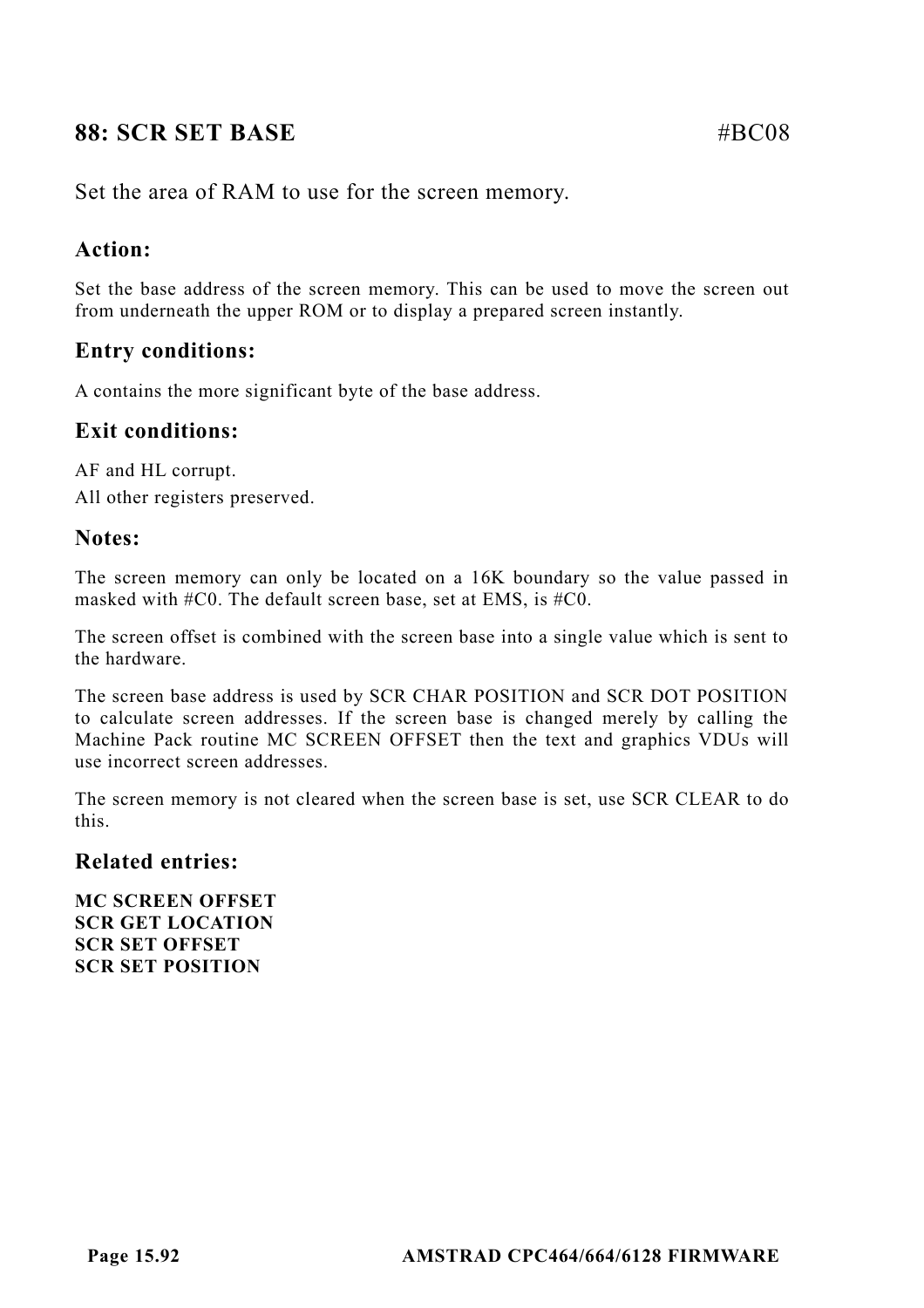## 88: SCR SET BASE #BC08

Set the area of RAM to use for the screen memory.

### Action:

Set the base address of the screen memory. This can be used to move the screen out from underneath the upper ROM or to display a prepared screen instantly.

### Entry conditions:

A contains the more significant byte of the base address.

### Exit conditions:

AF and HL corrupt.

All other registers preserved.

### Notes:

The screen memory can only be located on a 16K boundary so the value passed in masked with #C0. The default screen base, set at EMS, is #C0.

The screen offset is combined with the screen base into a single value which is sent to the hardware.

The screen base address is used by SCR CHAR POSITION and SCR DOT POSITION to calculate screen addresses. If the screen base is changed merely by calling the Machine Pack routine MC SCREEN OFFSET then the text and graphics VDUs will use incorrect screen addresses.

The screen memory is not cleared when the screen base is set, use SCR CLEAR to do this.

### Related entries:

**MC SCREEN OFFSET**
**SCR GET LOCATION**
**SCR SET OFFSET**
**SCR SET POSITION**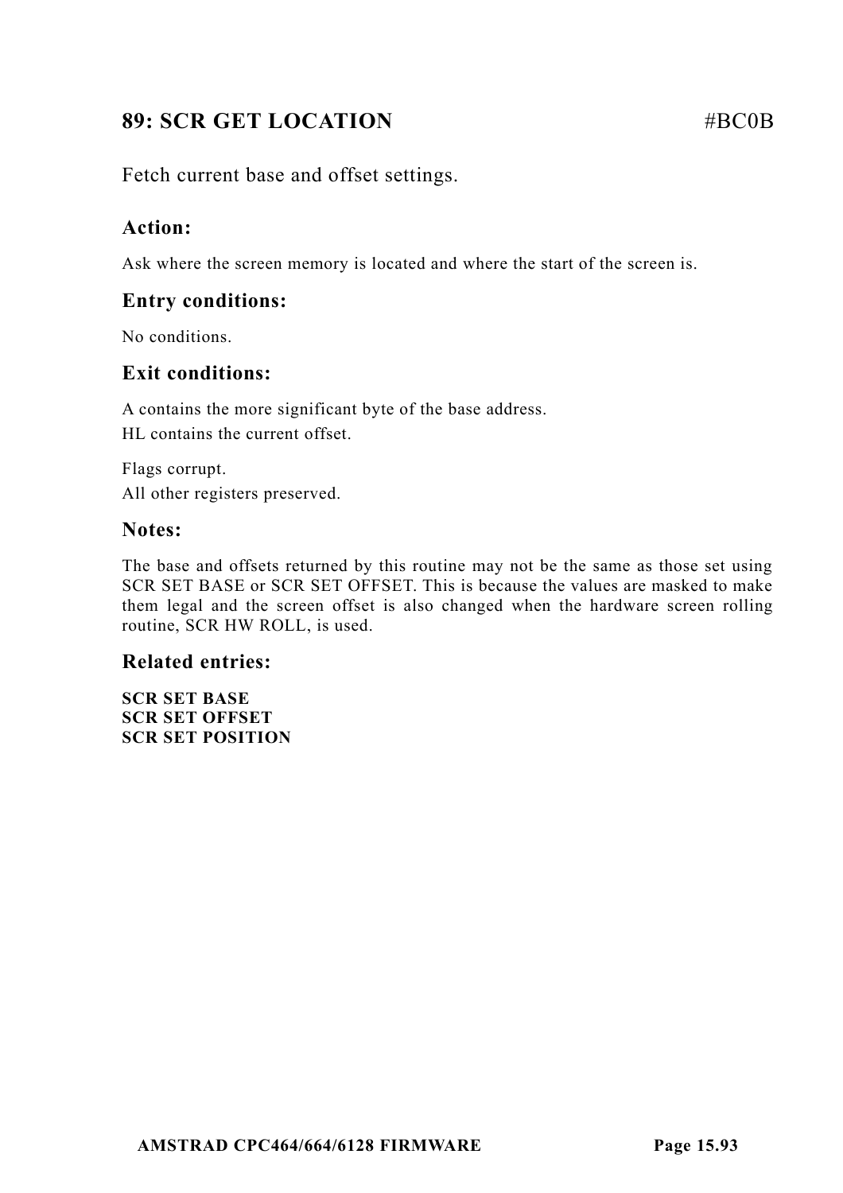## 89: SCR GET LOCATION #BC0B

Fetch current base and offset settings.

### Action:

Ask where the screen memory is located and where the start of the screen is.

### Entry conditions:

No conditions.

### Exit conditions:

A contains the more significant byte of the base address.
HL contains the current offset.

Flags corrupt.
All other registers preserved.

### Notes:

The base and offsets returned by this routine may not be the same as those set using SCR SET BASE or SCR SET OFFSET. This is because the values are masked to make them legal and the screen offset is also changed when the hardware screen rolling routine, SCR HW ROLL, is used.

### Related entries:

**SCR SET BASE**
**SCR SET OFFSET**
**SCR SET POSITION**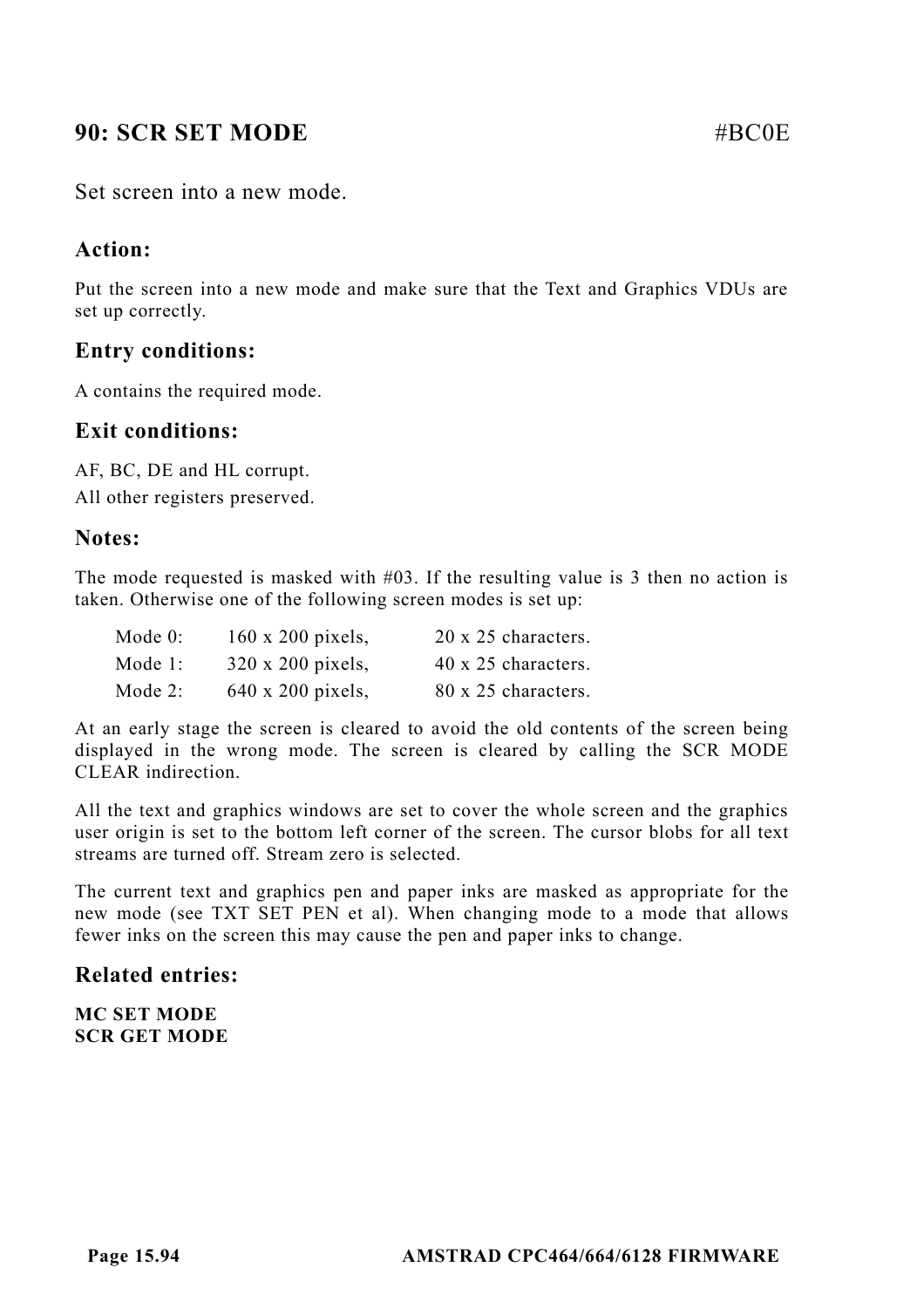## 90: SCR SET MODE #BC0E

Set screen into a new mode.

### Action:

Put the screen into a new mode and make sure that the Text and Graphics VDUs are set up correctly.

### Entry conditions:

A contains the required mode.

### Exit conditions:

AF, BC, DE and HL corrupt.
All other registers preserved.

### Notes:

The mode requested is masked with #03. If the resulting value is 3 then no action is taken. Otherwise one of the following screen modes is set up:

| | | |
|---|---|---|
| Mode 0: | 160 x 200 pixels, | 20 x 25 characters. |
| Mode 1: | 320 x 200 pixels, | 40 x 25 characters. |
| Mode 2: | 640 x 200 pixels, | 80 x 25 characters. |

At an early stage the screen is cleared to avoid the old contents of the screen being displayed in the wrong mode. The screen is cleared by calling the SCR MODE CLEAR indirection.

All the text and graphics windows are set to cover the whole screen and the graphics user origin is set to the bottom left corner of the screen. The cursor blobs for all text streams are turned off. Stream zero is selected.

The current text and graphics pen and paper inks are masked as appropriate for the new mode (see TXT SET PEN et al). When changing mode to a mode that allows fewer inks on the screen this may cause the pen and paper inks to change.

### Related entries:

**MC SET MODE**
**SCR GET MODE**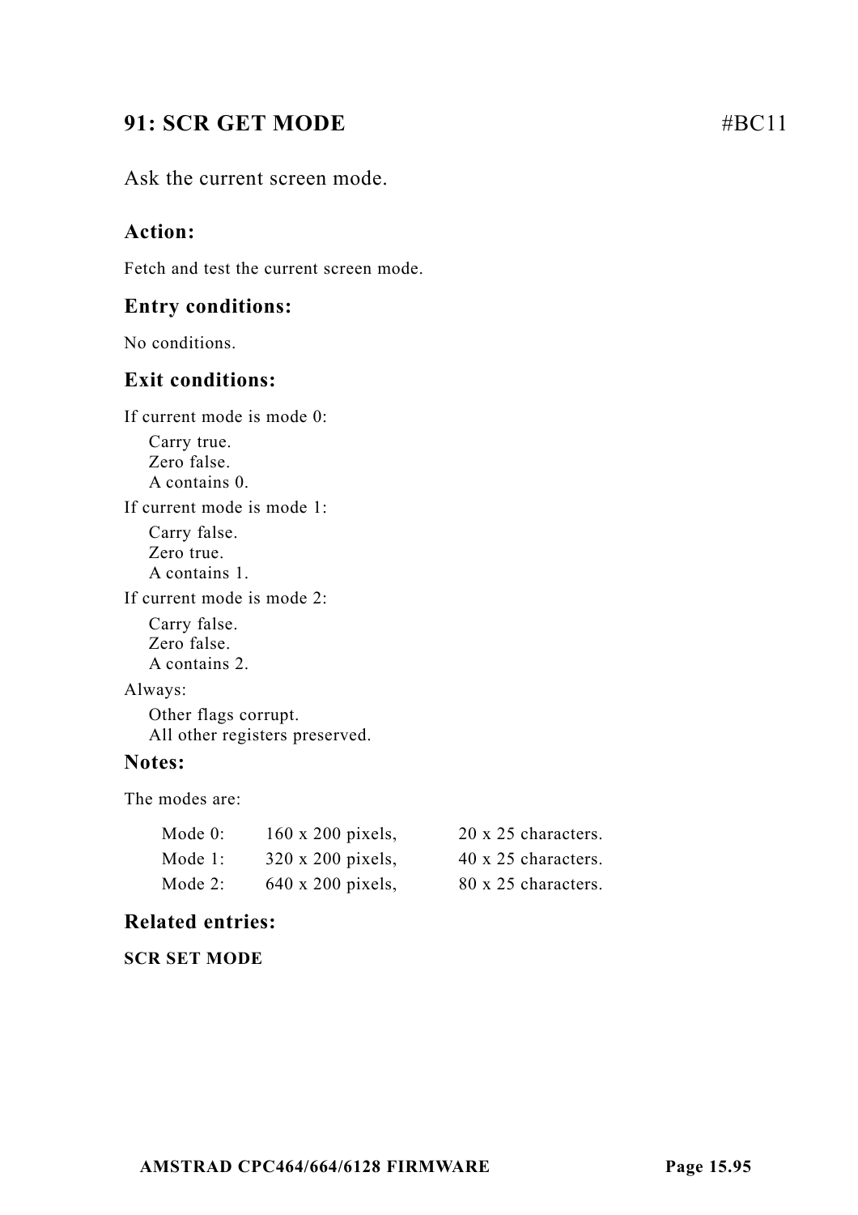## 91: SCR GET MODE #BC11

Ask the current screen mode.

### Action:

Fetch and test the current screen mode.

### Entry conditions:

No conditions.

### Exit conditions:

If current mode is mode 0:

Carry true.
Zero false.
A contains 0.

If current mode is mode 1:

Carry false.
Zero true.
A contains 1.

If current mode is mode 2:

Carry false.
Zero false.
A contains 2.

Always:

Other flags corrupt.
All other registers preserved.

### Notes:

The modes are:

| | | |
|---|---|---|
| Mode 0: | 160 x 200 pixels, | 20 x 25 characters. |
| Mode 1: | 320 x 200 pixels, | 40 x 25 characters. |
| Mode 2: | 640 x 200 pixels, | 80 x 25 characters. |

### Related entries:

**SCR SET MODE**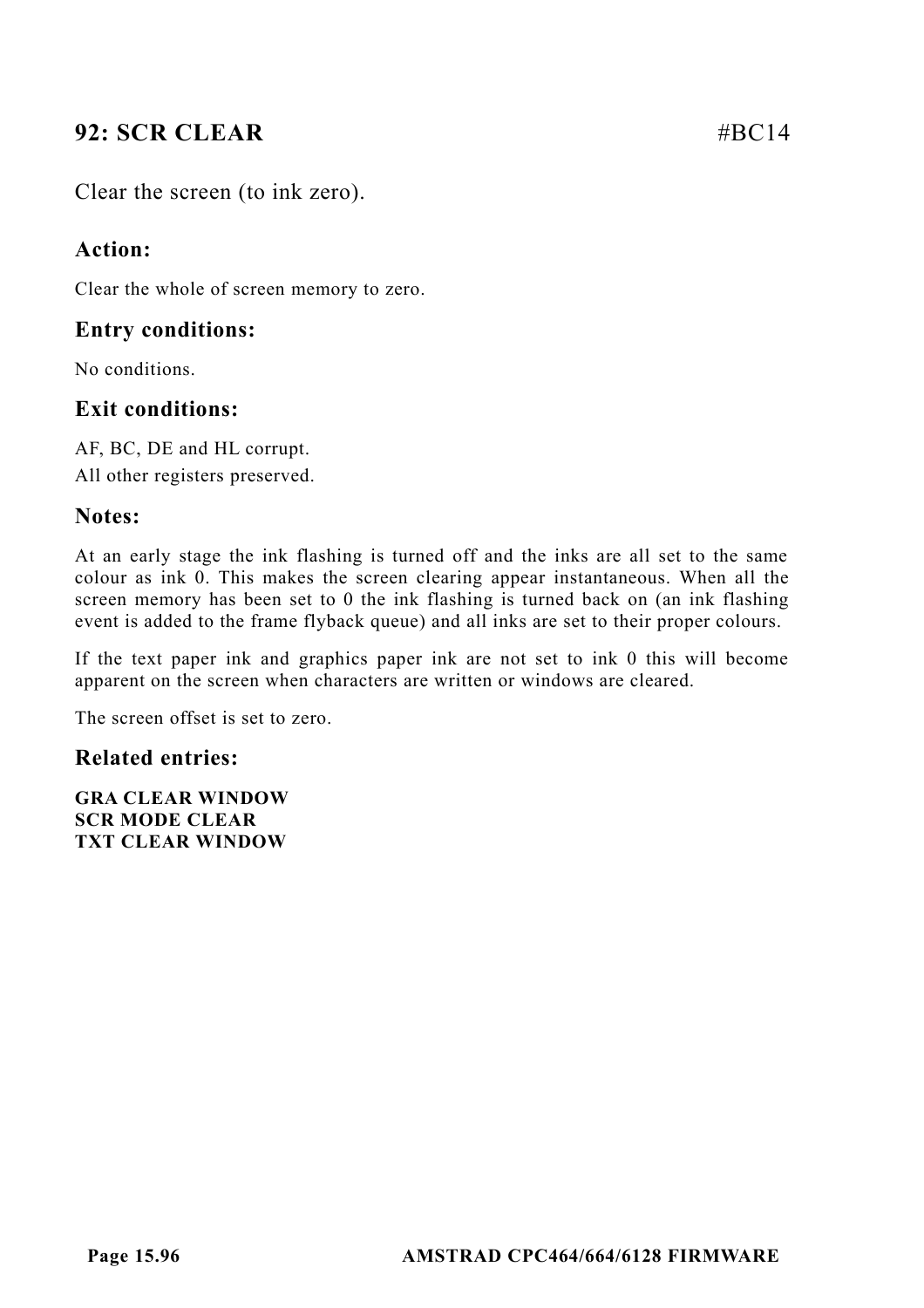## 92: SCR CLEAR #BC14

Clear the screen (to ink zero).

### Action:

Clear the whole of screen memory to zero.

### Entry conditions:

No conditions.

### Exit conditions:

AF, BC, DE and HL corrupt.
All other registers preserved.

### Notes:

At an early stage the ink flashing is turned off and the inks are all set to the same colour as ink 0. This makes the screen clearing appear instantaneous. When all the screen memory has been set to 0 the ink flashing is turned back on (an ink flashing event is added to the frame flyback queue) and all inks are set to their proper colours.

If the text paper ink and graphics paper ink are not set to ink 0 this will become apparent on the screen when characters are written or windows are cleared.

The screen offset is set to zero.

### Related entries:

**GRA CLEAR WINDOW**
**SCR MODE CLEAR**
**TXT CLEAR WINDOW**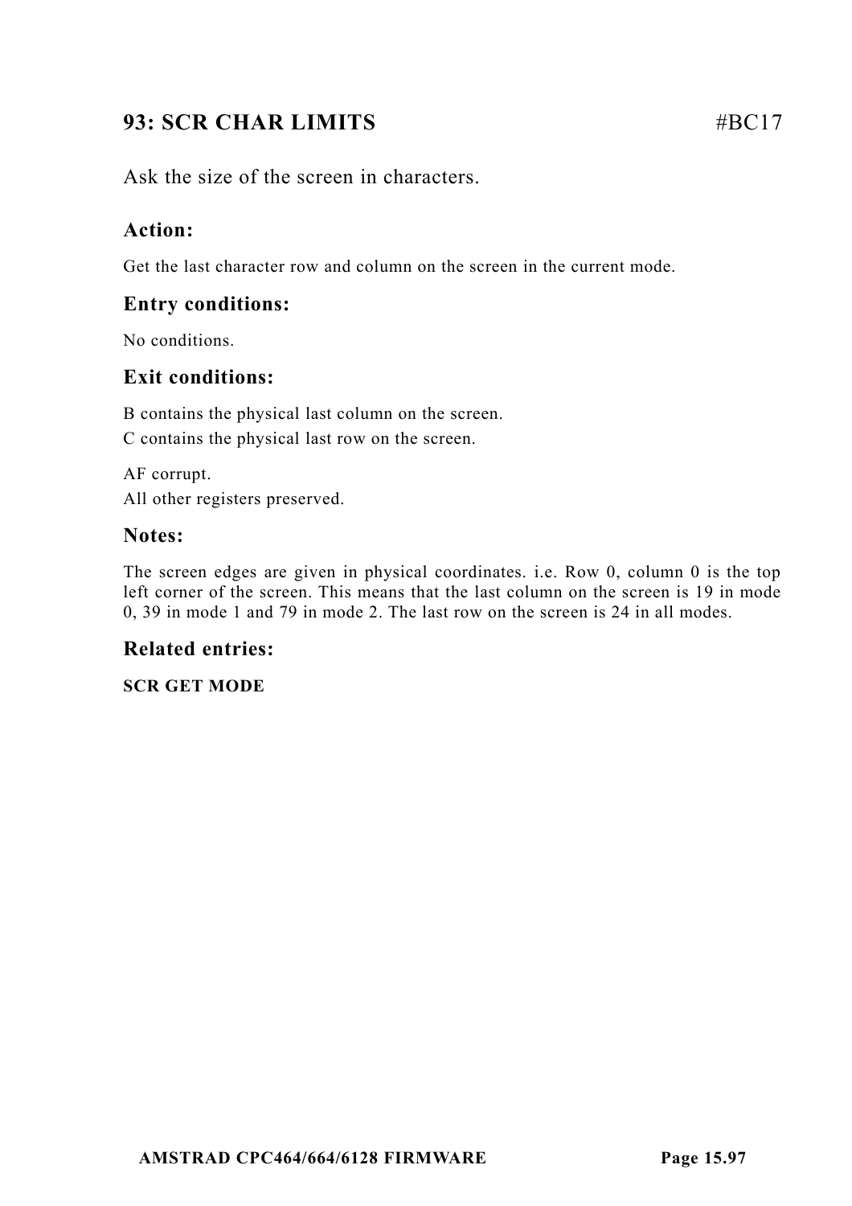## 93: SCR CHAR LIMITS #BC17

Ask the size of the screen in characters.

### Action:

Get the last character row and column on the screen in the current mode.

### Entry conditions:

No conditions.

### Exit conditions:

B contains the physical last column on the screen.
C contains the physical last row on the screen.

AF corrupt.
All other registers preserved.

### Notes:

The screen edges are given in physical coordinates. i.e. Row 0, column 0 is the top left corner of the screen. This means that the last column on the screen is 19 in mode 0, 39 in mode 1 and 79 in mode 2. The last row on the screen is 24 in all modes.

### Related entries:

**SCR GET MODE**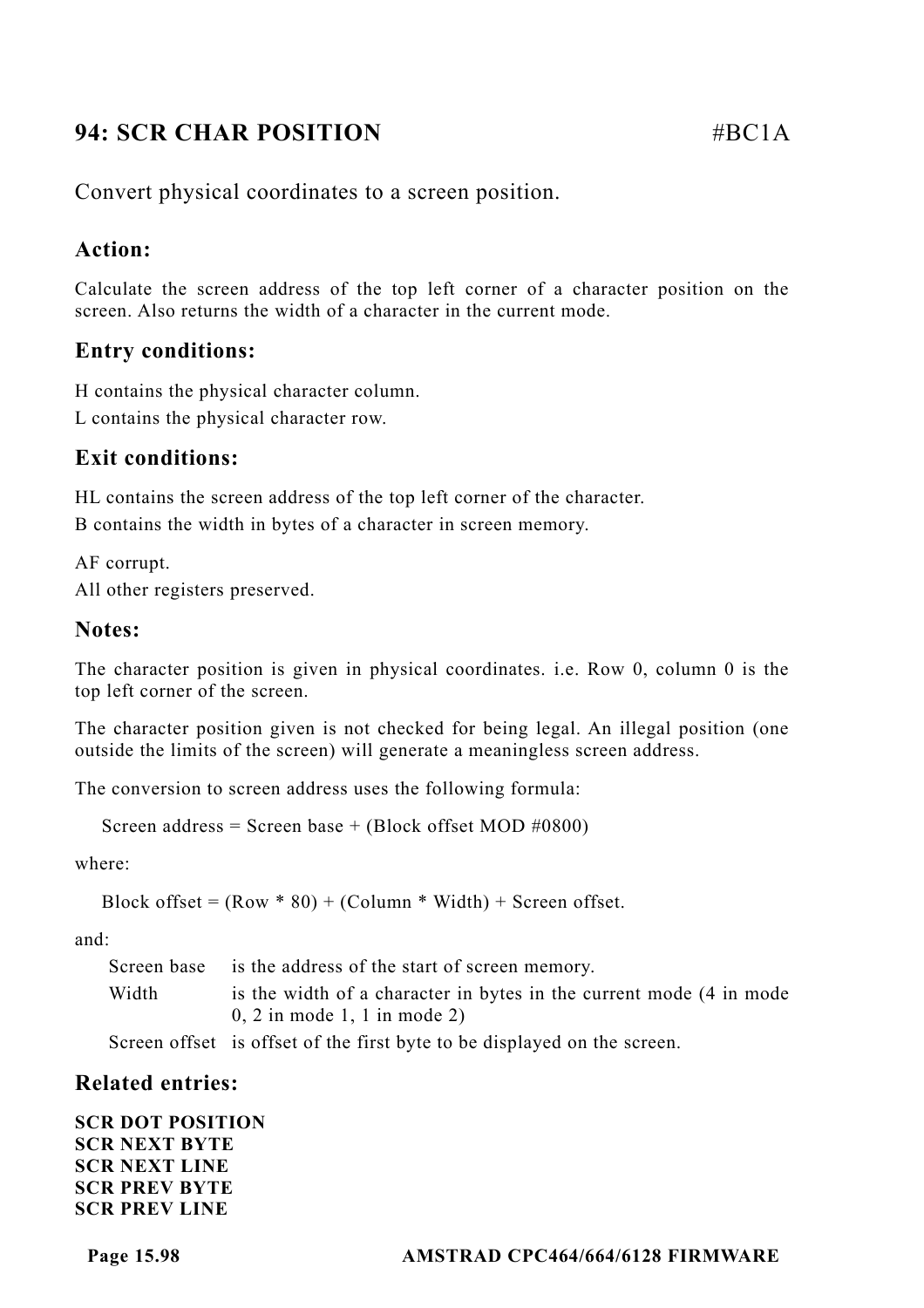## 94: SCR CHAR POSITION #BC1A

Convert physical coordinates to a screen position.

### Action:

Calculate the screen address of the top left corner of a character position on the screen. Also returns the width of a character in the current mode.

### Entry conditions:

H contains the physical character column.
L contains the physical character row.

### Exit conditions:

HL contains the screen address of the top left corner of the character.
B contains the width in bytes of a character in screen memory.

AF corrupt.
All other registers preserved.

### Notes:

The character position is given in physical coordinates. i.e. Row 0, column 0 is the top left corner of the screen.

The character position given is not checked for being legal. An illegal position (one outside the limits of the screen) will generate a meaningless screen address.

The conversion to screen address uses the following formula:

  Screen address = Screen base + (Block offset MOD #0800)

where:

  Block offset = (Row * 80) + (Column * Width) + Screen offset.

and:

| | |
|---|---|
| Screen base | is the address of the start of screen memory. |
| Width | is the width of a character in bytes in the current mode (4 in mode 0, 2 in mode 1, 1 in mode 2) |
| Screen offset | is offset of the first byte to be displayed on the screen. |

### Related entries:

**SCR DOT POSITION**
**SCR NEXT BYTE**
**SCR NEXT LINE**
**SCR PREV BYTE**
**SCR PREV LINE**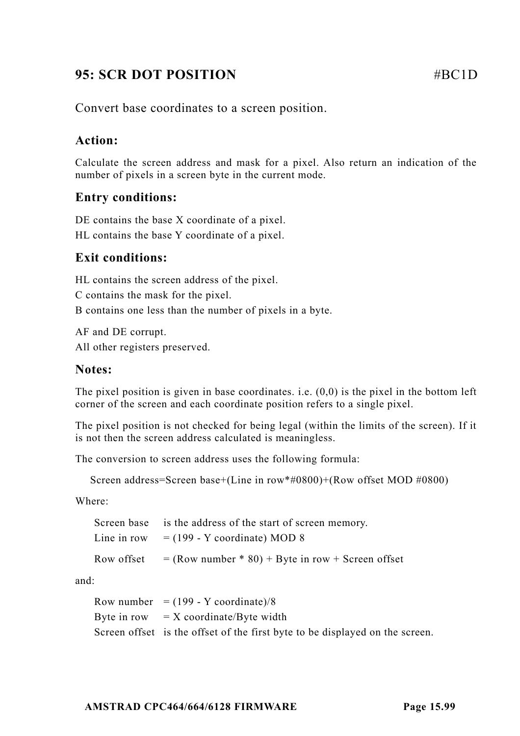## 95: SCR DOT POSITION #BC1D

Convert base coordinates to a screen position.

### Action:

Calculate the screen address and mask for a pixel. Also return an indication of the number of pixels in a screen byte in the current mode.

### Entry conditions:

DE contains the base X coordinate of a pixel.
HL contains the base Y coordinate of a pixel.

### Exit conditions:

HL contains the screen address of the pixel.
C contains the mask for the pixel.
B contains one less than the number of pixels in a byte.

AF and DE corrupt.
All other registers preserved.

### Notes:

The pixel position is given in base coordinates. i.e. (0,0) is the pixel in the bottom left corner of the screen and each coordinate position refers to a single pixel.

The pixel position is not checked for being legal (within the limits of the screen). If it is not then the screen address calculated is meaningless.

The conversion to screen address uses the following formula:

Screen address=Screen base+(Line in row*#0800)+(Row offset MOD #0800)

Where:

| | |
|---|---|
| Screen base | is the address of the start of screen memory. |
| Line in row | = (199 - Y coordinate) MOD 8 |
| Row offset | = (Row number * 80) + Byte in row + Screen offset |

and:

| | |
|---|---|
| Row number | = (199 - Y coordinate)/8 |
| Byte in row | = X coordinate/Byte width |
| Screen offset | is the offset of the first byte to be displayed on the screen. |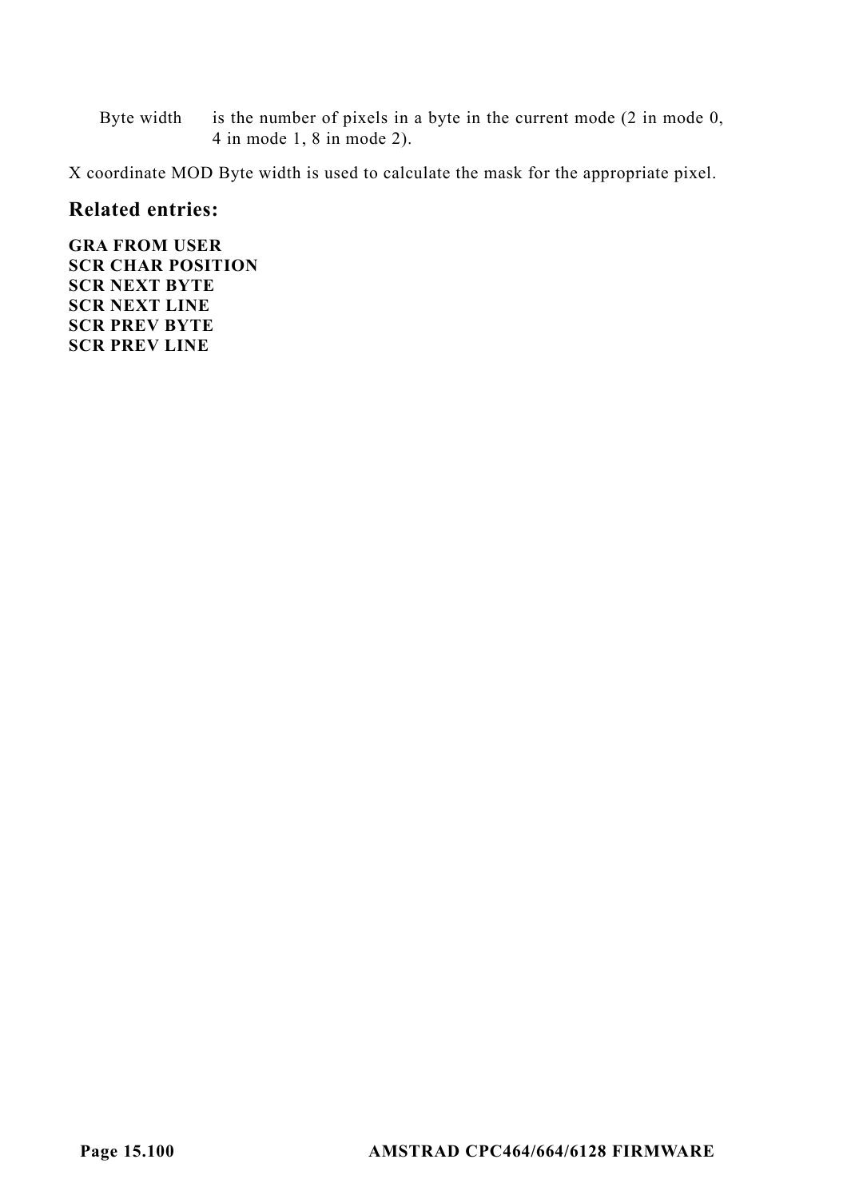Byte width is the number of pixels in a byte in the current mode (2 in mode 0, 4 in mode 1, 8 in mode 2).

X coordinate MOD Byte width is used to calculate the mask for the appropriate pixel.

### Related entries:

**GRA FROM USER**
**SCR CHAR POSITION**
**SCR NEXT BYTE**
**SCR NEXT LINE**
**SCR PREV BYTE**
**SCR PREV LINE**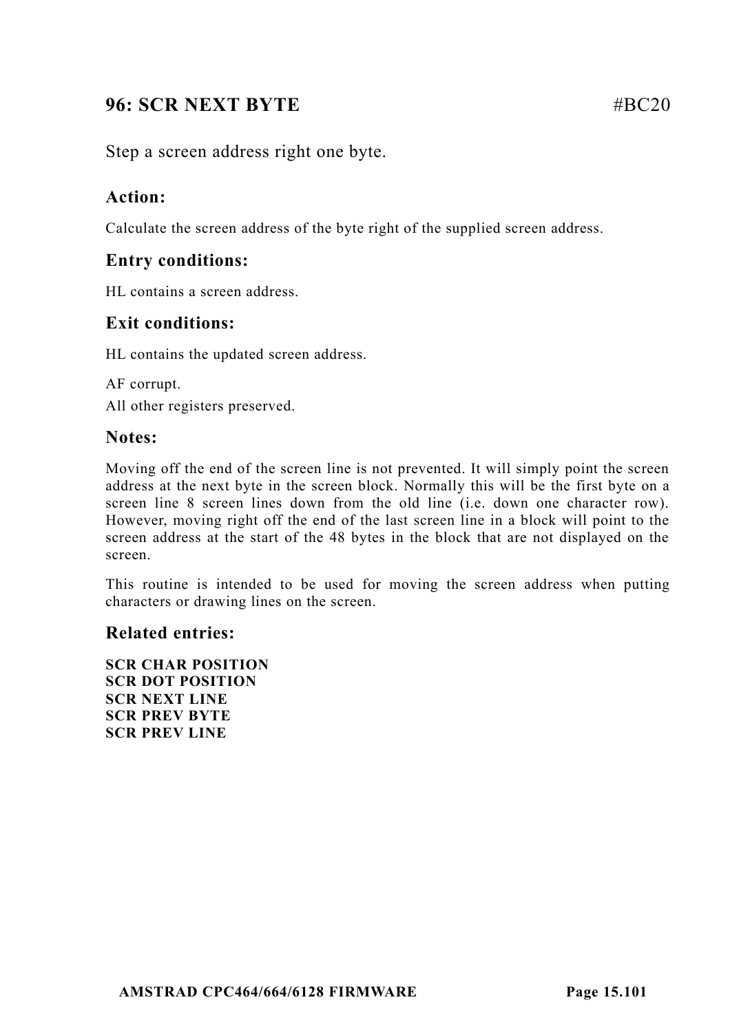## 96: SCR NEXT BYTE #BC20

Step a screen address right one byte.

### Action:

Calculate the screen address of the byte right of the supplied screen address.

### Entry conditions:

HL contains a screen address.

### Exit conditions:

HL contains the updated screen address.

AF corrupt.
All other registers preserved.

### Notes:

Moving off the end of the screen line is not prevented. It will simply point the screen address at the next byte in the screen block. Normally this will be the first byte on a screen line 8 screen lines down from the old line (i.e. down one character row). However, moving right off the end of the last screen line in a block will point to the screen address at the start of the 48 bytes in the block that are not displayed on the screen.

This routine is intended to be used for moving the screen address when putting characters or drawing lines on the screen.

### Related entries:

**SCR CHAR POSITION**
**SCR DOT POSITION**
**SCR NEXT LINE**
**SCR PREV BYTE**
**SCR PREV LINE**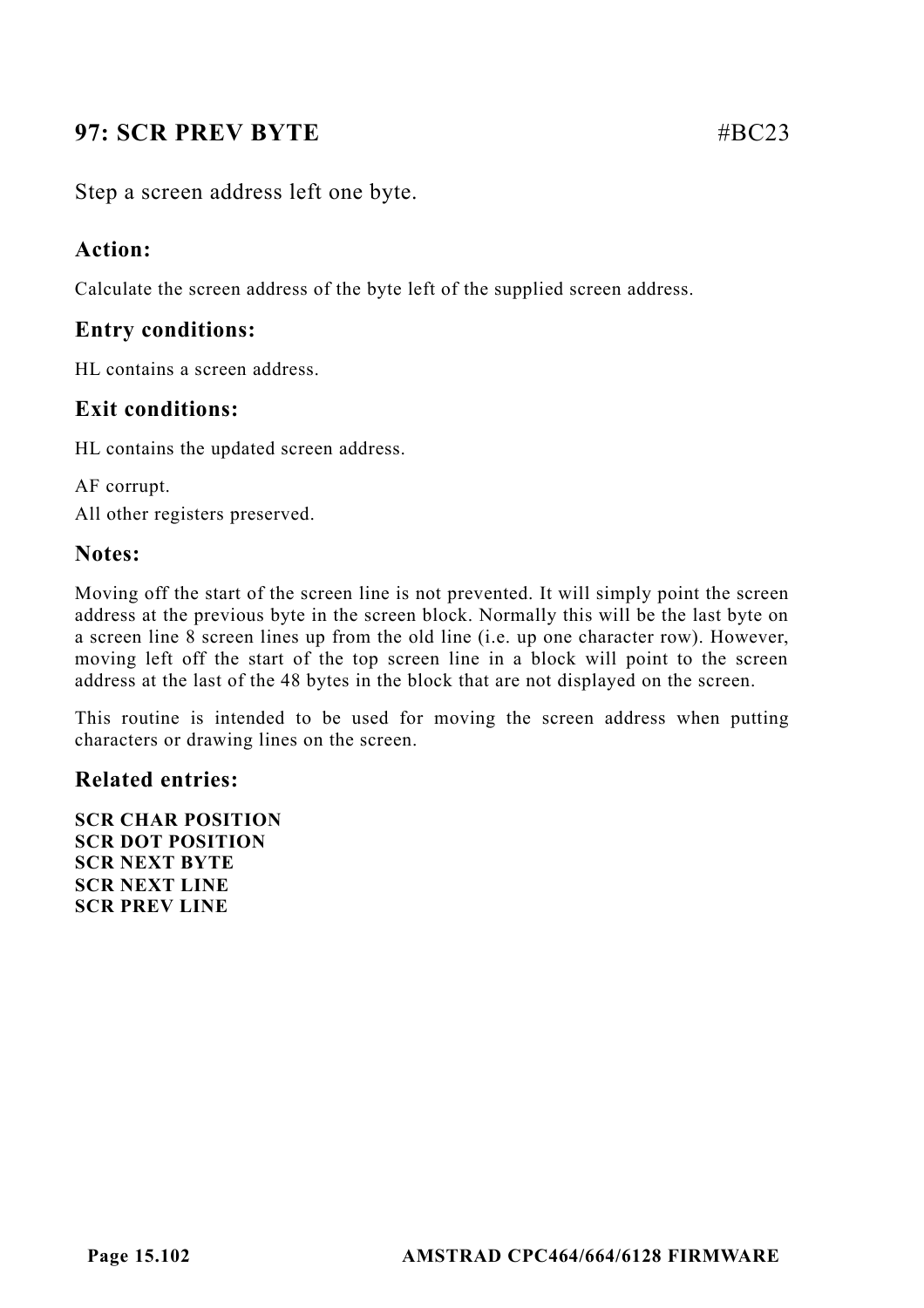## 97: SCR PREV BYTE #BC23

Step a screen address left one byte.

### Action:

Calculate the screen address of the byte left of the supplied screen address.

### Entry conditions:

HL contains a screen address.

### Exit conditions:

HL contains the updated screen address.

AF corrupt.
All other registers preserved.

### Notes:

Moving off the start of the screen line is not prevented. It will simply point the screen address at the previous byte in the screen block. Normally this will be the last byte on a screen line 8 screen lines up from the old line (i.e. up one character row). However, moving left off the start of the top screen line in a block will point to the screen address at the last of the 48 bytes in the block that are not displayed on the screen.

This routine is intended to be used for moving the screen address when putting characters or drawing lines on the screen.

### Related entries:

**SCR CHAR POSITION**
**SCR DOT POSITION**
**SCR NEXT BYTE**
**SCR NEXT LINE**
**SCR PREV LINE**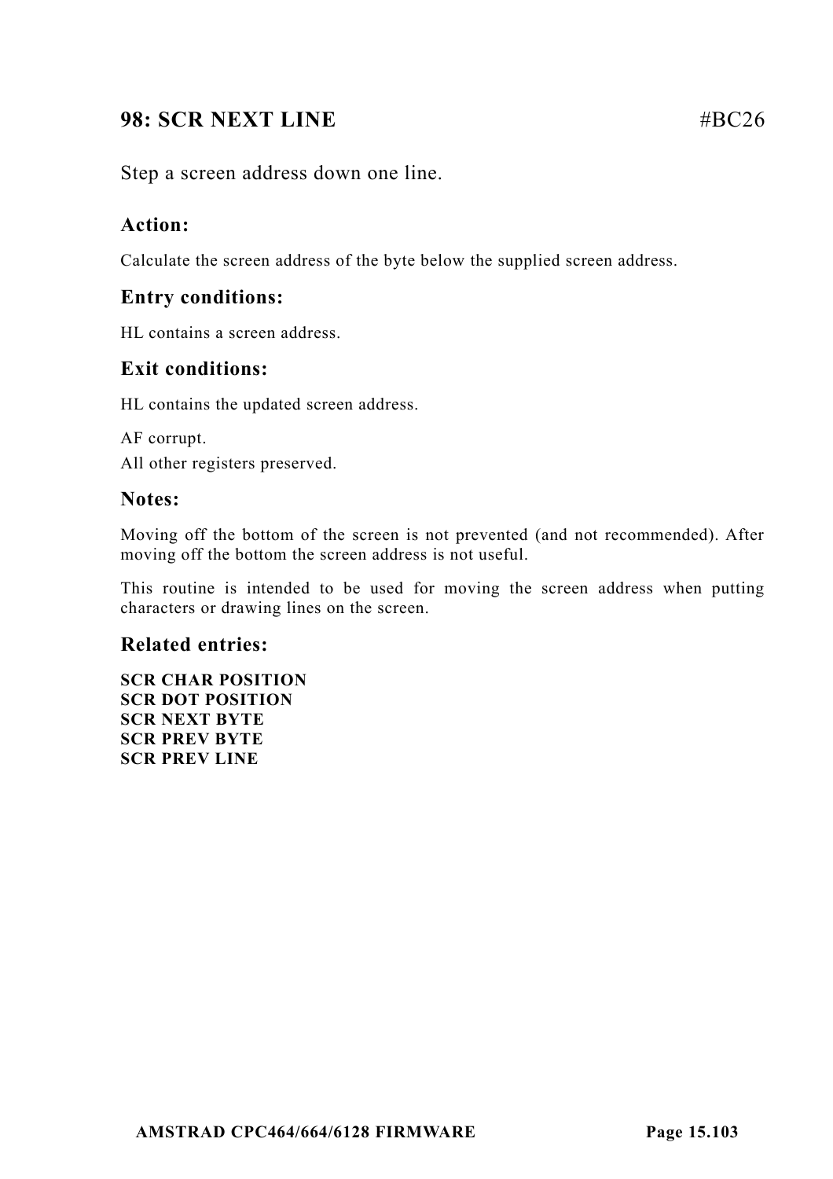## 98: SCR NEXT LINE #BC26

Step a screen address down one line.

### Action:

Calculate the screen address of the byte below the supplied screen address.

### Entry conditions:

HL contains a screen address.

### Exit conditions:

HL contains the updated screen address.

AF corrupt.
All other registers preserved.

### Notes:

Moving off the bottom of the screen is not prevented (and not recommended). After moving off the bottom the screen address is not useful.

This routine is intended to be used for moving the screen address when putting characters or drawing lines on the screen.

### Related entries:

**SCR CHAR POSITION**
**SCR DOT POSITION**
**SCR NEXT BYTE**
**SCR PREV BYTE**
**SCR PREV LINE**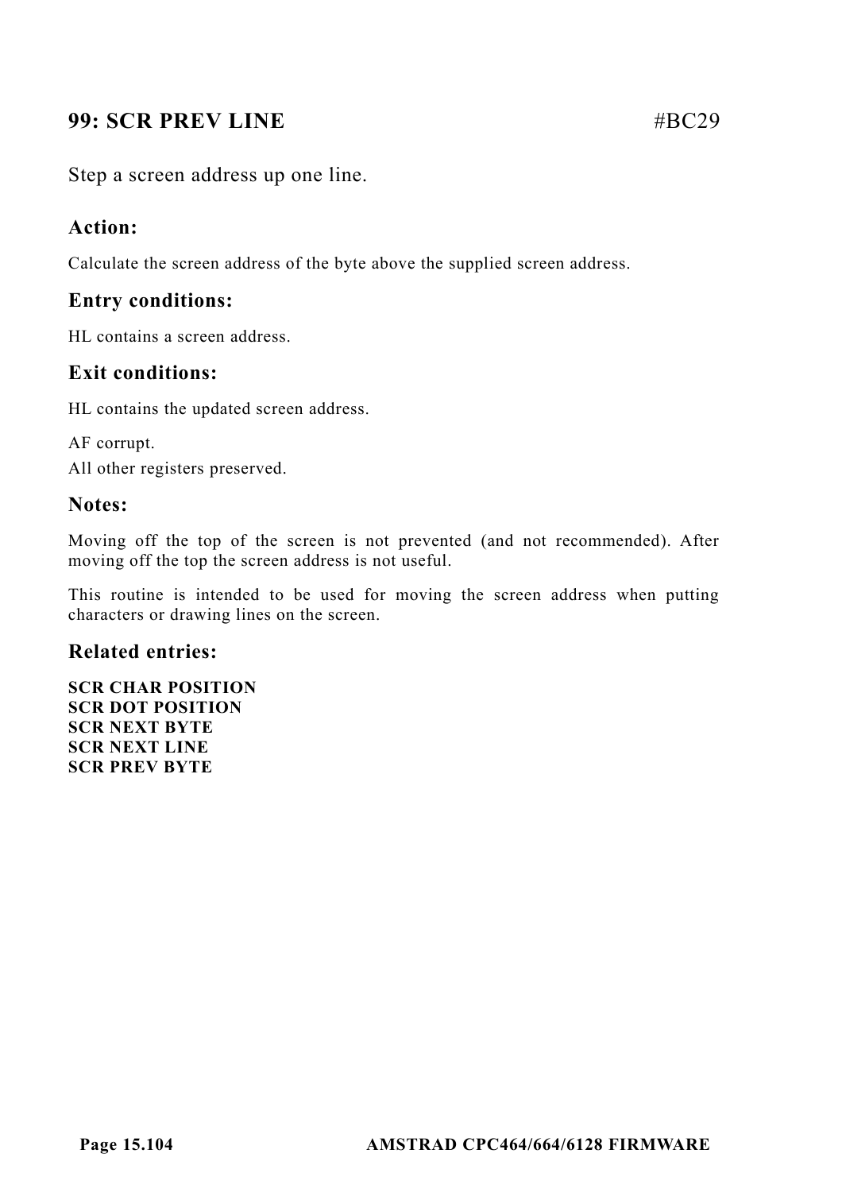## 99: SCR PREV LINE #BC29

Step a screen address up one line.

### Action:

Calculate the screen address of the byte above the supplied screen address.

### Entry conditions:

HL contains a screen address.

### Exit conditions:

HL contains the updated screen address.

AF corrupt.
All other registers preserved.

### Notes:

Moving off the top of the screen is not prevented (and not recommended). After moving off the top the screen address is not useful.

This routine is intended to be used for moving the screen address when putting characters or drawing lines on the screen.

### Related entries:

**SCR CHAR POSITION**
**SCR DOT POSITION**
**SCR NEXT BYTE**
**SCR NEXT LINE**
**SCR PREV BYTE**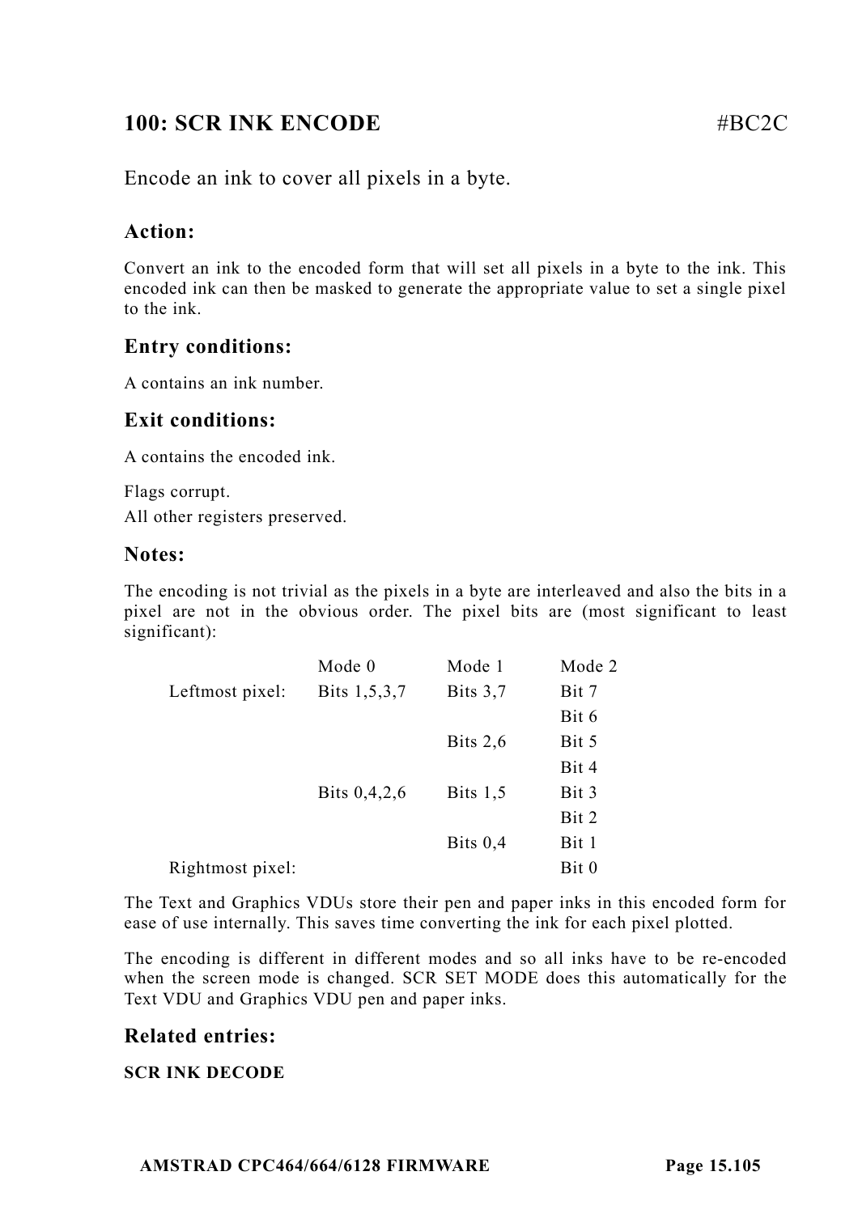## 100: SCR INK ENCODE #BC2C

Encode an ink to cover all pixels in a byte.

### Action:

Convert an ink to the encoded form that will set all pixels in a byte to the ink. This encoded ink can then be masked to generate the appropriate value to set a single pixel to the ink.

### Entry conditions:

A contains an ink number.

### Exit conditions:

A contains the encoded ink.

Flags corrupt.

All other registers preserved.

### Notes:

The encoding is not trivial as the pixels in a byte are interleaved and also the bits in a pixel are not in the obvious order. The pixel bits are (most significant to least significant):

| | Mode 0 | Mode 1 | Mode 2 |
|---|---|---|---|
| Leftmost pixel: | Bits 1,5,3,7 | Bits 3,7 | Bit 7 |
| | | | Bit 6 |
| | | Bits 2,6 | Bit 5 |
| | | | Bit 4 |
| | Bits 0,4,2,6 | Bits 1,5 | Bit 3 |
| | | | Bit 2 |
| | | Bits 0,4 | Bit 1 |
| Rightmost pixel: | | | Bit 0 |

The Text and Graphics VDUs store their pen and paper inks in this encoded form for ease of use internally. This saves time converting the ink for each pixel plotted.

The encoding is different in different modes and so all inks have to be re-encoded when the screen mode is changed. SCR SET MODE does this automatically for the Text VDU and Graphics VDU pen and paper inks.

### Related entries:

**SCR INK DECODE**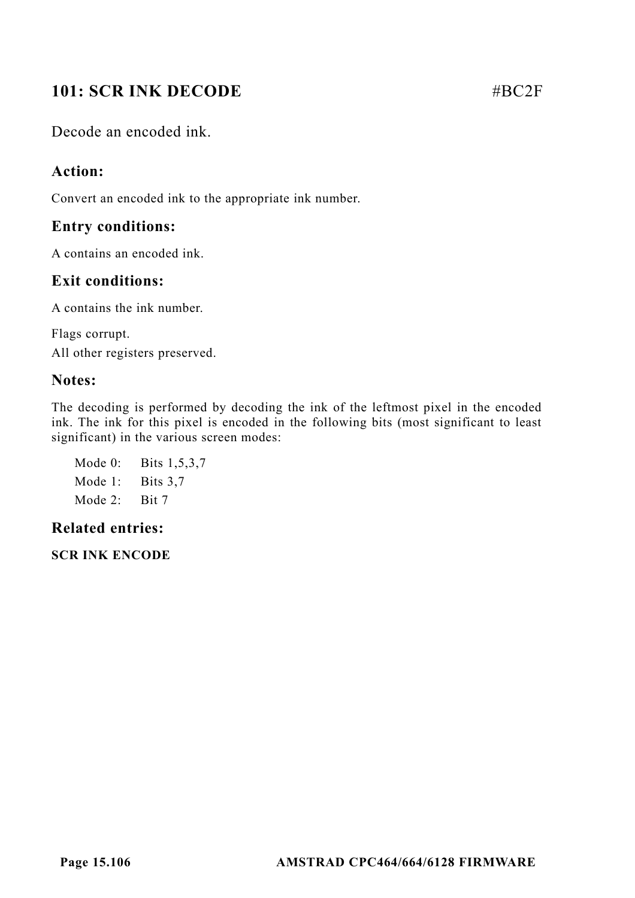## 101: SCR INK DECODE #BC2F

Decode an encoded ink.

### Action:

Convert an encoded ink to the appropriate ink number.

### Entry conditions:

A contains an encoded ink.

### Exit conditions:

A contains the ink number.

Flags corrupt.
All other registers preserved.

### Notes:

The decoding is performed by decoding the ink of the leftmost pixel in the encoded ink. The ink for this pixel is encoded in the following bits (most significant to least significant) in the various screen modes:

Mode 0: Bits 1,5,3,7
Mode 1: Bits 3,7
Mode 2: Bit 7

### Related entries:

**SCR INK ENCODE**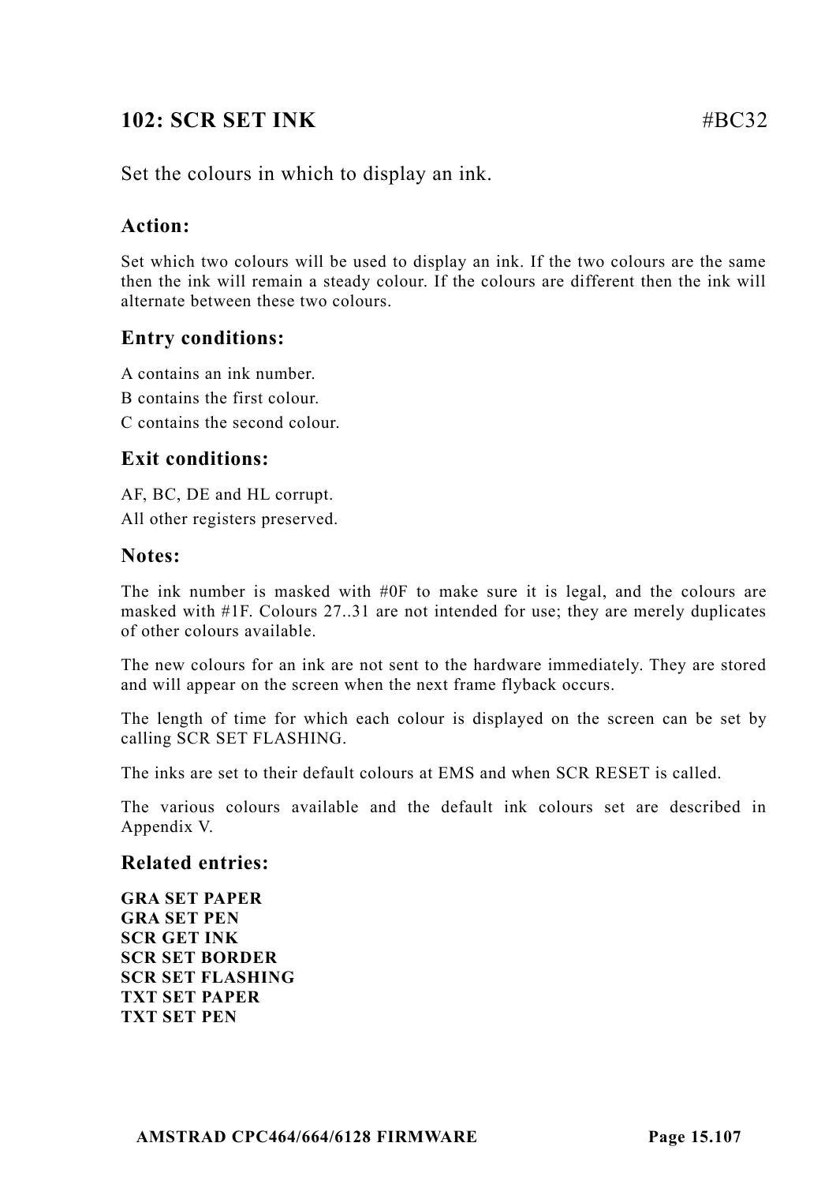## 102: SCR SET INK #BC32

Set the colours in which to display an ink.

### Action:

Set which two colours will be used to display an ink. If the two colours are the same then the ink will remain a steady colour. If the colours are different then the ink will alternate between these two colours.

### Entry conditions:

A contains an ink number.

B contains the first colour.

C contains the second colour.

### Exit conditions:

AF, BC, DE and HL corrupt.

All other registers preserved.

### Notes:

The ink number is masked with #0F to make sure it is legal, and the colours are masked with #1F. Colours 27..31 are not intended for use; they are merely duplicates of other colours available.

The new colours for an ink are not sent to the hardware immediately. They are stored and will appear on the screen when the next frame flyback occurs.

The length of time for which each colour is displayed on the screen can be set by calling SCR SET FLASHING.

The inks are set to their default colours at EMS and when SCR RESET is called.

The various colours available and the default ink colours set are described in Appendix V.

### Related entries:

**GRA SET PAPER**
**GRA SET PEN**
**SCR GET INK**
**SCR SET BORDER**
**SCR SET FLASHING**
**TXT SET PAPER**
**TXT SET PEN**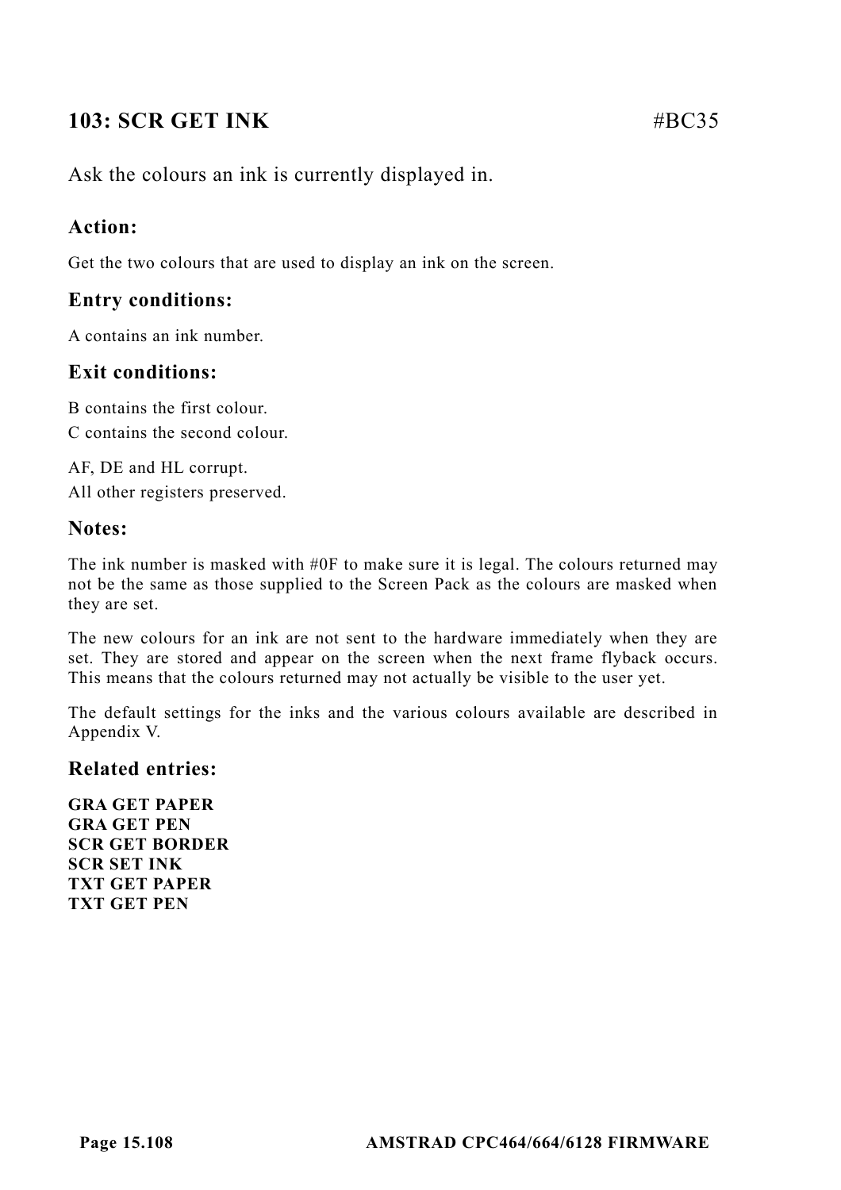## 103: SCR GET INK #BC35

Ask the colours an ink is currently displayed in.

### Action:

Get the two colours that are used to display an ink on the screen.

### Entry conditions:

A contains an ink number.

### Exit conditions:

B contains the first colour.
C contains the second colour.

AF, DE and HL corrupt.
All other registers preserved.

### Notes:

The ink number is masked with #0F to make sure it is legal. The colours returned may not be the same as those supplied to the Screen Pack as the colours are masked when they are set.

The new colours for an ink are not sent to the hardware immediately when they are set. They are stored and appear on the screen when the next frame flyback occurs. This means that the colours returned may not actually be visible to the user yet.

The default settings for the inks and the various colours available are described in Appendix V.

### Related entries:

**GRA GET PAPER**
**GRA GET PEN**
**SCR GET BORDER**
**SCR SET INK**
**TXT GET PAPER**
**TXT GET PEN**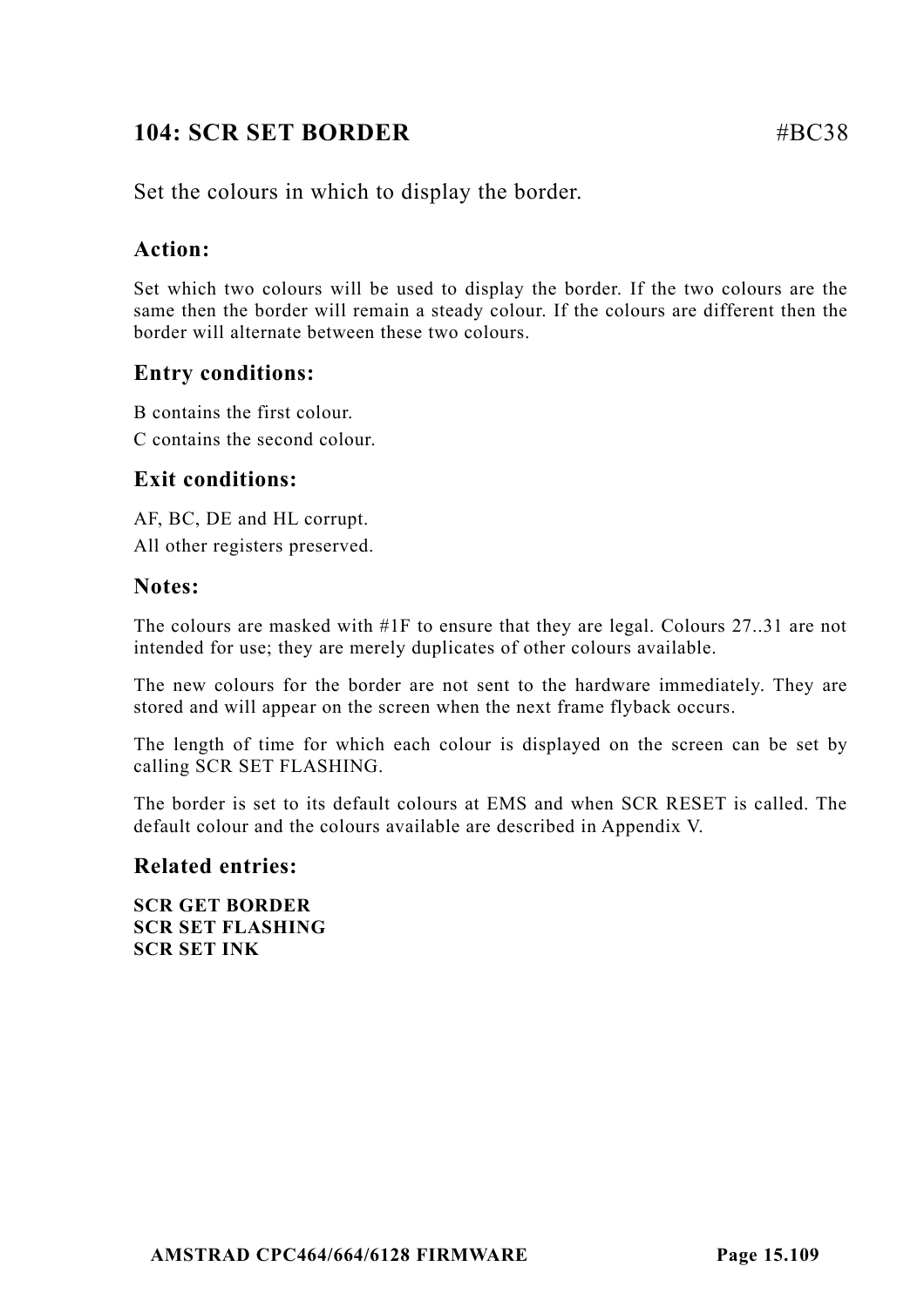## 104: SCR SET BORDER #BC38

Set the colours in which to display the border.

### Action:

Set which two colours will be used to display the border. If the two colours are the same then the border will remain a steady colour. If the colours are different then the border will alternate between these two colours.

### Entry conditions:

B contains the first colour.

C contains the second colour.

### Exit conditions:

AF, BC, DE and HL corrupt.

All other registers preserved.

### Notes:

The colours are masked with #1F to ensure that they are legal. Colours 27..31 are not intended for use; they are merely duplicates of other colours available.

The new colours for the border are not sent to the hardware immediately. They are stored and will appear on the screen when the next frame flyback occurs.

The length of time for which each colour is displayed on the screen can be set by calling SCR SET FLASHING.

The border is set to its default colours at EMS and when SCR RESET is called. The default colour and the colours available are described in Appendix V.

### Related entries:

**SCR GET BORDER**
**SCR SET FLASHING**
**SCR SET INK**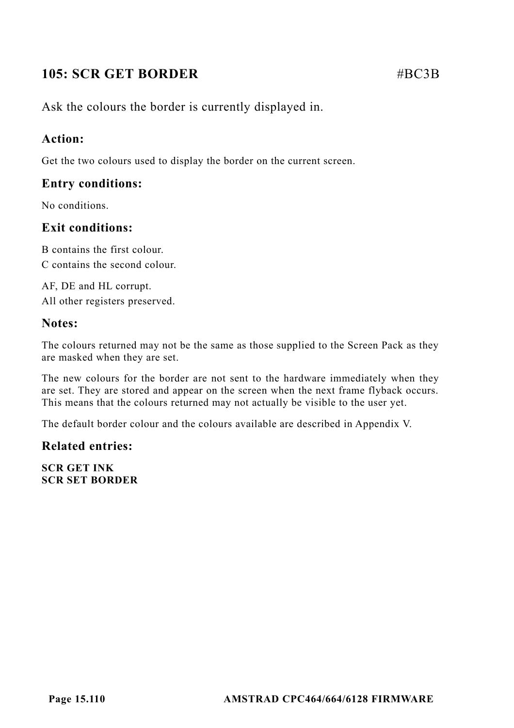## 105: SCR GET BORDER #BC3B

Ask the colours the border is currently displayed in.

### Action:

Get the two colours used to display the border on the current screen.

### Entry conditions:

No conditions.

### Exit conditions:

B contains the first colour.
C contains the second colour.

AF, DE and HL corrupt.
All other registers preserved.

### Notes:

The colours returned may not be the same as those supplied to the Screen Pack as they are masked when they are set.

The new colours for the border are not sent to the hardware immediately when they are set. They are stored and appear on the screen when the next frame flyback occurs. This means that the colours returned may not actually be visible to the user yet.

The default border colour and the colours available are described in Appendix V.

### Related entries:

**SCR GET INK**
**SCR SET BORDER**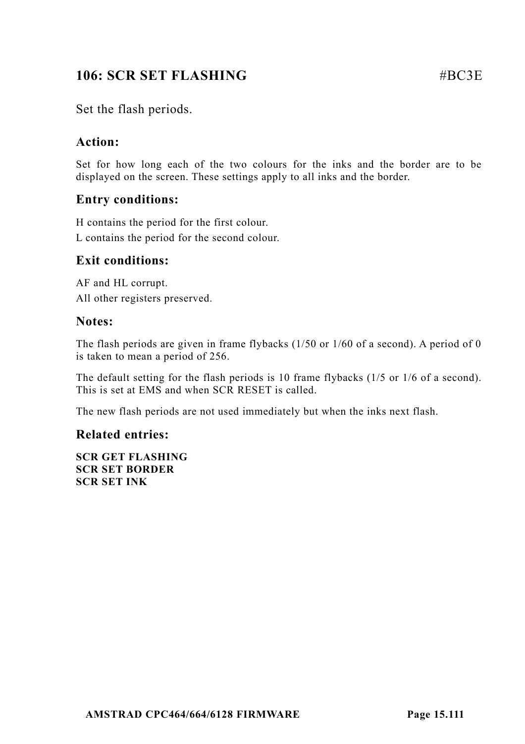## 106: SCR SET FLASHING #BC3E

Set the flash periods.

### Action:

Set for how long each of the two colours for the inks and the border are to be displayed on the screen. These settings apply to all inks and the border.

### Entry conditions:

H contains the period for the first colour.

L contains the period for the second colour.

### Exit conditions:

AF and HL corrupt.

All other registers preserved.

### Notes:

The flash periods are given in frame flybacks (1/50 or 1/60 of a second). A period of 0 is taken to mean a period of 256.

The default setting for the flash periods is 10 frame flybacks (1/5 or 1/6 of a second). This is set at EMS and when SCR RESET is called.

The new flash periods are not used immediately but when the inks next flash.

### Related entries:

**SCR GET FLASHING**
**SCR SET BORDER**
**SCR SET INK**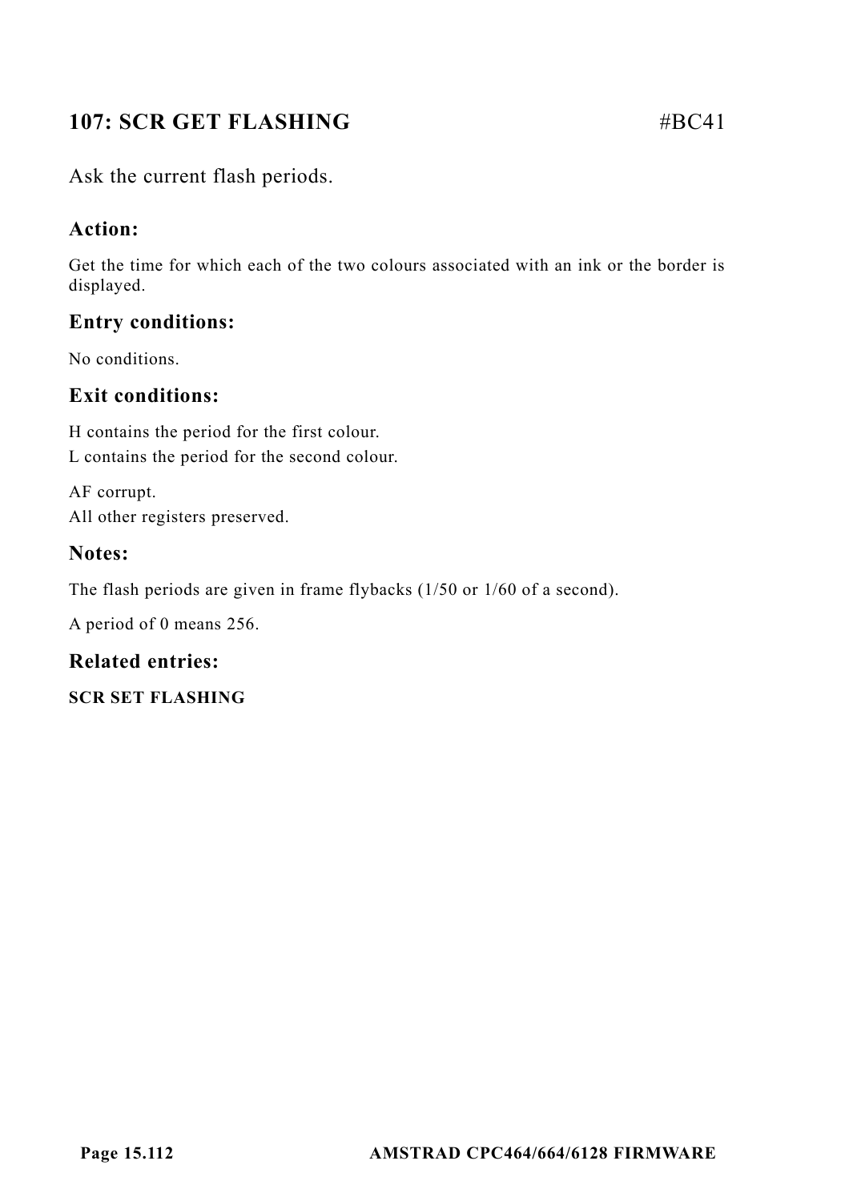## 107: SCR GET FLASHING #BC41

Ask the current flash periods.

### Action:

Get the time for which each of the two colours associated with an ink or the border is displayed.

### Entry conditions:

No conditions.

### Exit conditions:

H contains the period for the first colour.
L contains the period for the second colour.

AF corrupt.
All other registers preserved.

### Notes:

The flash periods are given in frame flybacks (1/50 or 1/60 of a second).

A period of 0 means 256.

### Related entries:

**SCR SET FLASHING**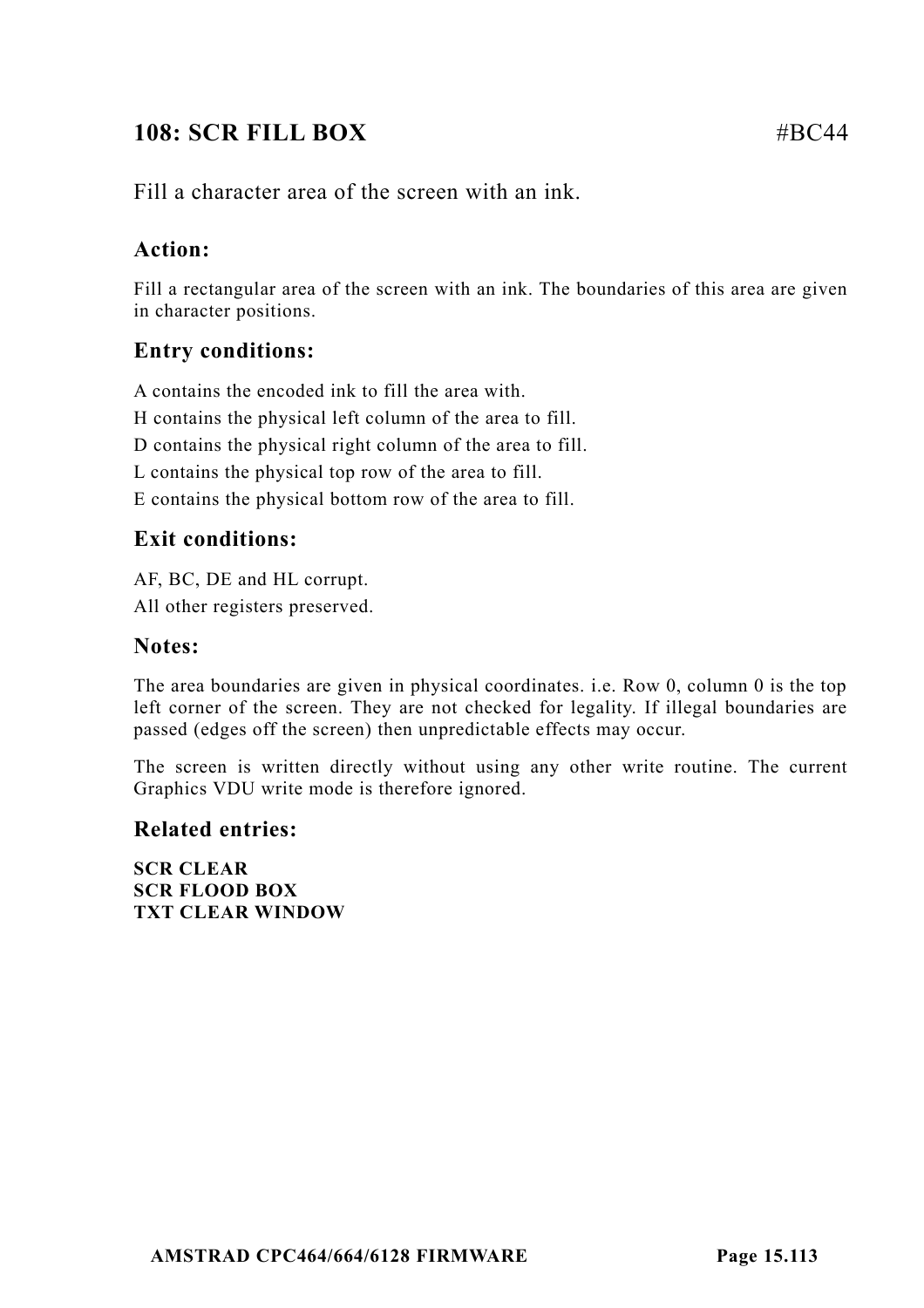## 108: SCR FILL BOX #BC44

Fill a character area of the screen with an ink.

### Action:

Fill a rectangular area of the screen with an ink. The boundaries of this area are given in character positions.

### Entry conditions:

A contains the encoded ink to fill the area with.
H contains the physical left column of the area to fill.
D contains the physical right column of the area to fill.
L contains the physical top row of the area to fill.
E contains the physical bottom row of the area to fill.

### Exit conditions:

AF, BC, DE and HL corrupt.
All other registers preserved.

### Notes:

The area boundaries are given in physical coordinates. i.e. Row 0, column 0 is the top left corner of the screen. They are not checked for legality. If illegal boundaries are passed (edges off the screen) then unpredictable effects may occur.

The screen is written directly without using any other write routine. The current Graphics VDU write mode is therefore ignored.

### Related entries:

**SCR CLEAR**
**SCR FLOOD BOX**
**TXT CLEAR WINDOW**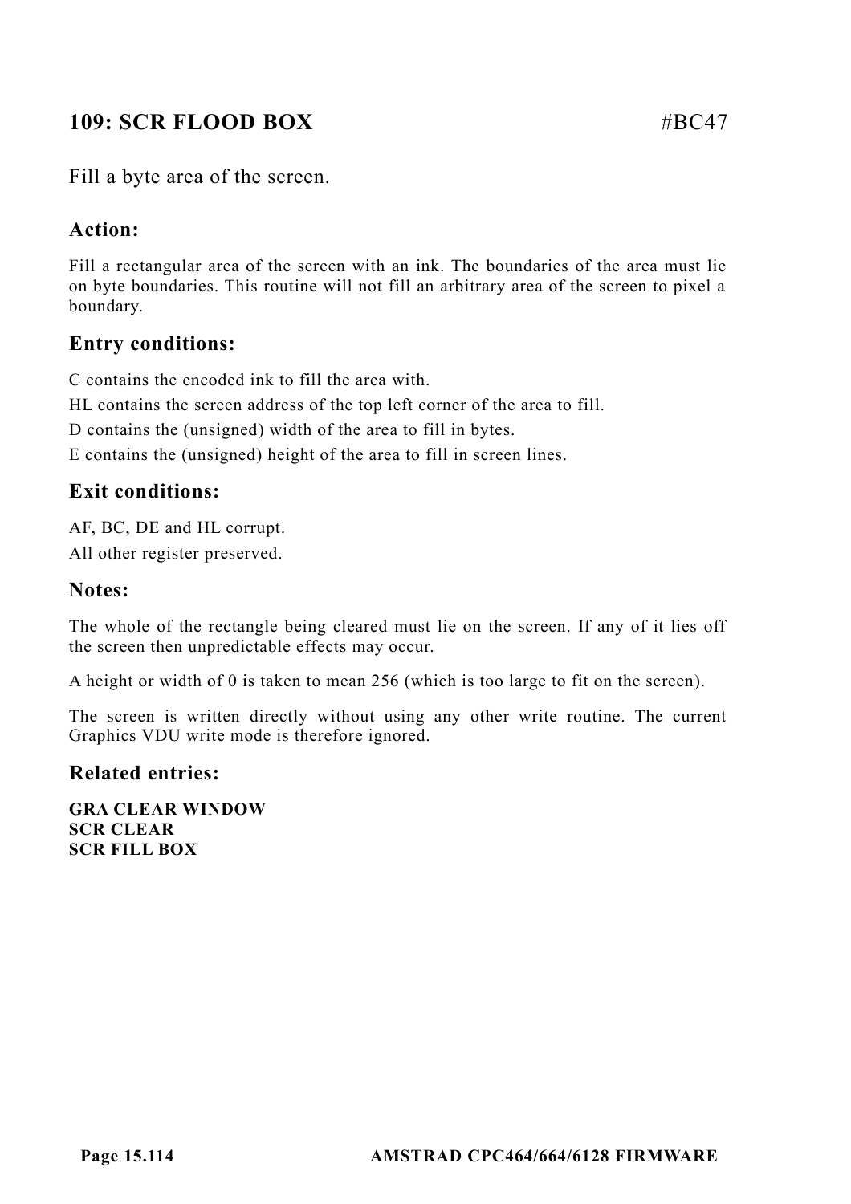## 109: SCR FLOOD BOX #BC47

Fill a byte area of the screen.

### Action:

Fill a rectangular area of the screen with an ink. The boundaries of the area must lie on byte boundaries. This routine will not fill an arbitrary area of the screen to pixel a boundary.

### Entry conditions:

C contains the encoded ink to fill the area with.

HL contains the screen address of the top left corner of the area to fill.

D contains the (unsigned) width of the area to fill in bytes.

E contains the (unsigned) height of the area to fill in screen lines.

### Exit conditions:

AF, BC, DE and HL corrupt.

All other register preserved.

### Notes:

The whole of the rectangle being cleared must lie on the screen. If any of it lies off the screen then unpredictable effects may occur.

A height or width of 0 is taken to mean 256 (which is too large to fit on the screen).

The screen is written directly without using any other write routine. The current Graphics VDU write mode is therefore ignored.

### Related entries:

**GRA CLEAR WINDOW**
**SCR CLEAR**
**SCR FILL BOX**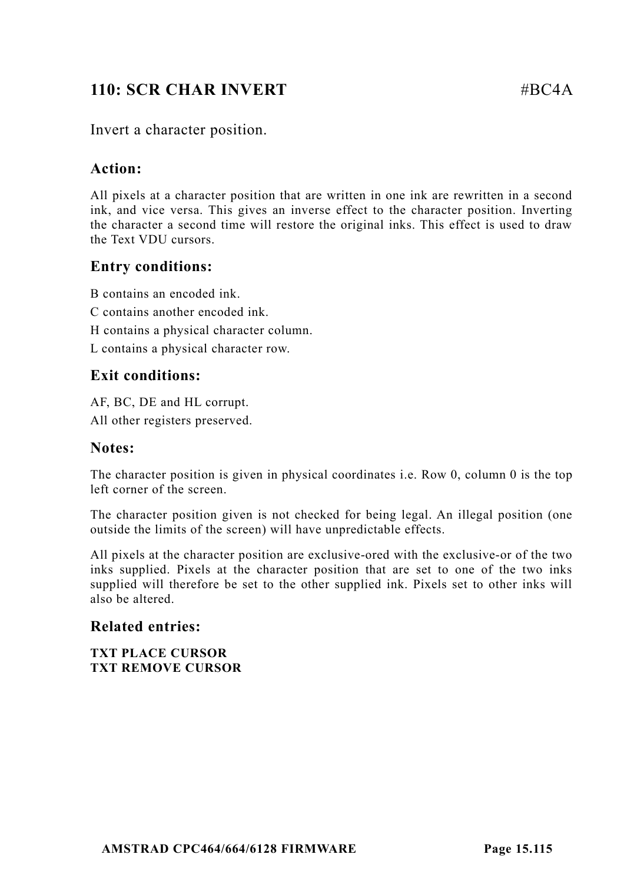## 110: SCR CHAR INVERT #BC4A

Invert a character position.

### Action:

All pixels at a character position that are written in one ink are rewritten in a second ink, and vice versa. This gives an inverse effect to the character position. Inverting the character a second time will restore the original inks. This effect is used to draw the Text VDU cursors.

### Entry conditions:

B contains an encoded ink.

C contains another encoded ink.

H contains a physical character column.

L contains a physical character row.

### Exit conditions:

AF, BC, DE and HL corrupt.

All other registers preserved.

### Notes:

The character position is given in physical coordinates i.e. Row 0, column 0 is the top left corner of the screen.

The character position given is not checked for being legal. An illegal position (one outside the limits of the screen) will have unpredictable effects.

All pixels at the character position are exclusive-ored with the exclusive-or of the two inks supplied. Pixels at the character position that are set to one of the two inks supplied will therefore be set to the other supplied ink. Pixels set to other inks will also be altered.

### Related entries:

**TXT PLACE CURSOR**
**TXT REMOVE CURSOR**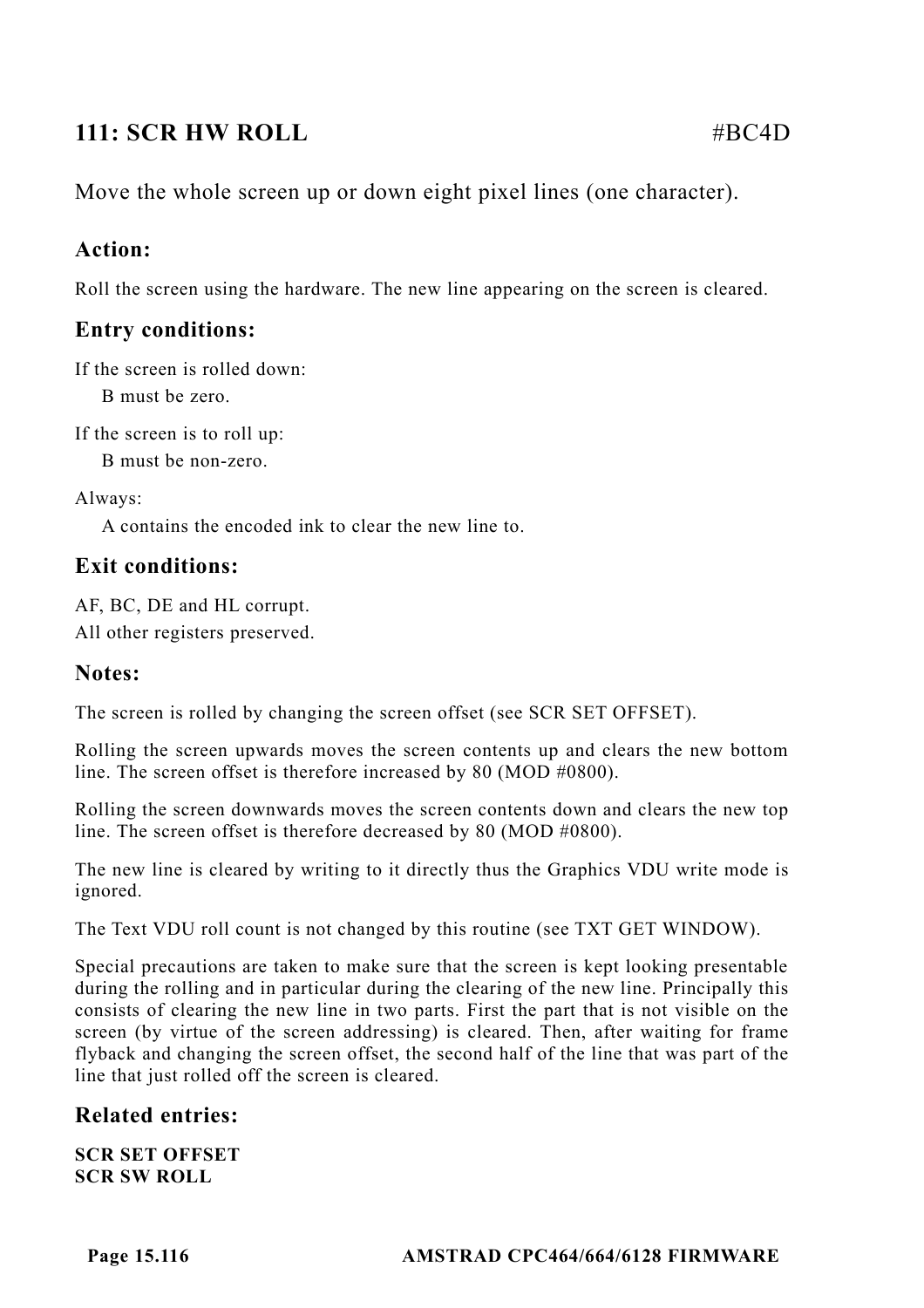## 111: SCR HW ROLL #BC4D

Move the whole screen up or down eight pixel lines (one character).

### Action:

Roll the screen using the hardware. The new line appearing on the screen is cleared.

### Entry conditions:

If the screen is rolled down:
  B must be zero.

If the screen is to roll up:
  B must be non-zero.

Always:
  A contains the encoded ink to clear the new line to.

### Exit conditions:

AF, BC, DE and HL corrupt.
All other registers preserved.

### Notes:

The screen is rolled by changing the screen offset (see SCR SET OFFSET).

Rolling the screen upwards moves the screen contents up and clears the new bottom line. The screen offset is therefore increased by 80 (MOD #0800).

Rolling the screen downwards moves the screen contents down and clears the new top line. The screen offset is therefore decreased by 80 (MOD #0800).

The new line is cleared by writing to it directly thus the Graphics VDU write mode is ignored.

The Text VDU roll count is not changed by this routine (see TXT GET WINDOW).

Special precautions are taken to make sure that the screen is kept looking presentable during the rolling and in particular during the clearing of the new line. Principally this consists of clearing the new line in two parts. First the part that is not visible on the screen (by virtue of the screen addressing) is cleared. Then, after waiting for frame flyback and changing the screen offset, the second half of the line that was part of the line that just rolled off the screen is cleared.

### Related entries:

**SCR SET OFFSET**
**SCR SW ROLL**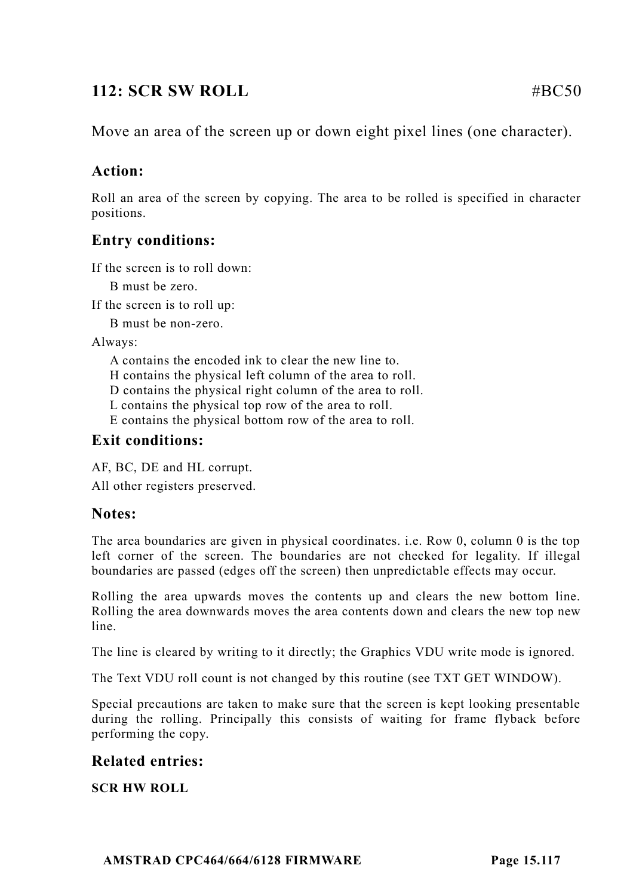## 112: SCR SW ROLL #BC50

Move an area of the screen up or down eight pixel lines (one character).

### Action:

Roll an area of the screen by copying. The area to be rolled is specified in character positions.

### Entry conditions:

If the screen is to roll down:

B must be zero.

If the screen is to roll up:

B must be non-zero.

Always:

A contains the encoded ink to clear the new line to.
H contains the physical left column of the area to roll.
D contains the physical right column of the area to roll.
L contains the physical top row of the area to roll.
E contains the physical bottom row of the area to roll.

### Exit conditions:

AF, BC, DE and HL corrupt.

All other registers preserved.

### Notes:

The area boundaries are given in physical coordinates. i.e. Row 0, column 0 is the top left corner of the screen. The boundaries are not checked for legality. If illegal boundaries are passed (edges off the screen) then unpredictable effects may occur.

Rolling the area upwards moves the contents up and clears the new bottom line. Rolling the area downwards moves the area contents down and clears the new top new line.

The line is cleared by writing to it directly; the Graphics VDU write mode is ignored.

The Text VDU roll count is not changed by this routine (see TXT GET WINDOW).

Special precautions are taken to make sure that the screen is kept looking presentable during the rolling. Principally this consists of waiting for frame flyback before performing the copy.

### Related entries:

**SCR HW ROLL**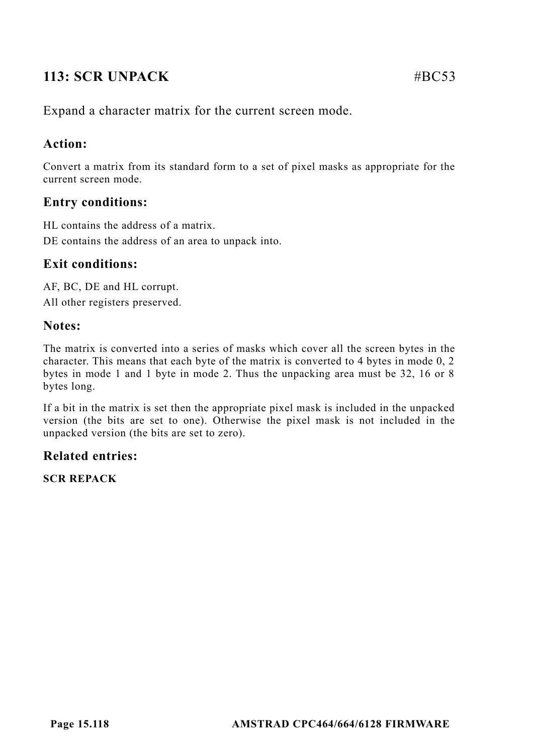## 113: SCR UNPACK #BC53

Expand a character matrix for the current screen mode.

### Action:

Convert a matrix from its standard form to a set of pixel masks as appropriate for the current screen mode.

### Entry conditions:

HL contains the address of a matrix.

DE contains the address of an area to unpack into.

### Exit conditions:

AF, BC, DE and HL corrupt.

All other registers preserved.

### Notes:

The matrix is converted into a series of masks which cover all the screen bytes in the character. This means that each byte of the matrix is converted to 4 bytes in mode 0, 2 bytes in mode 1 and 1 byte in mode 2. Thus the unpacking area must be 32, 16 or 8 bytes long.

If a bit in the matrix is set then the appropriate pixel mask is included in the unpacked version (the bits are set to one). Otherwise the pixel mask is not included in the unpacked version (the bits are set to zero).

### Related entries:

**SCR REPACK**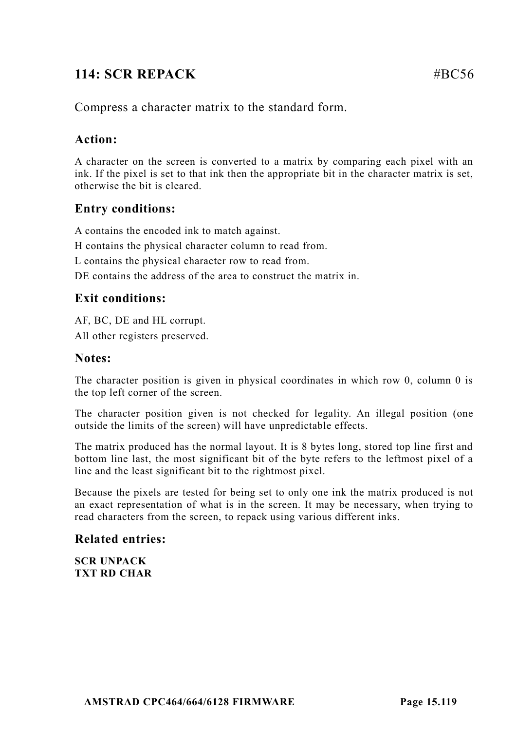## 114: SCR REPACK #BC56

Compress a character matrix to the standard form.

### Action:

A character on the screen is converted to a matrix by comparing each pixel with an ink. If the pixel is set to that ink then the appropriate bit in the character matrix is set, otherwise the bit is cleared.

### Entry conditions:

A contains the encoded ink to match against.

H contains the physical character column to read from.

L contains the physical character row to read from.

DE contains the address of the area to construct the matrix in.

### Exit conditions:

AF, BC, DE and HL corrupt.

All other registers preserved.

### Notes:

The character position is given in physical coordinates in which row 0, column 0 is the top left corner of the screen.

The character position given is not checked for legality. An illegal position (one outside the limits of the screen) will have unpredictable effects.

The matrix produced has the normal layout. It is 8 bytes long, stored top line first and bottom line last, the most significant bit of the byte refers to the leftmost pixel of a line and the least significant bit to the rightmost pixel.

Because the pixels are tested for being set to only one ink the matrix produced is not an exact representation of what is in the screen. It may be necessary, when trying to read characters from the screen, to repack using various different inks.

### Related entries:

**SCR UNPACK**
**TXT RD CHAR**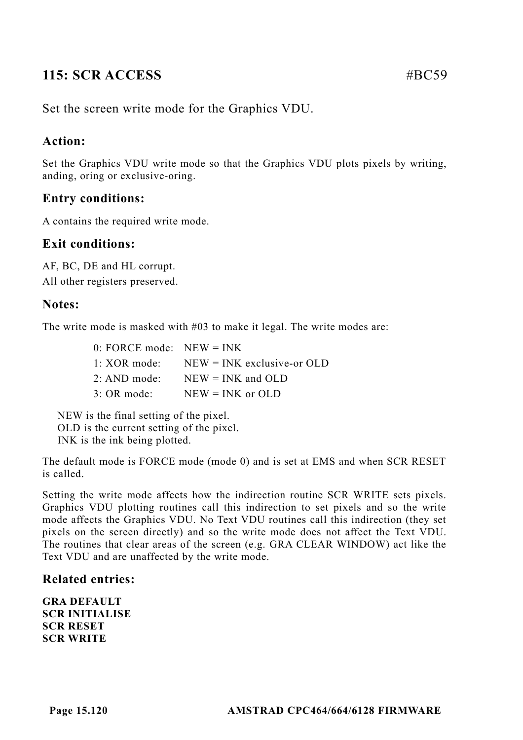## 115: SCR ACCESS #BC59

Set the screen write mode for the Graphics VDU.

### Action:

Set the Graphics VDU write mode so that the Graphics VDU plots pixels by writing, anding, oring or exclusive-oring.

### Entry conditions:

A contains the required write mode.

### Exit conditions:

AF, BC, DE and HL corrupt.
All other registers preserved.

### Notes:

The write mode is masked with #03 to make it legal. The write modes are:

| | |
|---|---|
| 0: FORCE mode: | NEW = INK |
| 1: XOR mode: | NEW = INK exclusive-or OLD |
| 2: AND mode: | NEW = INK and OLD |
| 3: OR mode: | NEW = INK or OLD |

NEW is the final setting of the pixel.
OLD is the current setting of the pixel.
INK is the ink being plotted.

The default mode is FORCE mode (mode 0) and is set at EMS and when SCR RESET is called.

Setting the write mode affects how the indirection routine SCR WRITE sets pixels. Graphics VDU plotting routines call this indirection to set pixels and so the write mode affects the Graphics VDU. No Text VDU routines call this indirection (they set pixels on the screen directly) and so the write mode does not affect the Text VDU. The routines that clear areas of the screen (e.g. GRA CLEAR WINDOW) act like the Text VDU and are unaffected by the write mode.

### Related entries:

**GRA DEFAULT**
**SCR INITIALISE**
**SCR RESET**
**SCR WRITE**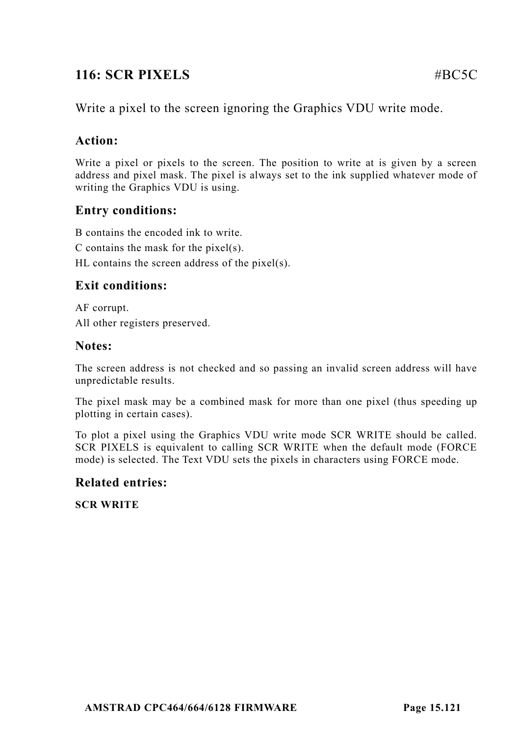## 116: SCR PIXELS #BC5C

Write a pixel to the screen ignoring the Graphics VDU write mode.

### Action:

Write a pixel or pixels to the screen. The position to write at is given by a screen address and pixel mask. The pixel is always set to the ink supplied whatever mode of writing the Graphics VDU is using.

### Entry conditions:

B contains the encoded ink to write.

C contains the mask for the pixel(s).

HL contains the screen address of the pixel(s).

### Exit conditions:

AF corrupt.

All other registers preserved.

### Notes:

The screen address is not checked and so passing an invalid screen address will have unpredictable results.

The pixel mask may be a combined mask for more than one pixel (thus speeding up plotting in certain cases).

To plot a pixel using the Graphics VDU write mode SCR WRITE should be called. SCR PIXELS is equivalent to calling SCR WRITE when the default mode (FORCE mode) is selected. The Text VDU sets the pixels in characters using FORCE mode.

### Related entries:

**SCR WRITE**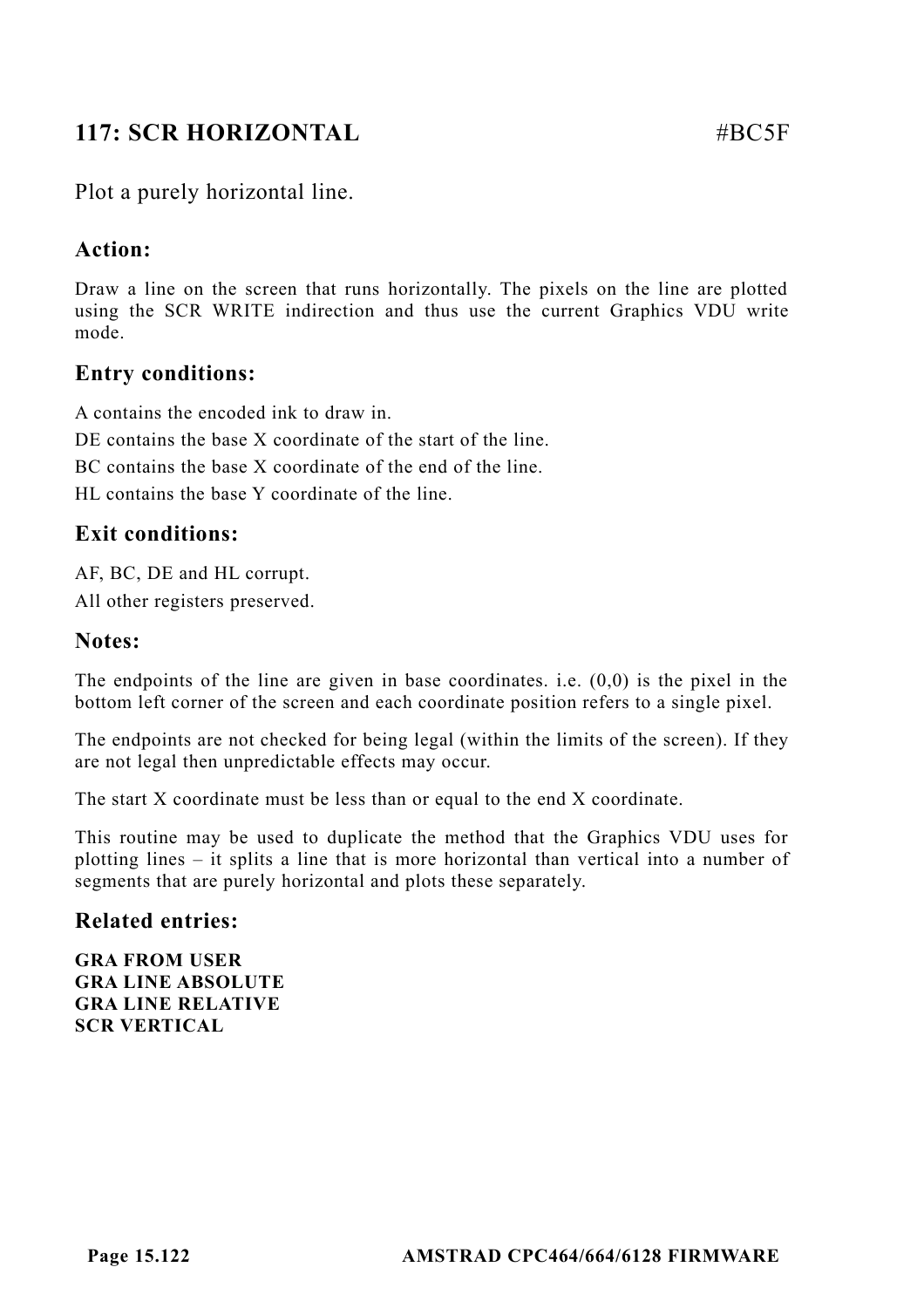## 117: SCR HORIZONTAL #BC5F

Plot a purely horizontal line.

### Action:

Draw a line on the screen that runs horizontally. The pixels on the line are plotted using the SCR WRITE indirection and thus use the current Graphics VDU write mode.

### Entry conditions:

A contains the encoded ink to draw in.

DE contains the base X coordinate of the start of the line.

BC contains the base X coordinate of the end of the line.

HL contains the base Y coordinate of the line.

### Exit conditions:

AF, BC, DE and HL corrupt.

All other registers preserved.

### Notes:

The endpoints of the line are given in base coordinates. i.e. (0,0) is the pixel in the bottom left corner of the screen and each coordinate position refers to a single pixel.

The endpoints are not checked for being legal (within the limits of the screen). If they are not legal then unpredictable effects may occur.

The start X coordinate must be less than or equal to the end X coordinate.

This routine may be used to duplicate the method that the Graphics VDU uses for plotting lines – it splits a line that is more horizontal than vertical into a number of segments that are purely horizontal and plots these separately.

### Related entries:

**GRA FROM USER**
**GRA LINE ABSOLUTE**
**GRA LINE RELATIVE**
**SCR VERTICAL**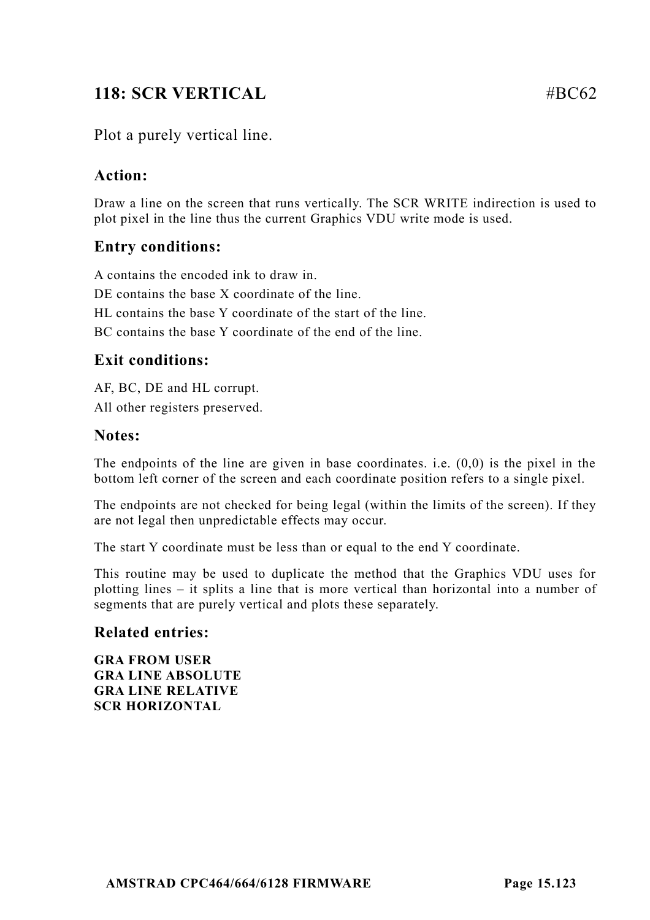## 118: SCR VERTICAL #BC62

Plot a purely vertical line.

### Action:

Draw a line on the screen that runs vertically. The SCR WRITE indirection is used to plot pixel in the line thus the current Graphics VDU write mode is used.

### Entry conditions:

A contains the encoded ink to draw in.

DE contains the base X coordinate of the line.

HL contains the base Y coordinate of the start of the line.

BC contains the base Y coordinate of the end of the line.

### Exit conditions:

AF, BC, DE and HL corrupt.

All other registers preserved.

### Notes:

The endpoints of the line are given in base coordinates. i.e. (0,0) is the pixel in the bottom left corner of the screen and each coordinate position refers to a single pixel.

The endpoints are not checked for being legal (within the limits of the screen). If they are not legal then unpredictable effects may occur.

The start Y coordinate must be less than or equal to the end Y coordinate.

This routine may be used to duplicate the method that the Graphics VDU uses for plotting lines – it splits a line that is more vertical than horizontal into a number of segments that are purely vertical and plots these separately.

### Related entries:

**GRA FROM USER**
**GRA LINE ABSOLUTE**
**GRA LINE RELATIVE**
**SCR HORIZONTAL**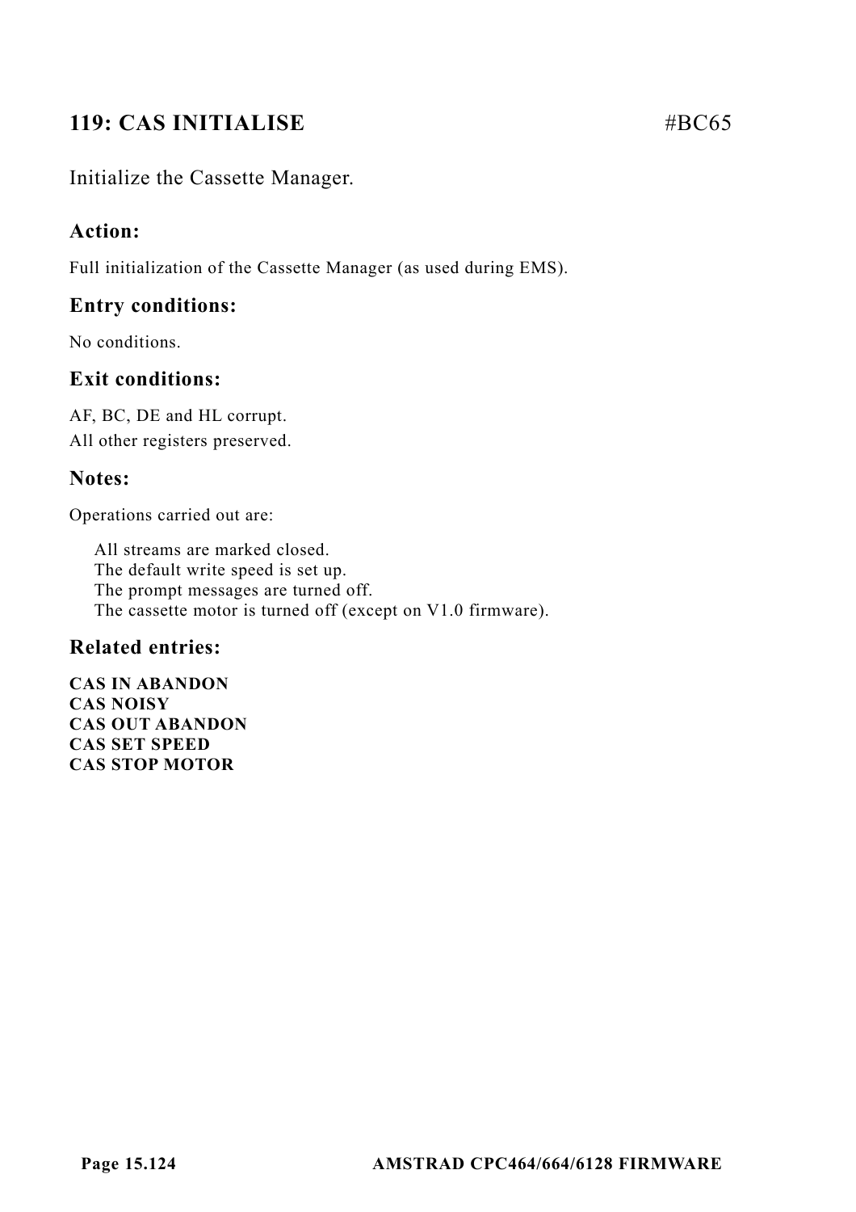## 119: CAS INITIALISE #BC65

Initialize the Cassette Manager.

### Action:

Full initialization of the Cassette Manager (as used during EMS).

### Entry conditions:

No conditions.

### Exit conditions:

AF, BC, DE and HL corrupt.
All other registers preserved.

### Notes:

Operations carried out are:

All streams are marked closed.
The default write speed is set up.
The prompt messages are turned off.
The cassette motor is turned off (except on V1.0 firmware).

### Related entries:

**CAS IN ABANDON**
**CAS NOISY**
**CAS OUT ABANDON**
**CAS SET SPEED**
**CAS STOP MOTOR**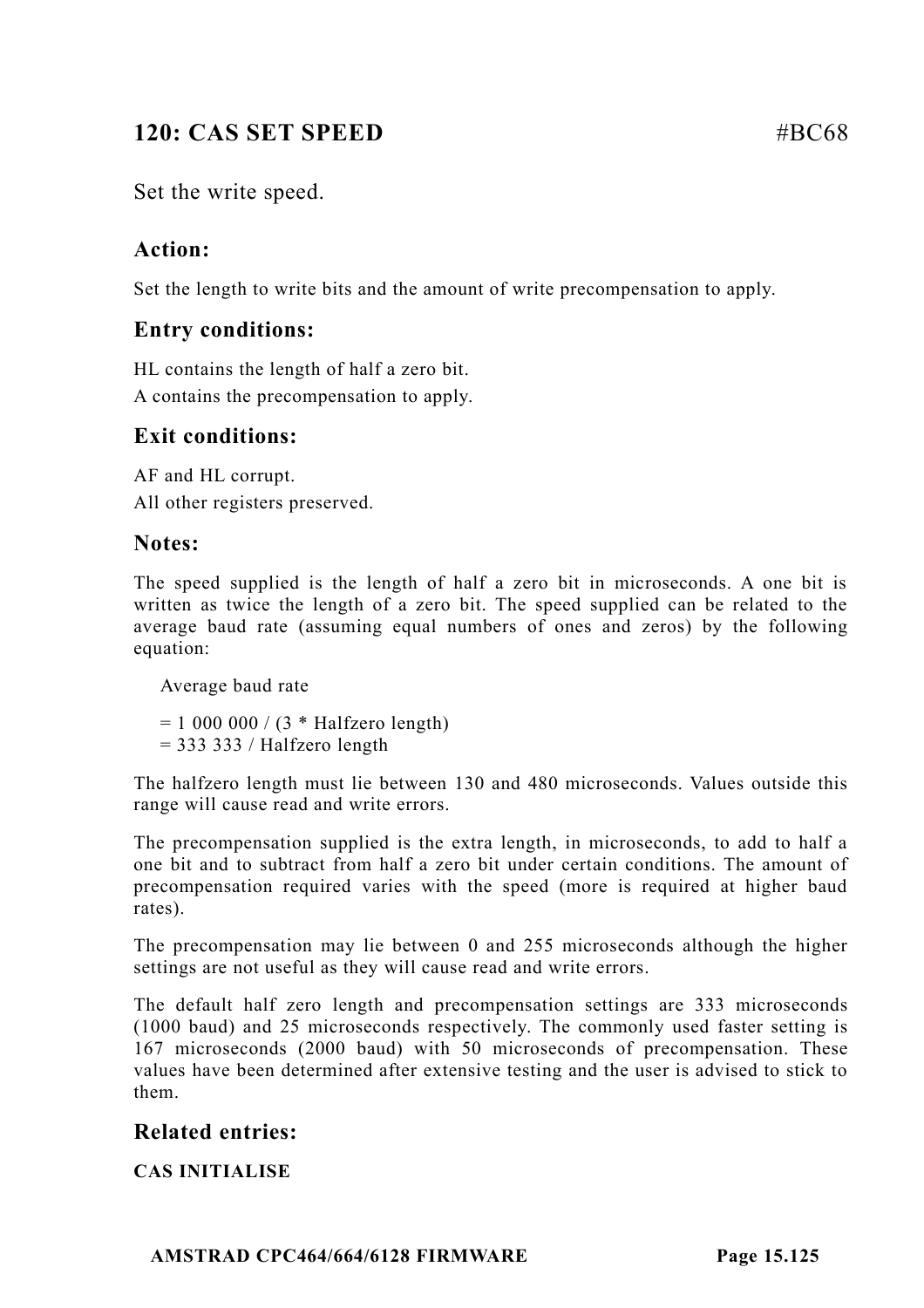## 120: CAS SET SPEED #BC68

Set the write speed.

### Action:

Set the length to write bits and the amount of write precompensation to apply.

### Entry conditions:

HL contains the length of half a zero bit.
A contains the precompensation to apply.

### Exit conditions:

AF and HL corrupt.
All other registers preserved.

### Notes:

The speed supplied is the length of half a zero bit in microseconds. A one bit is written as twice the length of a zero bit. The speed supplied can be related to the average baud rate (assuming equal numbers of ones and zeros) by the following equation:

Average baud rate

= 1 000 000 / (3 * Halfzero length)
= 333 333 / Halfzero length

The halfzero length must lie between 130 and 480 microseconds. Values outside this range will cause read and write errors.

The precompensation supplied is the extra length, in microseconds, to add to half a one bit and to subtract from half a zero bit under certain conditions. The amount of precompensation required varies with the speed (more is required at higher baud rates).

The precompensation may lie between 0 and 255 microseconds although the higher settings are not useful as they will cause read and write errors.

The default half zero length and precompensation settings are 333 microseconds (1000 baud) and 25 microseconds respectively. The commonly used faster setting is 167 microseconds (2000 baud) with 50 microseconds of precompensation. These values have been determined after extensive testing and the user is advised to stick to them.

### Related entries:

**CAS INITIALISE**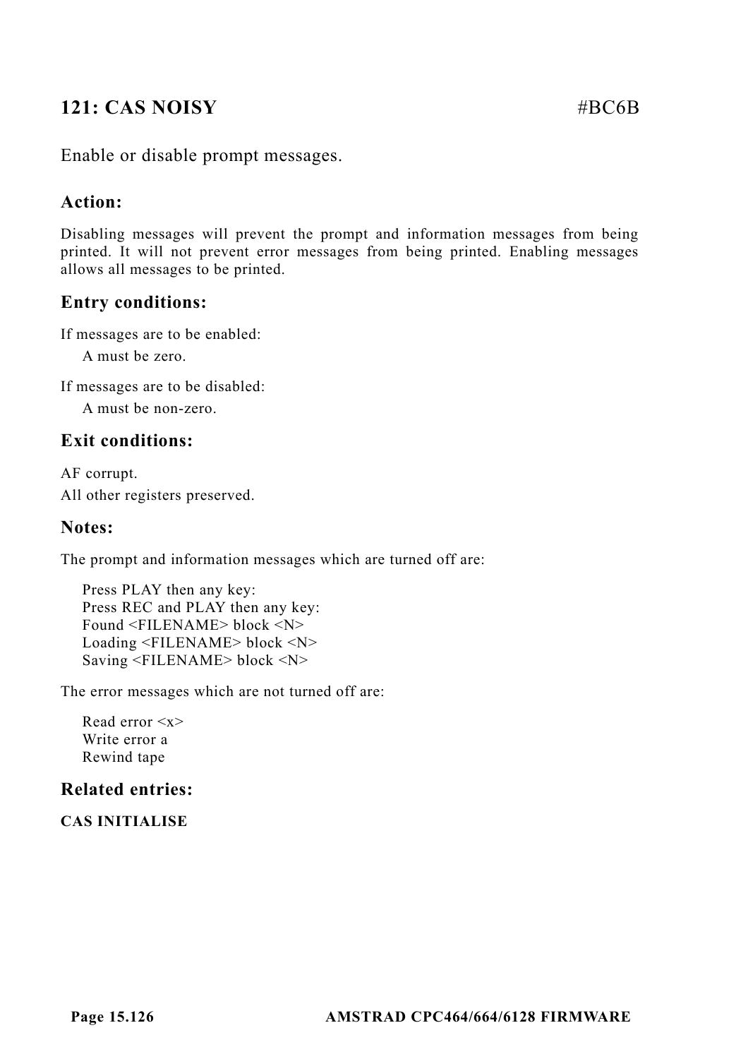## 121: CAS NOISY #BC6B

Enable or disable prompt messages.

### Action:

Disabling messages will prevent the prompt and information messages from being printed. It will not prevent error messages from being printed. Enabling messages allows all messages to be printed.

### Entry conditions:

If messages are to be enabled:

A must be zero.

If messages are to be disabled:

A must be non-zero.

### Exit conditions:

AF corrupt.

All other registers preserved.

### Notes:

The prompt and information messages which are turned off are:

Press PLAY then any key:
Press REC and PLAY then any key:
Found <FILENAME> block <N>
Loading <FILENAME> block <N>
Saving <FILENAME> block <N>

The error messages which are not turned off are:

Read error <x>
Write error a
Rewind tape

### Related entries:

**CAS INITIALISE**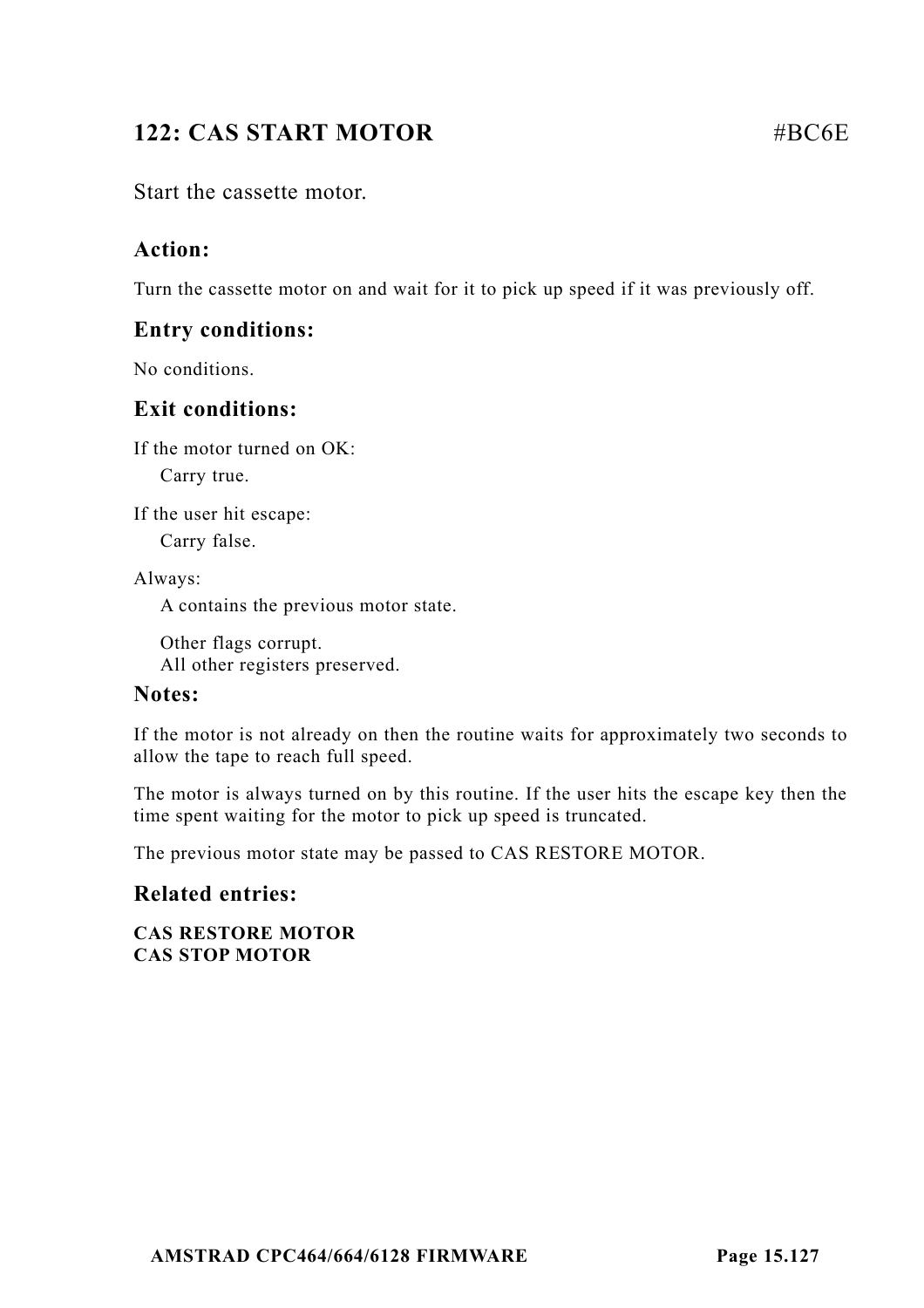## 122: CAS START MOTOR #BC6E

Start the cassette motor.

### Action:

Turn the cassette motor on and wait for it to pick up speed if it was previously off.

### Entry conditions:

No conditions.

### Exit conditions:

If the motor turned on OK:

Carry true.

If the user hit escape:

Carry false.

Always:

A contains the previous motor state.

Other flags corrupt.
All other registers preserved.

### Notes:

If the motor is not already on then the routine waits for approximately two seconds to allow the tape to reach full speed.

The motor is always turned on by this routine. If the user hits the escape key then the time spent waiting for the motor to pick up speed is truncated.

The previous motor state may be passed to CAS RESTORE MOTOR.

### Related entries:

**CAS RESTORE MOTOR**
**CAS STOP MOTOR**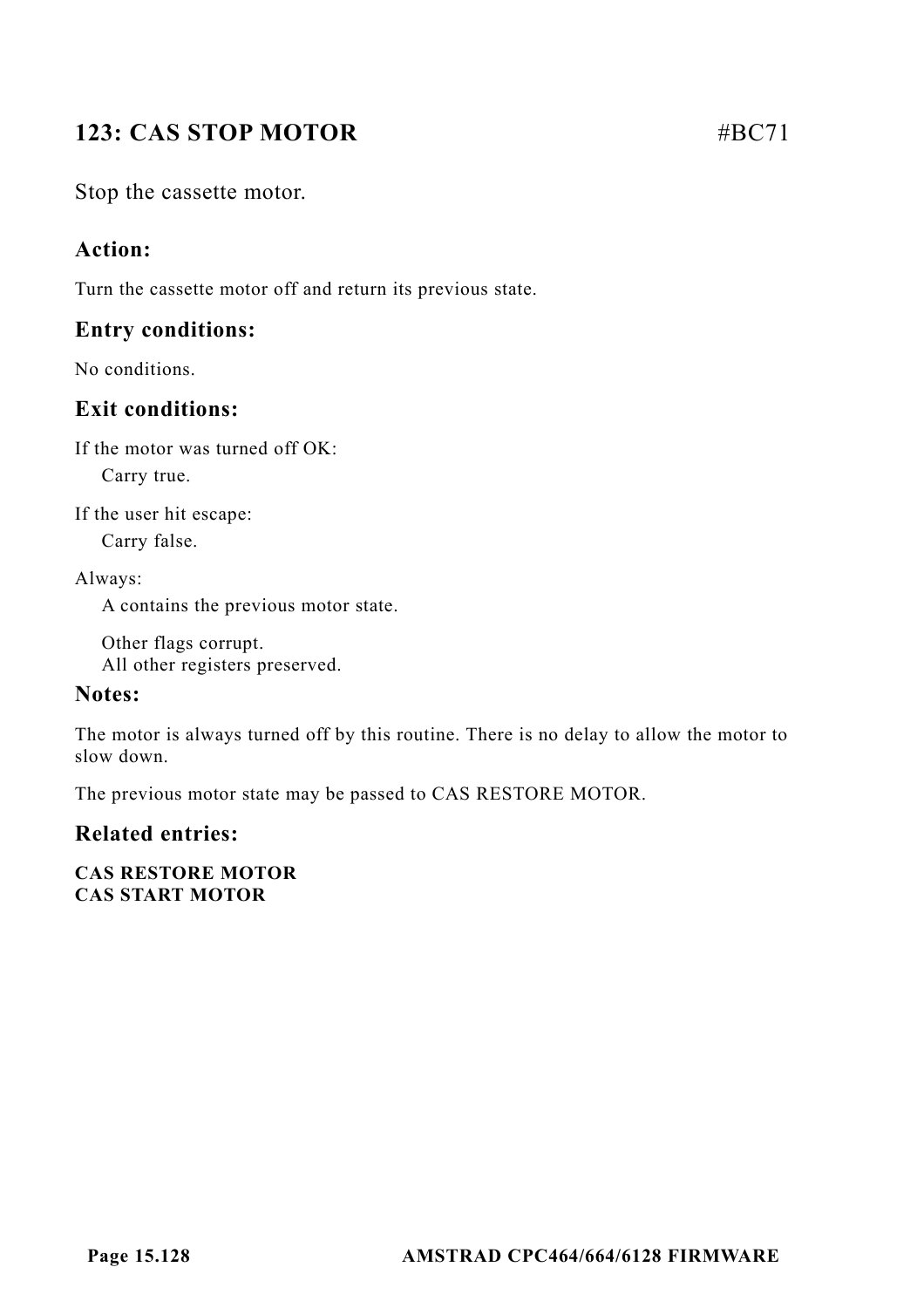## 123: CAS STOP MOTOR #BC71

Stop the cassette motor.

### Action:

Turn the cassette motor off and return its previous state.

### Entry conditions:

No conditions.

### Exit conditions:

If the motor was turned off OK:

Carry true.

If the user hit escape:

Carry false.

Always:

A contains the previous motor state.

Other flags corrupt.
All other registers preserved.

### Notes:

The motor is always turned off by this routine. There is no delay to allow the motor to slow down.

The previous motor state may be passed to CAS RESTORE MOTOR.

### Related entries:

**CAS RESTORE MOTOR**
**CAS START MOTOR**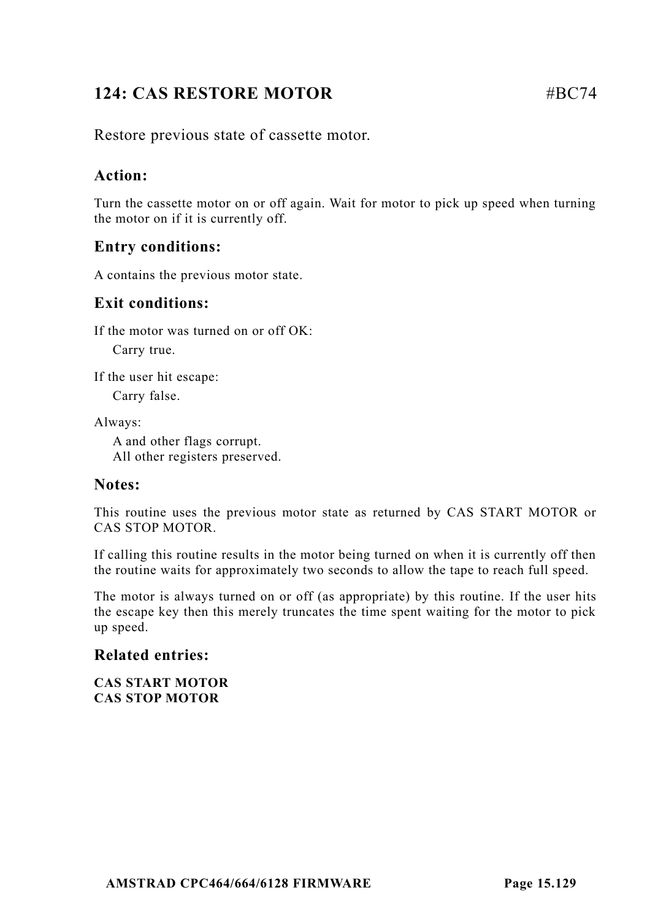## 124: CAS RESTORE MOTOR #BC74

Restore previous state of cassette motor.

### Action:

Turn the cassette motor on or off again. Wait for motor to pick up speed when turning the motor on if it is currently off.

### Entry conditions:

A contains the previous motor state.

### Exit conditions:

If the motor was turned on or off OK:

 Carry true.

If the user hit escape:

 Carry false.

Always:

 A and other flags corrupt.
 All other registers preserved.

### Notes:

This routine uses the previous motor state as returned by CAS START MOTOR or CAS STOP MOTOR.

If calling this routine results in the motor being turned on when it is currently off then the routine waits for approximately two seconds to allow the tape to reach full speed.

The motor is always turned on or off (as appropriate) by this routine. If the user hits the escape key then this merely truncates the time spent waiting for the motor to pick up speed.

### Related entries:

**CAS START MOTOR**
**CAS STOP MOTOR**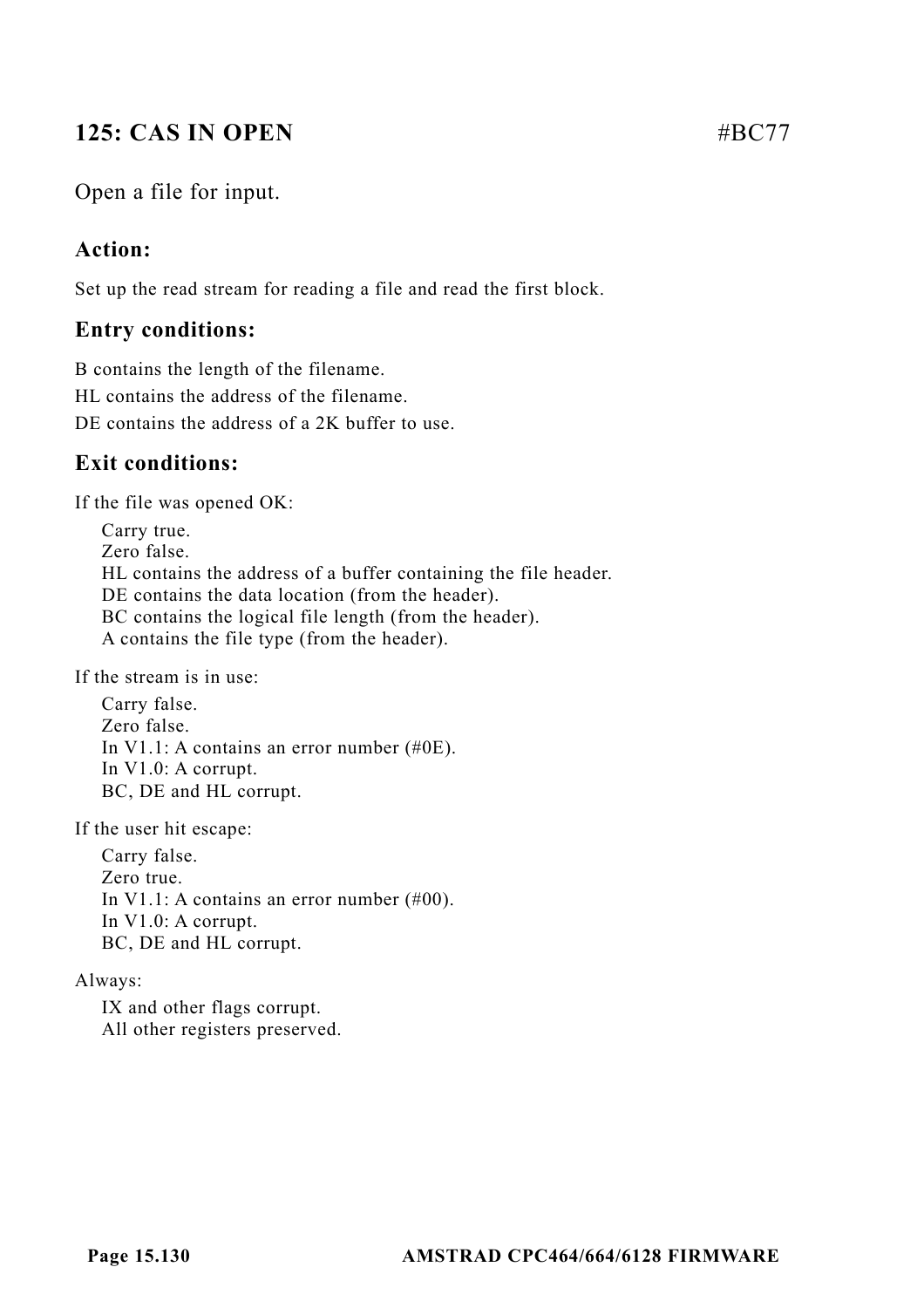## 125: CAS IN OPEN #BC77

Open a file for input.

### Action:

Set up the read stream for reading a file and read the first block.

### Entry conditions:

B contains the length of the filename.
HL contains the address of the filename.
DE contains the address of a 2K buffer to use.

### Exit conditions:

If the file was opened OK:

Carry true.
Zero false.
HL contains the address of a buffer containing the file header.
DE contains the data location (from the header).
BC contains the logical file length (from the header).
A contains the file type (from the header).

If the stream is in use:

Carry false.
Zero false.
In V1.1: A contains an error number (#0E).
In V1.0: A corrupt.
BC, DE and HL corrupt.

If the user hit escape:

Carry false.
Zero true.
In V1.1: A contains an error number (#00).
In V1.0: A corrupt.
BC, DE and HL corrupt.

Always:

IX and other flags corrupt.
All other registers preserved.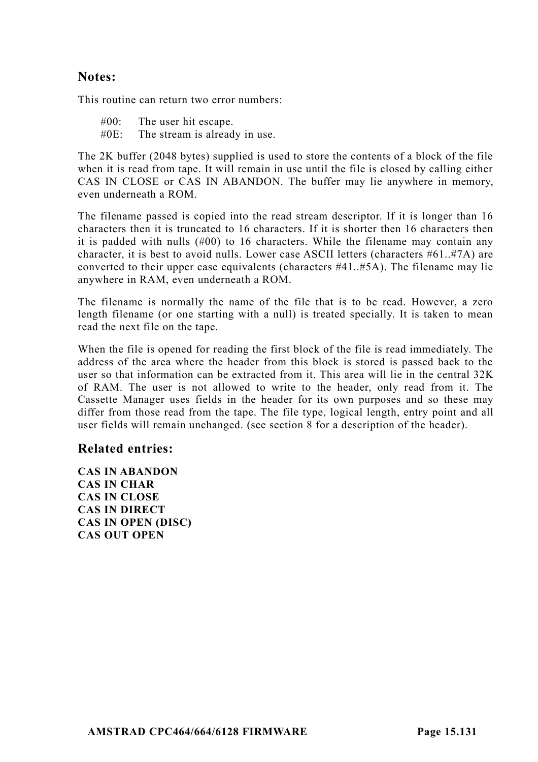## Notes:

This routine can return two error numbers:

#00: The user hit escape.
#0E: The stream is already in use.

The 2K buffer (2048 bytes) supplied is used to store the contents of a block of the file when it is read from tape. It will remain in use until the file is closed by calling either CAS IN CLOSE or CAS IN ABANDON. The buffer may lie anywhere in memory, even underneath a ROM.

The filename passed is copied into the read stream descriptor. If it is longer than 16 characters then it is truncated to 16 characters. If it is shorter then 16 characters then it is padded with nulls (#00) to 16 characters. While the filename may contain any character, it is best to avoid nulls. Lower case ASCII letters (characters #61..#7A) are converted to their upper case equivalents (characters #41..#5A). The filename may lie anywhere in RAM, even underneath a ROM.

The filename is normally the name of the file that is to be read. However, a zero length filename (or one starting with a null) is treated specially. It is taken to mean read the next file on the tape.

When the file is opened for reading the first block of the file is read immediately. The address of the area where the header from this block is stored is passed back to the user so that information can be extracted from it. This area will lie in the central 32K of RAM. The user is not allowed to write to the header, only read from it. The Cassette Manager uses fields in the header for its own purposes and so these may differ from those read from the tape. The file type, logical length, entry point and all user fields will remain unchanged. (see section 8 for a description of the header).

## Related entries:

**CAS IN ABANDON**
**CAS IN CHAR**
**CAS IN CLOSE**
**CAS IN DIRECT**
**CAS IN OPEN (DISC)**
**CAS OUT OPEN**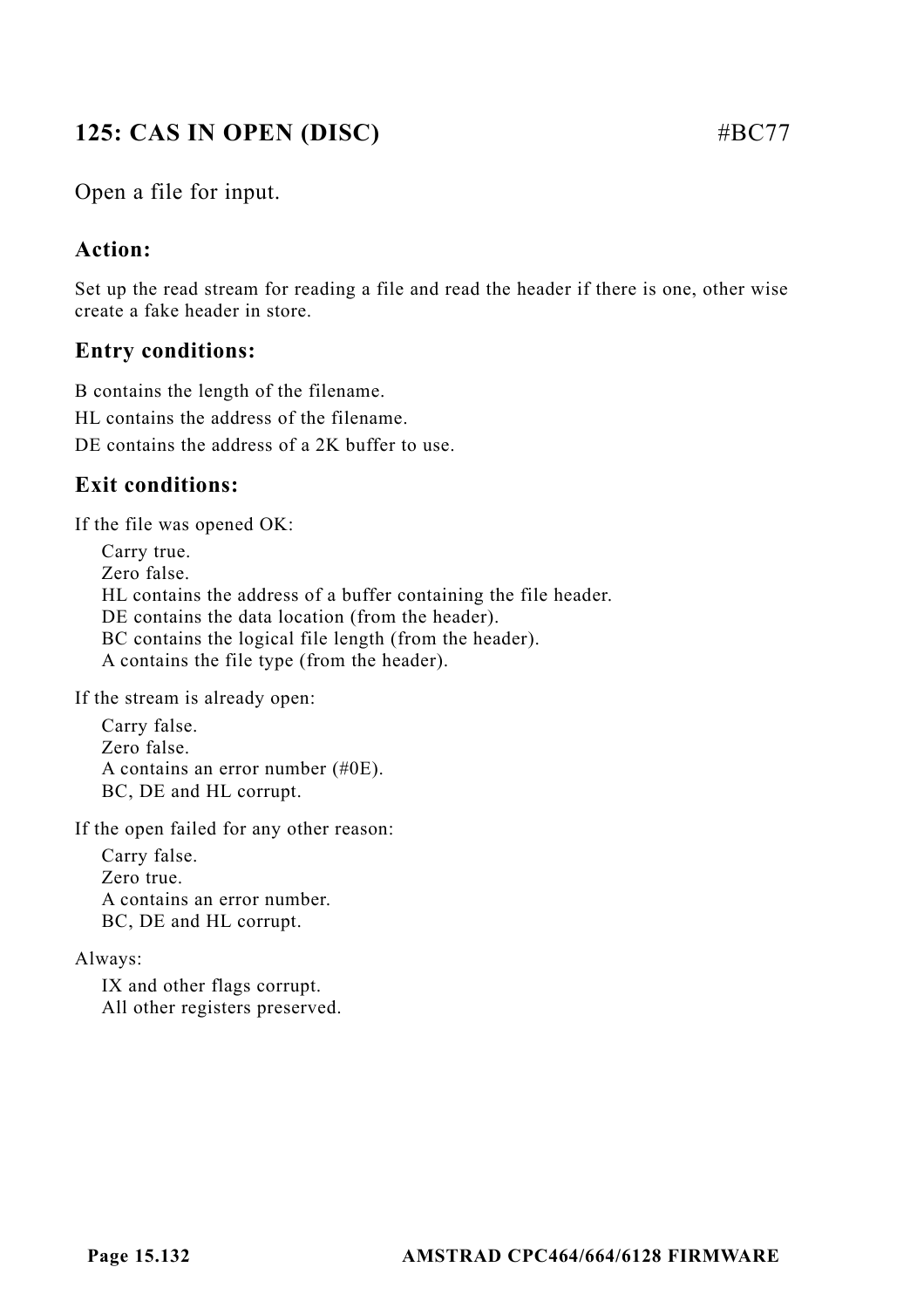## 125: CAS IN OPEN (DISC) #BC77

Open a file for input.

### Action:

Set up the read stream for reading a file and read the header if there is one, other wise create a fake header in store.

### Entry conditions:

B contains the length of the filename.

HL contains the address of the filename.

DE contains the address of a 2K buffer to use.

### Exit conditions:

If the file was opened OK:

Carry true.
Zero false.
HL contains the address of a buffer containing the file header.
DE contains the data location (from the header).
BC contains the logical file length (from the header).
A contains the file type (from the header).

If the stream is already open:

Carry false.
Zero false.
A contains an error number (#0E).
BC, DE and HL corrupt.

If the open failed for any other reason:

Carry false.
Zero true.
A contains an error number.
BC, DE and HL corrupt.

Always:

IX and other flags corrupt.
All other registers preserved.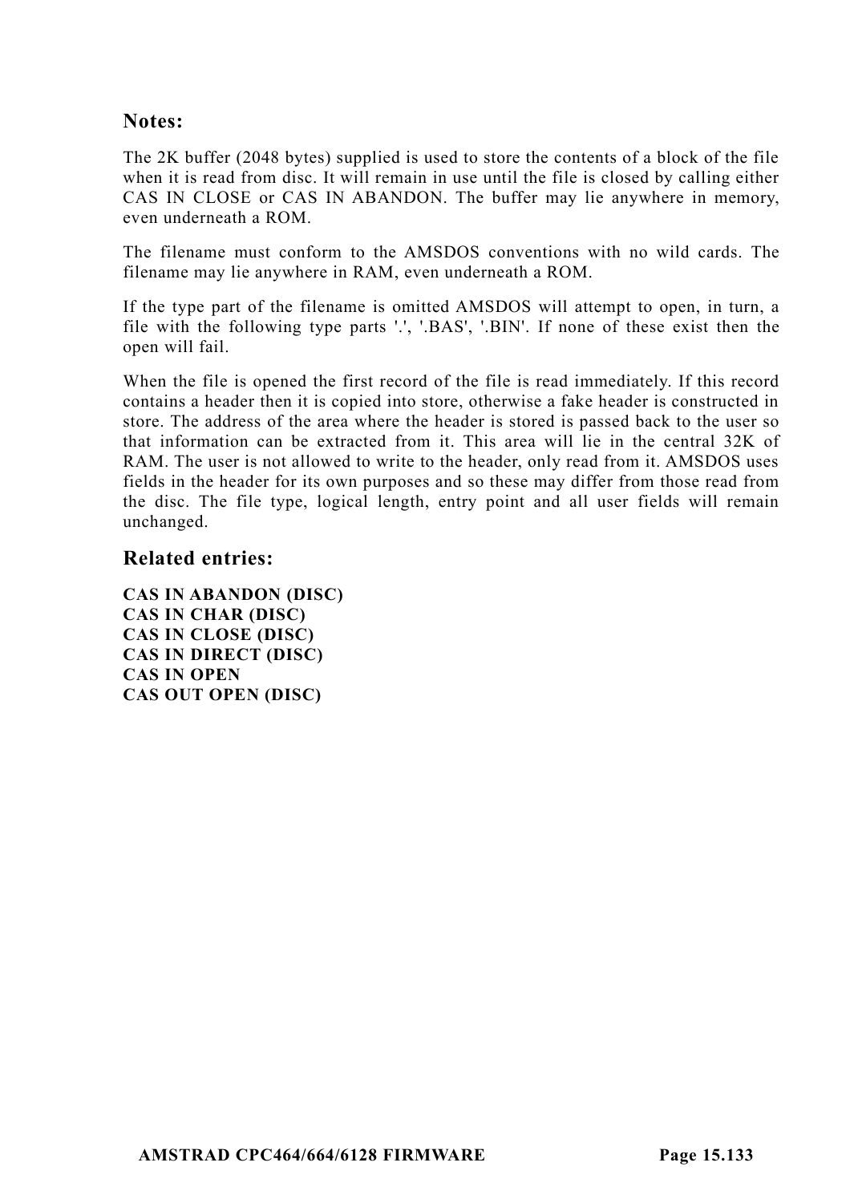### Notes:

The 2K buffer (2048 bytes) supplied is used to store the contents of a block of the file when it is read from disc. It will remain in use until the file is closed by calling either CAS IN CLOSE or CAS IN ABANDON. The buffer may lie anywhere in memory, even underneath a ROM.

The filename must conform to the AMSDOS conventions with no wild cards. The filename may lie anywhere in RAM, even underneath a ROM.

If the type part of the filename is omitted AMSDOS will attempt to open, in turn, a file with the following type parts '.', '.BAS', '.BIN'. If none of these exist then the open will fail.

When the file is opened the first record of the file is read immediately. If this record contains a header then it is copied into store, otherwise a fake header is constructed in store. The address of the area where the header is stored is passed back to the user so that information can be extracted from it. This area will lie in the central 32K of RAM. The user is not allowed to write to the header, only read from it. AMSDOS uses fields in the header for its own purposes and so these may differ from those read from the disc. The file type, logical length, entry point and all user fields will remain unchanged.

### Related entries:

**CAS IN ABANDON (DISC)**
**CAS IN CHAR (DISC)**
**CAS IN CLOSE (DISC)**
**CAS IN DIRECT (DISC)**
**CAS IN OPEN**
**CAS OUT OPEN (DISC)**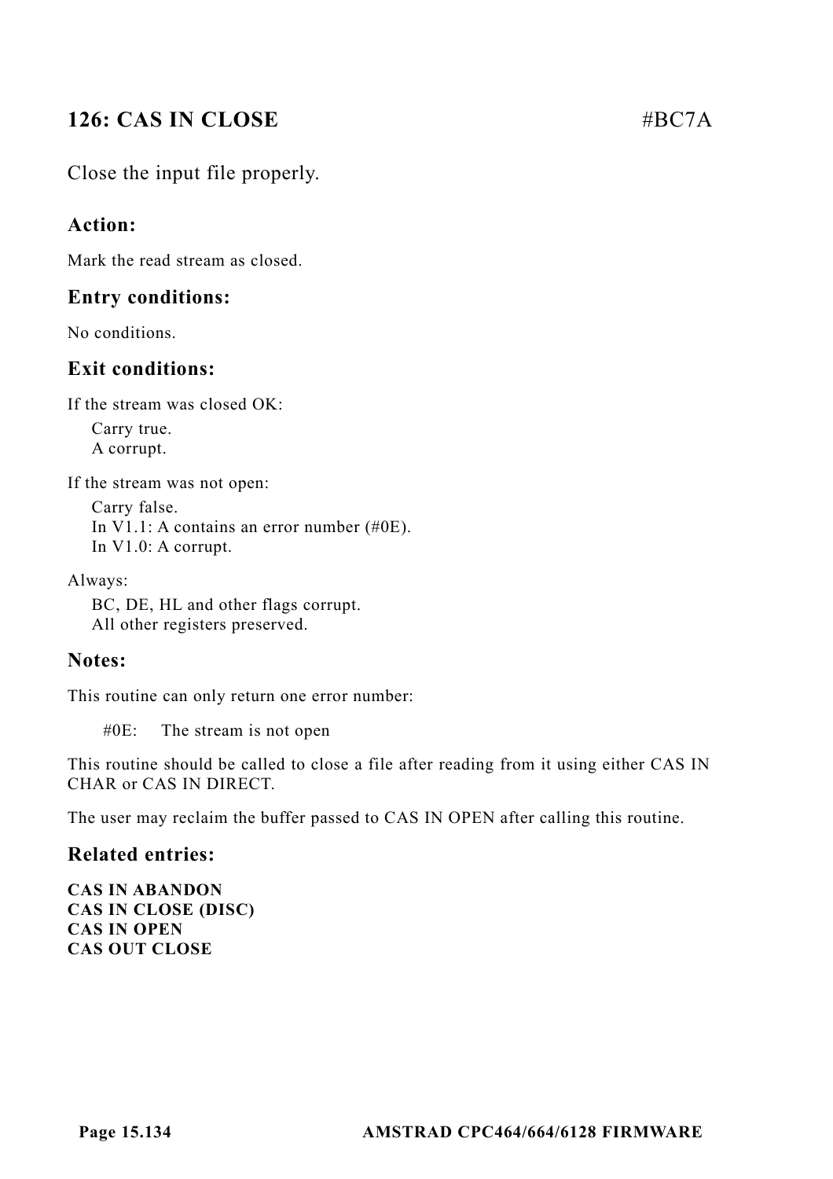## 126: CAS IN CLOSE #BC7A

Close the input file properly.

### Action:

Mark the read stream as closed.

### Entry conditions:

No conditions.

### Exit conditions:

If the stream was closed OK:

Carry true.
A corrupt.

If the stream was not open:

Carry false.
In V1.1: A contains an error number (#0E).
In V1.0: A corrupt.

Always:

BC, DE, HL and other flags corrupt.
All other registers preserved.

### Notes:

This routine can only return one error number:

#0E: The stream is not open

This routine should be called to close a file after reading from it using either CAS IN CHAR or CAS IN DIRECT.

The user may reclaim the buffer passed to CAS IN OPEN after calling this routine.

### Related entries:

**CAS IN ABANDON**
**CAS IN CLOSE (DISC)**
**CAS IN OPEN**
**CAS OUT CLOSE**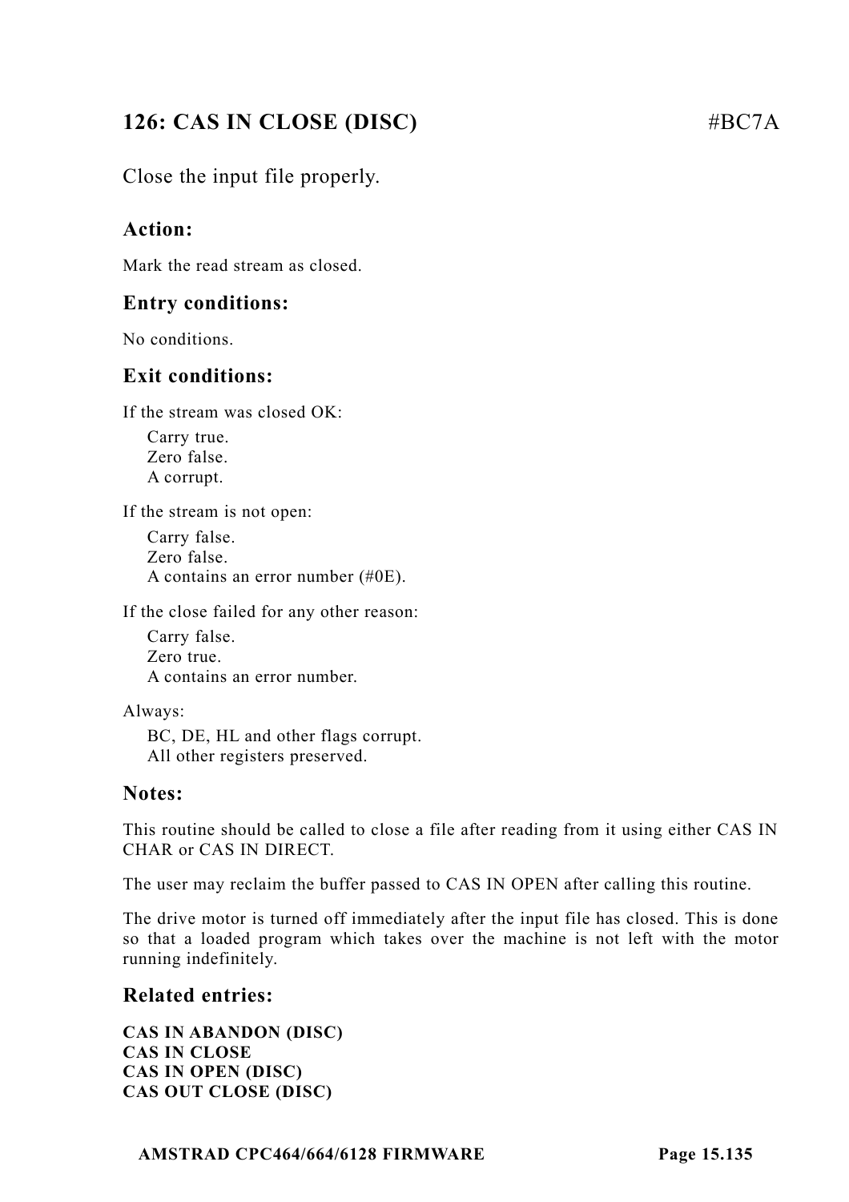## 126: CAS IN CLOSE (DISC) #BC7A

Close the input file properly.

### Action:

Mark the read stream as closed.

### Entry conditions:

No conditions.

### Exit conditions:

If the stream was closed OK:

Carry true.
Zero false.
A corrupt.

If the stream is not open:

Carry false.
Zero false.
A contains an error number (#0E).

If the close failed for any other reason:

Carry false.
Zero true.
A contains an error number.

Always:

BC, DE, HL and other flags corrupt.
All other registers preserved.

### Notes:

This routine should be called to close a file after reading from it using either CAS IN CHAR or CAS IN DIRECT.

The user may reclaim the buffer passed to CAS IN OPEN after calling this routine.

The drive motor is turned off immediately after the input file has closed. This is done so that a loaded program which takes over the machine is not left with the motor running indefinitely.

### Related entries:

**CAS IN ABANDON (DISC)**
**CAS IN CLOSE**
**CAS IN OPEN (DISC)**
**CAS OUT CLOSE (DISC)**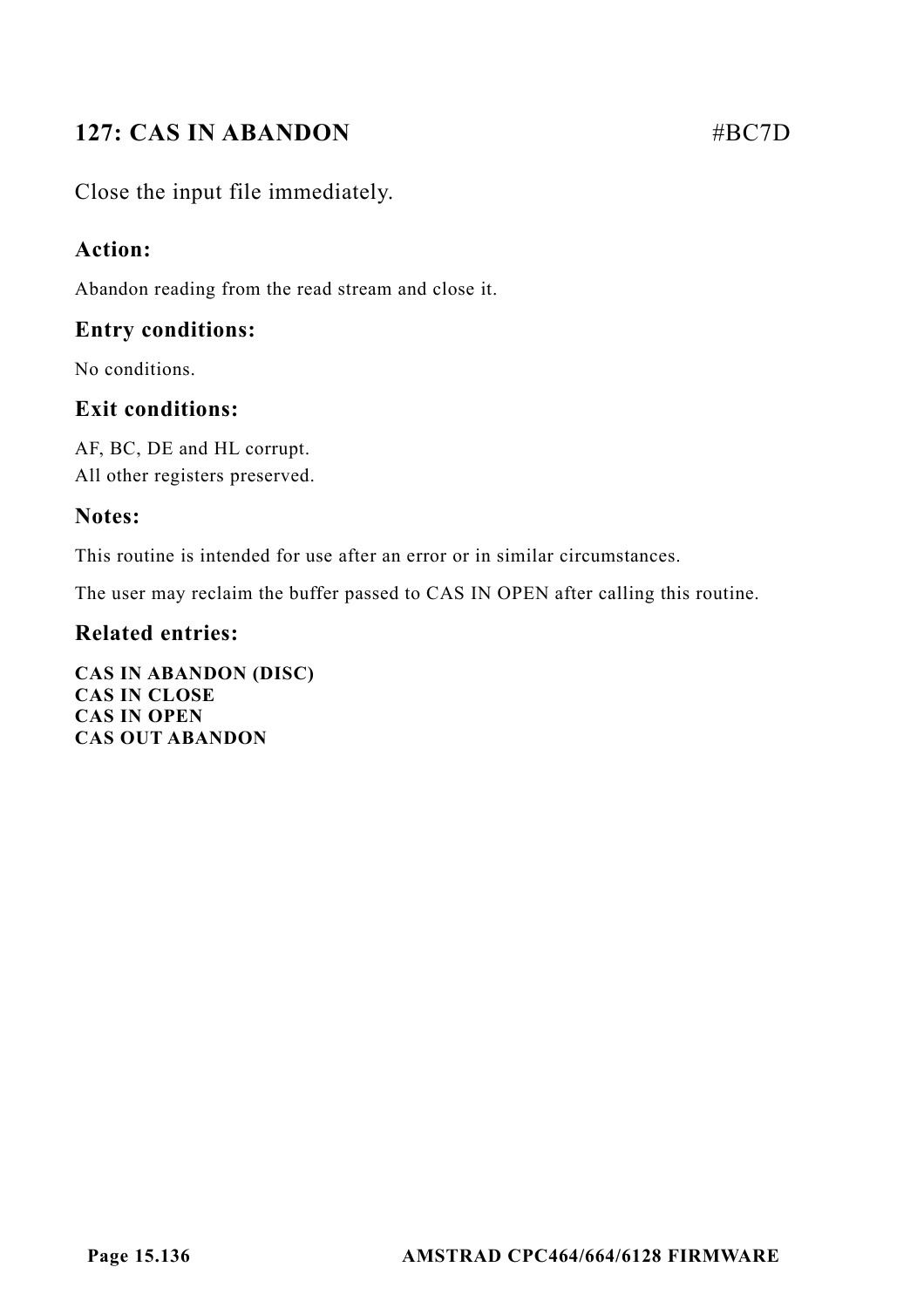## 127: CAS IN ABANDON #BC7D

Close the input file immediately.

### Action:

Abandon reading from the read stream and close it.

### Entry conditions:

No conditions.

### Exit conditions:

AF, BC, DE and HL corrupt.
All other registers preserved.

### Notes:

This routine is intended for use after an error or in similar circumstances.

The user may reclaim the buffer passed to CAS IN OPEN after calling this routine.

### Related entries:

**CAS IN ABANDON (DISC)**
**CAS IN CLOSE**
**CAS IN OPEN**
**CAS OUT ABANDON**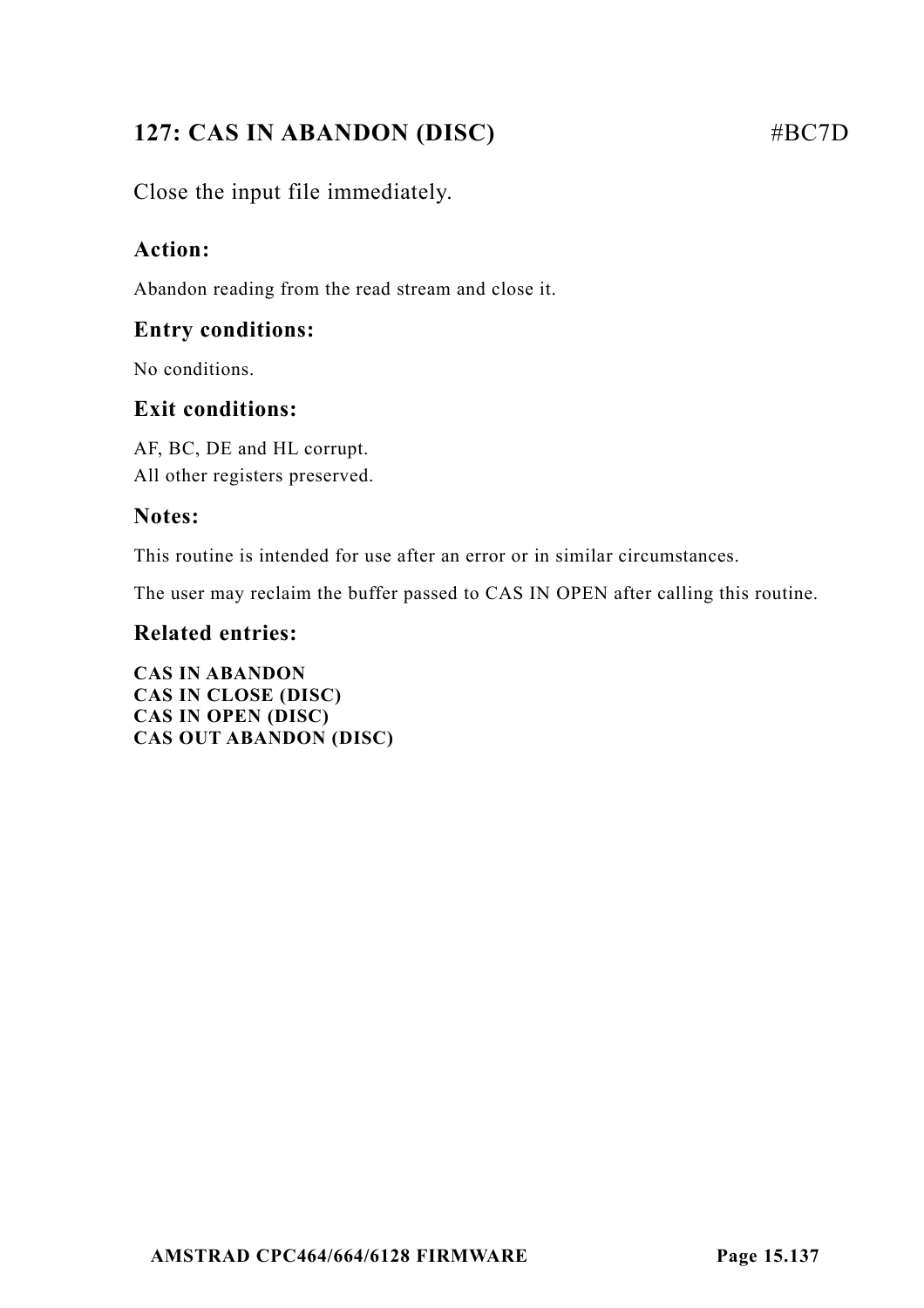## 127: CAS IN ABANDON (DISC) #BC7D

Close the input file immediately.

### Action:

Abandon reading from the read stream and close it.

### Entry conditions:

No conditions.

### Exit conditions:

AF, BC, DE and HL corrupt.
All other registers preserved.

### Notes:

This routine is intended for use after an error or in similar circumstances.

The user may reclaim the buffer passed to CAS IN OPEN after calling this routine.

### Related entries:

**CAS IN ABANDON**
**CAS IN CLOSE (DISC)**
**CAS IN OPEN (DISC)**
**CAS OUT ABANDON (DISC)**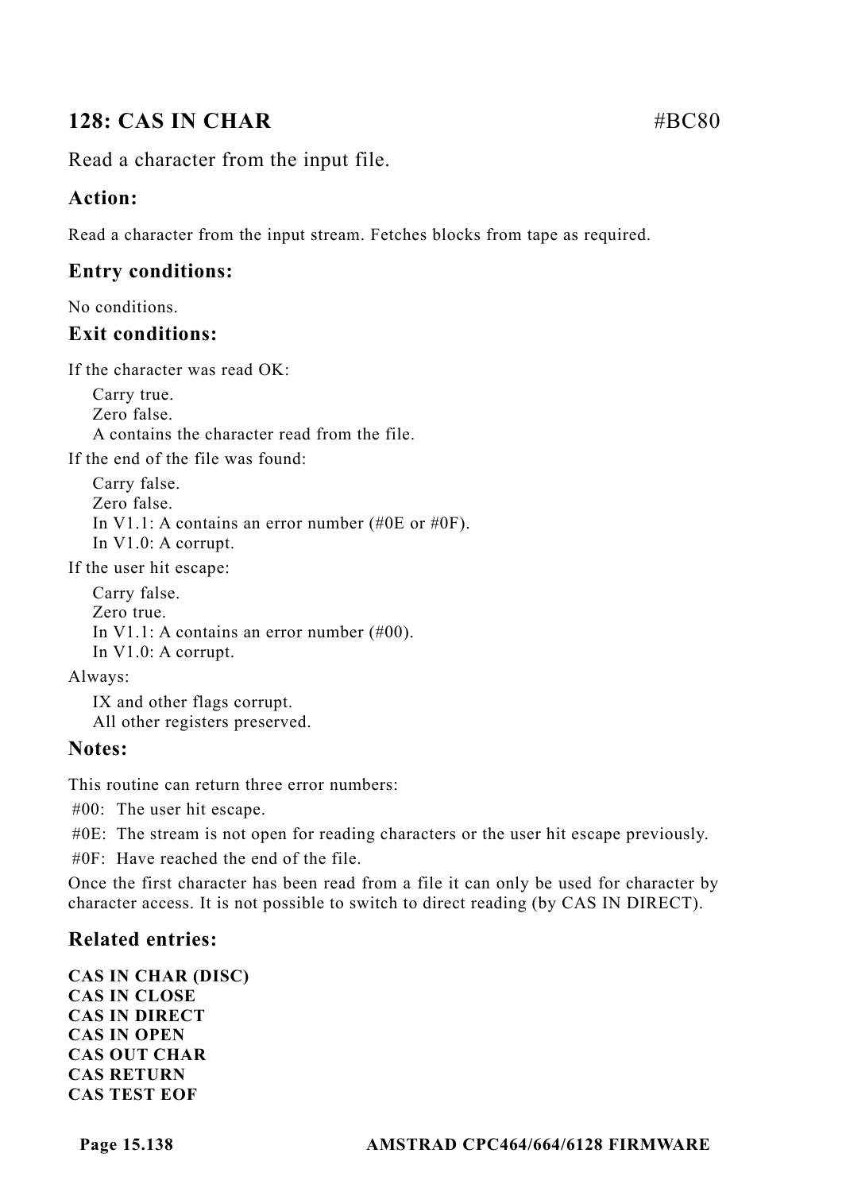## 128: CAS IN CHAR #BC80

Read a character from the input file.

### Action:

Read a character from the input stream. Fetches blocks from tape as required.

### Entry conditions:

No conditions.

### Exit conditions:

If the character was read OK:

Carry true.
Zero false.
A contains the character read from the file.

If the end of the file was found:

Carry false.
Zero false.
In V1.1: A contains an error number (#0E or #0F).
In V1.0: A corrupt.

If the user hit escape:

Carry false.
Zero true.
In V1.1: A contains an error number (#00).
In V1.0: A corrupt.

Always:

IX and other flags corrupt.
All other registers preserved.

### Notes:

This routine can return three error numbers:

#00: The user hit escape.
#0E: The stream is not open for reading characters or the user hit escape previously.
#0F: Have reached the end of the file.

Once the first character has been read from a file it can only be used for character by character access. It is not possible to switch to direct reading (by CAS IN DIRECT).

### Related entries:

**CAS IN CHAR (DISC)**
**CAS IN CLOSE**
**CAS IN DIRECT**
**CAS IN OPEN**
**CAS OUT CHAR**
**CAS RETURN**
**CAS TEST EOF**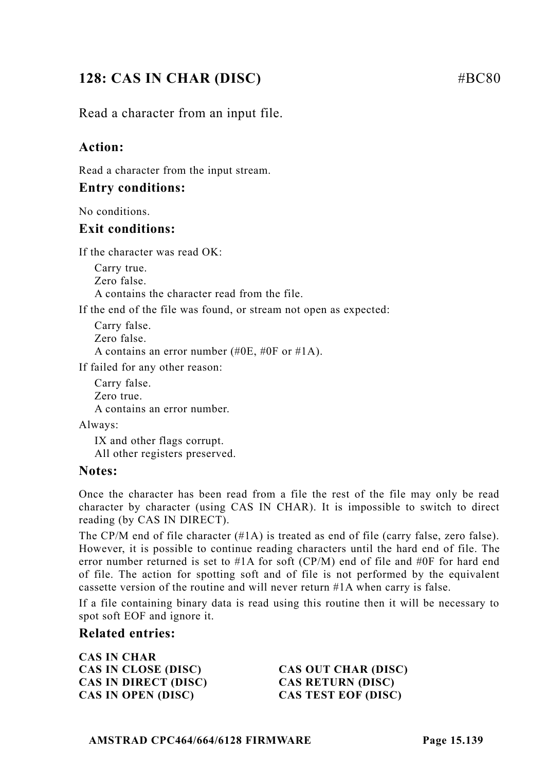## 128: CAS IN CHAR (DISC) #BC80

Read a character from an input file.

### Action:

Read a character from the input stream.

### Entry conditions:

No conditions.

### Exit conditions:

If the character was read OK:

Carry true.
Zero false.
A contains the character read from the file.

If the end of the file was found, or stream not open as expected:

Carry false.
Zero false.
A contains an error number (#0E, #0F or #1A).

If failed for any other reason:

Carry false.
Zero true.
A contains an error number.

Always:

IX and other flags corrupt.
All other registers preserved.

### Notes:

Once the character has been read from a file the rest of the file may only be read character by character (using CAS IN CHAR). It is impossible to switch to direct reading (by CAS IN DIRECT).

The CP/M end of file character (#1A) is treated as end of file (carry false, zero false). However, it is possible to continue reading characters until the hard end of file. The error number returned is set to #1A for soft (CP/M) end of file and #0F for hard end of file. The action for spotting soft and of file is not performed by the equivalent cassette version of the routine and will never return #1A when carry is false.

If a file containing binary data is read using this routine then it will be necessary to spot soft EOF and ignore it.

### Related entries:

**CAS IN CHAR**
**CAS IN CLOSE (DISC)**
**CAS IN DIRECT (DISC)**
**CAS IN OPEN (DISC)**
**CAS OUT CHAR (DISC)**
**CAS RETURN (DISC)**
**CAS TEST EOF (DISC)**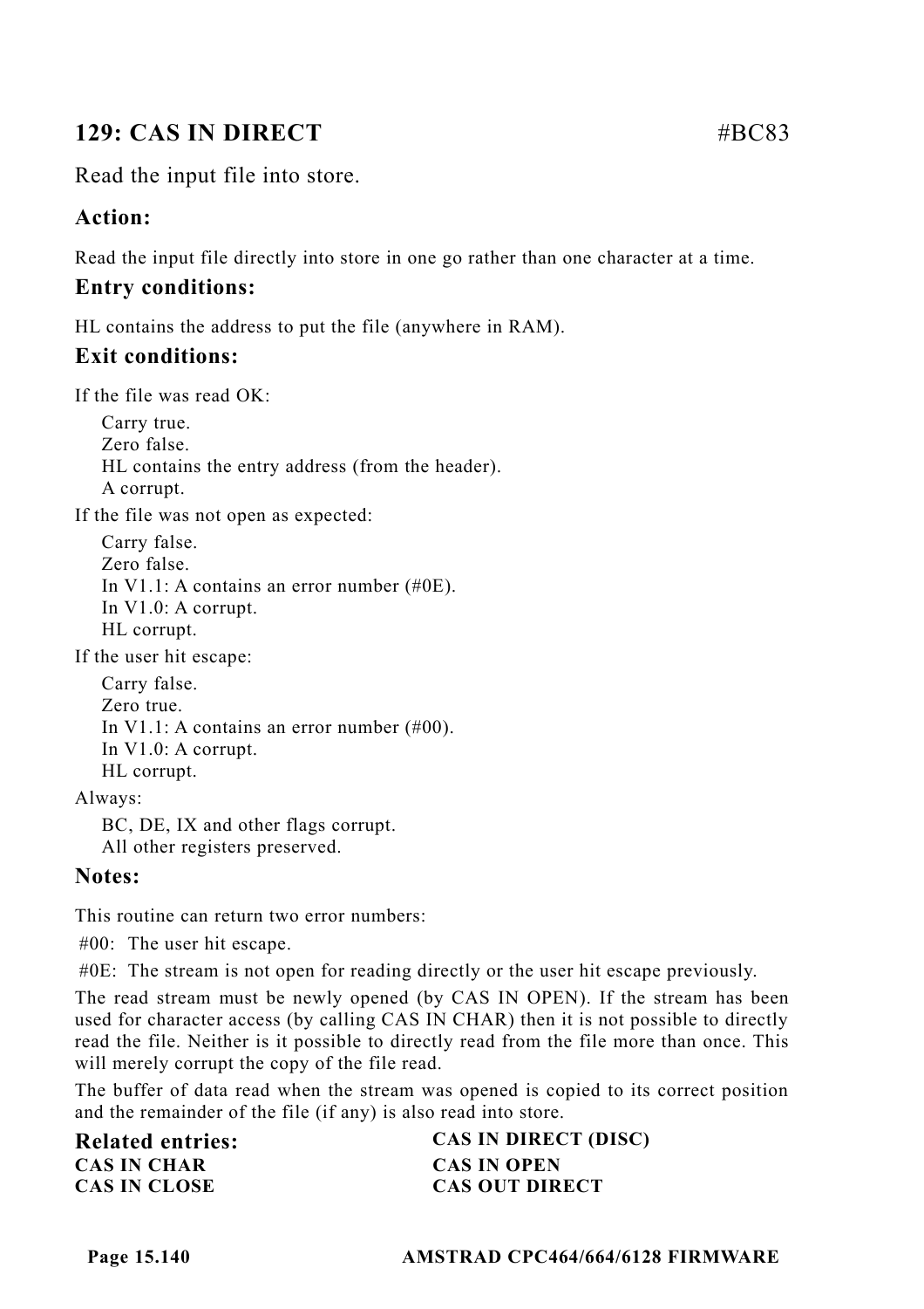## 129: CAS IN DIRECT #BC83

Read the input file into store.

### Action:

Read the input file directly into store in one go rather than one character at a time.

### Entry conditions:

HL contains the address to put the file (anywhere in RAM).

### Exit conditions:

If the file was read OK:

- Carry true.
- Zero false.
- HL contains the entry address (from the header).
- A corrupt.

If the file was not open as expected:

- Carry false.
- Zero false.
- In V1.1: A contains an error number (#0E).
- In V1.0: A corrupt.
- HL corrupt.

If the user hit escape:

- Carry false.
- Zero true.
- In V1.1: A contains an error number (#00).
- In V1.0: A corrupt.
- HL corrupt.

Always:

- BC, DE, IX and other flags corrupt.
- All other registers preserved.

### Notes:

This routine can return two error numbers:

- #00: The user hit escape.
- #0E: The stream is not open for reading directly or the user hit escape previously.

The read stream must be newly opened (by CAS IN OPEN). If the stream has been used for character access (by calling CAS IN CHAR) then it is not possible to directly read the file. Neither is it possible to directly read from the file more than once. This will merely corrupt the copy of the file read.

The buffer of data read when the stream was opened is copied to its correct position and the remainder of the file (if any) is also read into store.

### Related entries:

**CAS IN CHAR**
**CAS IN CLOSE**
**CAS IN DIRECT (DISC)**
**CAS IN OPEN**
**CAS OUT DIRECT**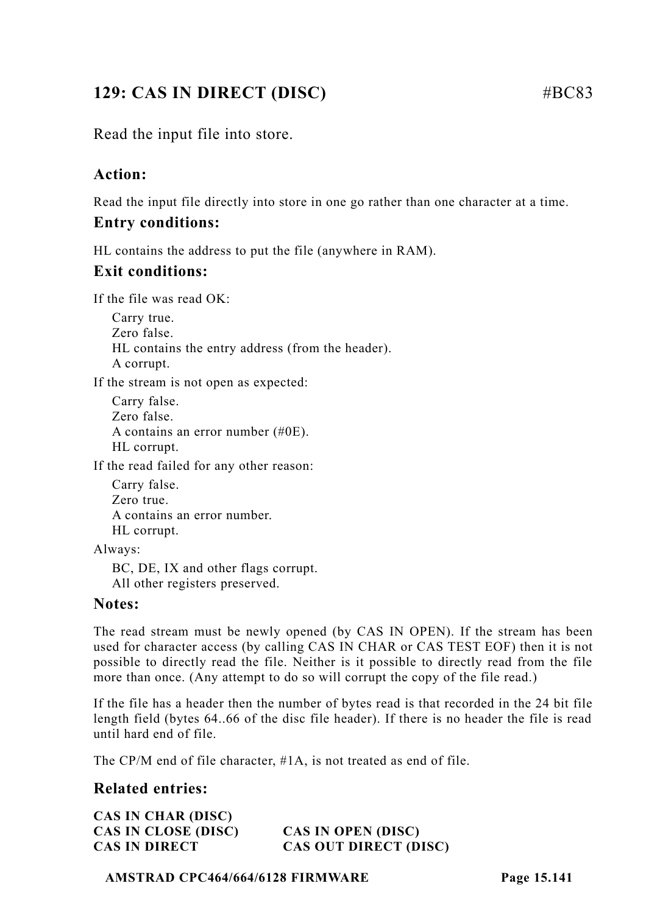## 129: CAS IN DIRECT (DISC) #BC83

Read the input file into store.

### Action:

Read the input file directly into store in one go rather than one character at a time.

### Entry conditions:

HL contains the address to put the file (anywhere in RAM).

### Exit conditions:

If the file was read OK:

- Carry true.
- Zero false.
- HL contains the entry address (from the header).
- A corrupt.

If the stream is not open as expected:

- Carry false.
- Zero false.
- A contains an error number (#0E).
- HL corrupt.

If the read failed for any other reason:

- Carry false.
- Zero true.
- A contains an error number.
- HL corrupt.

Always:

- BC, DE, IX and other flags corrupt.
- All other registers preserved.

### Notes:

The read stream must be newly opened (by CAS IN OPEN). If the stream has been used for character access (by calling CAS IN CHAR or CAS TEST EOF) then it is not possible to directly read the file. Neither is it possible to directly read from the file more than once. (Any attempt to do so will corrupt the copy of the file read.)

If the file has a header then the number of bytes read is that recorded in the 24 bit file length field (bytes 64..66 of the disc file header). If there is no header the file is read until hard end of file.

The CP/M end of file character, #1A, is not treated as end of file.

### Related entries:

**CAS IN CHAR (DISC)**
**CAS IN CLOSE (DISC)**
**CAS IN DIRECT**
**CAS IN OPEN (DISC)**
**CAS OUT DIRECT (DISC)**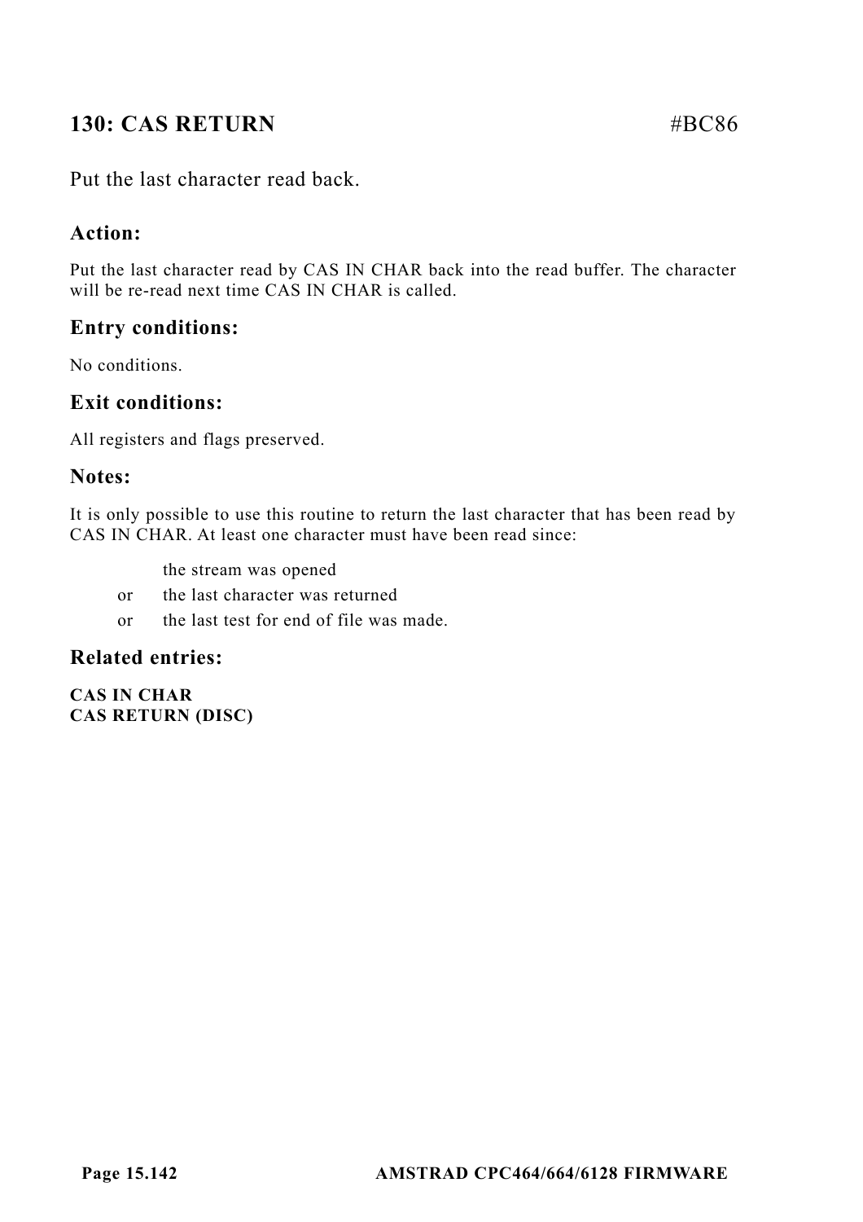## 130: CAS RETURN #BC86

Put the last character read back.

### Action:

Put the last character read by CAS IN CHAR back into the read buffer. The character will be re-read next time CAS IN CHAR is called.

### Entry conditions:

No conditions.

### Exit conditions:

All registers and flags preserved.

### Notes:

It is only possible to use this routine to return the last character that has been read by CAS IN CHAR. At least one character must have been read since:

the stream was opened
or the last character was returned
or the last test for end of file was made.

### Related entries:

**CAS IN CHAR**
**CAS RETURN (DISC)**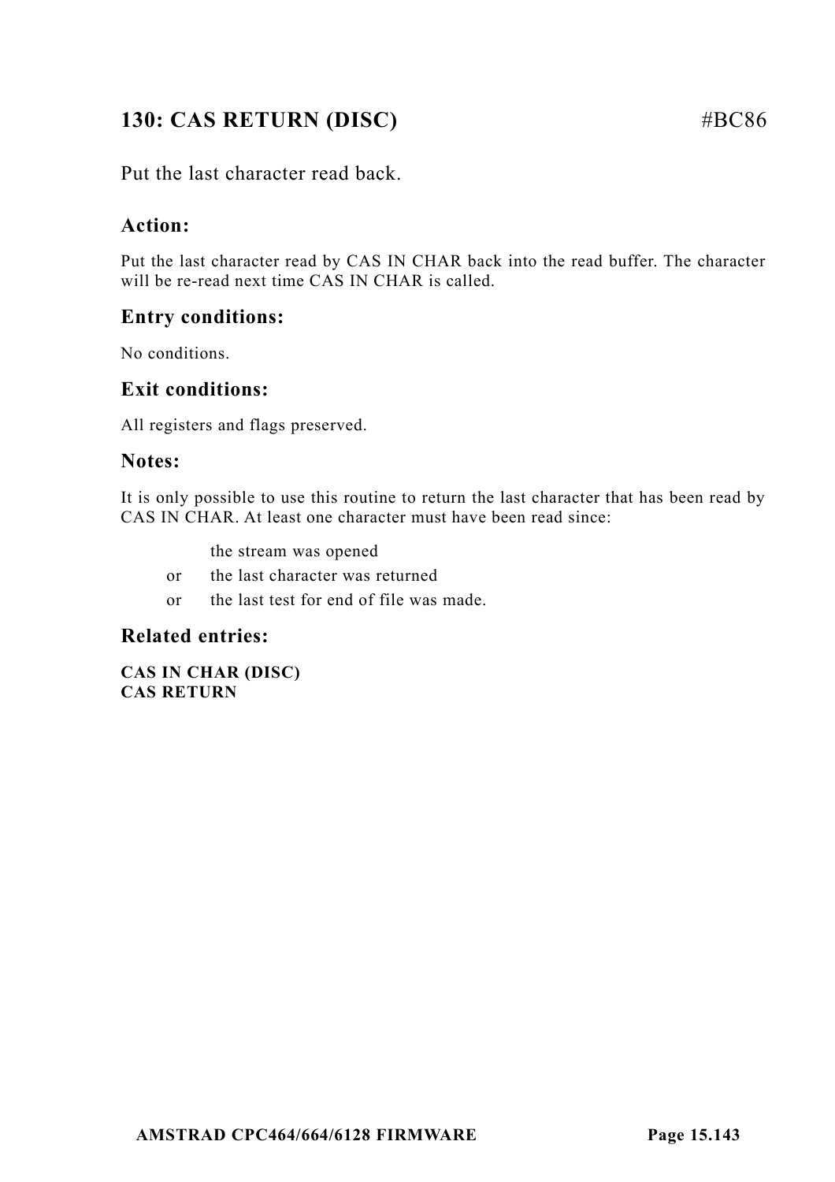## 130: CAS RETURN (DISC) #BC86

Put the last character read back.

### Action:

Put the last character read by CAS IN CHAR back into the read buffer. The character will be re-read next time CAS IN CHAR is called.

### Entry conditions:

No conditions.

### Exit conditions:

All registers and flags preserved.

### Notes:

It is only possible to use this routine to return the last character that has been read by CAS IN CHAR. At least one character must have been read since:

the stream was opened  
or the last character was returned  
or the last test for end of file was made.

### Related entries:

**CAS IN CHAR (DISC)**  
**CAS RETURN**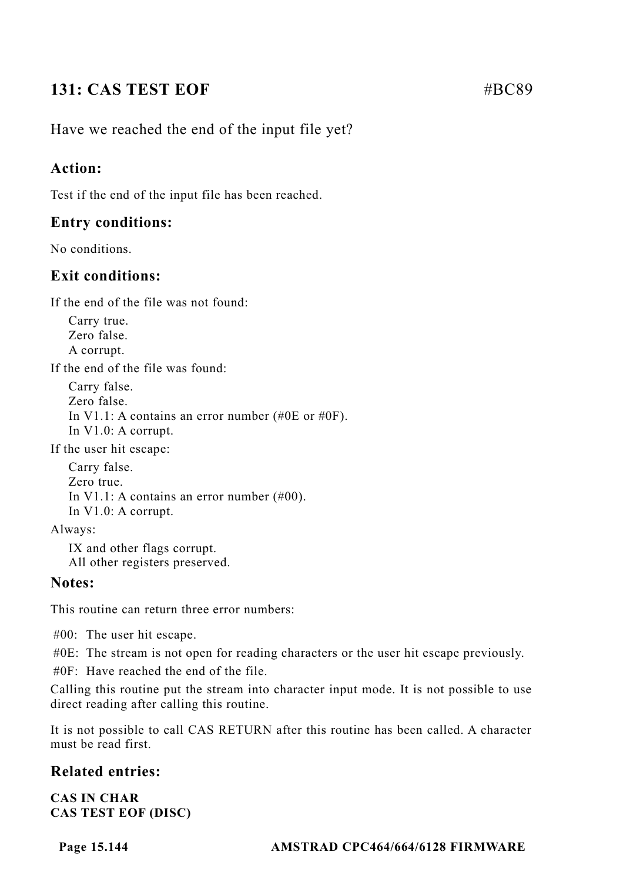## 131: CAS TEST EOF #BC89

Have we reached the end of the input file yet?

### Action:

Test if the end of the input file has been reached.

### Entry conditions:

No conditions.

### Exit conditions:

If the end of the file was not found:

Carry true.
Zero false.
A corrupt.

If the end of the file was found:

Carry false.
Zero false.
In V1.1: A contains an error number (#0E or #0F).
In V1.0: A corrupt.

If the user hit escape:

Carry false.
Zero true.
In V1.1: A contains an error number (#00).
In V1.0: A corrupt.

Always:

IX and other flags corrupt.
All other registers preserved.

### Notes:

This routine can return three error numbers:

#00: The user hit escape.

#0E: The stream is not open for reading characters or the user hit escape previously.

#0F: Have reached the end of the file.

Calling this routine put the stream into character input mode. It is not possible to use direct reading after calling this routine.

It is not possible to call CAS RETURN after this routine has been called. A character must be read first.

### Related entries:

**CAS IN CHAR**
**CAS TEST EOF (DISC)**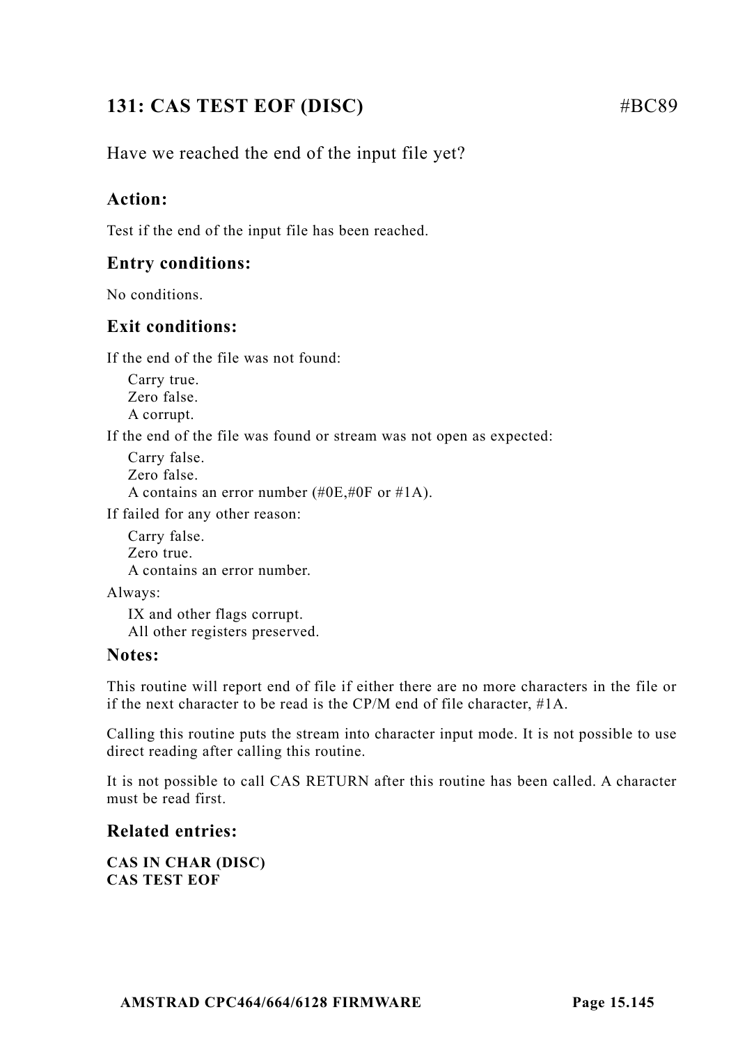## 131: CAS TEST EOF (DISC) #BC89

Have we reached the end of the input file yet?

### Action:

Test if the end of the input file has been reached.

### Entry conditions:

No conditions.

### Exit conditions:

If the end of the file was not found:

Carry true.
Zero false.
A corrupt.

If the end of the file was found or stream was not open as expected:

Carry false.
Zero false.
A contains an error number (#0E,#0F or #1A).

If failed for any other reason:

Carry false.
Zero true.
A contains an error number.

Always:

IX and other flags corrupt.
All other registers preserved.

### Notes:

This routine will report end of file if either there are no more characters in the file or if the next character to be read is the CP/M end of file character, #1A.

Calling this routine puts the stream into character input mode. It is not possible to use direct reading after calling this routine.

It is not possible to call CAS RETURN after this routine has been called. A character must be read first.

### Related entries:

**CAS IN CHAR (DISC)**
**CAS TEST EOF**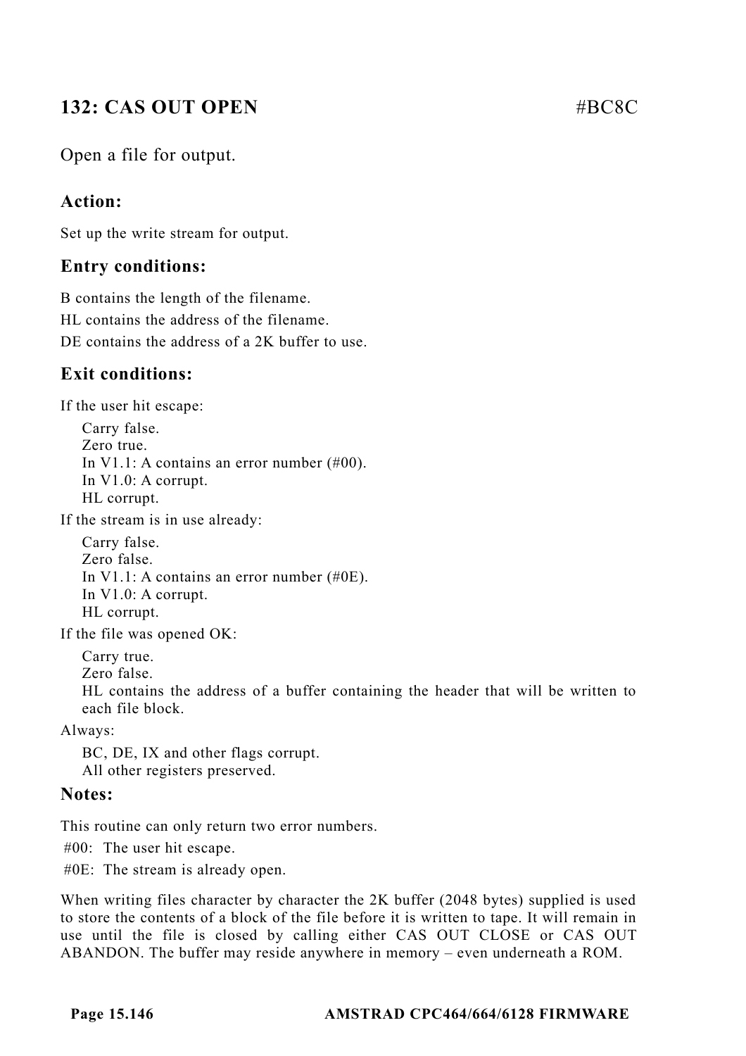## 132: CAS OUT OPEN #BC8C

Open a file for output.

### Action:

Set up the write stream for output.

### Entry conditions:

B contains the length of the filename.
HL contains the address of the filename.
DE contains the address of a 2K buffer to use.

### Exit conditions:

If the user hit escape:

Carry false.
Zero true.
In V1.1: A contains an error number (#00).
In V1.0: A corrupt.
HL corrupt.

If the stream is in use already:

Carry false.
Zero false.
In V1.1: A contains an error number (#0E).
In V1.0: A corrupt.
HL corrupt.

If the file was opened OK:

Carry true.
Zero false.
HL contains the address of a buffer containing the header that will be written to each file block.

Always:

BC, DE, IX and other flags corrupt.
All other registers preserved.

### Notes:

This routine can only return two error numbers.

#00: The user hit escape.
#0E: The stream is already open.

When writing files character by character the 2K buffer (2048 bytes) supplied is used to store the contents of a block of the file before it is written to tape. It will remain in use until the file is closed by calling either CAS OUT CLOSE or CAS OUT ABANDON. The buffer may reside anywhere in memory – even underneath a ROM.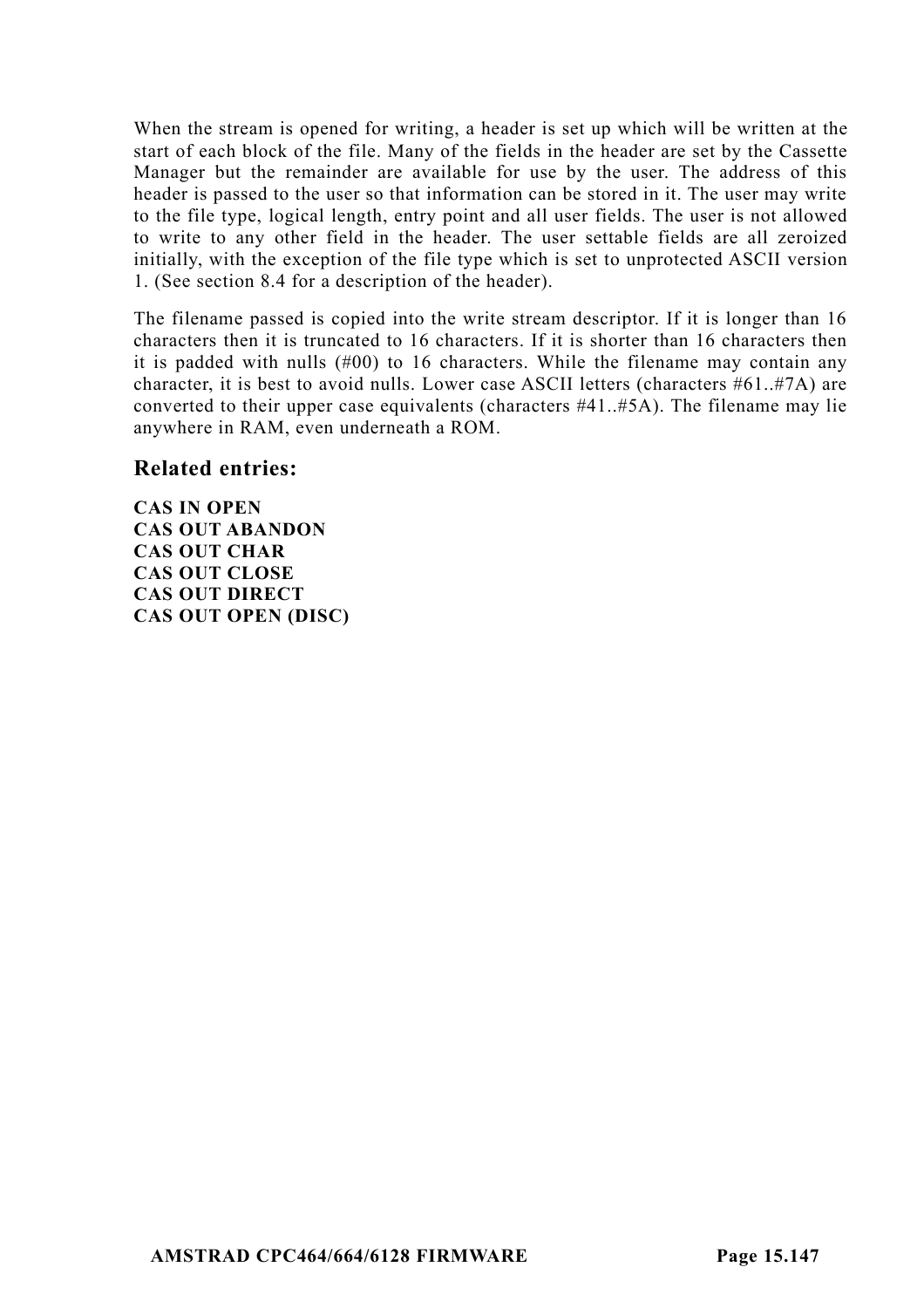When the stream is opened for writing, a header is set up which will be written at the start of each block of the file. Many of the fields in the header are set by the Cassette Manager but the remainder are available for use by the user. The address of this header is passed to the user so that information can be stored in it. The user may write to the file type, logical length, entry point and all user fields. The user is not allowed to write to any other field in the header. The user settable fields are all zeroized initially, with the exception of the file type which is set to unprotected ASCII version 1. (See section 8.4 for a description of the header).

The filename passed is copied into the write stream descriptor. If it is longer than 16 characters then it is truncated to 16 characters. If it is shorter than 16 characters then it is padded with nulls (#00) to 16 characters. While the filename may contain any character, it is best to avoid nulls. Lower case ASCII letters (characters #61..#7A) are converted to their upper case equivalents (characters #41..#5A). The filename may lie anywhere in RAM, even underneath a ROM.

## Related entries:

**CAS IN OPEN**
**CAS OUT ABANDON**
**CAS OUT CHAR**
**CAS OUT CLOSE**
**CAS OUT DIRECT**
**CAS OUT OPEN (DISC)**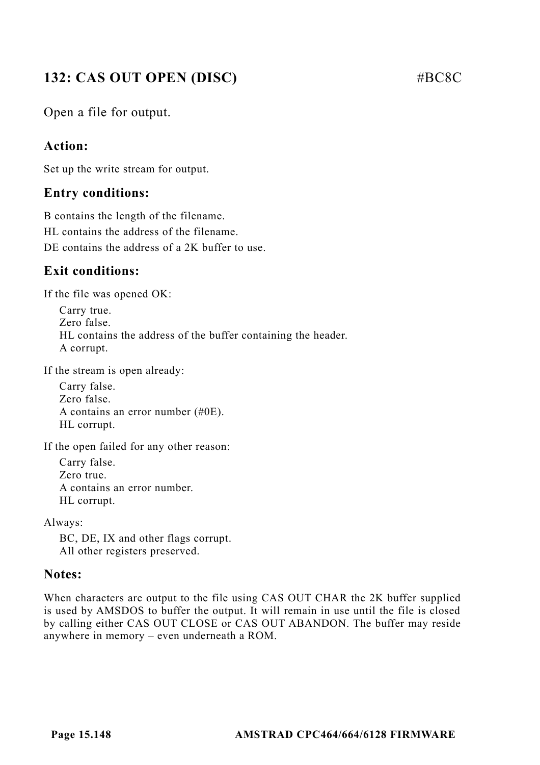## 132: CAS OUT OPEN (DISC) #BC8C

Open a file for output.

### Action:

Set up the write stream for output.

### Entry conditions:

B contains the length of the filename.
HL contains the address of the filename.
DE contains the address of a 2K buffer to use.

### Exit conditions:

If the file was opened OK:

Carry true.
Zero false.
HL contains the address of the buffer containing the header.
A corrupt.

If the stream is open already:

Carry false.
Zero false.
A contains an error number (#0E).
HL corrupt.

If the open failed for any other reason:

Carry false.
Zero true.
A contains an error number.
HL corrupt.

Always:

BC, DE, IX and other flags corrupt.
All other registers preserved.

### Notes:

When characters are output to the file using CAS OUT CHAR the 2K buffer supplied is used by AMSDOS to buffer the output. It will remain in use until the file is closed by calling either CAS OUT CLOSE or CAS OUT ABANDON. The buffer may reside anywhere in memory – even underneath a ROM.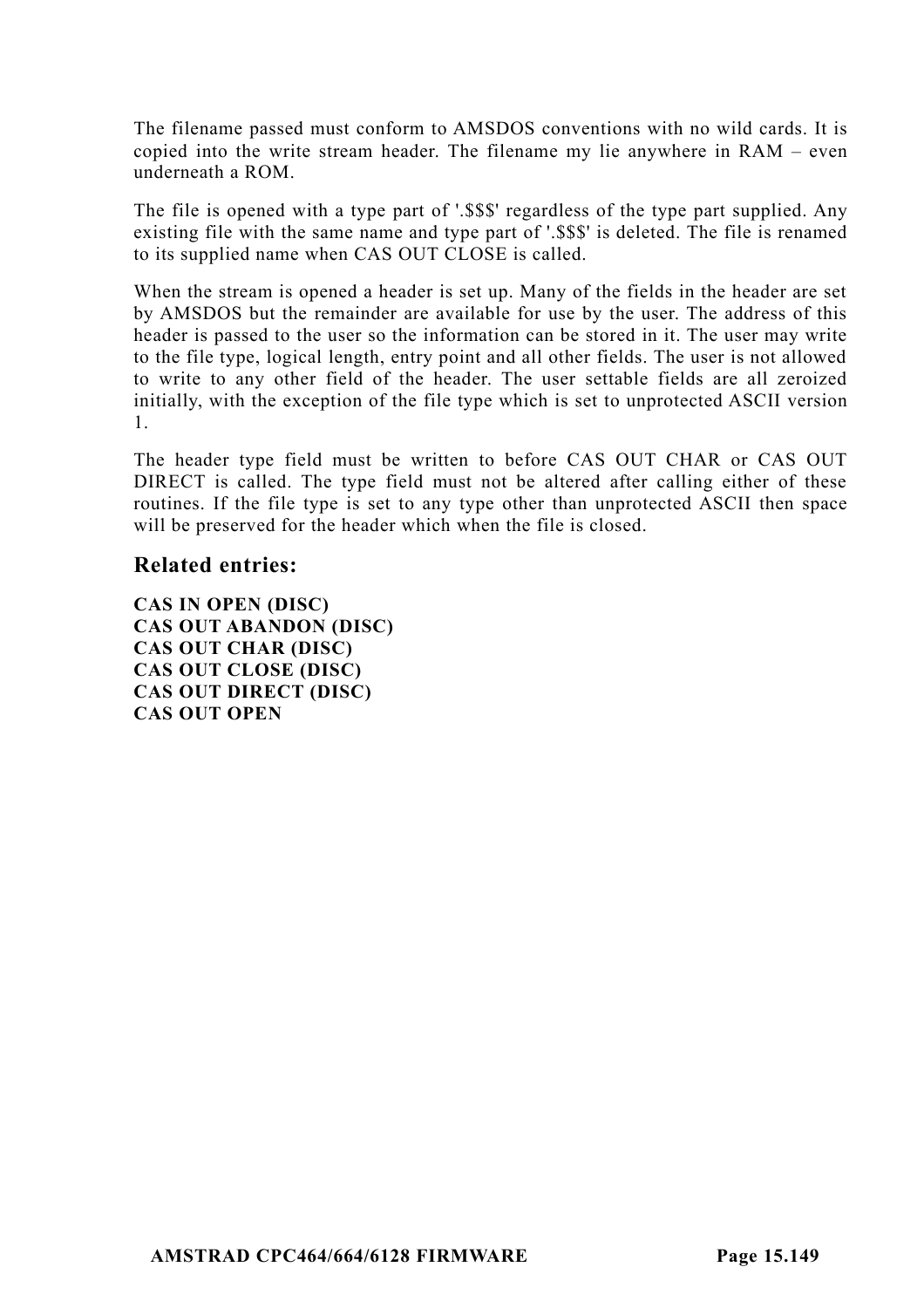The filename passed must conform to AMSDOS conventions with no wild cards. It is copied into the write stream header. The filename my lie anywhere in RAM – even underneath a ROM.

The file is opened with a type part of '.$$$' regardless of the type part supplied. Any existing file with the same name and type part of '.$$$' is deleted. The file is renamed to its supplied name when CAS OUT CLOSE is called.

When the stream is opened a header is set up. Many of the fields in the header are set by AMSDOS but the remainder are available for use by the user. The address of this header is passed to the user so the information can be stored in it. The user may write to the file type, logical length, entry point and all other fields. The user is not allowed to write to any other field of the header. The user settable fields are all zeroized initially, with the exception of the file type which is set to unprotected ASCII version 1.

The header type field must be written to before CAS OUT CHAR or CAS OUT DIRECT is called. The type field must not be altered after calling either of these routines. If the file type is set to any type other than unprotected ASCII then space will be preserved for the header which when the file is closed.

## Related entries:

**CAS IN OPEN (DISC)**
**CAS OUT ABANDON (DISC)**
**CAS OUT CHAR (DISC)**
**CAS OUT CLOSE (DISC)**
**CAS OUT DIRECT (DISC)**
**CAS OUT OPEN**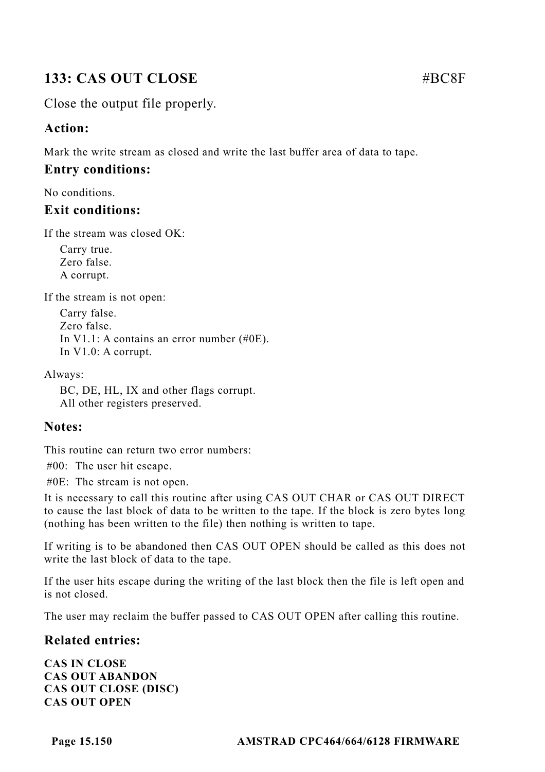## 133: CAS OUT CLOSE #BC8F

Close the output file properly.

### Action:

Mark the write stream as closed and write the last buffer area of data to tape.

### Entry conditions:

No conditions.

### Exit conditions:

If the stream was closed OK:

Carry true.
Zero false.
A corrupt.

If the stream is not open:

Carry false.
Zero false.
In V1.1: A contains an error number (#0E).
In V1.0: A corrupt.

Always:

BC, DE, HL, IX and other flags corrupt.
All other registers preserved.

### Notes:

This routine can return two error numbers:

#00: The user hit escape.
#0E: The stream is not open.

It is necessary to call this routine after using CAS OUT CHAR or CAS OUT DIRECT to cause the last block of data to be written to the tape. If the block is zero bytes long (nothing has been written to the file) then nothing is written to tape.

If writing is to be abandoned then CAS OUT OPEN should be called as this does not write the last block of data to the tape.

If the user hits escape during the writing of the last block then the file is left open and is not closed.

The user may reclaim the buffer passed to CAS OUT OPEN after calling this routine.

### Related entries:

**CAS IN CLOSE**
**CAS OUT ABANDON**
**CAS OUT CLOSE (DISC)**
**CAS OUT OPEN**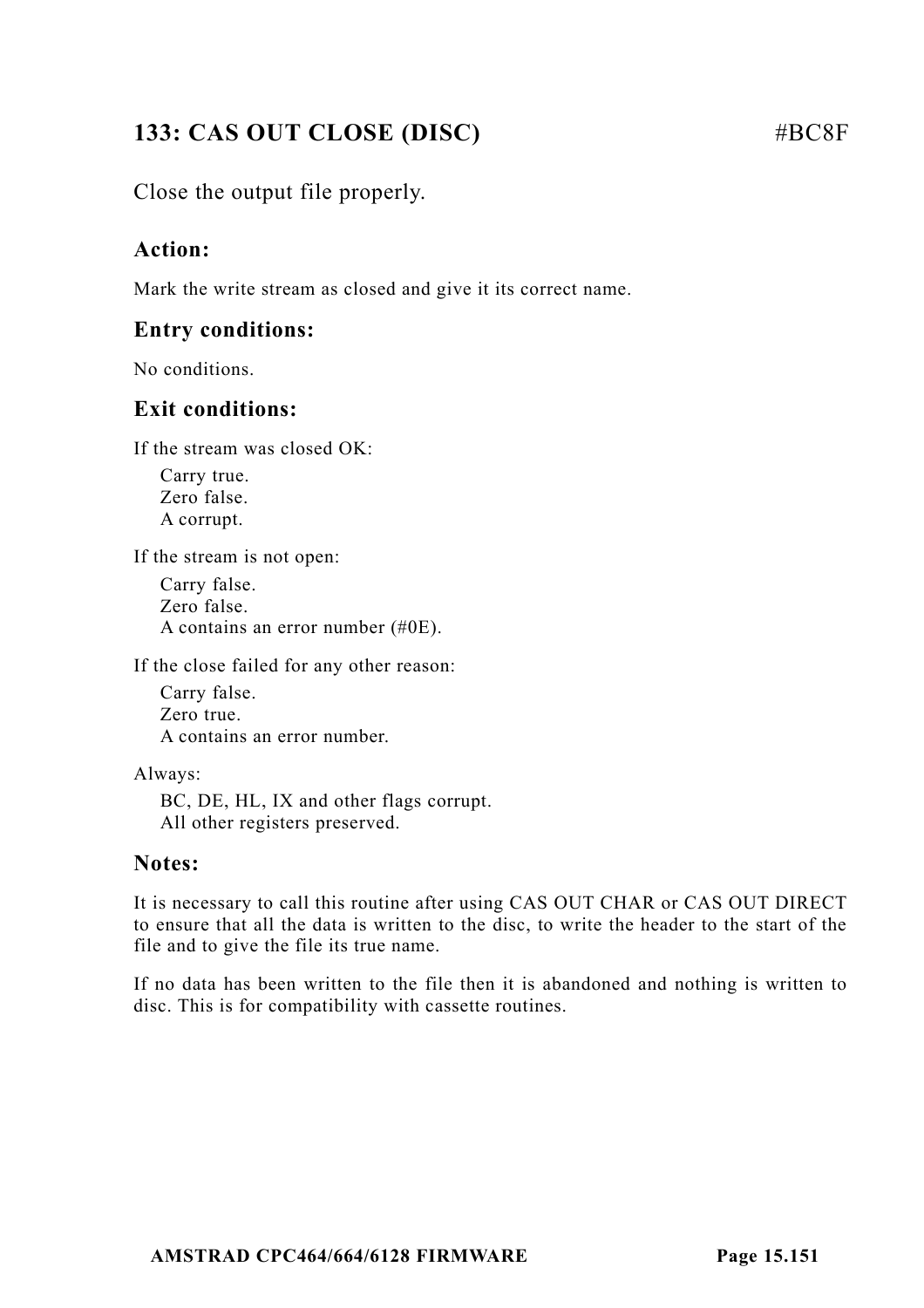## 133: CAS OUT CLOSE (DISC) #BC8F

Close the output file properly.

### Action:

Mark the write stream as closed and give it its correct name.

### Entry conditions:

No conditions.

### Exit conditions:

If the stream was closed OK:

- Carry true.
- Zero false.
- A corrupt.

If the stream is not open:

- Carry false.
- Zero false.
- A contains an error number (#0E).

If the close failed for any other reason:

- Carry false.
- Zero true.
- A contains an error number.

Always:

- BC, DE, HL, IX and other flags corrupt.
- All other registers preserved.

### Notes:

It is necessary to call this routine after using CAS OUT CHAR or CAS OUT DIRECT to ensure that all the data is written to the disc, to write the header to the start of the file and to give the file its true name.

If no data has been written to the file then it is abandoned and nothing is written to disc. This is for compatibility with cassette routines.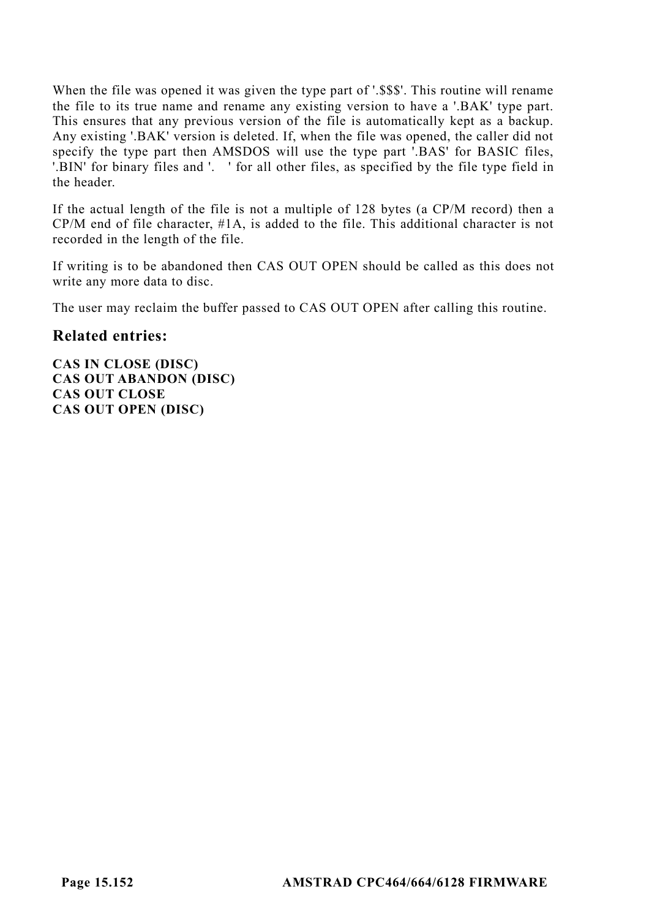When the file was opened it was given the type part of '.$$$'. This routine will rename the file to its true name and rename any existing version to have a '.BAK' type part. This ensures that any previous version of the file is automatically kept as a backup. Any existing '.BAK' version is deleted. If, when the file was opened, the caller did not specify the type part then AMSDOS will use the type part '.BAS' for BASIC files, '.BIN' for binary files and '.   ' for all other files, as specified by the file type field in the header.

If the actual length of the file is not a multiple of 128 bytes (a CP/M record) then a CP/M end of file character, #1A, is added to the file. This additional character is not recorded in the length of the file.

If writing is to be abandoned then CAS OUT OPEN should be called as this does not write any more data to disc.

The user may reclaim the buffer passed to CAS OUT OPEN after calling this routine.

## Related entries:

**CAS IN CLOSE (DISC)**
**CAS OUT ABANDON (DISC)**
**CAS OUT CLOSE**
**CAS OUT OPEN (DISC)**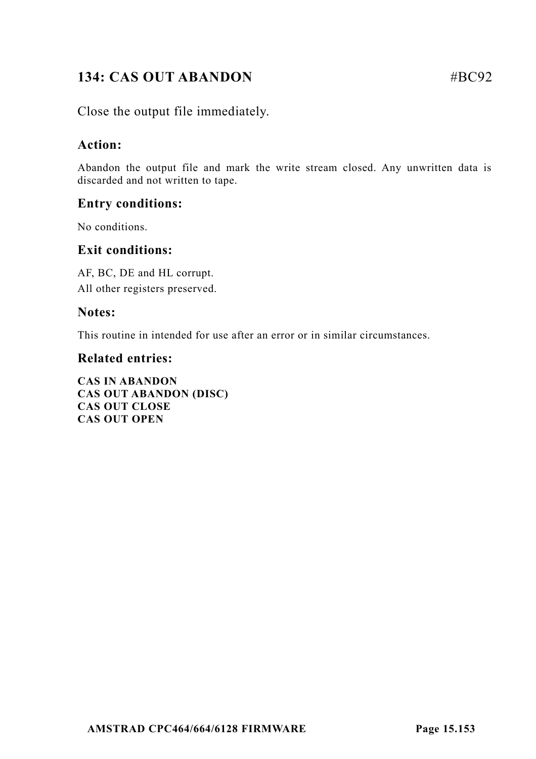## 134: CAS OUT ABANDON #BC92

Close the output file immediately.

### Action:

Abandon the output file and mark the write stream closed. Any unwritten data is discarded and not written to tape.

### Entry conditions:

No conditions.

### Exit conditions:

AF, BC, DE and HL corrupt.
All other registers preserved.

### Notes:

This routine in intended for use after an error or in similar circumstances.

### Related entries:

**CAS IN ABANDON**
**CAS OUT ABANDON (DISC)**
**CAS OUT CLOSE**
**CAS OUT OPEN**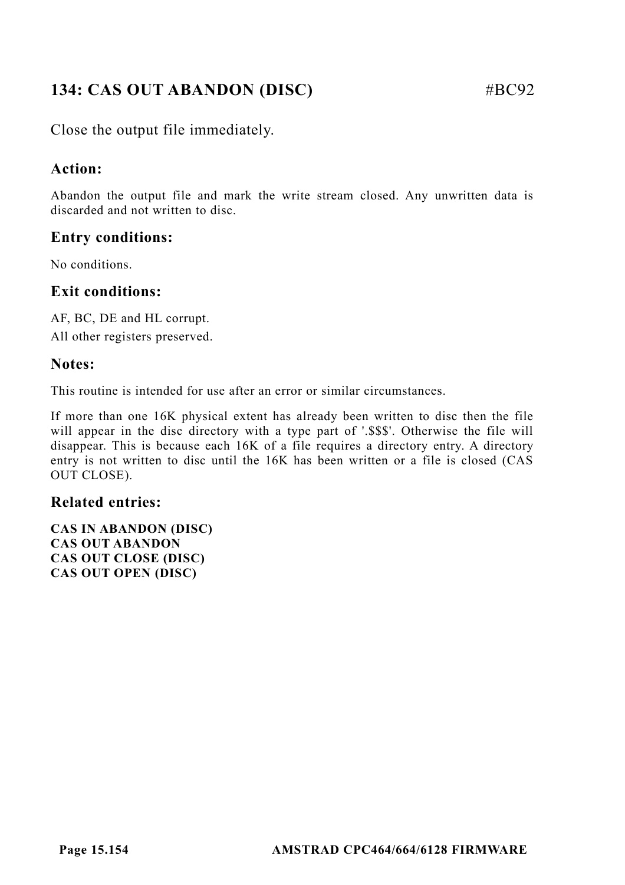## 134: CAS OUT ABANDON (DISC) #BC92

Close the output file immediately.

### Action:

Abandon the output file and mark the write stream closed. Any unwritten data is discarded and not written to disc.

### Entry conditions:

No conditions.

### Exit conditions:

AF, BC, DE and HL corrupt.
All other registers preserved.

### Notes:

This routine is intended for use after an error or similar circumstances.

If more than one 16K physical extent has already been written to disc then the file will appear in the disc directory with a type part of '.$$$'. Otherwise the file will disappear. This is because each 16K of a file requires a directory entry. A directory entry is not written to disc until the 16K has been written or a file is closed (CAS OUT CLOSE).

### Related entries:

**CAS IN ABANDON (DISC)**
**CAS OUT ABANDON**
**CAS OUT CLOSE (DISC)**
**CAS OUT OPEN (DISC)**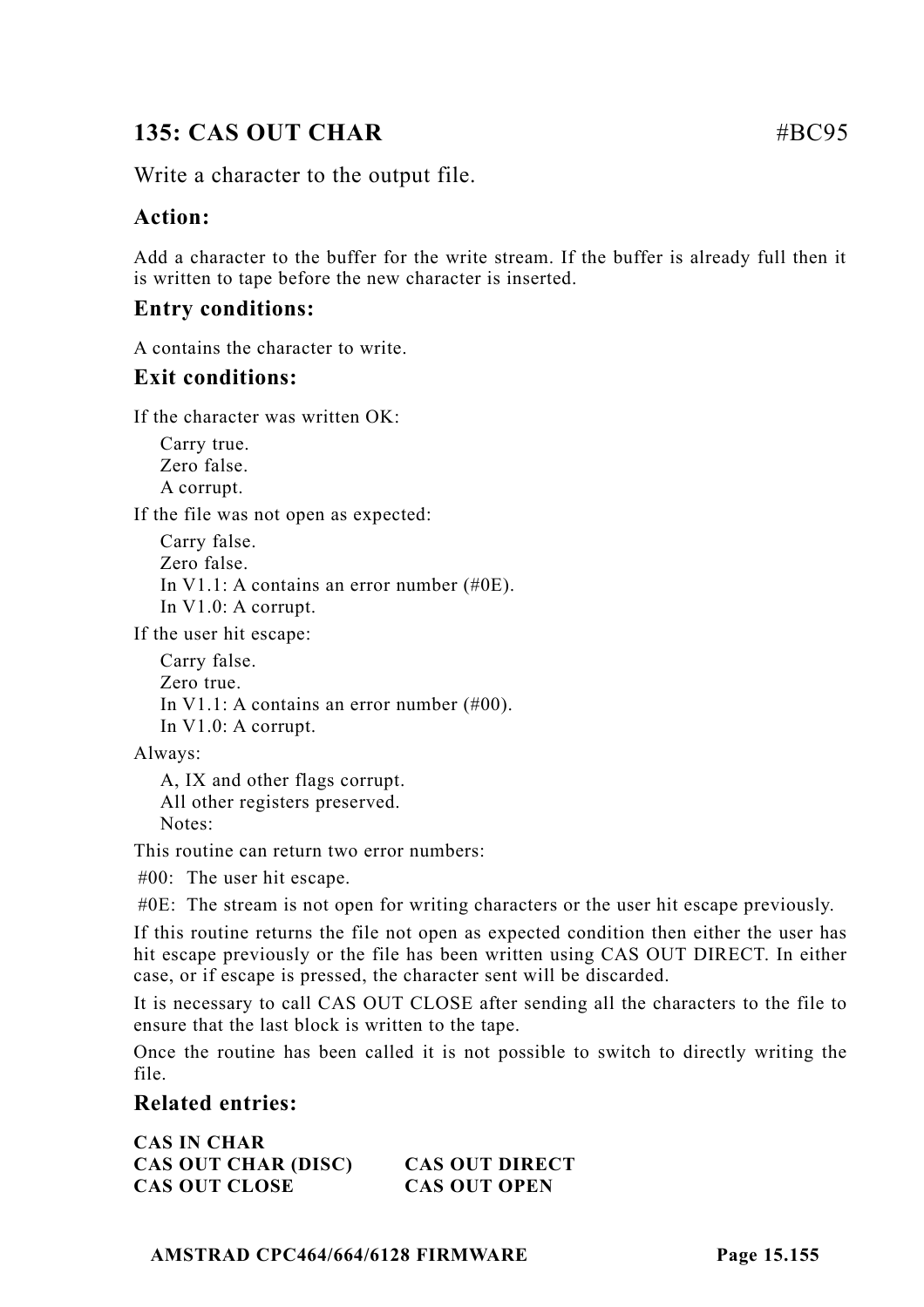## 135: CAS OUT CHAR #BC95

Write a character to the output file.

### Action:

Add a character to the buffer for the write stream. If the buffer is already full then it is written to tape before the new character is inserted.

### Entry conditions:

A contains the character to write.

### Exit conditions:

If the character was written OK:

Carry true.
Zero false.
A corrupt.

If the file was not open as expected:

Carry false.
Zero false.
In V1.1: A contains an error number (#0E).
In V1.0: A corrupt.

If the user hit escape:

Carry false.
Zero true.
In V1.1: A contains an error number (#00).
In V1.0: A corrupt.

Always:

A, IX and other flags corrupt.
All other registers preserved.
Notes:

This routine can return two error numbers:

#00: The user hit escape.
#0E: The stream is not open for writing characters or the user hit escape previously.

If this routine returns the file not open as expected condition then either the user has hit escape previously or the file has been written using CAS OUT DIRECT. In either case, or if escape is pressed, the character sent will be discarded.

It is necessary to call CAS OUT CLOSE after sending all the characters to the file to ensure that the last block is written to the tape.

Once the routine has been called it is not possible to switch to directly writing the file.

### Related entries:

**CAS IN CHAR**
**CAS OUT CHAR (DISC)**
**CAS OUT CLOSE**
**CAS OUT DIRECT**
**CAS OUT OPEN**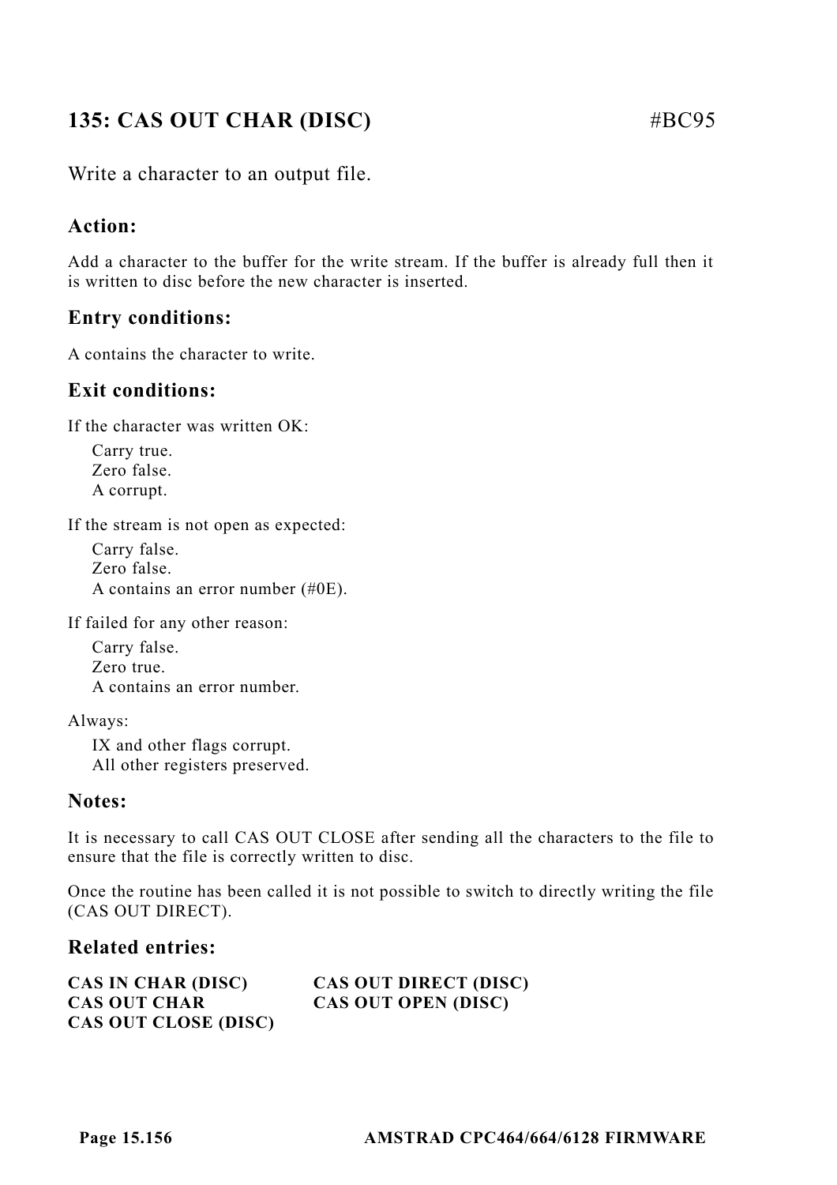## 135: CAS OUT CHAR (DISC) #BC95

Write a character to an output file.

### Action:

Add a character to the buffer for the write stream. If the buffer is already full then it is written to disc before the new character is inserted.

### Entry conditions:

A contains the character to write.

### Exit conditions:

If the character was written OK:

- Carry true.
- Zero false.
- A corrupt.

If the stream is not open as expected:

- Carry false.
- Zero false.
- A contains an error number (#0E).

If failed for any other reason:

- Carry false.
- Zero true.
- A contains an error number.

Always:

- IX and other flags corrupt.
- All other registers preserved.

### Notes:

It is necessary to call CAS OUT CLOSE after sending all the characters to the file to ensure that the file is correctly written to disc.

Once the routine has been called it is not possible to switch to directly writing the file (CAS OUT DIRECT).

### Related entries:

**CAS IN CHAR (DISC)**
**CAS OUT CHAR**
**CAS OUT CLOSE (DISC)**
**CAS OUT DIRECT (DISC)**
**CAS OUT OPEN (DISC)**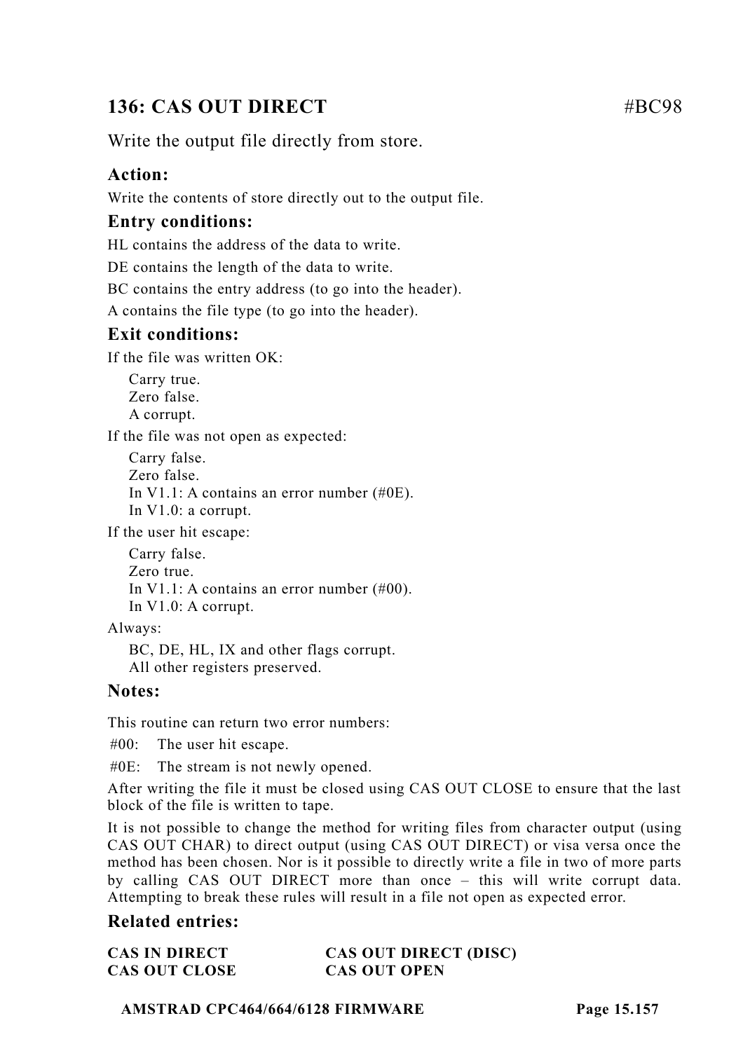## 136: CAS OUT DIRECT #BC98

Write the output file directly from store.

### Action:

Write the contents of store directly out to the output file.

### Entry conditions:

HL contains the address of the data to write.

DE contains the length of the data to write.

BC contains the entry address (to go into the header).

A contains the file type (to go into the header).

### Exit conditions:

If the file was written OK:

Carry true.
Zero false.
A corrupt.

If the file was not open as expected:

Carry false.
Zero false.
In V1.1: A contains an error number (#0E).
In V1.0: a corrupt.

If the user hit escape:

Carry false.
Zero true.
In V1.1: A contains an error number (#00).
In V1.0: A corrupt.

Always:

BC, DE, HL, IX and other flags corrupt.
All other registers preserved.

### Notes:

This routine can return two error numbers:

#00: The user hit escape.

#0E: The stream is not newly opened.

After writing the file it must be closed using CAS OUT CLOSE to ensure that the last block of the file is written to tape.

It is not possible to change the method for writing files from character output (using CAS OUT CHAR) to direct output (using CAS OUT DIRECT) or visa versa once the method has been chosen. Nor is it possible to directly write a file in two of more parts by calling CAS OUT DIRECT more than once – this will write corrupt data. Attempting to break these rules will result in a file not open as expected error.

### Related entries:

**CAS IN DIRECT**
**CAS OUT CLOSE**
**CAS OUT DIRECT (DISC)**
**CAS OUT OPEN**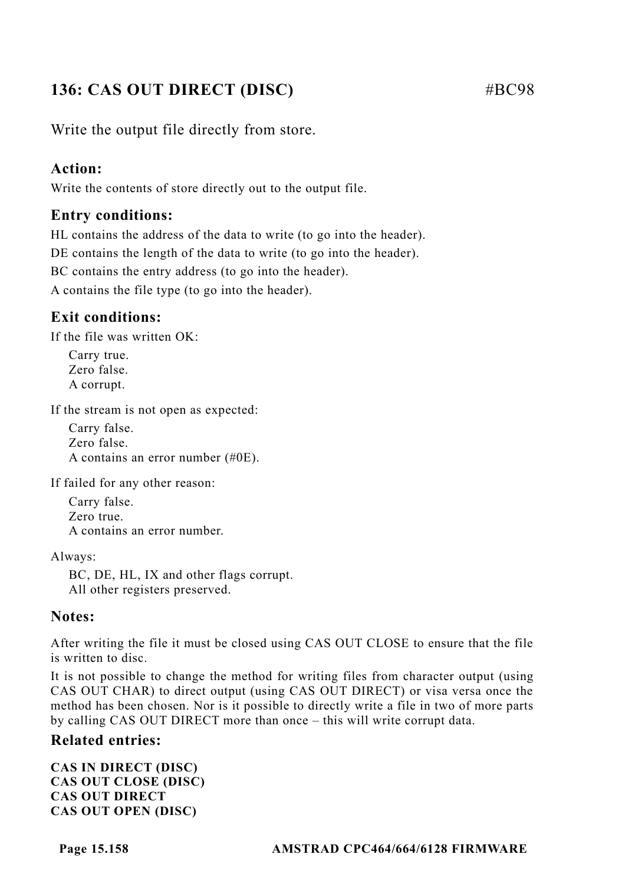## 136: CAS OUT DIRECT (DISC) #BC98

Write the output file directly from store.

### Action:

Write the contents of store directly out to the output file.

### Entry conditions:

HL contains the address of the data to write (to go into the header).

DE contains the length of the data to write (to go into the header).

BC contains the entry address (to go into the header).

A contains the file type (to go into the header).

### Exit conditions:

If the file was written OK:

Carry true.
Zero false.
A corrupt.

If the stream is not open as expected:

Carry false.
Zero false.
A contains an error number (#0E).

If failed for any other reason:

Carry false.
Zero true.
A contains an error number.

Always:

BC, DE, HL, IX and other flags corrupt.
All other registers preserved.

### Notes:

After writing the file it must be closed using CAS OUT CLOSE to ensure that the file is written to disc.

It is not possible to change the method for writing files from character output (using CAS OUT CHAR) to direct output (using CAS OUT DIRECT) or visa versa once the method has been chosen. Nor is it possible to directly write a file in two of more parts by calling CAS OUT DIRECT more than once – this will write corrupt data.

### Related entries:

**CAS IN DIRECT (DISC)**
**CAS OUT CLOSE (DISC)**
**CAS OUT DIRECT**
**CAS OUT OPEN (DISC)**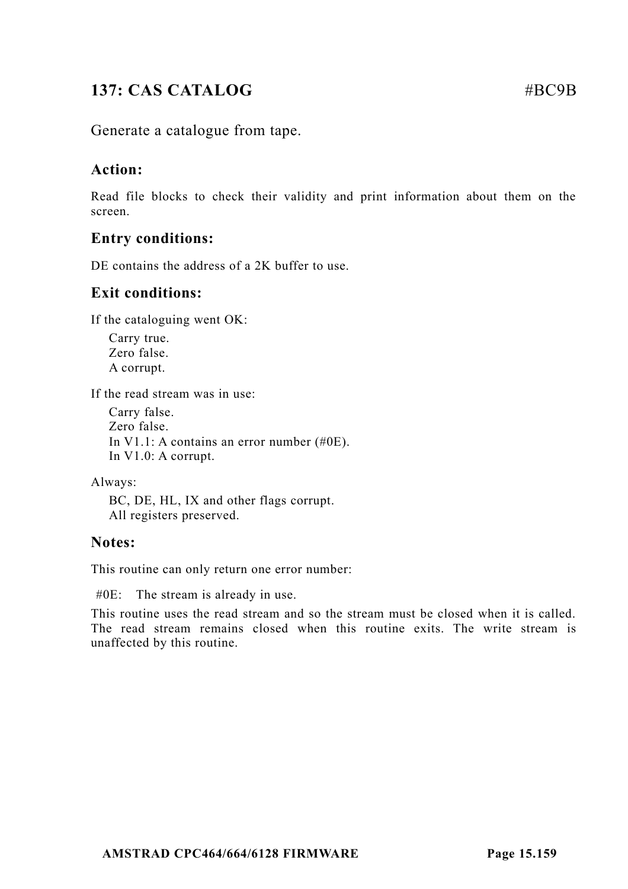## 137: CAS CATALOG #BC9B

Generate a catalogue from tape.

### Action:

Read file blocks to check their validity and print information about them on the screen.

### Entry conditions:

DE contains the address of a 2K buffer to use.

### Exit conditions:

If the cataloguing went OK:

- Carry true.
- Zero false.
- A corrupt.

If the read stream was in use:

- Carry false.
- Zero false.
- In V1.1: A contains an error number (#0E).
- In V1.0: A corrupt.

Always:

- BC, DE, HL, IX and other flags corrupt.
- All registers preserved.

### Notes:

This routine can only return one error number:

#0E: The stream is already in use.

This routine uses the read stream and so the stream must be closed when it is called. The read stream remains closed when this routine exits. The write stream is unaffected by this routine.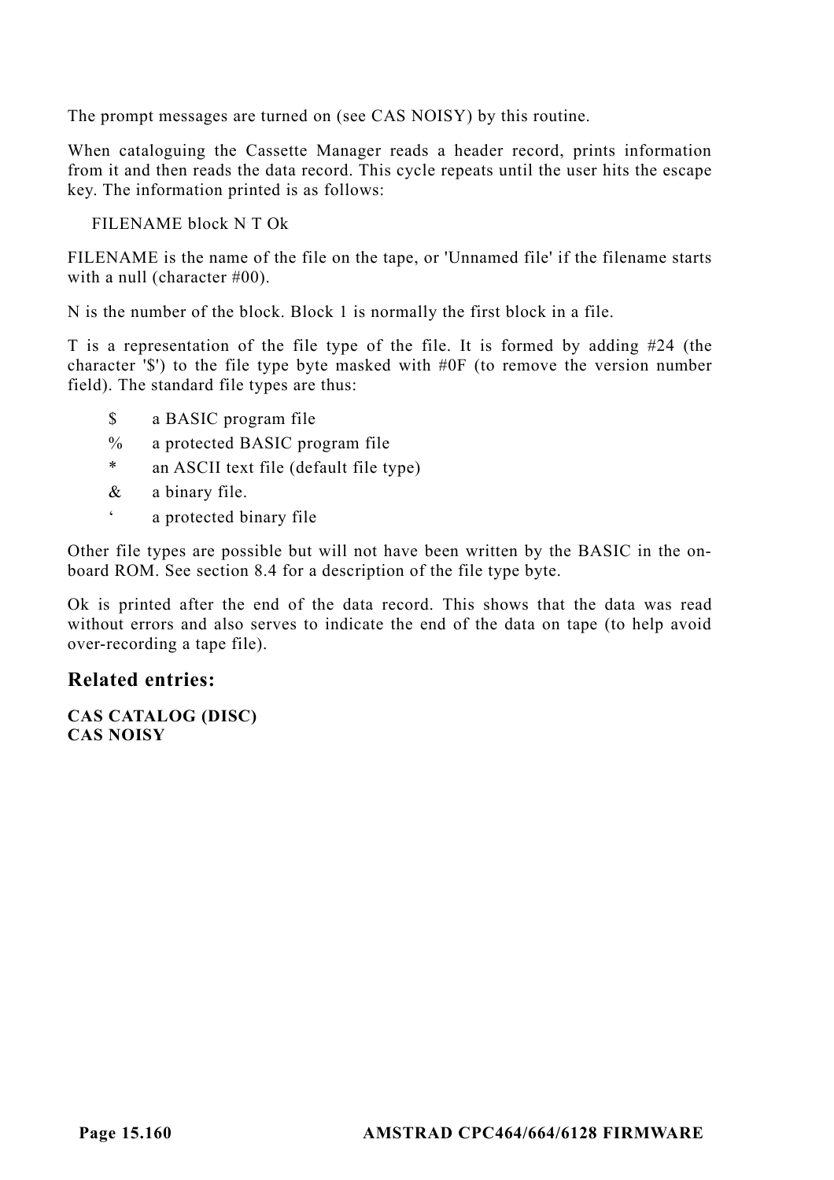The prompt messages are turned on (see CAS NOISY) by this routine.

When cataloguing the Cassette Manager reads a header record, prints information from it and then reads the data record. This cycle repeats until the user hits the escape key. The information printed is as follows:

FILENAME block N T Ok

FILENAME is the name of the file on the tape, or 'Unnamed file' if the filename starts with a null (character #00).

N is the number of the block. Block 1 is normally the first block in a file.

T is a representation of the file type of the file. It is formed by adding #24 (the character '$') to the file type byte masked with #0F (to remove the version number field). The standard file types are thus:

| | |
|---|---|
| $ | a BASIC program file |
| % | a protected BASIC program file |
| * | an ASCII text file (default file type) |
| & | a binary file. |
| ‘ | a protected binary file |

Other file types are possible but will not have been written by the BASIC in the on-board ROM. See section 8.4 for a description of the file type byte.

Ok is printed after the end of the data record. This shows that the data was read without errors and also serves to indicate the end of the data on tape (to help avoid over-recording a tape file).

## Related entries:

**CAS CATALOG (DISC)**
**CAS NOISY**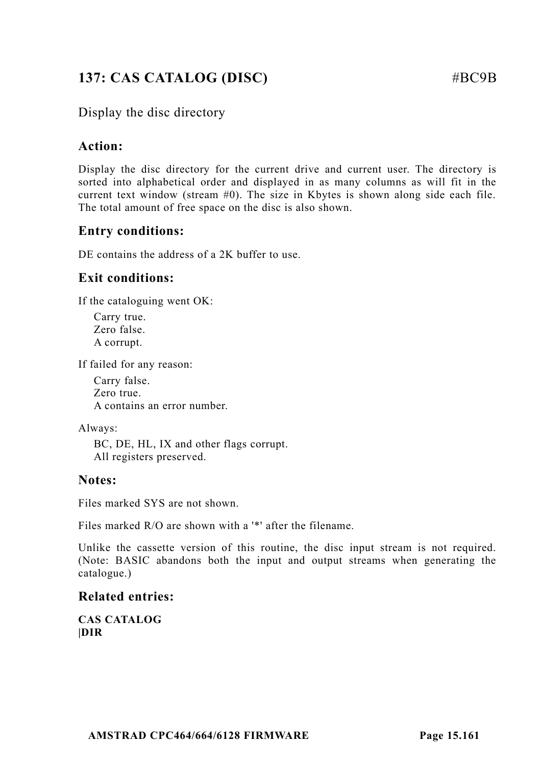## 137: CAS CATALOG (DISC) #BC9B

Display the disc directory

### Action:

Display the disc directory for the current drive and current user. The directory is sorted into alphabetical order and displayed in as many columns as will fit in the current text window (stream #0). The size in Kbytes is shown along side each file. The total amount of free space on the disc is also shown.

### Entry conditions:

DE contains the address of a 2K buffer to use.

### Exit conditions:

If the cataloguing went OK:

Carry true.
Zero false.
A corrupt.

If failed for any reason:

Carry false.
Zero true.
A contains an error number.

Always:

BC, DE, HL, IX and other flags corrupt.
All registers preserved.

### Notes:

Files marked SYS are not shown.

Files marked R/O are shown with a '*' after the filename.

Unlike the cassette version of this routine, the disc input stream is not required. (Note: BASIC abandons both the input and output streams when generating the catalogue.)

### Related entries:

**CAS CATALOG**
**|DIR**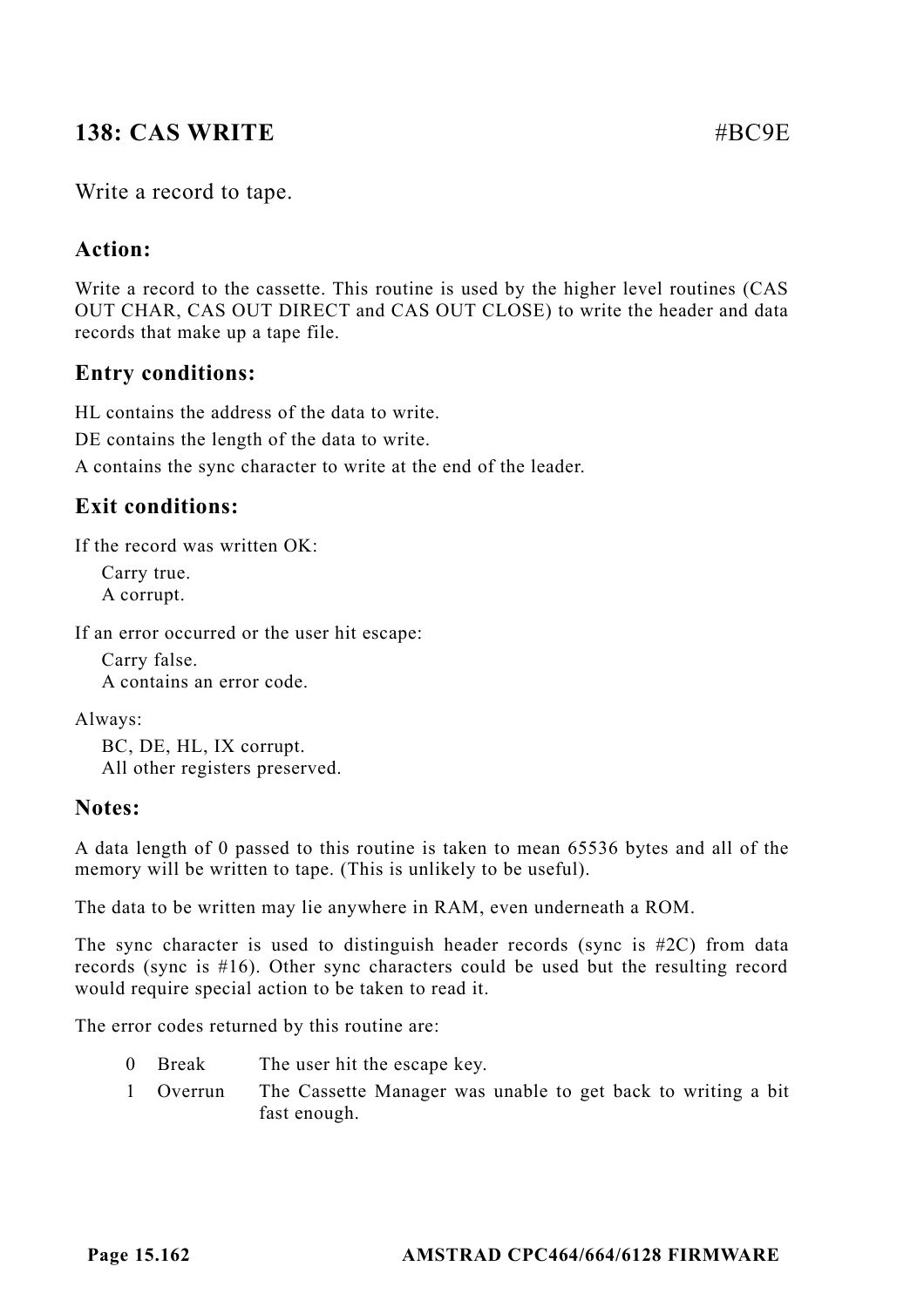## 138: CAS WRITE #BC9E

Write a record to tape.

### Action:

Write a record to the cassette. This routine is used by the higher level routines (CAS OUT CHAR, CAS OUT DIRECT and CAS OUT CLOSE) to write the header and data records that make up a tape file.

### Entry conditions:

HL contains the address of the data to write.

DE contains the length of the data to write.

A contains the sync character to write at the end of the leader.

### Exit conditions:

If the record was written OK:

Carry true.
A corrupt.

If an error occurred or the user hit escape:

Carry false.
A contains an error code.

Always:

BC, DE, HL, IX corrupt.
All other registers preserved.

### Notes:

A data length of 0 passed to this routine is taken to mean 65536 bytes and all of the memory will be written to tape. (This is unlikely to be useful).

The data to be written may lie anywhere in RAM, even underneath a ROM.

The sync character is used to distinguish header records (sync is #2C) from data records (sync is #16). Other sync characters could be used but the resulting record would require special action to be taken to read it.

The error codes returned by this routine are:

| | | |
|---|---|---|
| 0 | Break | The user hit the escape key. |
| 1 | Overrun | The Cassette Manager was unable to get back to writing a bit fast enough. |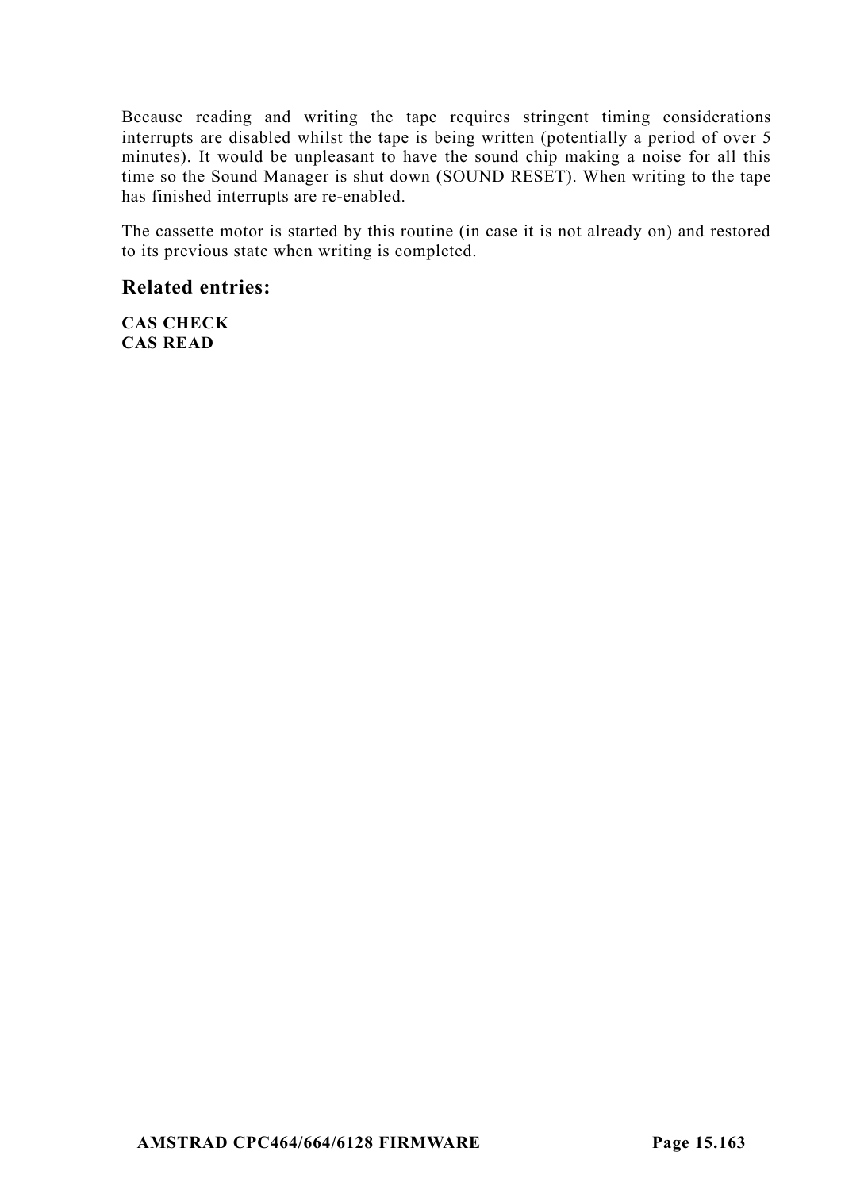Because reading and writing the tape requires stringent timing considerations interrupts are disabled whilst the tape is being written (potentially a period of over 5 minutes). It would be unpleasant to have the sound chip making a noise for all this time so the Sound Manager is shut down (SOUND RESET). When writing to the tape has finished interrupts are re-enabled.

The cassette motor is started by this routine (in case it is not already on) and restored to its previous state when writing is completed.

## Related entries:

**CAS CHECK**
**CAS READ**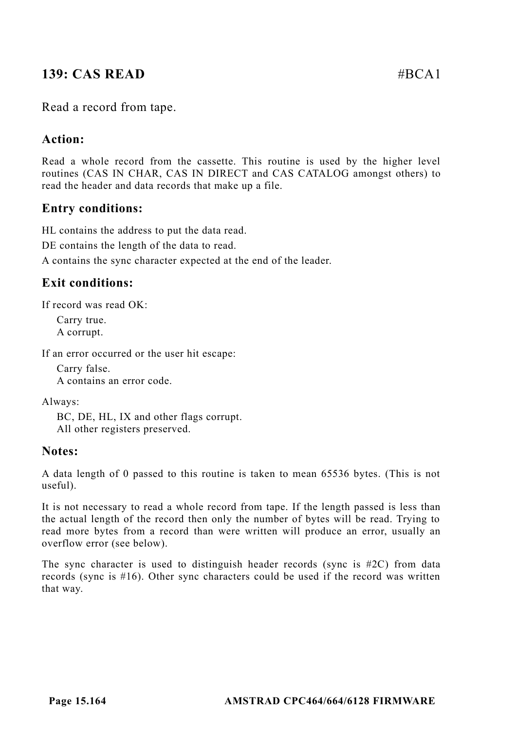## 139: CAS READ #BCA1

Read a record from tape.

### Action:

Read a whole record from the cassette. This routine is used by the higher level routines (CAS IN CHAR, CAS IN DIRECT and CAS CATALOG amongst others) to read the header and data records that make up a file.

### Entry conditions:

HL contains the address to put the data read.

DE contains the length of the data to read.

A contains the sync character expected at the end of the leader.

### Exit conditions:

If record was read OK:

Carry true.
A corrupt.

If an error occurred or the user hit escape:

Carry false.
A contains an error code.

Always:

BC, DE, HL, IX and other flags corrupt.
All other registers preserved.

### Notes:

A data length of 0 passed to this routine is taken to mean 65536 bytes. (This is not useful).

It is not necessary to read a whole record from tape. If the length passed is less than the actual length of the record then only the number of bytes will be read. Trying to read more bytes from a record than were written will produce an error, usually an overflow error (see below).

The sync character is used to distinguish header records (sync is #2C) from data records (sync is #16). Other sync characters could be used if the record was written that way.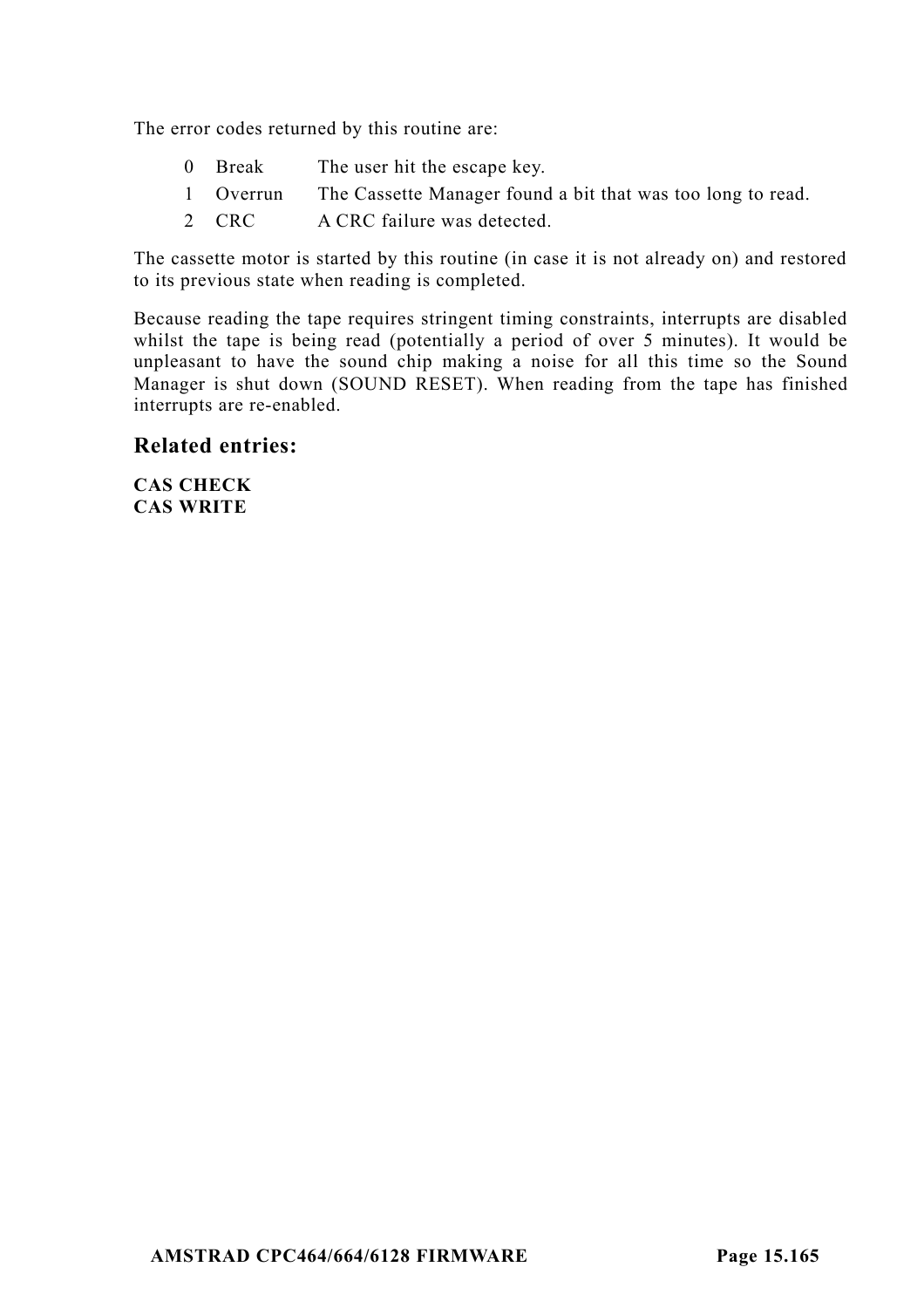The error codes returned by this routine are:

| | | |
|---|---|---|
| 0 | Break | The user hit the escape key. |
| 1 | Overrun | The Cassette Manager found a bit that was too long to read. |
| 2 | CRC | A CRC failure was detected. |

The cassette motor is started by this routine (in case it is not already on) and restored to its previous state when reading is completed.

Because reading the tape requires stringent timing constraints, interrupts are disabled whilst the tape is being read (potentially a period of over 5 minutes). It would be unpleasant to have the sound chip making a noise for all this time so the Sound Manager is shut down (SOUND RESET). When reading from the tape has finished interrupts are re-enabled.

## Related entries:

**CAS CHECK**
**CAS WRITE**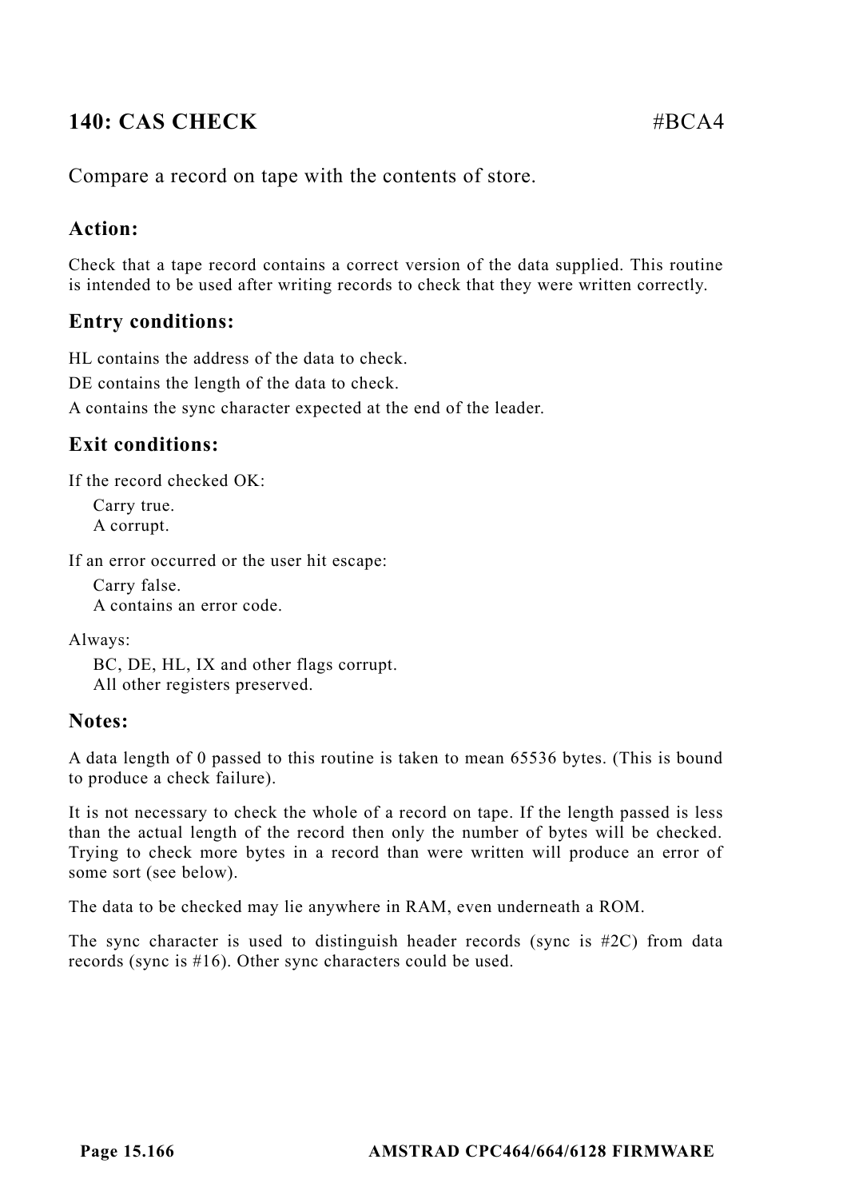## 140: CAS CHECK #BCA4

Compare a record on tape with the contents of store.

### Action:

Check that a tape record contains a correct version of the data supplied. This routine is intended to be used after writing records to check that they were written correctly.

### Entry conditions:

HL contains the address of the data to check.

DE contains the length of the data to check.

A contains the sync character expected at the end of the leader.

### Exit conditions:

If the record checked OK:

    Carry true.
    A corrupt.

If an error occurred or the user hit escape:

    Carry false.
    A contains an error code.

Always:

    BC, DE, HL, IX and other flags corrupt.
    All other registers preserved.

### Notes:

A data length of 0 passed to this routine is taken to mean 65536 bytes. (This is bound to produce a check failure).

It is not necessary to check the whole of a record on tape. If the length passed is less than the actual length of the record then only the number of bytes will be checked. Trying to check more bytes in a record than were written will produce an error of some sort (see below).

The data to be checked may lie anywhere in RAM, even underneath a ROM.

The sync character is used to distinguish header records (sync is #2C) from data records (sync is #16). Other sync characters could be used.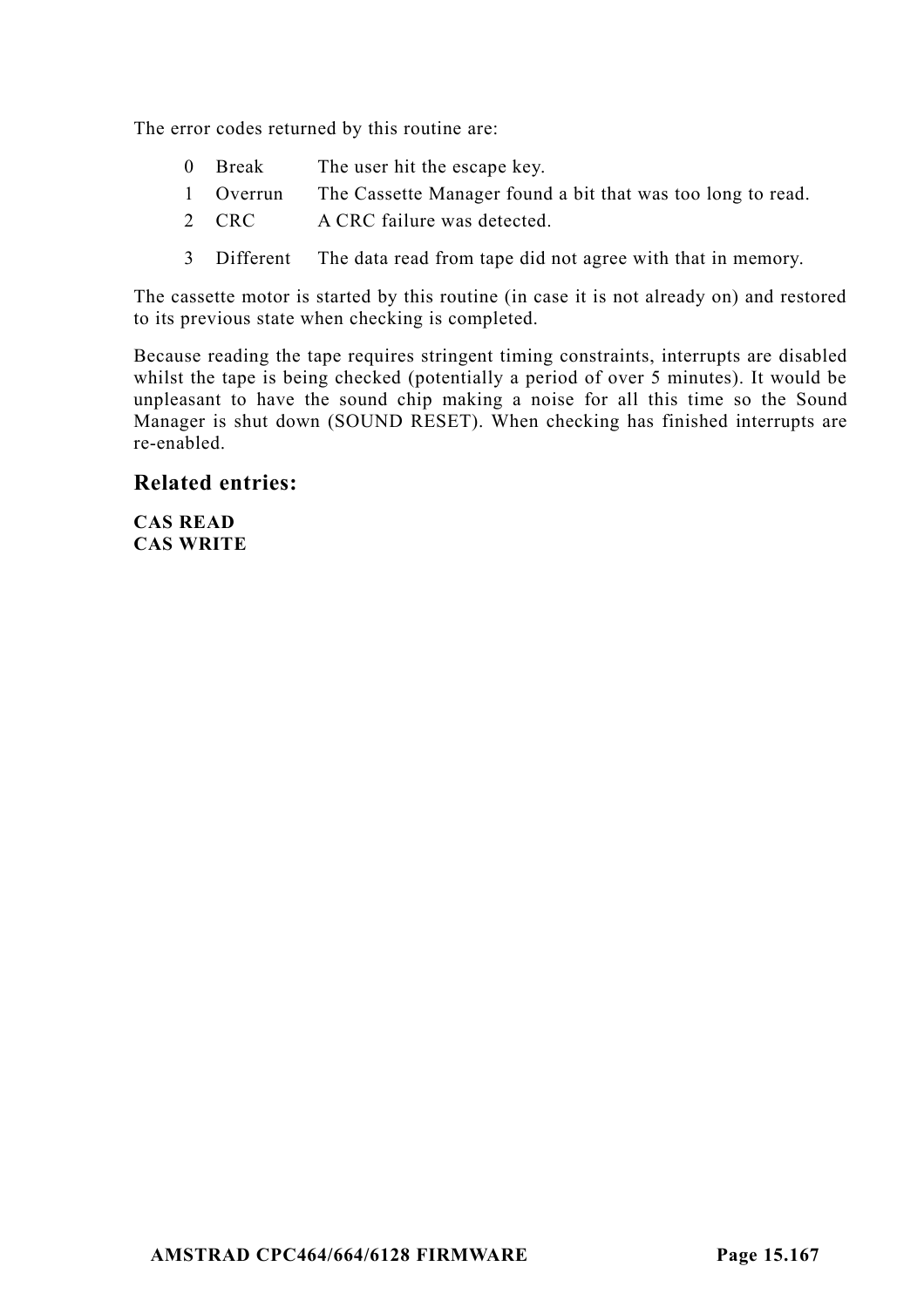The error codes returned by this routine are:

| | | |
|---|---|---|
| 0 | Break | The user hit the escape key. |
| 1 | Overrun | The Cassette Manager found a bit that was too long to read. |
| 2 | CRC | A CRC failure was detected. |
| 3 | Different | The data read from tape did not agree with that in memory. |

The cassette motor is started by this routine (in case it is not already on) and restored to its previous state when checking is completed.

Because reading the tape requires stringent timing constraints, interrupts are disabled whilst the tape is being checked (potentially a period of over 5 minutes). It would be unpleasant to have the sound chip making a noise for all this time so the Sound Manager is shut down (SOUND RESET). When checking has finished interrupts are re-enabled.

## Related entries:

**CAS READ**
**CAS WRITE**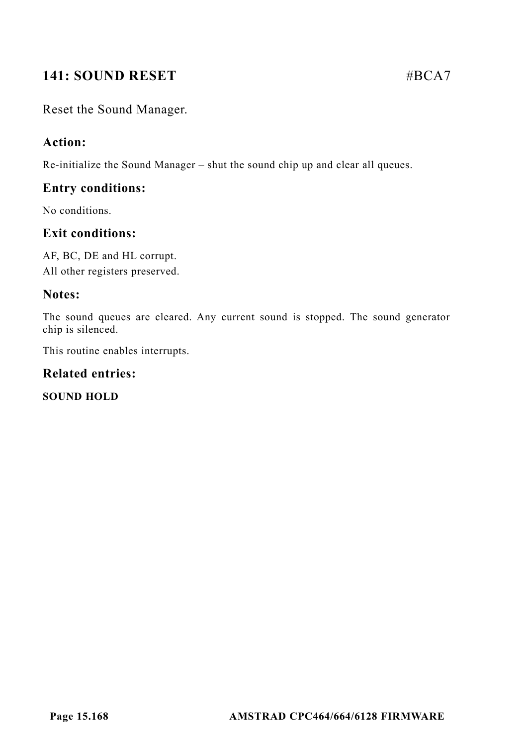## 141: SOUND RESET #BCA7

Reset the Sound Manager.

### Action:

Re-initialize the Sound Manager – shut the sound chip up and clear all queues.

### Entry conditions:

No conditions.

### Exit conditions:

AF, BC, DE and HL corrupt.
All other registers preserved.

### Notes:

The sound queues are cleared. Any current sound is stopped. The sound generator chip is silenced.

This routine enables interrupts.

### Related entries:

**SOUND HOLD**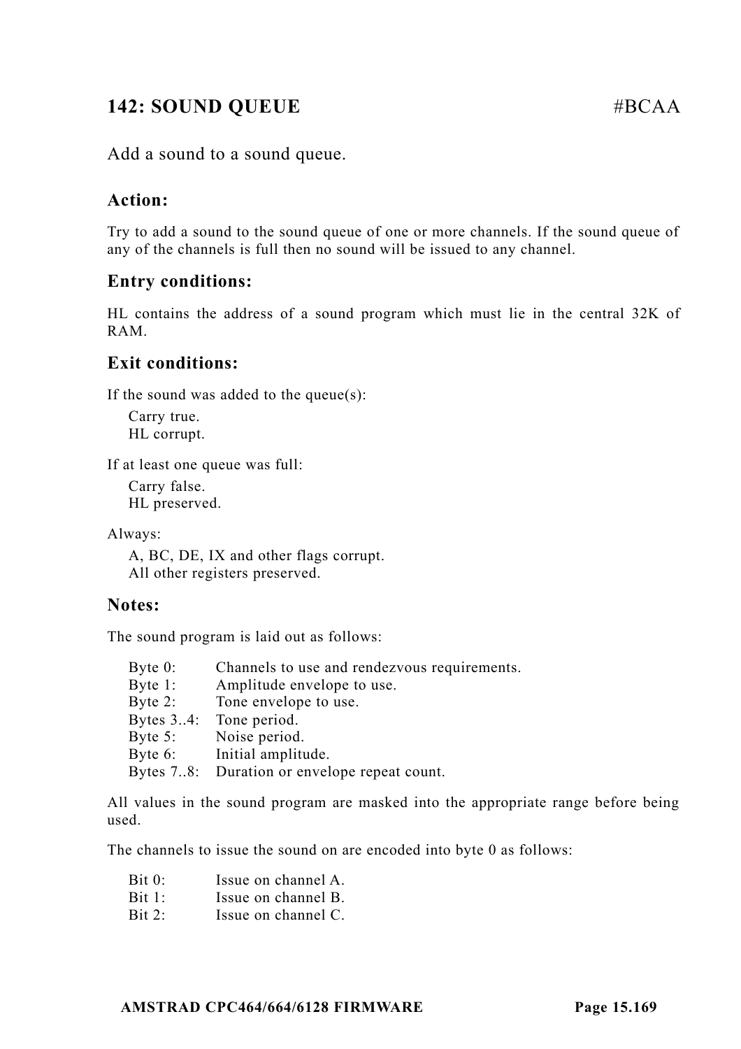## 142: SOUND QUEUE #BCAA

Add a sound to a sound queue.

### Action:

Try to add a sound to the sound queue of one or more channels. If the sound queue of any of the channels is full then no sound will be issued to any channel.

### Entry conditions:

HL contains the address of a sound program which must lie in the central 32K of RAM.

### Exit conditions:

If the sound was added to the queue(s):

- Carry true.
- HL corrupt.

If at least one queue was full:

- Carry false.
- HL preserved.

Always:

- A, BC, DE, IX and other flags corrupt.
- All other registers preserved.

### Notes:

The sound program is laid out as follows:

| | |
|---|---|
| Byte 0: | Channels to use and rendezvous requirements. |
| Byte 1: | Amplitude envelope to use. |
| Byte 2: | Tone envelope to use. |
| Bytes 3..4: | Tone period. |
| Byte 5: | Noise period. |
| Byte 6: | Initial amplitude. |
| Bytes 7..8: | Duration or envelope repeat count. |

All values in the sound program are masked into the appropriate range before being used.

The channels to issue the sound on are encoded into byte 0 as follows:

| | |
|---|---|
| Bit 0: | Issue on channel A. |
| Bit 1: | Issue on channel B. |
| Bit 2: | Issue on channel C. |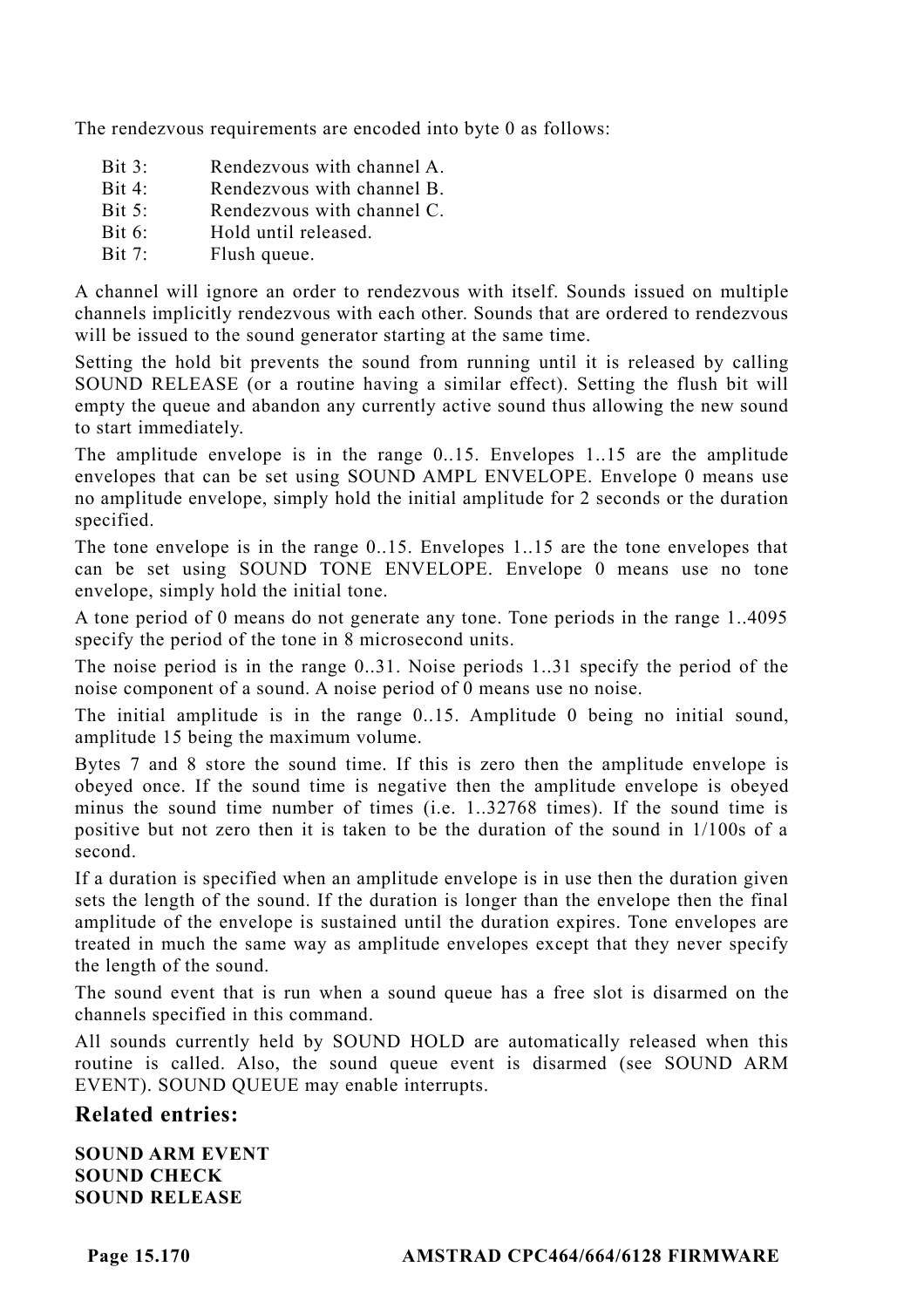The rendezvous requirements are encoded into byte 0 as follows:

| | |
|---|---|
| Bit 3: | Rendezvous with channel A. |
| Bit 4: | Rendezvous with channel B. |
| Bit 5: | Rendezvous with channel C. |
| Bit 6: | Hold until released. |
| Bit 7: | Flush queue. |

A channel will ignore an order to rendezvous with itself. Sounds issued on multiple channels implicitly rendezvous with each other. Sounds that are ordered to rendezvous will be issued to the sound generator starting at the same time.

Setting the hold bit prevents the sound from running until it is released by calling SOUND RELEASE (or a routine having a similar effect). Setting the flush bit will empty the queue and abandon any currently active sound thus allowing the new sound to start immediately.

The amplitude envelope is in the range 0..15. Envelopes 1..15 are the amplitude envelopes that can be set using SOUND AMPL ENVELOPE. Envelope 0 means use no amplitude envelope, simply hold the initial amplitude for 2 seconds or the duration specified.

The tone envelope is in the range 0..15. Envelopes 1..15 are the tone envelopes that can be set using SOUND TONE ENVELOPE. Envelope 0 means use no tone envelope, simply hold the initial tone.

A tone period of 0 means do not generate any tone. Tone periods in the range 1..4095 specify the period of the tone in 8 microsecond units.

The noise period is in the range 0..31. Noise periods 1..31 specify the period of the noise component of a sound. A noise period of 0 means use no noise.

The initial amplitude is in the range 0..15. Amplitude 0 being no initial sound, amplitude 15 being the maximum volume.

Bytes 7 and 8 store the sound time. If this is zero then the amplitude envelope is obeyed once. If the sound time is negative then the amplitude envelope is obeyed minus the sound time number of times (i.e. 1..32768 times). If the sound time is positive but not zero then it is taken to be the duration of the sound in 1/100s of a second.

If a duration is specified when an amplitude envelope is in use then the duration given sets the length of the sound. If the duration is longer than the envelope then the final amplitude of the envelope is sustained until the duration expires. Tone envelopes are treated in much the same way as amplitude envelopes except that they never specify the length of the sound.

The sound event that is run when a sound queue has a free slot is disarmed on the channels specified in this command.

All sounds currently held by SOUND HOLD are automatically released when this routine is called. Also, the sound queue event is disarmed (see SOUND ARM EVENT). SOUND QUEUE may enable interrupts.

## Related entries:

**SOUND ARM EVENT**
**SOUND CHECK**
**SOUND RELEASE**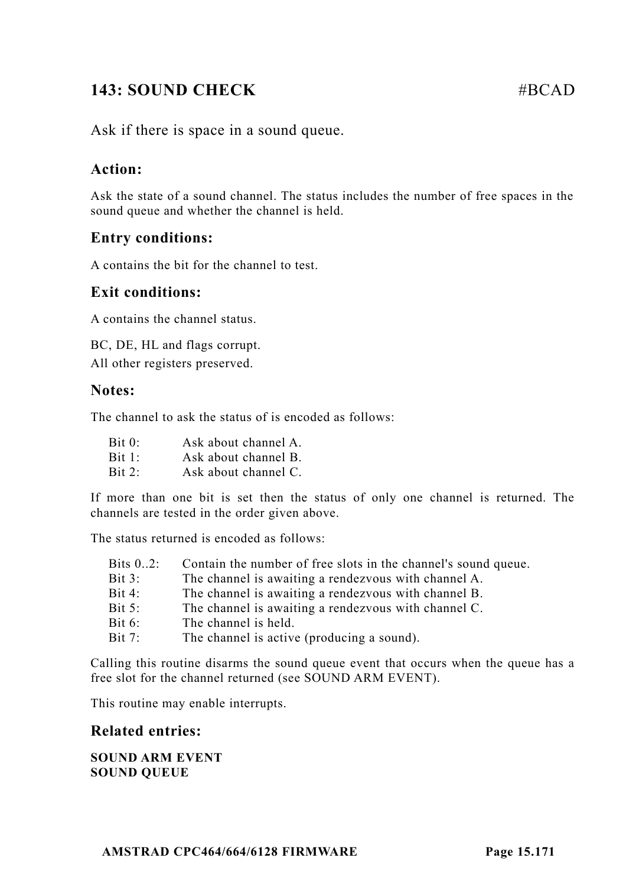## 143: SOUND CHECK #BCAD

Ask if there is space in a sound queue.

### Action:

Ask the state of a sound channel. The status includes the number of free spaces in the sound queue and whether the channel is held.

### Entry conditions:

A contains the bit for the channel to test.

### Exit conditions:

A contains the channel status.

BC, DE, HL and flags corrupt.
All other registers preserved.

### Notes:

The channel to ask the status of is encoded as follows:

| | |
|---|---|
| Bit 0: | Ask about channel A. |
| Bit 1: | Ask about channel B. |
| Bit 2: | Ask about channel C. |

If more than one bit is set then the status of only one channel is returned. The channels are tested in the order given above.

The status returned is encoded as follows:

| | |
|---|---|
| Bits 0..2: | Contain the number of free slots in the channel's sound queue. |
| Bit 3: | The channel is awaiting a rendezvous with channel A. |
| Bit 4: | The channel is awaiting a rendezvous with channel B. |
| Bit 5: | The channel is awaiting a rendezvous with channel C. |
| Bit 6: | The channel is held. |
| Bit 7: | The channel is active (producing a sound). |

Calling this routine disarms the sound queue event that occurs when the queue has a free slot for the channel returned (see SOUND ARM EVENT).

This routine may enable interrupts.

### Related entries:

**SOUND ARM EVENT**
**SOUND QUEUE**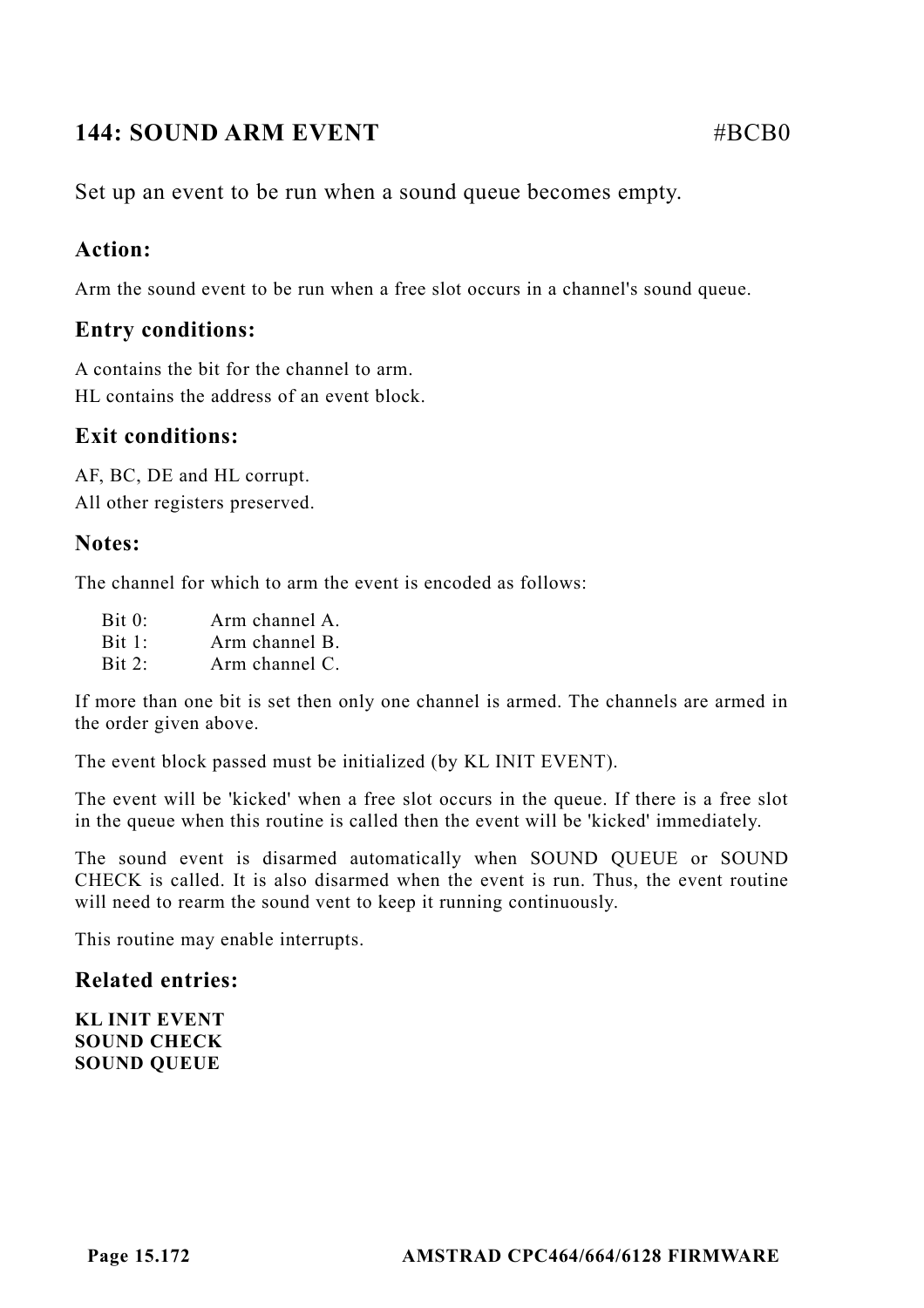## 144: SOUND ARM EVENT #BCB0

Set up an event to be run when a sound queue becomes empty.

### Action:

Arm the sound event to be run when a free slot occurs in a channel's sound queue.

### Entry conditions:

A contains the bit for the channel to arm.
HL contains the address of an event block.

### Exit conditions:

AF, BC, DE and HL corrupt.
All other registers preserved.

### Notes:

The channel for which to arm the event is encoded as follows:

| | |
|---|---|
| Bit 0: | Arm channel A. |
| Bit 1: | Arm channel B. |
| Bit 2: | Arm channel C. |

If more than one bit is set then only one channel is armed. The channels are armed in the order given above.

The event block passed must be initialized (by KL INIT EVENT).

The event will be 'kicked' when a free slot occurs in the queue. If there is a free slot in the queue when this routine is called then the event will be 'kicked' immediately.

The sound event is disarmed automatically when SOUND QUEUE or SOUND CHECK is called. It is also disarmed when the event is run. Thus, the event routine will need to rearm the sound vent to keep it running continuously.

This routine may enable interrupts.

### Related entries:

**KL INIT EVENT**
**SOUND CHECK**
**SOUND QUEUE**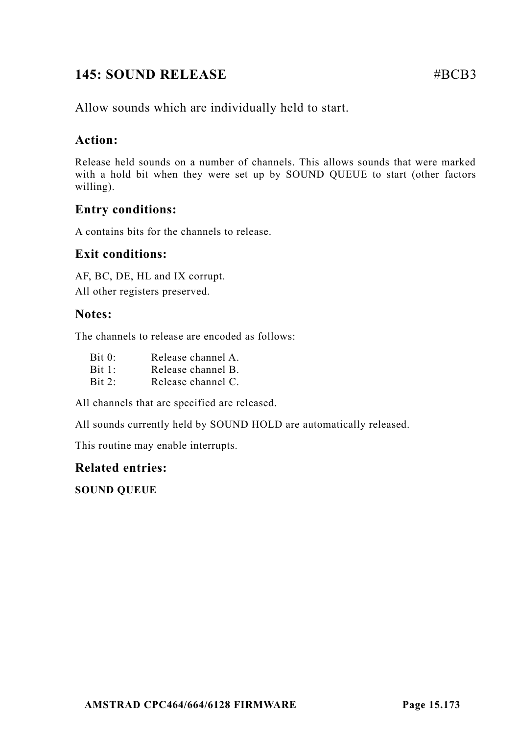## 145: SOUND RELEASE #BCB3

Allow sounds which are individually held to start.

### Action:

Release held sounds on a number of channels. This allows sounds that were marked with a hold bit when they were set up by SOUND QUEUE to start (other factors willing).

### Entry conditions:

A contains bits for the channels to release.

### Exit conditions:

AF, BC, DE, HL and IX corrupt.
All other registers preserved.

### Notes:

The channels to release are encoded as follows:

- Bit 0: Release channel A.
- Bit 1: Release channel B.
- Bit 2: Release channel C.

All channels that are specified are released.

All sounds currently held by SOUND HOLD are automatically released.

This routine may enable interrupts.

### Related entries:

**SOUND QUEUE**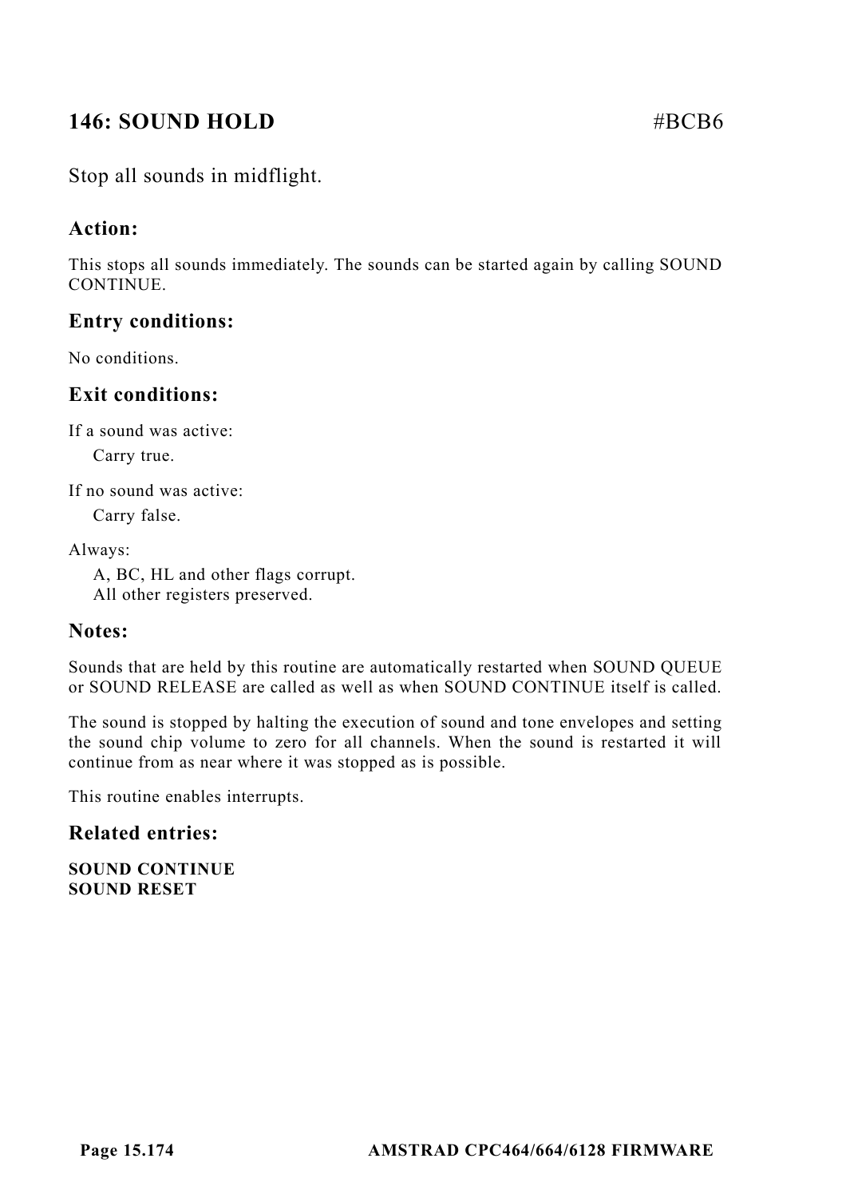## 146: SOUND HOLD #BCB6

Stop all sounds in midflight.

### Action:

This stops all sounds immediately. The sounds can be started again by calling SOUND CONTINUE.

### Entry conditions:

No conditions.

### Exit conditions:

If a sound was active:

Carry true.

If no sound was active:

Carry false.

Always:

A, BC, HL and other flags corrupt.
All other registers preserved.

### Notes:

Sounds that are held by this routine are automatically restarted when SOUND QUEUE or SOUND RELEASE are called as well as when SOUND CONTINUE itself is called.

The sound is stopped by halting the execution of sound and tone envelopes and setting the sound chip volume to zero for all channels. When the sound is restarted it will continue from as near where it was stopped as is possible.

This routine enables interrupts.

### Related entries:

**SOUND CONTINUE**
**SOUND RESET**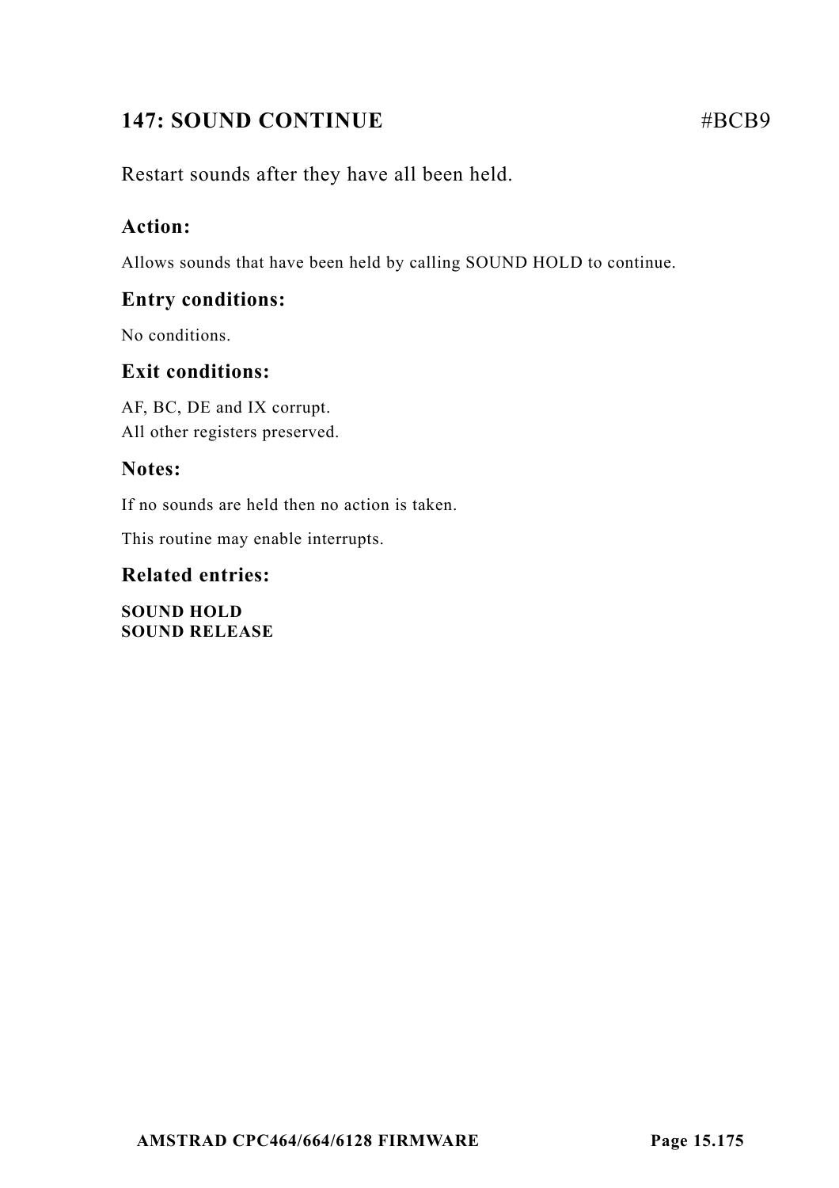## 147: SOUND CONTINUE #BCB9

Restart sounds after they have all been held.

### Action:

Allows sounds that have been held by calling SOUND HOLD to continue.

### Entry conditions:

No conditions.

### Exit conditions:

AF, BC, DE and IX corrupt.
All other registers preserved.

### Notes:

If no sounds are held then no action is taken.

This routine may enable interrupts.

### Related entries:

**SOUND HOLD**
**SOUND RELEASE**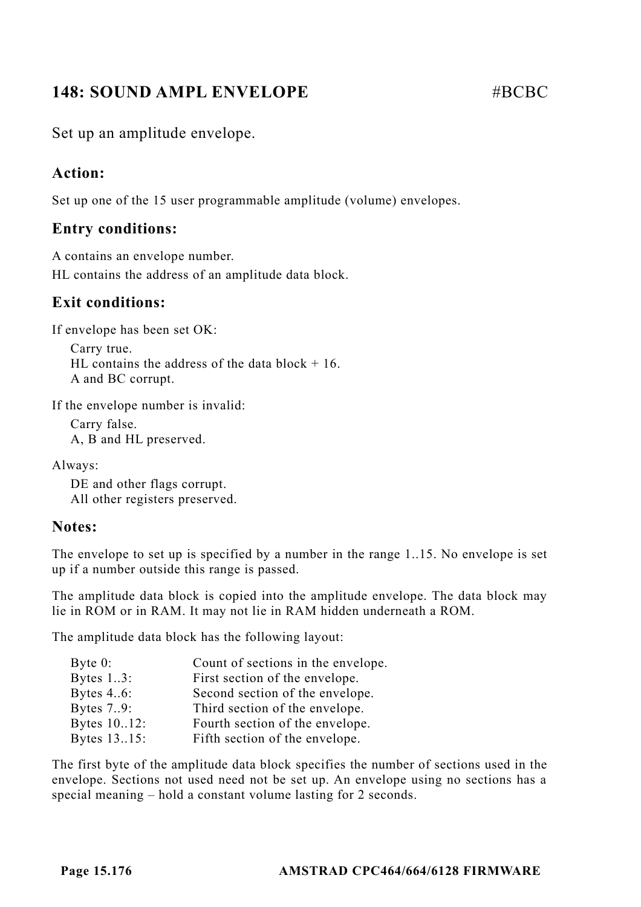## 148: SOUND AMPL ENVELOPE #BCBC

Set up an amplitude envelope.

### Action:

Set up one of the 15 user programmable amplitude (volume) envelopes.

### Entry conditions:

A contains an envelope number.
HL contains the address of an amplitude data block.

### Exit conditions:

If envelope has been set OK:

Carry true.
HL contains the address of the data block + 16.
A and BC corrupt.

If the envelope number is invalid:

Carry false.
A, B and HL preserved.

Always:

DE and other flags corrupt.
All other registers preserved.

### Notes:

The envelope to set up is specified by a number in the range 1..15. No envelope is set up if a number outside this range is passed.

The amplitude data block is copied into the amplitude envelope. The data block may lie in ROM or in RAM. It may not lie in RAM hidden underneath a ROM.

The amplitude data block has the following layout:

| | |
|---|---|
| Byte 0: | Count of sections in the envelope. |
| Bytes 1..3: | First section of the envelope. |
| Bytes 4..6: | Second section of the envelope. |
| Bytes 7..9: | Third section of the envelope. |
| Bytes 10..12: | Fourth section of the envelope. |
| Bytes 13..15: | Fifth section of the envelope. |

The first byte of the amplitude data block specifies the number of sections used in the envelope. Sections not used need not be set up. An envelope using no sections has a special meaning – hold a constant volume lasting for 2 seconds.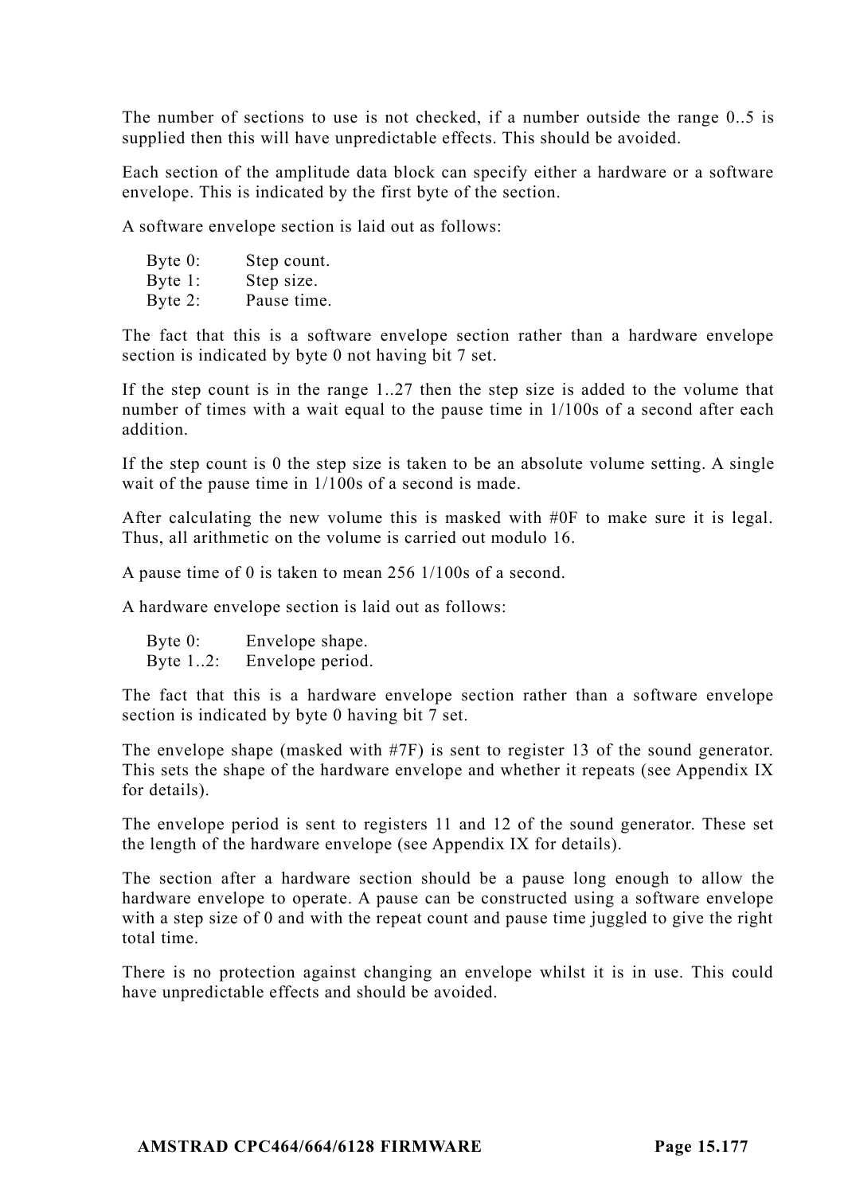The number of sections to use is not checked, if a number outside the range 0..5 is supplied then this will have unpredictable effects. This should be avoided.

Each section of the amplitude data block can specify either a hardware or a software envelope. This is indicated by the first byte of the section.

A software envelope section is laid out as follows:

| | |
|---|---|
| Byte 0: | Step count. |
| Byte 1: | Step size. |
| Byte 2: | Pause time. |

The fact that this is a software envelope section rather than a hardware envelope section is indicated by byte 0 not having bit 7 set.

If the step count is in the range 1..27 then the step size is added to the volume that number of times with a wait equal to the pause time in 1/100s of a second after each addition.

If the step count is 0 the step size is taken to be an absolute volume setting. A single wait of the pause time in 1/100s of a second is made.

After calculating the new volume this is masked with #0F to make sure it is legal. Thus, all arithmetic on the volume is carried out modulo 16.

A pause time of 0 is taken to mean 256 1/100s of a second.

A hardware envelope section is laid out as follows:

| | |
|---|---|
| Byte 0: | Envelope shape. |
| Byte 1..2: | Envelope period. |

The fact that this is a hardware envelope section rather than a software envelope section is indicated by byte 0 having bit 7 set.

The envelope shape (masked with #7F) is sent to register 13 of the sound generator. This sets the shape of the hardware envelope and whether it repeats (see Appendix IX for details).

The envelope period is sent to registers 11 and 12 of the sound generator. These set the length of the hardware envelope (see Appendix IX for details).

The section after a hardware section should be a pause long enough to allow the hardware envelope to operate. A pause can be constructed using a software envelope with a step size of 0 and with the repeat count and pause time juggled to give the right total time.

There is no protection against changing an envelope whilst it is in use. This could have unpredictable effects and should be avoided.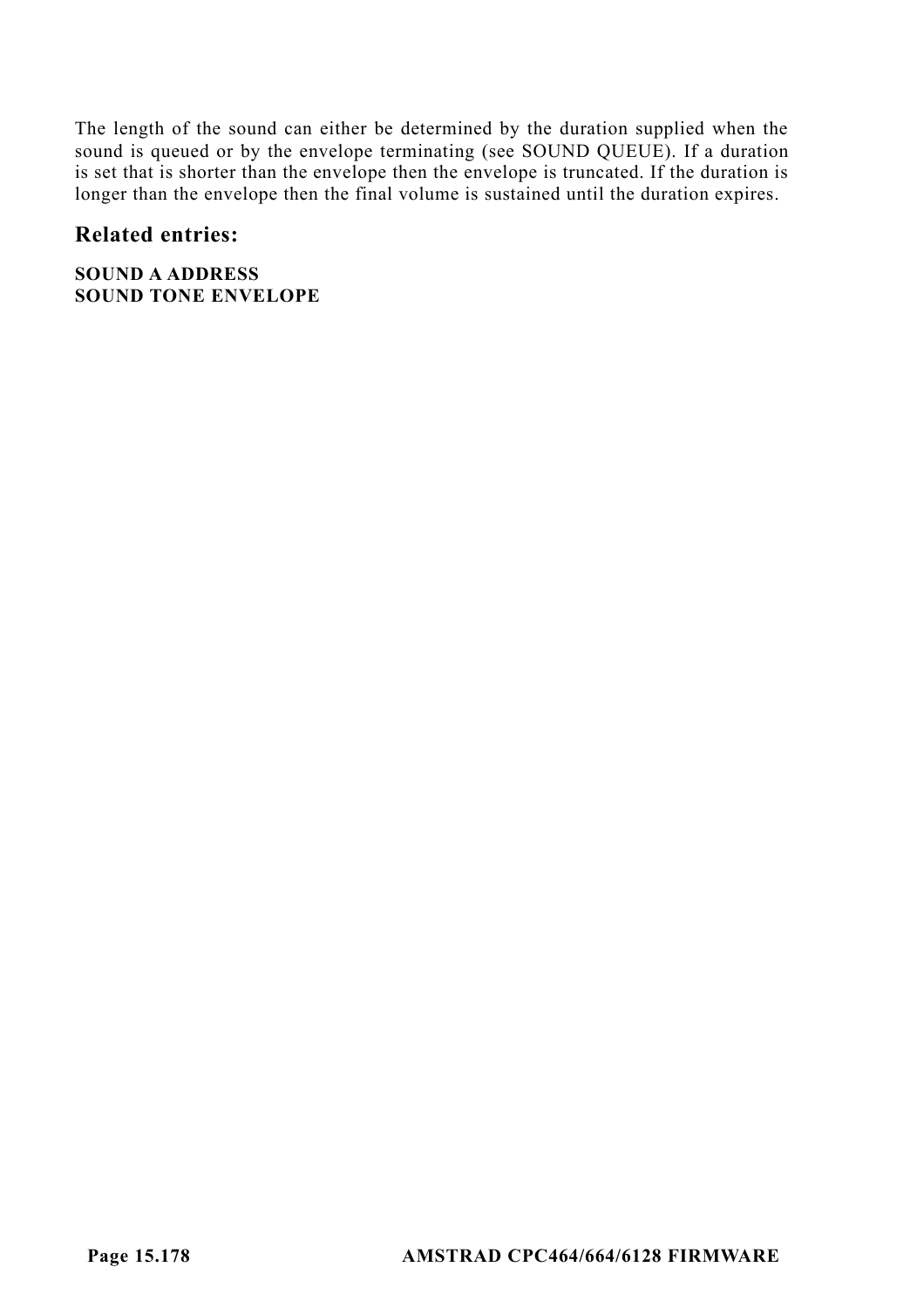The length of the sound can either be determined by the duration supplied when the sound is queued or by the envelope terminating (see SOUND QUEUE). If a duration is set that is shorter than the envelope then the envelope is truncated. If the duration is longer than the envelope then the final volume is sustained until the duration expires.

## Related entries:

**SOUND A ADDRESS**
**SOUND TONE ENVELOPE**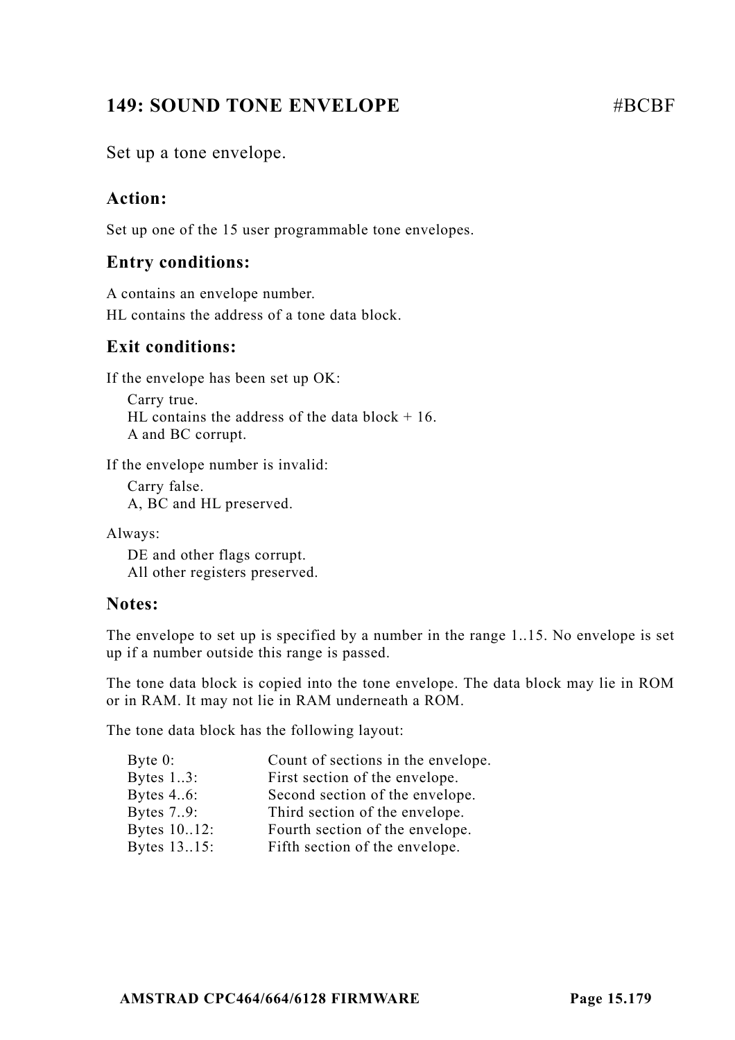## 149: SOUND TONE ENVELOPE #BCBF

Set up a tone envelope.

### Action:

Set up one of the 15 user programmable tone envelopes.

### Entry conditions:

A contains an envelope number.
HL contains the address of a tone data block.

### Exit conditions:

If the envelope has been set up OK:

Carry true.
HL contains the address of the data block + 16.
A and BC corrupt.

If the envelope number is invalid:

Carry false.
A, BC and HL preserved.

Always:

DE and other flags corrupt.
All other registers preserved.

### Notes:

The envelope to set up is specified by a number in the range 1..15. No envelope is set up if a number outside this range is passed.

The tone data block is copied into the tone envelope. The data block may lie in ROM or in RAM. It may not lie in RAM underneath a ROM.

The tone data block has the following layout:

| | |
|---|---|
| Byte 0: | Count of sections in the envelope. |
| Bytes 1..3: | First section of the envelope. |
| Bytes 4..6: | Second section of the envelope. |
| Bytes 7..9: | Third section of the envelope. |
| Bytes 10..12: | Fourth section of the envelope. |
| Bytes 13..15: | Fifth section of the envelope. |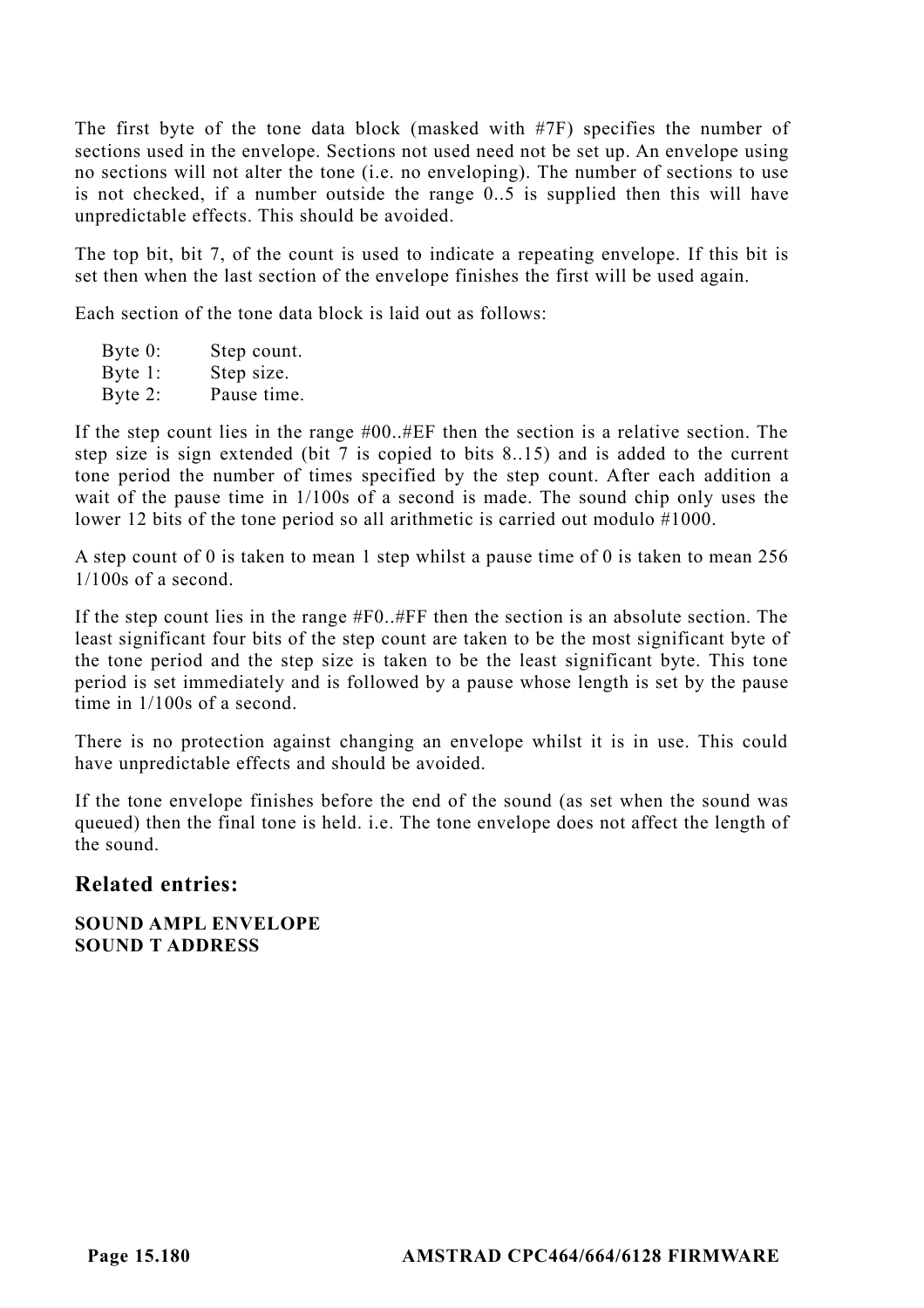The first byte of the tone data block (masked with #7F) specifies the number of sections used in the envelope. Sections not used need not be set up. An envelope using no sections will not alter the tone (i.e. no enveloping). The number of sections to use is not checked, if a number outside the range 0..5 is supplied then this will have unpredictable effects. This should be avoided.

The top bit, bit 7, of the count is used to indicate a repeating envelope. If this bit is set then when the last section of the envelope finishes the first will be used again.

Each section of the tone data block is laid out as follows:

Byte 0: Step count.
Byte 1: Step size.
Byte 2: Pause time.

If the step count lies in the range #00..#EF then the section is a relative section. The step size is sign extended (bit 7 is copied to bits 8..15) and is added to the current tone period the number of times specified by the step count. After each addition a wait of the pause time in 1/100s of a second is made. The sound chip only uses the lower 12 bits of the tone period so all arithmetic is carried out modulo #1000.

A step count of 0 is taken to mean 1 step whilst a pause time of 0 is taken to mean 256 1/100s of a second.

If the step count lies in the range #F0..#FF then the section is an absolute section. The least significant four bits of the step count are taken to be the most significant byte of the tone period and the step size is taken to be the least significant byte. This tone period is set immediately and is followed by a pause whose length is set by the pause time in 1/100s of a second.

There is no protection against changing an envelope whilst it is in use. This could have unpredictable effects and should be avoided.

If the tone envelope finishes before the end of the sound (as set when the sound was queued) then the final tone is held. i.e. The tone envelope does not affect the length of the sound.

## Related entries:

**SOUND AMPL ENVELOPE**
**SOUND T ADDRESS**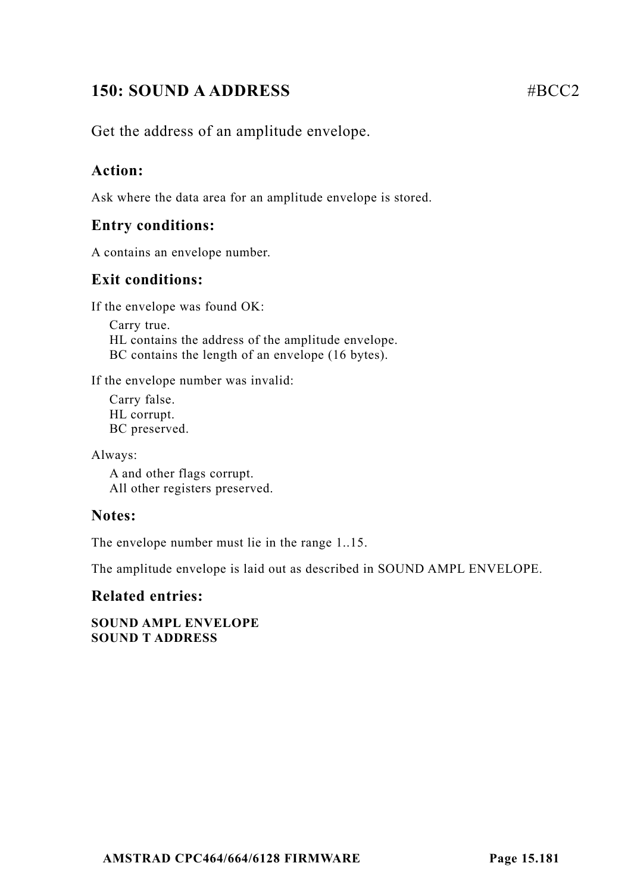## 150: SOUND A ADDRESS #BCC2

Get the address of an amplitude envelope.

### Action:

Ask where the data area for an amplitude envelope is stored.

### Entry conditions:

A contains an envelope number.

### Exit conditions:

If the envelope was found OK:

Carry true.
HL contains the address of the amplitude envelope.
BC contains the length of an envelope (16 bytes).

If the envelope number was invalid:

Carry false.
HL corrupt.
BC preserved.

Always:

A and other flags corrupt.
All other registers preserved.

### Notes:

The envelope number must lie in the range 1..15.

The amplitude envelope is laid out as described in SOUND AMPL ENVELOPE.

### Related entries:

**SOUND AMPL ENVELOPE**
**SOUND T ADDRESS**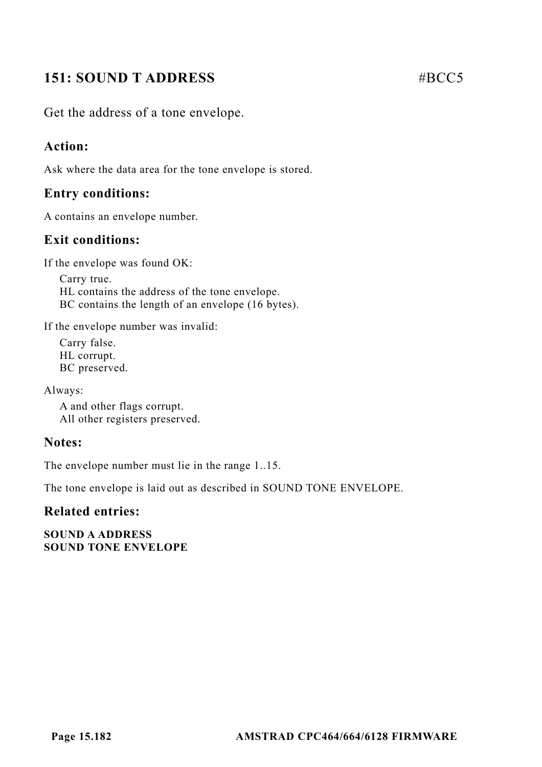## 151: SOUND T ADDRESS #BCC5

Get the address of a tone envelope.

### Action:

Ask where the data area for the tone envelope is stored.

### Entry conditions:

A contains an envelope number.

### Exit conditions:

If the envelope was found OK:

Carry true.  
HL contains the address of the tone envelope.  
BC contains the length of an envelope (16 bytes).

If the envelope number was invalid:

Carry false.  
HL corrupt.  
BC preserved.

Always:

A and other flags corrupt.  
All other registers preserved.

### Notes:

The envelope number must lie in the range 1..15.

The tone envelope is laid out as described in SOUND TONE ENVELOPE.

### Related entries:

**SOUND A ADDRESS**  
**SOUND TONE ENVELOPE**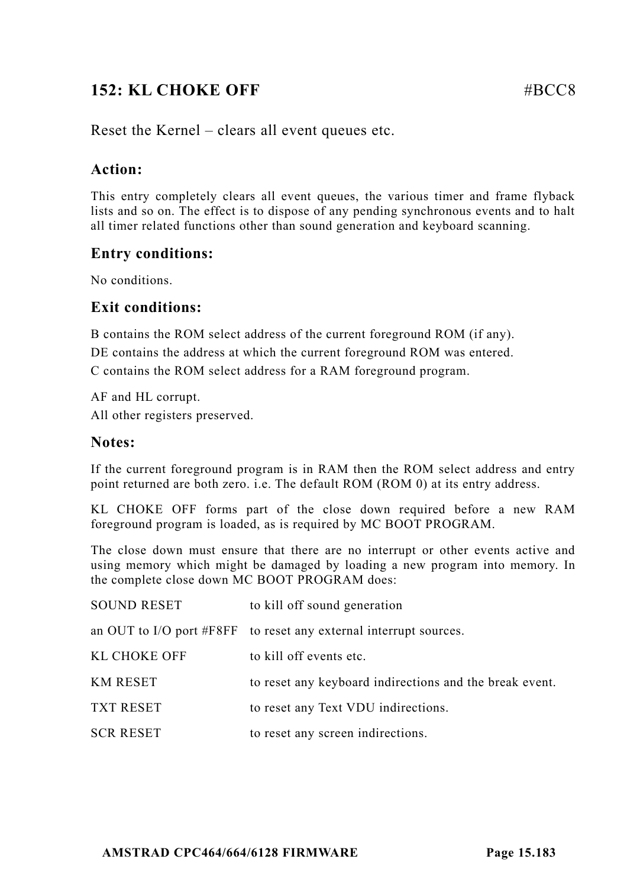## 152: KL CHOKE OFF #BCC8

Reset the Kernel – clears all event queues etc.

### Action:

This entry completely clears all event queues, the various timer and frame flyback lists and so on. The effect is to dispose of any pending synchronous events and to halt all timer related functions other than sound generation and keyboard scanning.

### Entry conditions:

No conditions.

### Exit conditions:

B contains the ROM select address of the current foreground ROM (if any).

DE contains the address at which the current foreground ROM was entered.

C contains the ROM select address for a RAM foreground program.

AF and HL corrupt.
All other registers preserved.

### Notes:

If the current foreground program is in RAM then the ROM select address and entry point returned are both zero. i.e. The default ROM (ROM 0) at its entry address.

KL CHOKE OFF forms part of the close down required before a new RAM foreground program is loaded, as is required by MC BOOT PROGRAM.

The close down must ensure that there are no interrupt or other events active and using memory which might be damaged by loading a new program into memory. In the complete close down MC BOOT PROGRAM does:

| | |
|---|---|
| SOUND RESET | to kill off sound generation |
| an OUT to I/O port #F8FF | to reset any external interrupt sources. |
| KL CHOKE OFF | to kill off events etc. |
| KM RESET | to reset any keyboard indirections and the break event. |
| TXT RESET | to reset any Text VDU indirections. |
| SCR RESET | to reset any screen indirections. |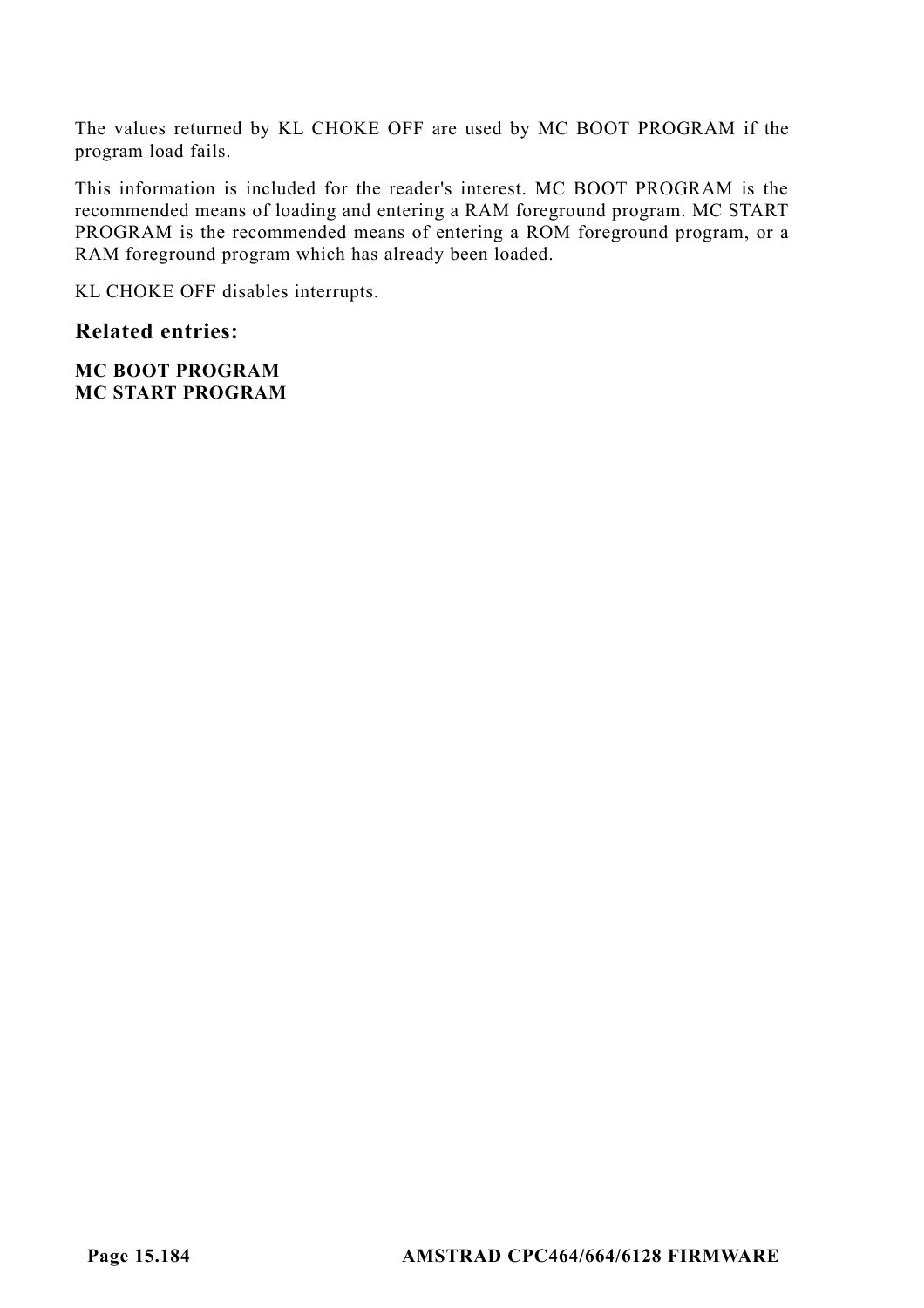The values returned by KL CHOKE OFF are used by MC BOOT PROGRAM if the program load fails.

This information is included for the reader's interest. MC BOOT PROGRAM is the recommended means of loading and entering a RAM foreground program. MC START PROGRAM is the recommended means of entering a ROM foreground program, or a RAM foreground program which has already been loaded.

KL CHOKE OFF disables interrupts.

## Related entries:

**MC BOOT PROGRAM**
**MC START PROGRAM**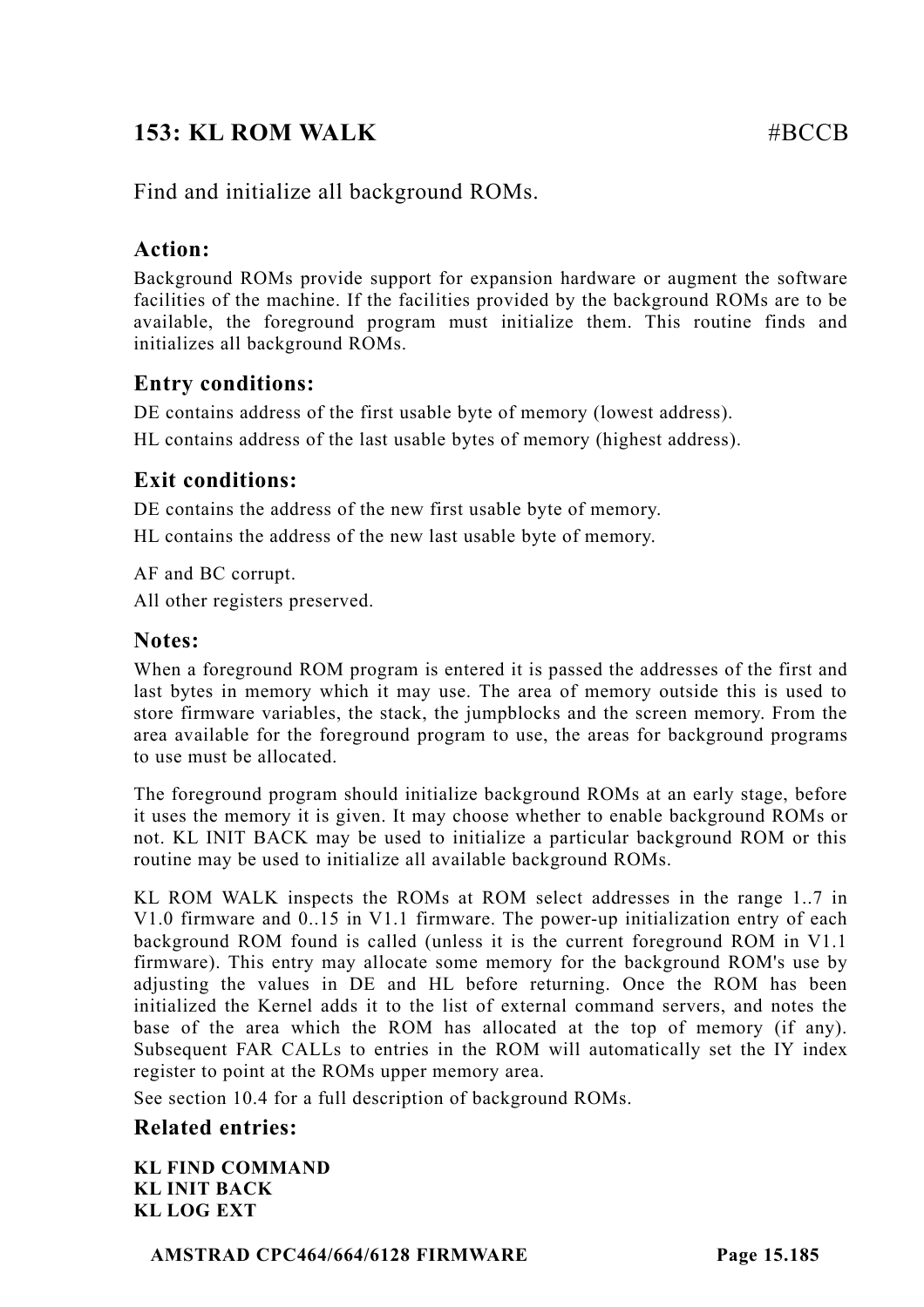## 153: KL ROM WALK #BCCB

Find and initialize all background ROMs.

### Action:

Background ROMs provide support for expansion hardware or augment the software facilities of the machine. If the facilities provided by the background ROMs are to be available, the foreground program must initialize them. This routine finds and initializes all background ROMs.

### Entry conditions:

DE contains address of the first usable byte of memory (lowest address).

HL contains address of the last usable bytes of memory (highest address).

### Exit conditions:

DE contains the address of the new first usable byte of memory.

HL contains the address of the new last usable byte of memory.

AF and BC corrupt.

All other registers preserved.

### Notes:

When a foreground ROM program is entered it is passed the addresses of the first and last bytes in memory which it may use. The area of memory outside this is used to store firmware variables, the stack, the jumpblocks and the screen memory. From the area available for the foreground program to use, the areas for background programs to use must be allocated.

The foreground program should initialize background ROMs at an early stage, before it uses the memory it is given. It may choose whether to enable background ROMs or not. KL INIT BACK may be used to initialize a particular background ROM or this routine may be used to initialize all available background ROMs.

KL ROM WALK inspects the ROMs at ROM select addresses in the range 1..7 in V1.0 firmware and 0..15 in V1.1 firmware. The power-up initialization entry of each background ROM found is called (unless it is the current foreground ROM in V1.1 firmware). This entry may allocate some memory for the background ROM's use by adjusting the values in DE and HL before returning. Once the ROM has been initialized the Kernel adds it to the list of external command servers, and notes the base of the area which the ROM has allocated at the top of memory (if any). Subsequent FAR CALLs to entries in the ROM will automatically set the IY index register to point at the ROMs upper memory area.

See section 10.4 for a full description of background ROMs.

### Related entries:

**KL FIND COMMAND**
**KL INIT BACK**
**KL LOG EXT**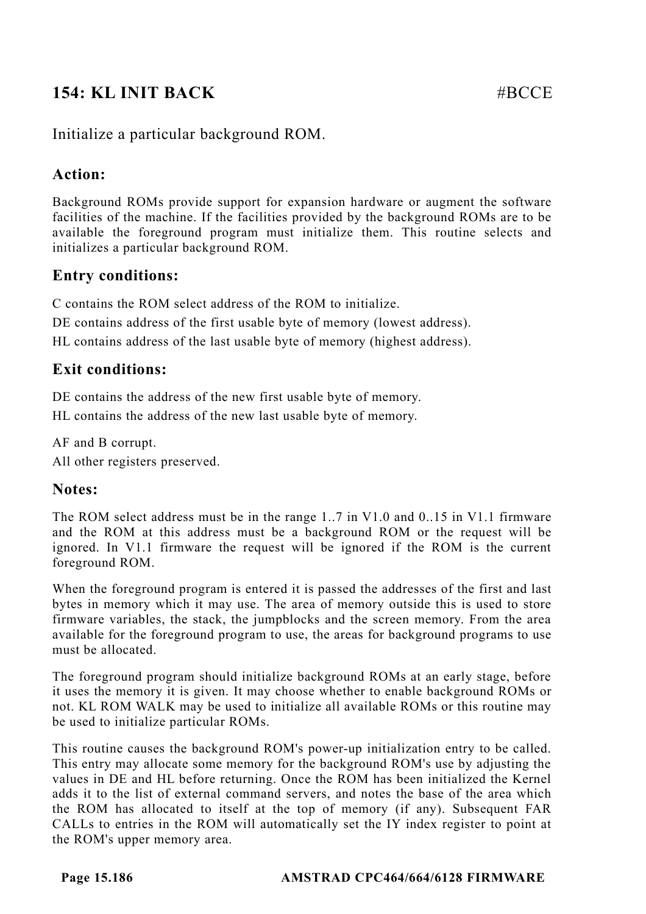## 154: KL INIT BACK #BCCE

Initialize a particular background ROM.

### Action:

Background ROMs provide support for expansion hardware or augment the software facilities of the machine. If the facilities provided by the background ROMs are to be available the foreground program must initialize them. This routine selects and initializes a particular background ROM.

### Entry conditions:

C contains the ROM select address of the ROM to initialize.

DE contains address of the first usable byte of memory (lowest address).

HL contains address of the last usable byte of memory (highest address).

### Exit conditions:

DE contains the address of the new first usable byte of memory.

HL contains the address of the new last usable byte of memory.

AF and B corrupt.

All other registers preserved.

### Notes:

The ROM select address must be in the range 1..7 in V1.0 and 0..15 in V1.1 firmware and the ROM at this address must be a background ROM or the request will be ignored. In V1.1 firmware the request will be ignored if the ROM is the current foreground ROM.

When the foreground program is entered it is passed the addresses of the first and last bytes in memory which it may use. The area of memory outside this is used to store firmware variables, the stack, the jumpblocks and the screen memory. From the area available for the foreground program to use, the areas for background programs to use must be allocated.

The foreground program should initialize background ROMs at an early stage, before it uses the memory it is given. It may choose whether to enable background ROMs or not. KL ROM WALK may be used to initialize all available ROMs or this routine may be used to initialize particular ROMs.

This routine causes the background ROM's power-up initialization entry to be called. This entry may allocate some memory for the background ROM's use by adjusting the values in DE and HL before returning. Once the ROM has been initialized the Kernel adds it to the list of external command servers, and notes the base of the area which the ROM has allocated to itself at the top of memory (if any). Subsequent FAR CALLs to entries in the ROM will automatically set the IY index register to point at the ROM's upper memory area.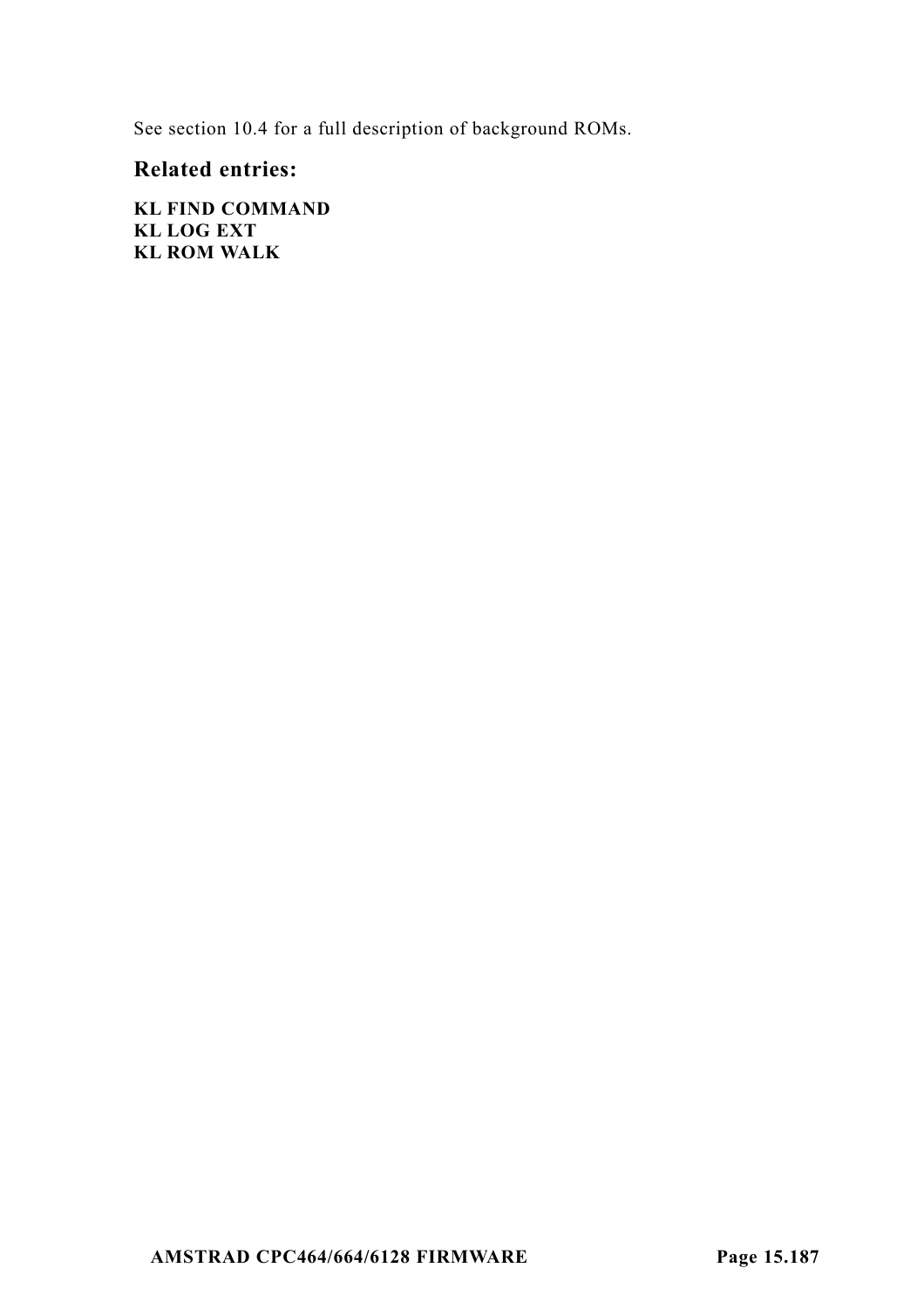See section 10.4 for a full description of background ROMs.

### Related entries:

**KL FIND COMMAND**
**KL LOG EXT**
**KL ROM WALK**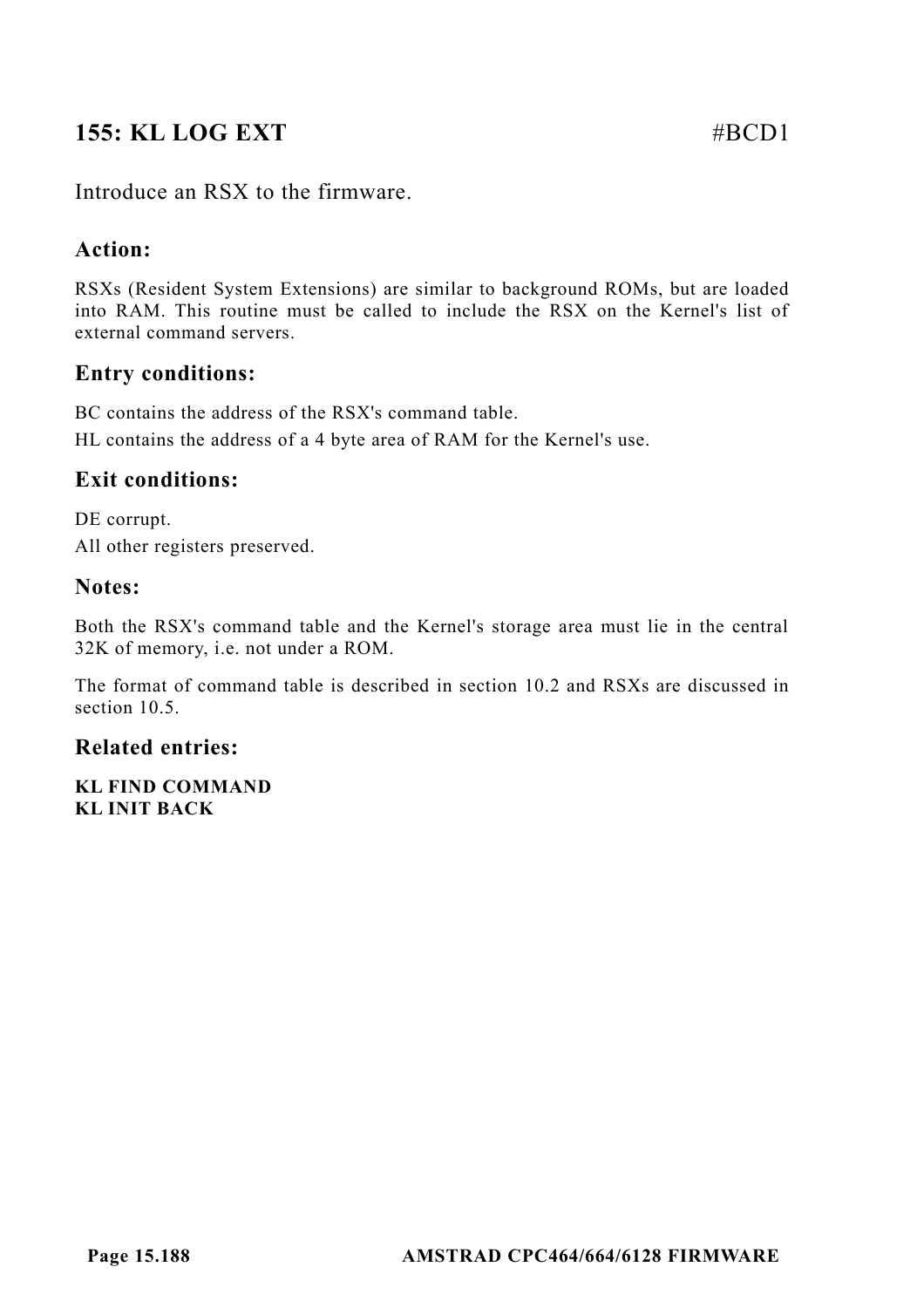## 155: KL LOG EXT #BCD1

Introduce an RSX to the firmware.

### Action:

RSXs (Resident System Extensions) are similar to background ROMs, but are loaded into RAM. This routine must be called to include the RSX on the Kernel's list of external command servers.

### Entry conditions:

BC contains the address of the RSX's command table.

HL contains the address of a 4 byte area of RAM for the Kernel's use.

### Exit conditions:

DE corrupt.

All other registers preserved.

### Notes:

Both the RSX's command table and the Kernel's storage area must lie in the central 32K of memory, i.e. not under a ROM.

The format of command table is described in section 10.2 and RSXs are discussed in section 10.5.

### Related entries:

**KL FIND COMMAND**
**KL INIT BACK**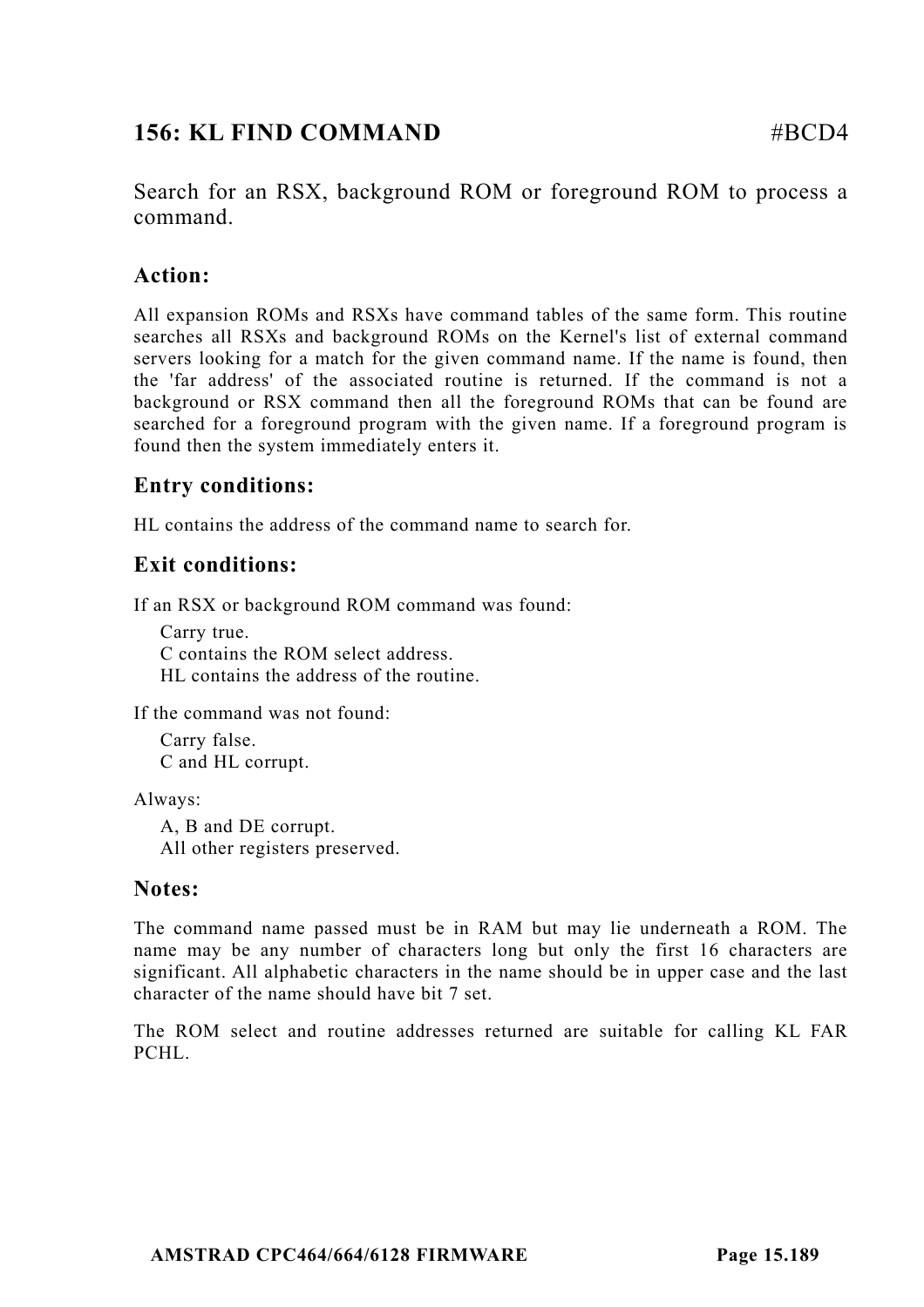## 156: KL FIND COMMAND #BCD4

Search for an RSX, background ROM or foreground ROM to process a command.

### Action:

All expansion ROMs and RSXs have command tables of the same form. This routine searches all RSXs and background ROMs on the Kernel's list of external command servers looking for a match for the given command name. If the name is found, then the 'far address' of the associated routine is returned. If the command is not a background or RSX command then all the foreground ROMs that can be found are searched for a foreground program with the given name. If a foreground program is found then the system immediately enters it.

### Entry conditions:

HL contains the address of the command name to search for.

### Exit conditions:

If an RSX or background ROM command was found:

- Carry true.
- C contains the ROM select address.
- HL contains the address of the routine.

If the command was not found:

- Carry false.
- C and HL corrupt.

Always:

- A, B and DE corrupt.
- All other registers preserved.

### Notes:

The command name passed must be in RAM but may lie underneath a ROM. The name may be any number of characters long but only the first 16 characters are significant. All alphabetic characters in the name should be in upper case and the last character of the name should have bit 7 set.

The ROM select and routine addresses returned are suitable for calling KL FAR PCHL.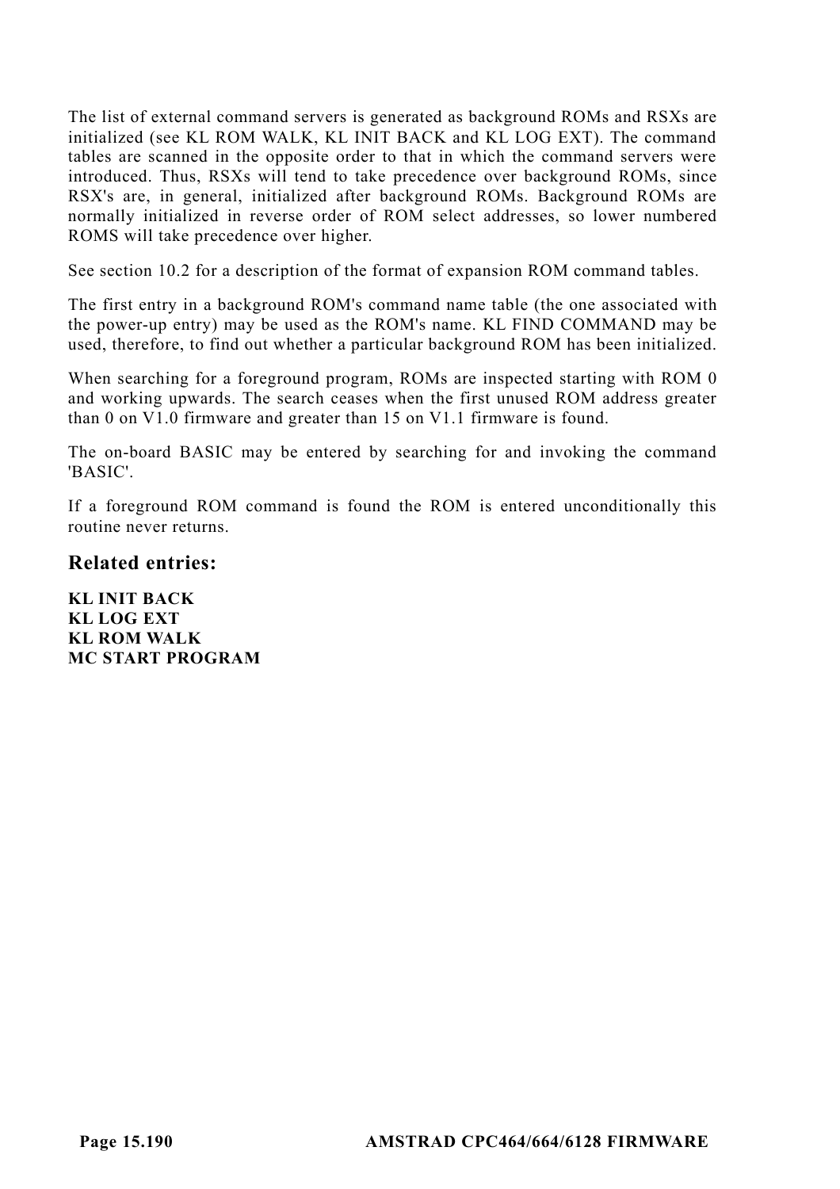The list of external command servers is generated as background ROMs and RSXs are initialized (see KL ROM WALK, KL INIT BACK and KL LOG EXT). The command tables are scanned in the opposite order to that in which the command servers were introduced. Thus, RSXs will tend to take precedence over background ROMs, since RSX's are, in general, initialized after background ROMs. Background ROMs are normally initialized in reverse order of ROM select addresses, so lower numbered ROMS will take precedence over higher.

See section 10.2 for a description of the format of expansion ROM command tables.

The first entry in a background ROM's command name table (the one associated with the power-up entry) may be used as the ROM's name. KL FIND COMMAND may be used, therefore, to find out whether a particular background ROM has been initialized.

When searching for a foreground program, ROMs are inspected starting with ROM 0 and working upwards. The search ceases when the first unused ROM address greater than 0 on V1.0 firmware and greater than 15 on V1.1 firmware is found.

The on-board BASIC may be entered by searching for and invoking the command 'BASIC'.

If a foreground ROM command is found the ROM is entered unconditionally this routine never returns.

## Related entries:

**KL INIT BACK**
**KL LOG EXT**
**KL ROM WALK**
**MC START PROGRAM**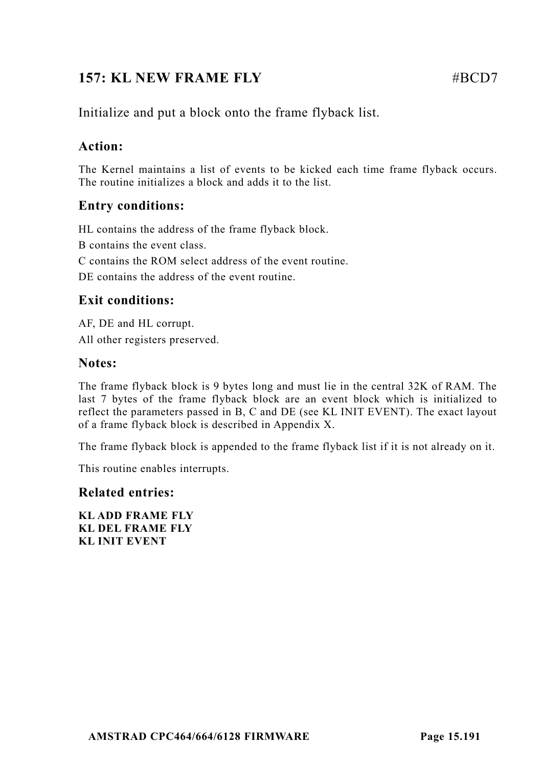## 157: KL NEW FRAME FLY #BCD7

Initialize and put a block onto the frame flyback list.

### Action:

The Kernel maintains a list of events to be kicked each time frame flyback occurs. The routine initializes a block and adds it to the list.

### Entry conditions:

HL contains the address of the frame flyback block.

B contains the event class.

C contains the ROM select address of the event routine.

DE contains the address of the event routine.

### Exit conditions:

AF, DE and HL corrupt.

All other registers preserved.

### Notes:

The frame flyback block is 9 bytes long and must lie in the central 32K of RAM. The last 7 bytes of the frame flyback block are an event block which is initialized to reflect the parameters passed in B, C and DE (see KL INIT EVENT). The exact layout of a frame flyback block is described in Appendix X.

The frame flyback block is appended to the frame flyback list if it is not already on it.

This routine enables interrupts.

### Related entries:

**KL ADD FRAME FLY**
**KL DEL FRAME FLY**
**KL INIT EVENT**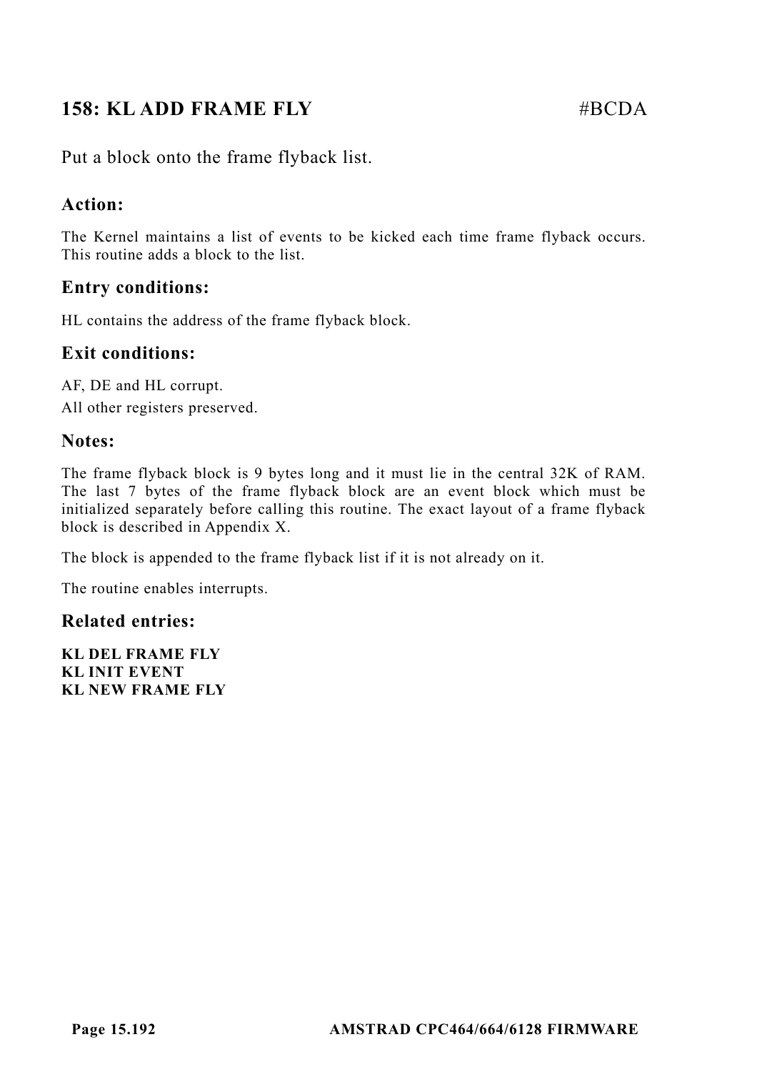## 158: KL ADD FRAME FLY #BCDA

Put a block onto the frame flyback list.

### Action:

The Kernel maintains a list of events to be kicked each time frame flyback occurs. This routine adds a block to the list.

### Entry conditions:

HL contains the address of the frame flyback block.

### Exit conditions:

AF, DE and HL corrupt.
All other registers preserved.

### Notes:

The frame flyback block is 9 bytes long and it must lie in the central 32K of RAM. The last 7 bytes of the frame flyback block are an event block which must be initialized separately before calling this routine. The exact layout of a frame flyback block is described in Appendix X.

The block is appended to the frame flyback list if it is not already on it.

The routine enables interrupts.

### Related entries:

**KL DEL FRAME FLY**
**KL INIT EVENT**
**KL NEW FRAME FLY**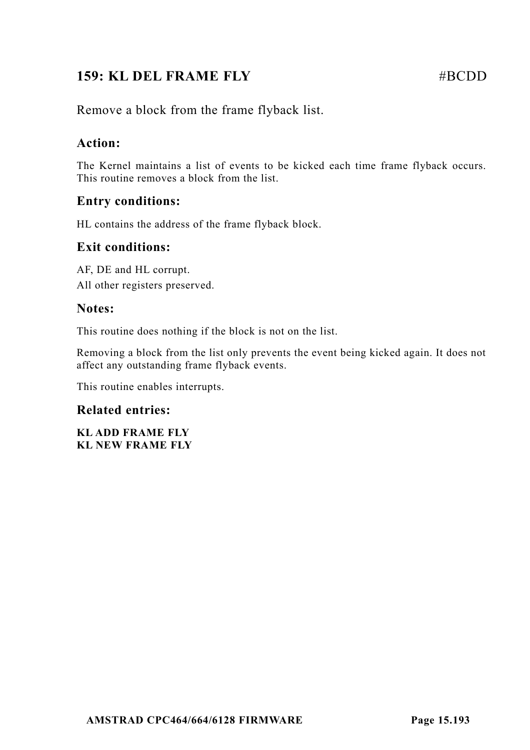## 159: KL DEL FRAME FLY #BCDD

Remove a block from the frame flyback list.

### Action:

The Kernel maintains a list of events to be kicked each time frame flyback occurs. This routine removes a block from the list.

### Entry conditions:

HL contains the address of the frame flyback block.

### Exit conditions:

AF, DE and HL corrupt.
All other registers preserved.

### Notes:

This routine does nothing if the block is not on the list.

Removing a block from the list only prevents the event being kicked again. It does not affect any outstanding frame flyback events.

This routine enables interrupts.

### Related entries:

**KL ADD FRAME FLY**
**KL NEW FRAME FLY**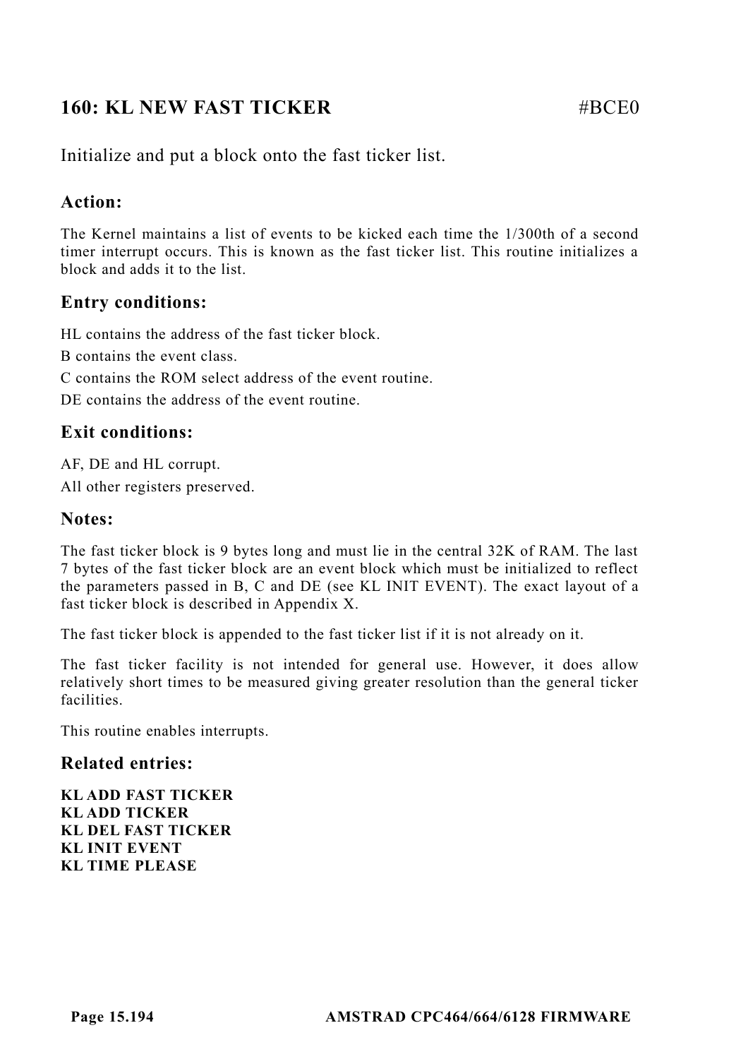## 160: KL NEW FAST TICKER #BCE0

Initialize and put a block onto the fast ticker list.

### Action:

The Kernel maintains a list of events to be kicked each time the 1/300th of a second timer interrupt occurs. This is known as the fast ticker list. This routine initializes a block and adds it to the list.

### Entry conditions:

HL contains the address of the fast ticker block.

B contains the event class.

C contains the ROM select address of the event routine.

DE contains the address of the event routine.

### Exit conditions:

AF, DE and HL corrupt.

All other registers preserved.

### Notes:

The fast ticker block is 9 bytes long and must lie in the central 32K of RAM. The last 7 bytes of the fast ticker block are an event block which must be initialized to reflect the parameters passed in B, C and DE (see KL INIT EVENT). The exact layout of a fast ticker block is described in Appendix X.

The fast ticker block is appended to the fast ticker list if it is not already on it.

The fast ticker facility is not intended for general use. However, it does allow relatively short times to be measured giving greater resolution than the general ticker facilities.

This routine enables interrupts.

### Related entries:

**KL ADD FAST TICKER**
**KL ADD TICKER**
**KL DEL FAST TICKER**
**KL INIT EVENT**
**KL TIME PLEASE**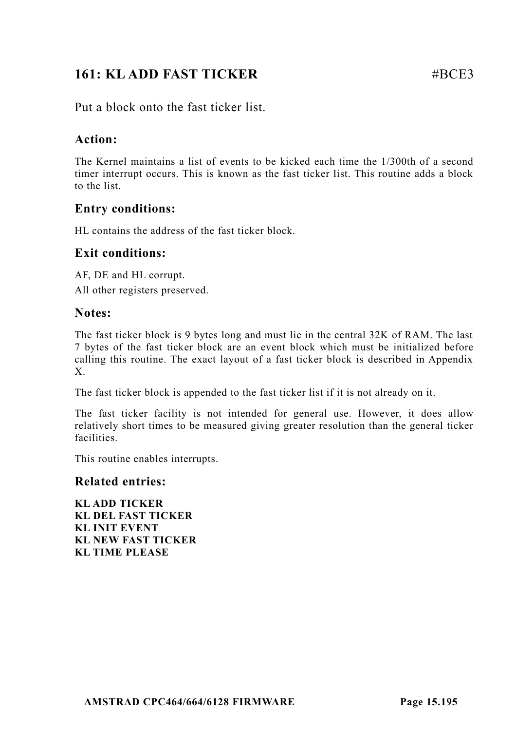## 161: KL ADD FAST TICKER #BCE3

Put a block onto the fast ticker list.

### Action:

The Kernel maintains a list of events to be kicked each time the 1/300th of a second timer interrupt occurs. This is known as the fast ticker list. This routine adds a block to the list.

### Entry conditions:

HL contains the address of the fast ticker block.

### Exit conditions:

AF, DE and HL corrupt.
All other registers preserved.

### Notes:

The fast ticker block is 9 bytes long and must lie in the central 32K of RAM. The last 7 bytes of the fast ticker block are an event block which must be initialized before calling this routine. The exact layout of a fast ticker block is described in Appendix X.

The fast ticker block is appended to the fast ticker list if it is not already on it.

The fast ticker facility is not intended for general use. However, it does allow relatively short times to be measured giving greater resolution than the general ticker facilities.

This routine enables interrupts.

### Related entries:

**KL ADD TICKER**
**KL DEL FAST TICKER**
**KL INIT EVENT**
**KL NEW FAST TICKER**
**KL TIME PLEASE**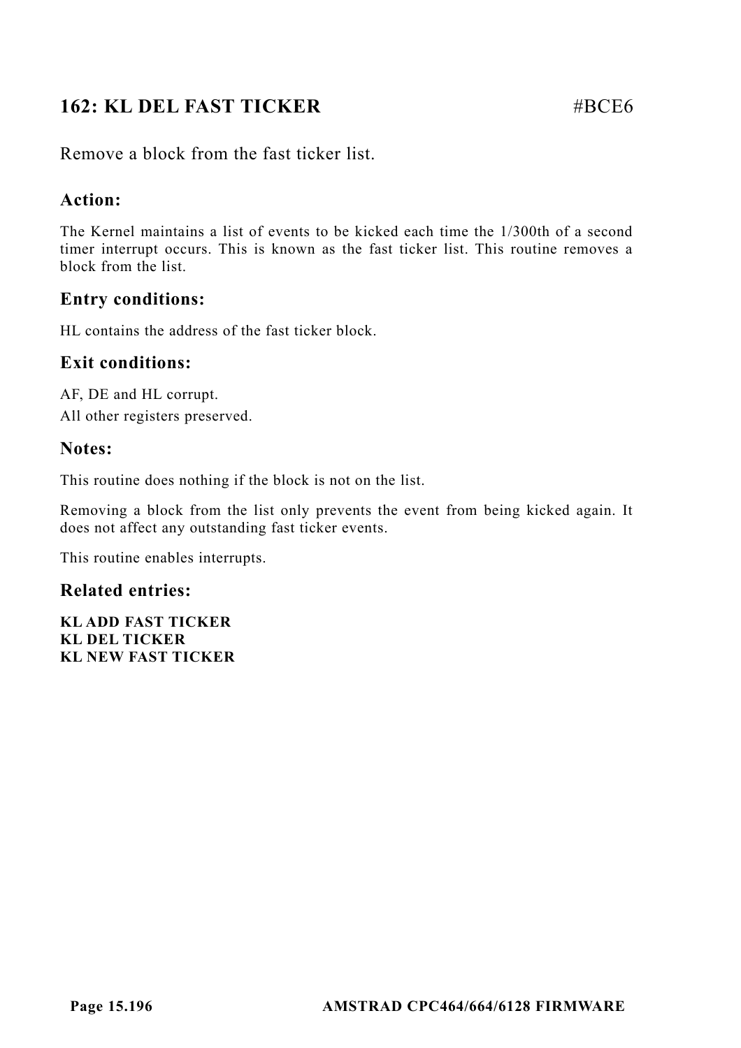## 162: KL DEL FAST TICKER #BCE6

Remove a block from the fast ticker list.

### Action:

The Kernel maintains a list of events to be kicked each time the 1/300th of a second timer interrupt occurs. This is known as the fast ticker list. This routine removes a block from the list.

### Entry conditions:

HL contains the address of the fast ticker block.

### Exit conditions:

AF, DE and HL corrupt.
All other registers preserved.

### Notes:

This routine does nothing if the block is not on the list.

Removing a block from the list only prevents the event from being kicked again. It does not affect any outstanding fast ticker events.

This routine enables interrupts.

### Related entries:

**KL ADD FAST TICKER**
**KL DEL TICKER**
**KL NEW FAST TICKER**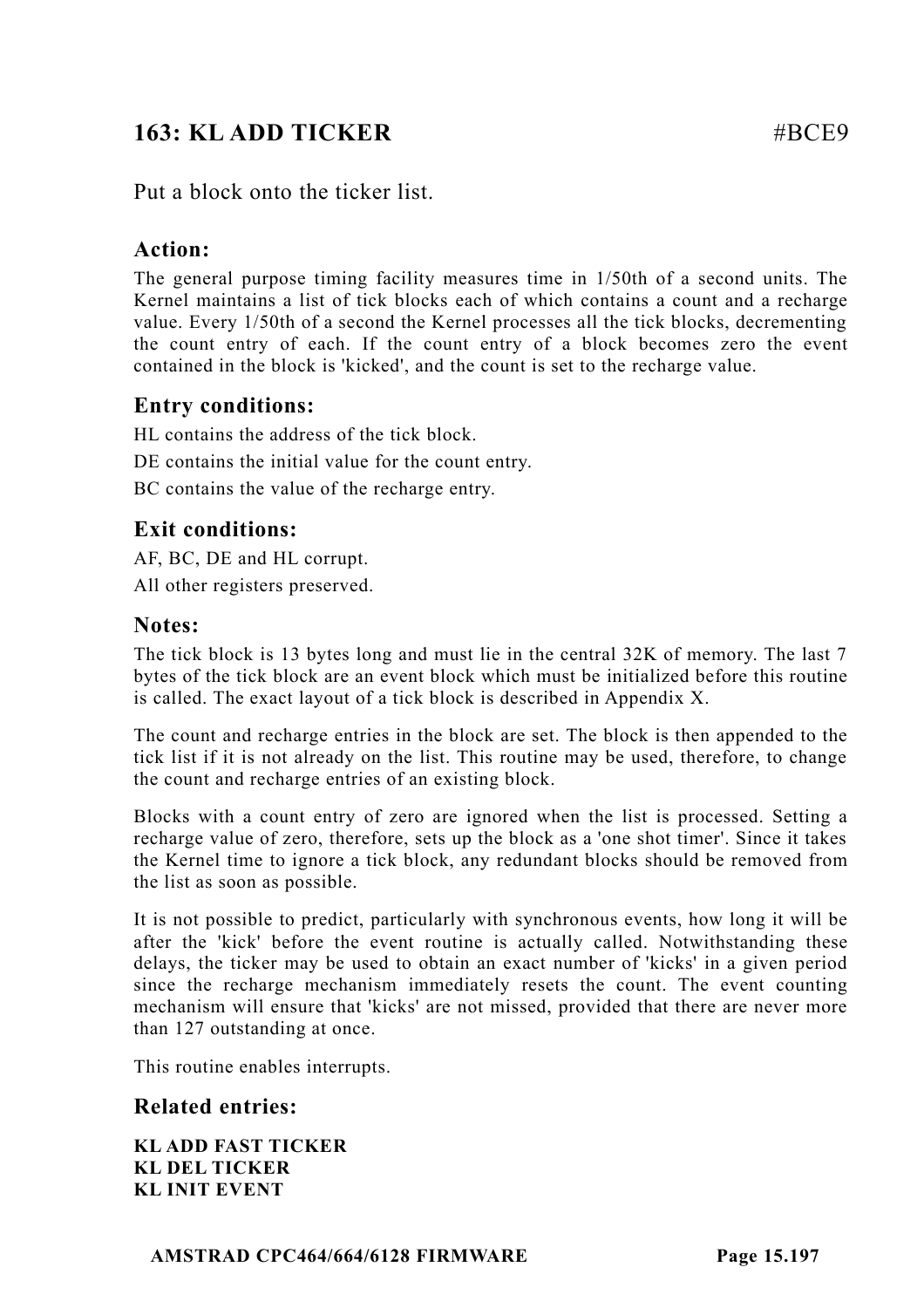## 163: KL ADD TICKER #BCE9

Put a block onto the ticker list.

### Action:

The general purpose timing facility measures time in 1/50th of a second units. The Kernel maintains a list of tick blocks each of which contains a count and a recharge value. Every 1/50th of a second the Kernel processes all the tick blocks, decrementing the count entry of each. If the count entry of a block becomes zero the event contained in the block is 'kicked', and the count is set to the recharge value.

### Entry conditions:

HL contains the address of the tick block.

DE contains the initial value for the count entry.

BC contains the value of the recharge entry.

### Exit conditions:

AF, BC, DE and HL corrupt.

All other registers preserved.

### Notes:

The tick block is 13 bytes long and must lie in the central 32K of memory. The last 7 bytes of the tick block are an event block which must be initialized before this routine is called. The exact layout of a tick block is described in Appendix X.

The count and recharge entries in the block are set. The block is then appended to the tick list if it is not already on the list. This routine may be used, therefore, to change the count and recharge entries of an existing block.

Blocks with a count entry of zero are ignored when the list is processed. Setting a recharge value of zero, therefore, sets up the block as a 'one shot timer'. Since it takes the Kernel time to ignore a tick block, any redundant blocks should be removed from the list as soon as possible.

It is not possible to predict, particularly with synchronous events, how long it will be after the 'kick' before the event routine is actually called. Notwithstanding these delays, the ticker may be used to obtain an exact number of 'kicks' in a given period since the recharge mechanism immediately resets the count. The event counting mechanism will ensure that 'kicks' are not missed, provided that there are never more than 127 outstanding at once.

This routine enables interrupts.

### Related entries:

**KL ADD FAST TICKER**
**KL DEL TICKER**
**KL INIT EVENT**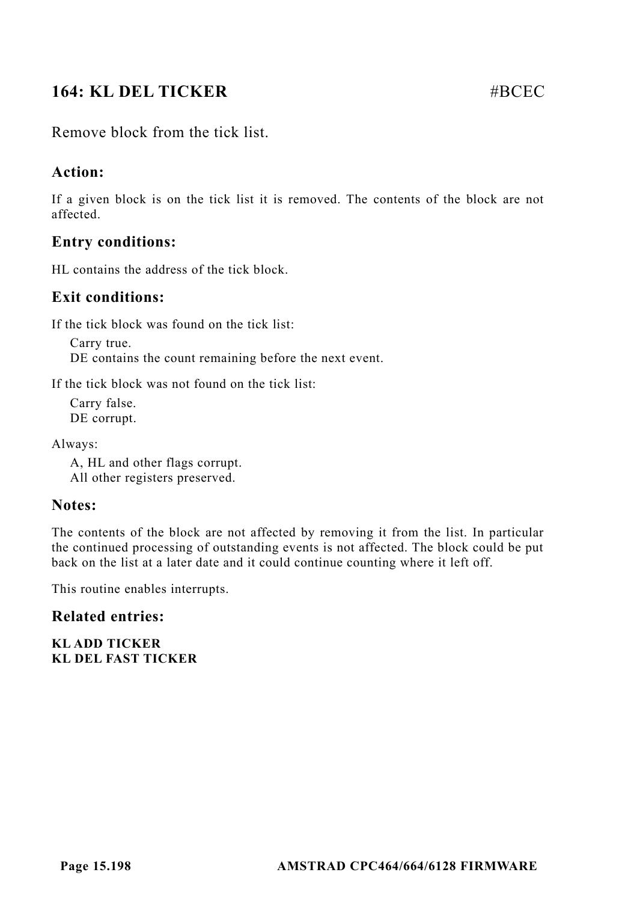## 164: KL DEL TICKER #BCEC

Remove block from the tick list.

### Action:

If a given block is on the tick list it is removed. The contents of the block are not affected.

### Entry conditions:

HL contains the address of the tick block.

### Exit conditions:

If the tick block was found on the tick list:

Carry true.
DE contains the count remaining before the next event.

If the tick block was not found on the tick list:

Carry false.
DE corrupt.

Always:

A, HL and other flags corrupt.
All other registers preserved.

### Notes:

The contents of the block are not affected by removing it from the list. In particular the continued processing of outstanding events is not affected. The block could be put back on the list at a later date and it could continue counting where it left off.

This routine enables interrupts.

### Related entries:

**KL ADD TICKER**
**KL DEL FAST TICKER**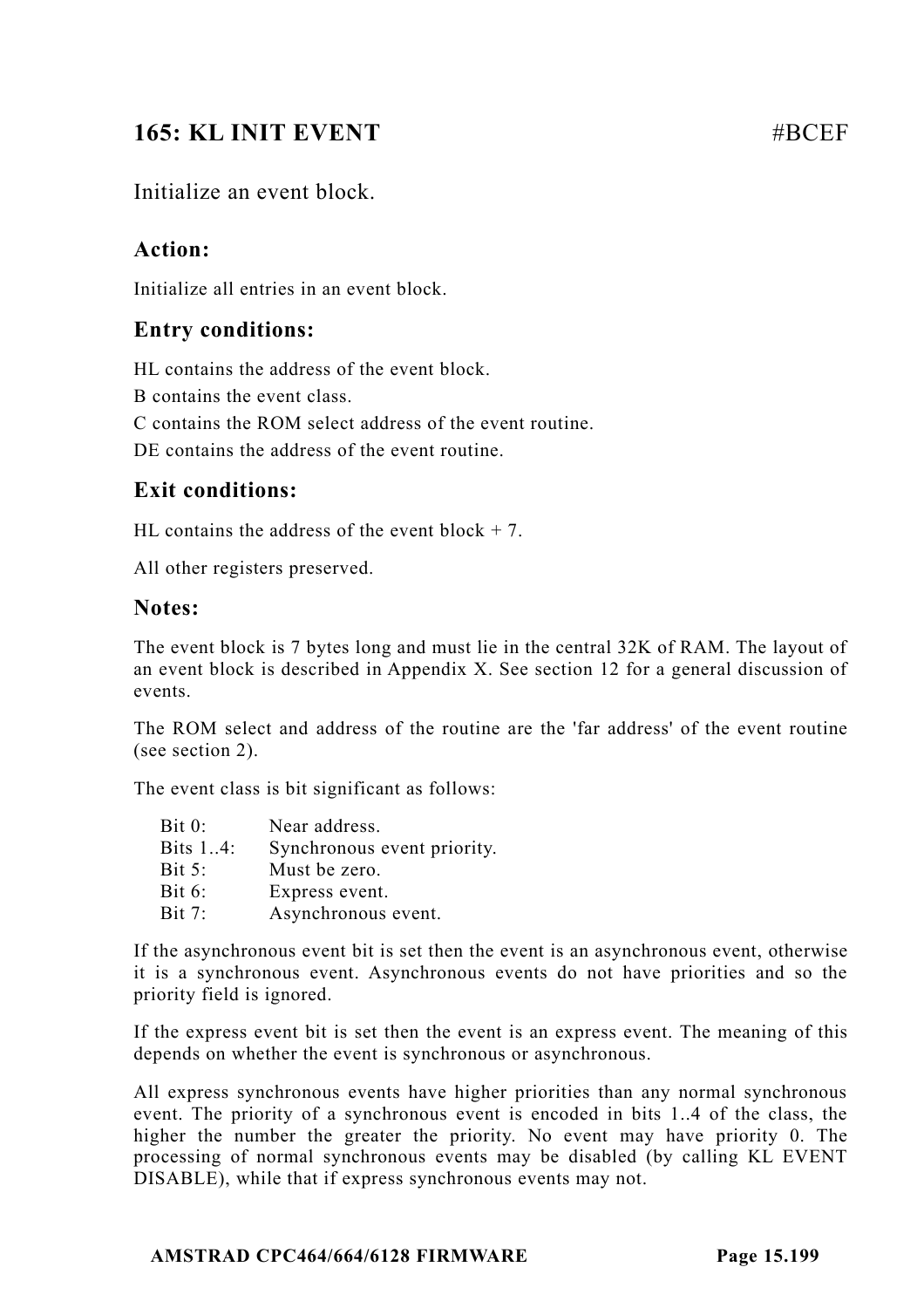## 165: KL INIT EVENT #BCEF

Initialize an event block.

### Action:

Initialize all entries in an event block.

### Entry conditions:

HL contains the address of the event block.
B contains the event class.
C contains the ROM select address of the event routine.
DE contains the address of the event routine.

### Exit conditions:

HL contains the address of the event block + 7.

All other registers preserved.

### Notes:

The event block is 7 bytes long and must lie in the central 32K of RAM. The layout of an event block is described in Appendix X. See section 12 for a general discussion of events.

The ROM select and address of the routine are the 'far address' of the event routine (see section 2).

The event class is bit significant as follows:

| | |
|---|---|
| Bit 0: | Near address. |
| Bits 1..4: | Synchronous event priority. |
| Bit 5: | Must be zero. |
| Bit 6: | Express event. |
| Bit 7: | Asynchronous event. |

If the asynchronous event bit is set then the event is an asynchronous event, otherwise it is a synchronous event. Asynchronous events do not have priorities and so the priority field is ignored.

If the express event bit is set then the event is an express event. The meaning of this depends on whether the event is synchronous or asynchronous.

All express synchronous events have higher priorities than any normal synchronous event. The priority of a synchronous event is encoded in bits 1..4 of the class, the higher the number the greater the priority. No event may have priority 0. The processing of normal synchronous events may be disabled (by calling KL EVENT DISABLE), while that if express synchronous events may not.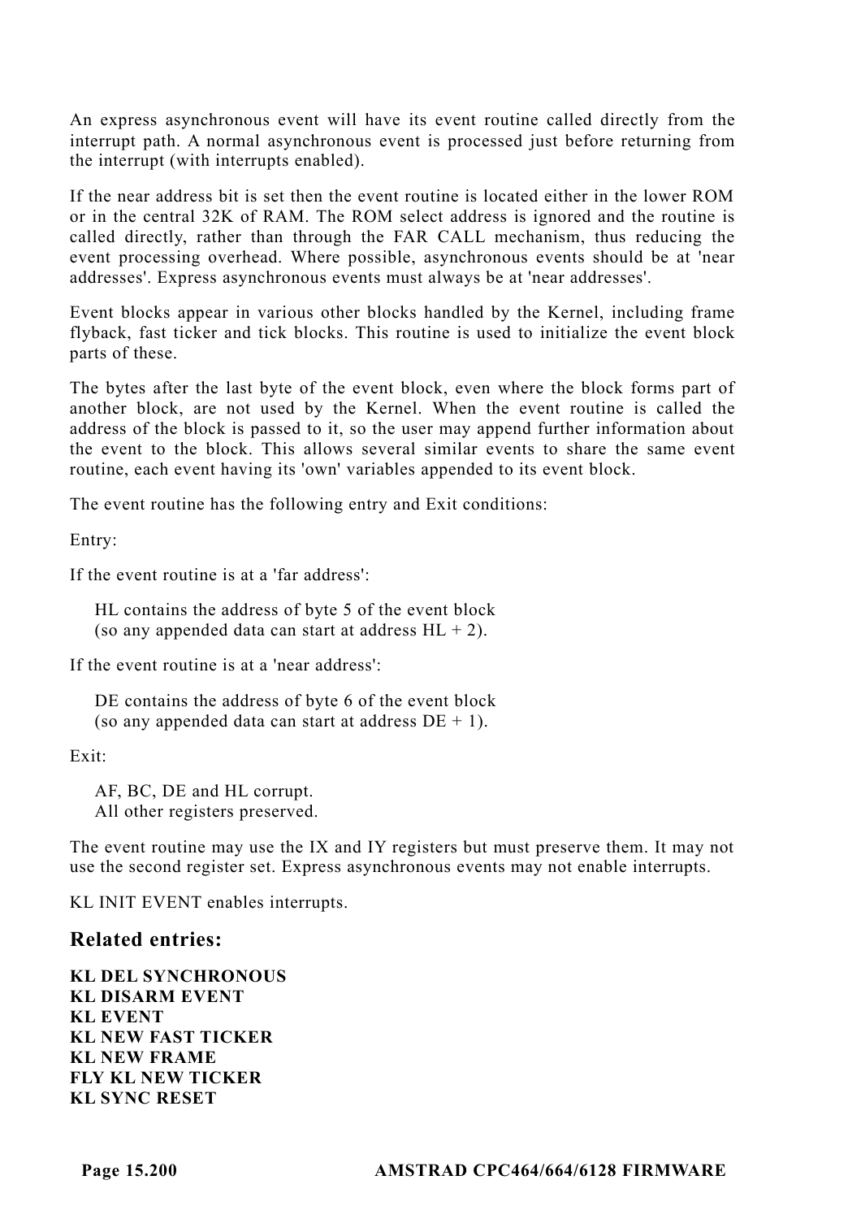An express asynchronous event will have its event routine called directly from the interrupt path. A normal asynchronous event is processed just before returning from the interrupt (with interrupts enabled).

If the near address bit is set then the event routine is located either in the lower ROM or in the central 32K of RAM. The ROM select address is ignored and the routine is called directly, rather than through the FAR CALL mechanism, thus reducing the event processing overhead. Where possible, asynchronous events should be at 'near addresses'. Express asynchronous events must always be at 'near addresses'.

Event blocks appear in various other blocks handled by the Kernel, including frame flyback, fast ticker and tick blocks. This routine is used to initialize the event block parts of these.

The bytes after the last byte of the event block, even where the block forms part of another block, are not used by the Kernel. When the event routine is called the address of the block is passed to it, so the user may append further information about the event to the block. This allows several similar events to share the same event routine, each event having its 'own' variables appended to its event block.

The event routine has the following entry and Exit conditions:

Entry:

If the event routine is at a 'far address':

> HL contains the address of byte 5 of the event block
> (so any appended data can start at address HL + 2).

If the event routine is at a 'near address':

> DE contains the address of byte 6 of the event block
> (so any appended data can start at address DE + 1).

Exit:

> AF, BC, DE and HL corrupt.
> All other registers preserved.

The event routine may use the IX and IY registers but must preserve them. It may not use the second register set. Express asynchronous events may not enable interrupts.

KL INIT EVENT enables interrupts.

### Related entries:

**KL DEL SYNCHRONOUS**
**KL DISARM EVENT**
**KL EVENT**
**KL NEW FAST TICKER**
**KL NEW FRAME**
**FLY KL NEW TICKER**
**KL SYNC RESET**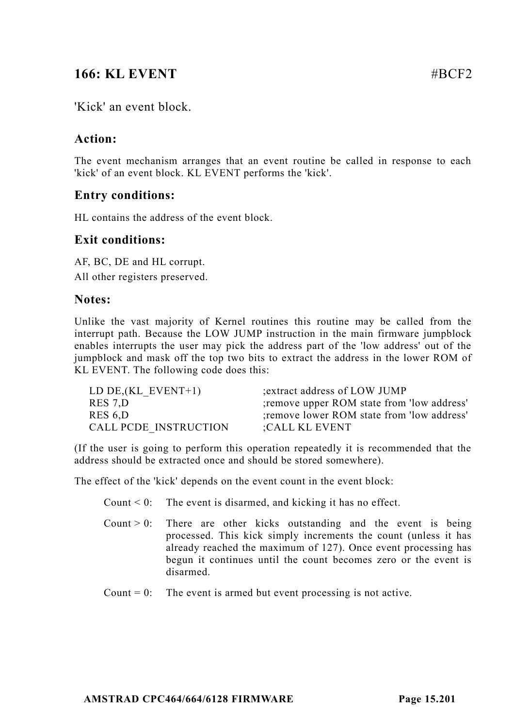## 166: KL EVENT #BCF2

'Kick' an event block.

### Action:

The event mechanism arranges that an event routine be called in response to each 'kick' of an event block. KL EVENT performs the 'kick'.

### Entry conditions:

HL contains the address of the event block.

### Exit conditions:

AF, BC, DE and HL corrupt.
All other registers preserved.

### Notes:

Unlike the vast majority of Kernel routines this routine may be called from the interrupt path. Because the LOW JUMP instruction in the main firmware jumpblock enables interrupts the user may pick the address part of the 'low address' out of the jumpblock and mask off the top two bits to extract the address in the lower ROM of KL EVENT. The following code does this:

```
LD DE,(KL_EVENT+1)          ;extract address of LOW JUMP
RES 7,D                     ;remove upper ROM state from 'low address'
RES 6,D                     ;remove lower ROM state from 'low address'
CALL PCDE_INSTRUCTION       ;CALL KL EVENT
```

(If the user is going to perform this operation repeatedly it is recommended that the address should be extracted once and should be stored somewhere).

The effect of the 'kick' depends on the event count in the event block:

- Count < 0: The event is disarmed, and kicking it has no effect.
- Count > 0: There are other kicks outstanding and the event is being processed. This kick simply increments the count (unless it has already reached the maximum of 127). Once event processing has begun it continues until the count becomes zero or the event is disarmed.
- Count = 0: The event is armed but event processing is not active.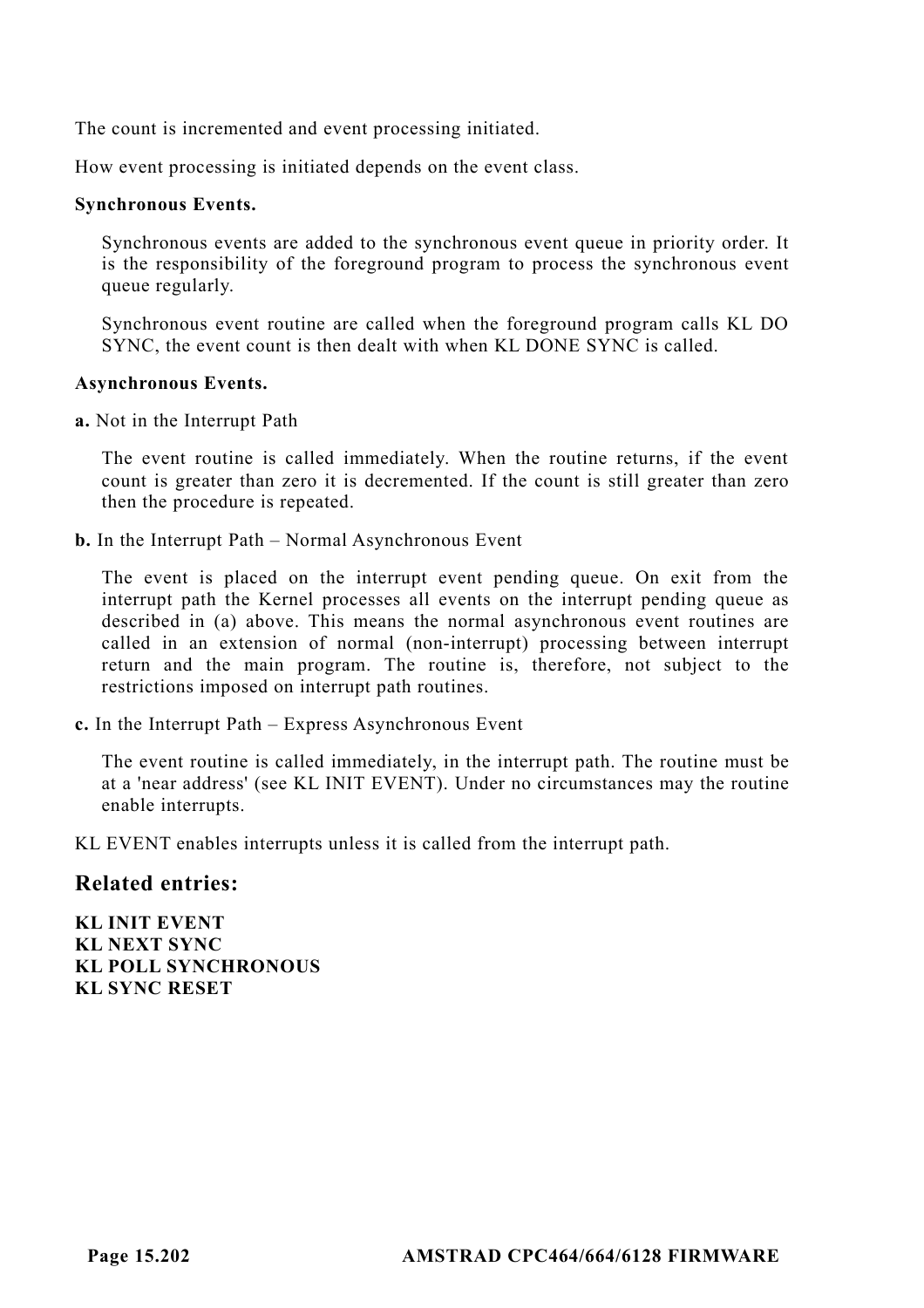The count is incremented and event processing initiated.

How event processing is initiated depends on the event class.

**Synchronous Events.**

Synchronous events are added to the synchronous event queue in priority order. It is the responsibility of the foreground program to process the synchronous event queue regularly.

Synchronous event routine are called when the foreground program calls KL DO SYNC, the event count is then dealt with when KL DONE SYNC is called.

**Asynchronous Events.**

**a.** Not in the Interrupt Path

The event routine is called immediately. When the routine returns, if the event count is greater than zero it is decremented. If the count is still greater than zero then the procedure is repeated.

**b.** In the Interrupt Path – Normal Asynchronous Event

The event is placed on the interrupt event pending queue. On exit from the interrupt path the Kernel processes all events on the interrupt pending queue as described in (a) above. This means the normal asynchronous event routines are called in an extension of normal (non-interrupt) processing between interrupt return and the main program. The routine is, therefore, not subject to the restrictions imposed on interrupt path routines.

**c.** In the Interrupt Path – Express Asynchronous Event

The event routine is called immediately, in the interrupt path. The routine must be at a 'near address' (see KL INIT EVENT). Under no circumstances may the routine enable interrupts.

KL EVENT enables interrupts unless it is called from the interrupt path.

## Related entries:

**KL INIT EVENT**
**KL NEXT SYNC**
**KL POLL SYNCHRONOUS**
**KL SYNC RESET**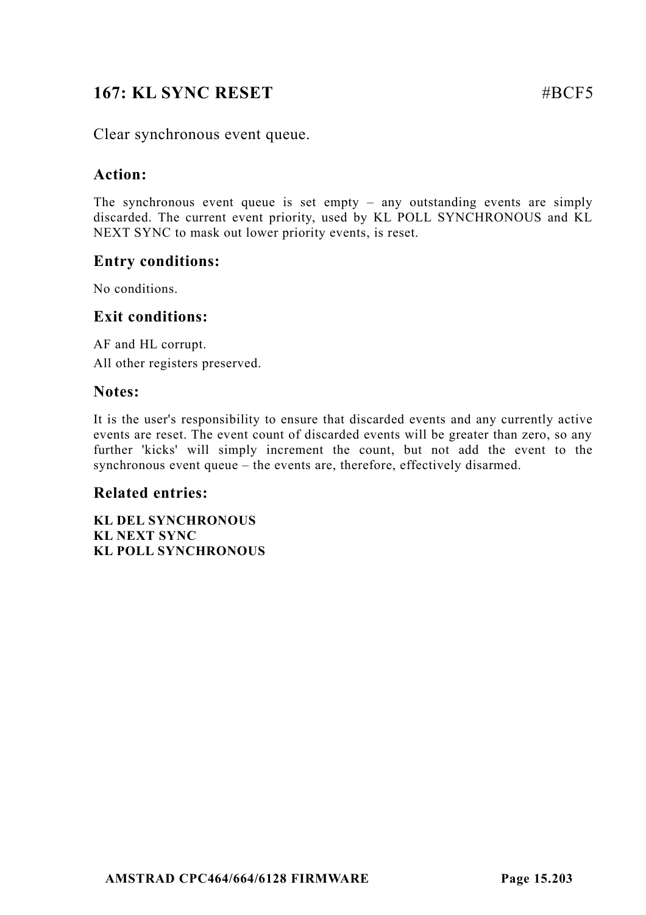## 167: KL SYNC RESET #BCF5

Clear synchronous event queue.

### Action:

The synchronous event queue is set empty – any outstanding events are simply discarded. The current event priority, used by KL POLL SYNCHRONOUS and KL NEXT SYNC to mask out lower priority events, is reset.

### Entry conditions:

No conditions.

### Exit conditions:

AF and HL corrupt.

All other registers preserved.

### Notes:

It is the user's responsibility to ensure that discarded events and any currently active events are reset. The event count of discarded events will be greater than zero, so any further 'kicks' will simply increment the count, but not add the event to the synchronous event queue – the events are, therefore, effectively disarmed.

### Related entries:

**KL DEL SYNCHRONOUS**
**KL NEXT SYNC**
**KL POLL SYNCHRONOUS**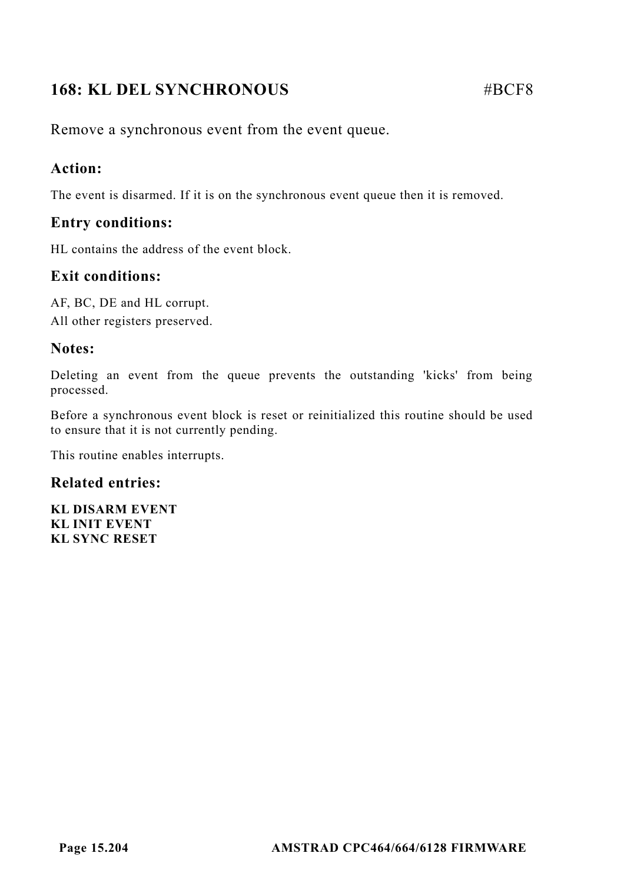## 168: KL DEL SYNCHRONOUS #BCF8

Remove a synchronous event from the event queue.

### Action:

The event is disarmed. If it is on the synchronous event queue then it is removed.

### Entry conditions:

HL contains the address of the event block.

### Exit conditions:

AF, BC, DE and HL corrupt.
All other registers preserved.

### Notes:

Deleting an event from the queue prevents the outstanding 'kicks' from being processed.

Before a synchronous event block is reset or reinitialized this routine should be used to ensure that it is not currently pending.

This routine enables interrupts.

### Related entries:

**KL DISARM EVENT**
**KL INIT EVENT**
**KL SYNC RESET**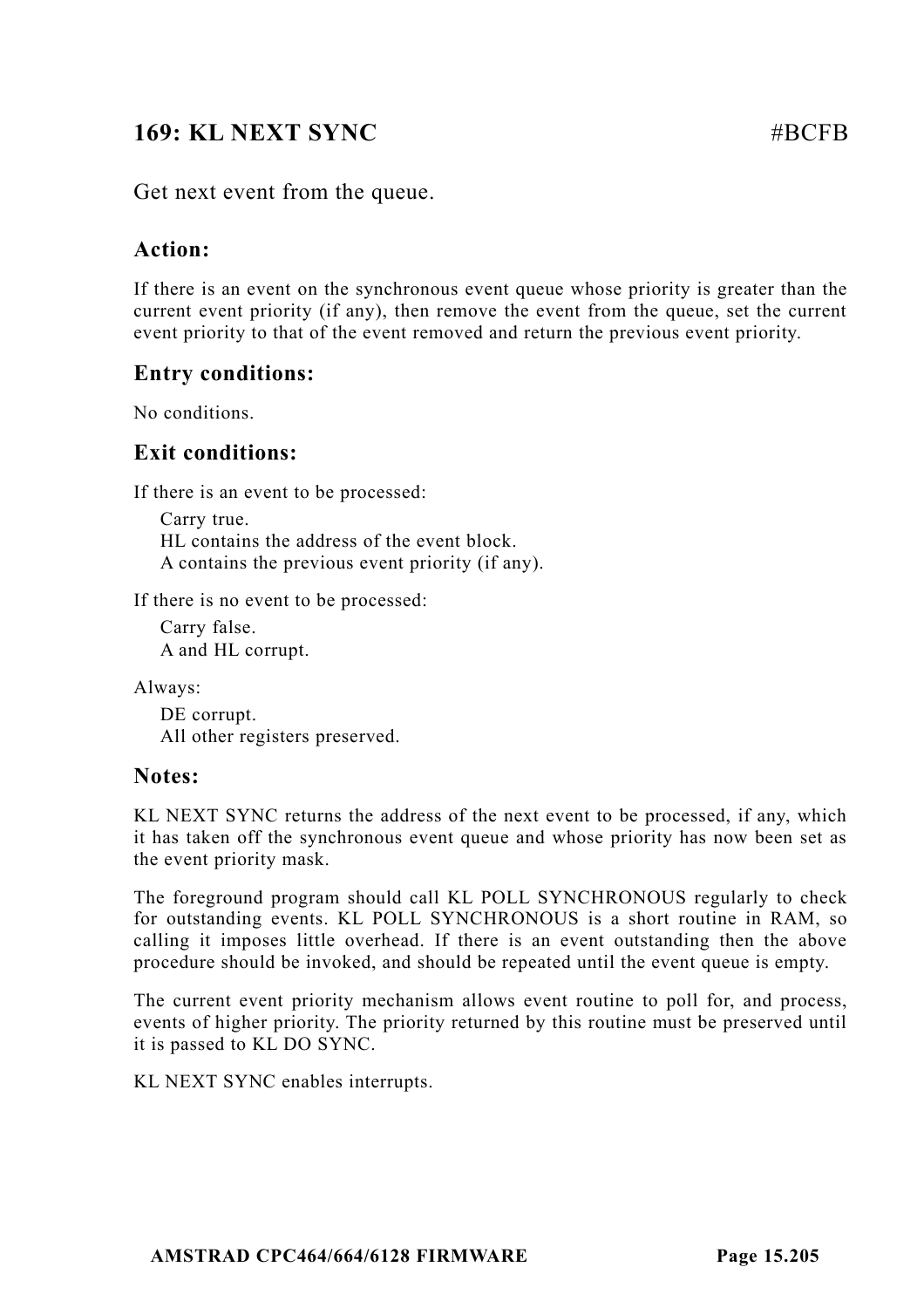## 169: KL NEXT SYNC #BCFB

Get next event from the queue.

### Action:

If there is an event on the synchronous event queue whose priority is greater than the current event priority (if any), then remove the event from the queue, set the current event priority to that of the event removed and return the previous event priority.

### Entry conditions:

No conditions.

### Exit conditions:

If there is an event to be processed:

- Carry true.
- HL contains the address of the event block.
- A contains the previous event priority (if any).

If there is no event to be processed:

- Carry false.
- A and HL corrupt.

Always:

- DE corrupt.
- All other registers preserved.

### Notes:

KL NEXT SYNC returns the address of the next event to be processed, if any, which it has taken off the synchronous event queue and whose priority has now been set as the event priority mask.

The foreground program should call KL POLL SYNCHRONOUS regularly to check for outstanding events. KL POLL SYNCHRONOUS is a short routine in RAM, so calling it imposes little overhead. If there is an event outstanding then the above procedure should be invoked, and should be repeated until the event queue is empty.

The current event priority mechanism allows event routine to poll for, and process, events of higher priority. The priority returned by this routine must be preserved until it is passed to KL DO SYNC.

KL NEXT SYNC enables interrupts.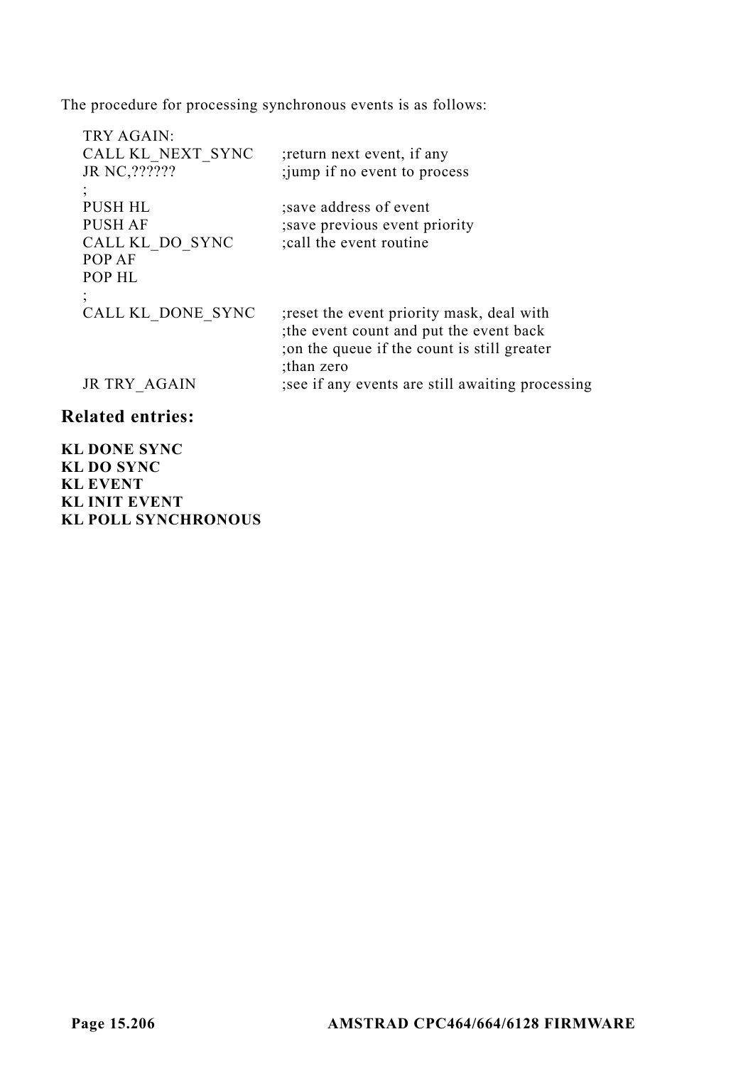The procedure for processing synchronous events is as follows:

```
TRY AGAIN:
CALL KL_NEXT_SYNC      ;return next event, if any
JR NC,??????           ;jump if no event to process
;
PUSH HL                ;save address of event
PUSH AF                ;save previous event priority
CALL KL_DO_SYNC        ;call the event routine
POP AF
POP HL
;
CALL KL_DONE_SYNC      ;reset the event priority mask, deal with
                       ;the event count and put the event back
                       ;on the queue if the count is still greater
                       ;than zero
JR TRY_AGAIN           ;see if any events are still awaiting processing
```

## Related entries:

**KL DONE SYNC**
**KL DO SYNC**
**KL EVENT**
**KL INIT EVENT**
**KL POLL SYNCHRONOUS**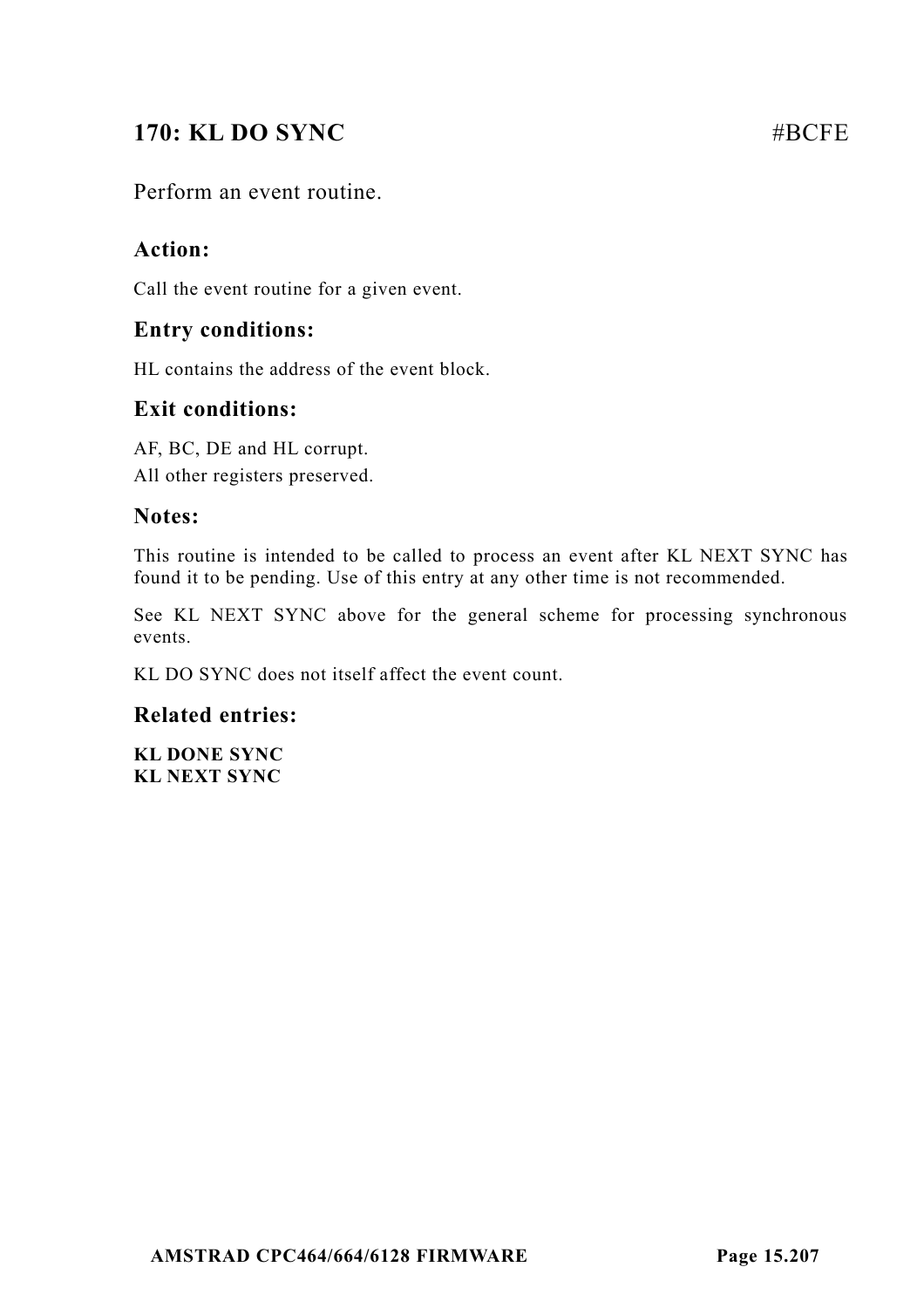## 170: KL DO SYNC #BCFE

Perform an event routine.

### Action:

Call the event routine for a given event.

### Entry conditions:

HL contains the address of the event block.

### Exit conditions:

AF, BC, DE and HL corrupt.
All other registers preserved.

### Notes:

This routine is intended to be called to process an event after KL NEXT SYNC has found it to be pending. Use of this entry at any other time is not recommended.

See KL NEXT SYNC above for the general scheme for processing synchronous events.

KL DO SYNC does not itself affect the event count.

### Related entries:

**KL DONE SYNC**
**KL NEXT SYNC**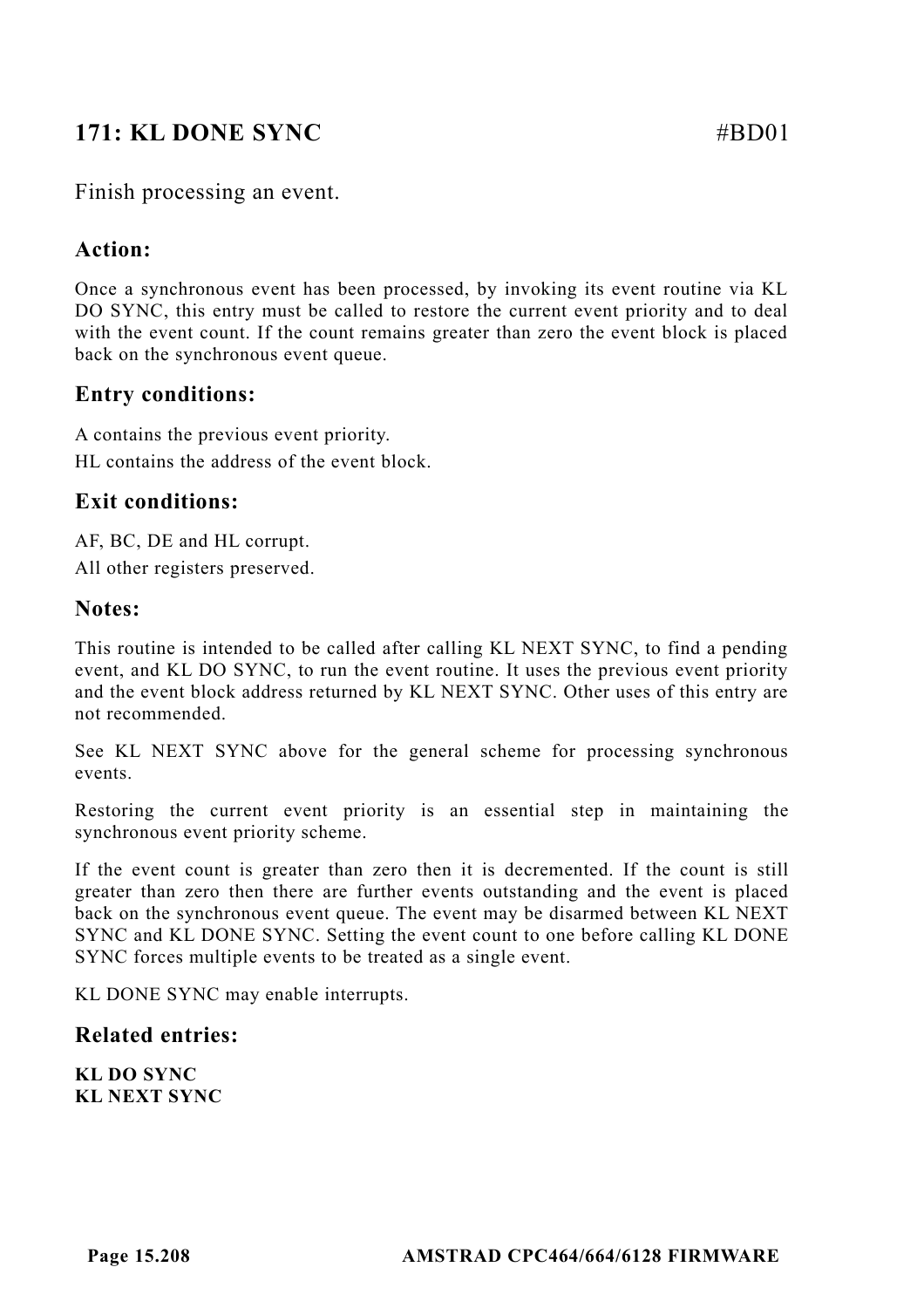## 171: KL DONE SYNC #BD01

Finish processing an event.

### Action:

Once a synchronous event has been processed, by invoking its event routine via KL DO SYNC, this entry must be called to restore the current event priority and to deal with the event count. If the count remains greater than zero the event block is placed back on the synchronous event queue.

### Entry conditions:

A contains the previous event priority.

HL contains the address of the event block.

### Exit conditions:

AF, BC, DE and HL corrupt.

All other registers preserved.

### Notes:

This routine is intended to be called after calling KL NEXT SYNC, to find a pending event, and KL DO SYNC, to run the event routine. It uses the previous event priority and the event block address returned by KL NEXT SYNC. Other uses of this entry are not recommended.

See KL NEXT SYNC above for the general scheme for processing synchronous events.

Restoring the current event priority is an essential step in maintaining the synchronous event priority scheme.

If the event count is greater than zero then it is decremented. If the count is still greater than zero then there are further events outstanding and the event is placed back on the synchronous event queue. The event may be disarmed between KL NEXT SYNC and KL DONE SYNC. Setting the event count to one before calling KL DONE SYNC forces multiple events to be treated as a single event.

KL DONE SYNC may enable interrupts.

### Related entries:

**KL DO SYNC**
**KL NEXT SYNC**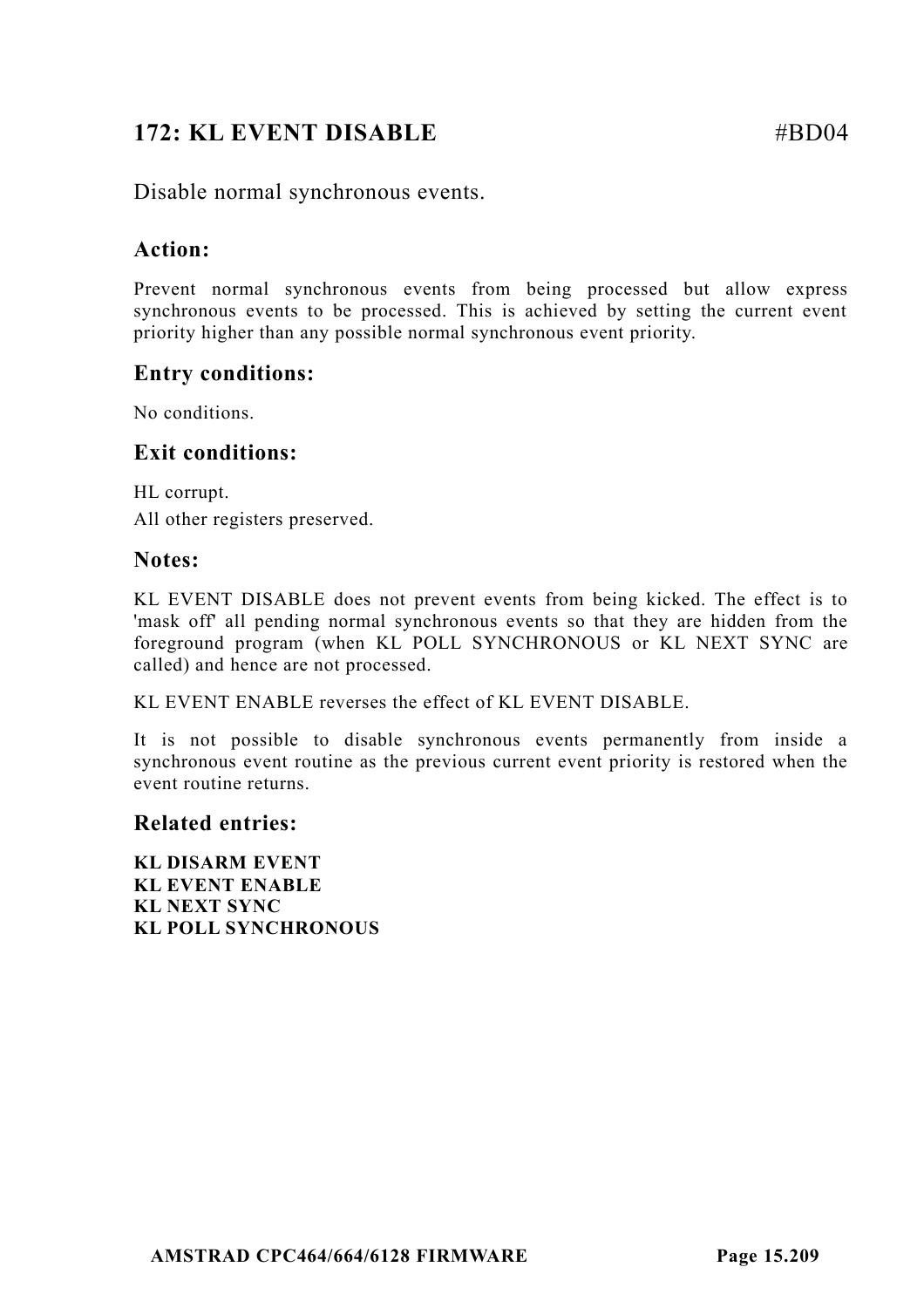## 172: KL EVENT DISABLE #BD04

Disable normal synchronous events.

### Action:

Prevent normal synchronous events from being processed but allow express synchronous events to be processed. This is achieved by setting the current event priority higher than any possible normal synchronous event priority.

### Entry conditions:

No conditions.

### Exit conditions:

HL corrupt.
All other registers preserved.

### Notes:

KL EVENT DISABLE does not prevent events from being kicked. The effect is to 'mask off' all pending normal synchronous events so that they are hidden from the foreground program (when KL POLL SYNCHRONOUS or KL NEXT SYNC are called) and hence are not processed.

KL EVENT ENABLE reverses the effect of KL EVENT DISABLE.

It is not possible to disable synchronous events permanently from inside a synchronous event routine as the previous current event priority is restored when the event routine returns.

### Related entries:

**KL DISARM EVENT**
**KL EVENT ENABLE**
**KL NEXT SYNC**
**KL POLL SYNCHRONOUS**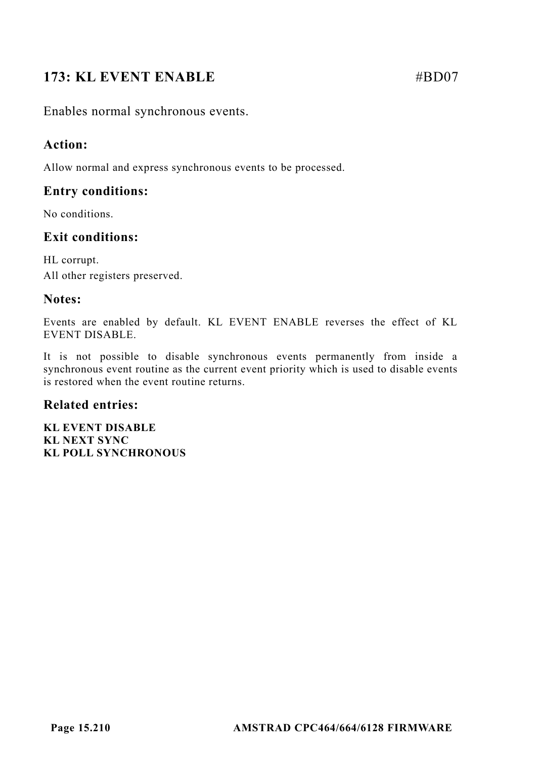## 173: KL EVENT ENABLE #BD07

Enables normal synchronous events.

### Action:

Allow normal and express synchronous events to be processed.

### Entry conditions:

No conditions.

### Exit conditions:

HL corrupt.
All other registers preserved.

### Notes:

Events are enabled by default. KL EVENT ENABLE reverses the effect of KL EVENT DISABLE.

It is not possible to disable synchronous events permanently from inside a synchronous event routine as the current event priority which is used to disable events is restored when the event routine returns.

### Related entries:

**KL EVENT DISABLE**
**KL NEXT SYNC**
**KL POLL SYNCHRONOUS**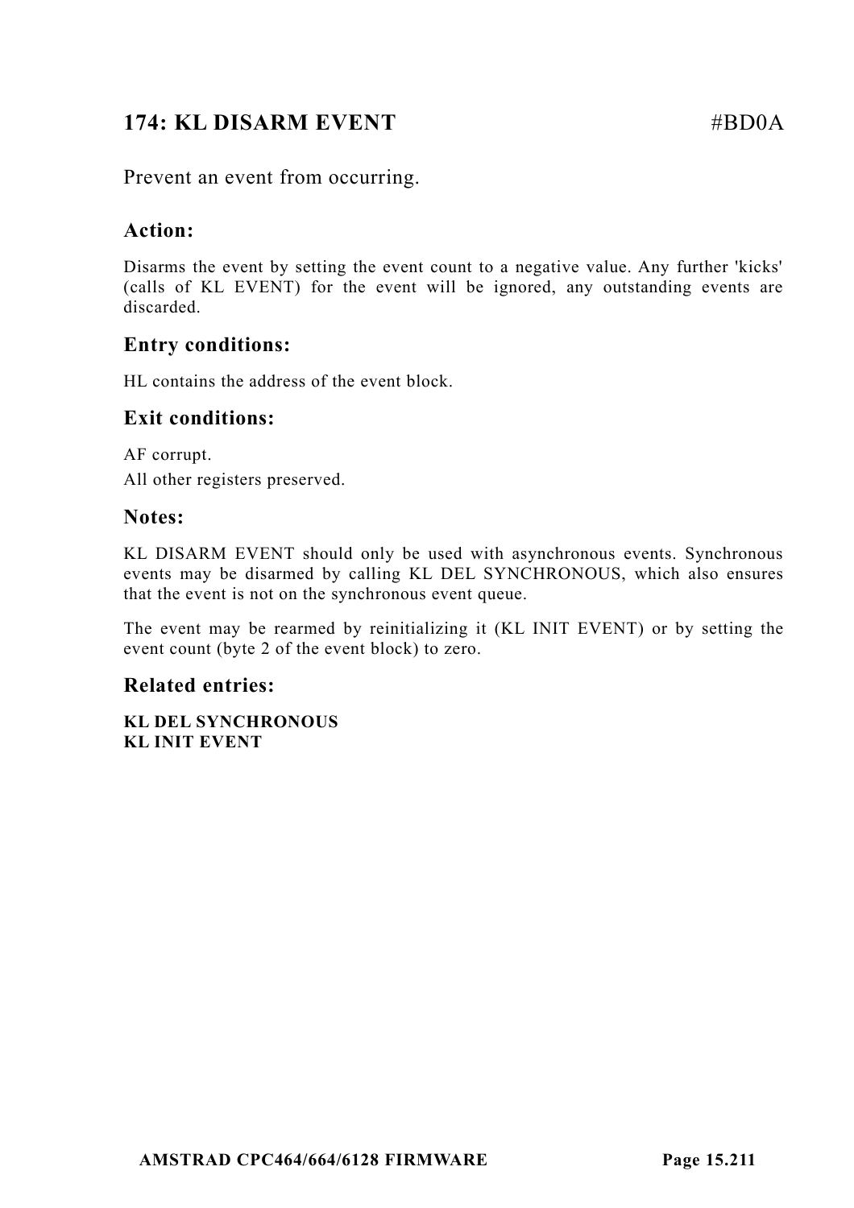## 174: KL DISARM EVENT #BD0A

Prevent an event from occurring.

### Action:

Disarms the event by setting the event count to a negative value. Any further 'kicks' (calls of KL EVENT) for the event will be ignored, any outstanding events are discarded.

### Entry conditions:

HL contains the address of the event block.

### Exit conditions:

AF corrupt.

All other registers preserved.

### Notes:

KL DISARM EVENT should only be used with asynchronous events. Synchronous events may be disarmed by calling KL DEL SYNCHRONOUS, which also ensures that the event is not on the synchronous event queue.

The event may be rearmed by reinitializing it (KL INIT EVENT) or by setting the event count (byte 2 of the event block) to zero.

### Related entries:

**KL DEL SYNCHRONOUS**
**KL INIT EVENT**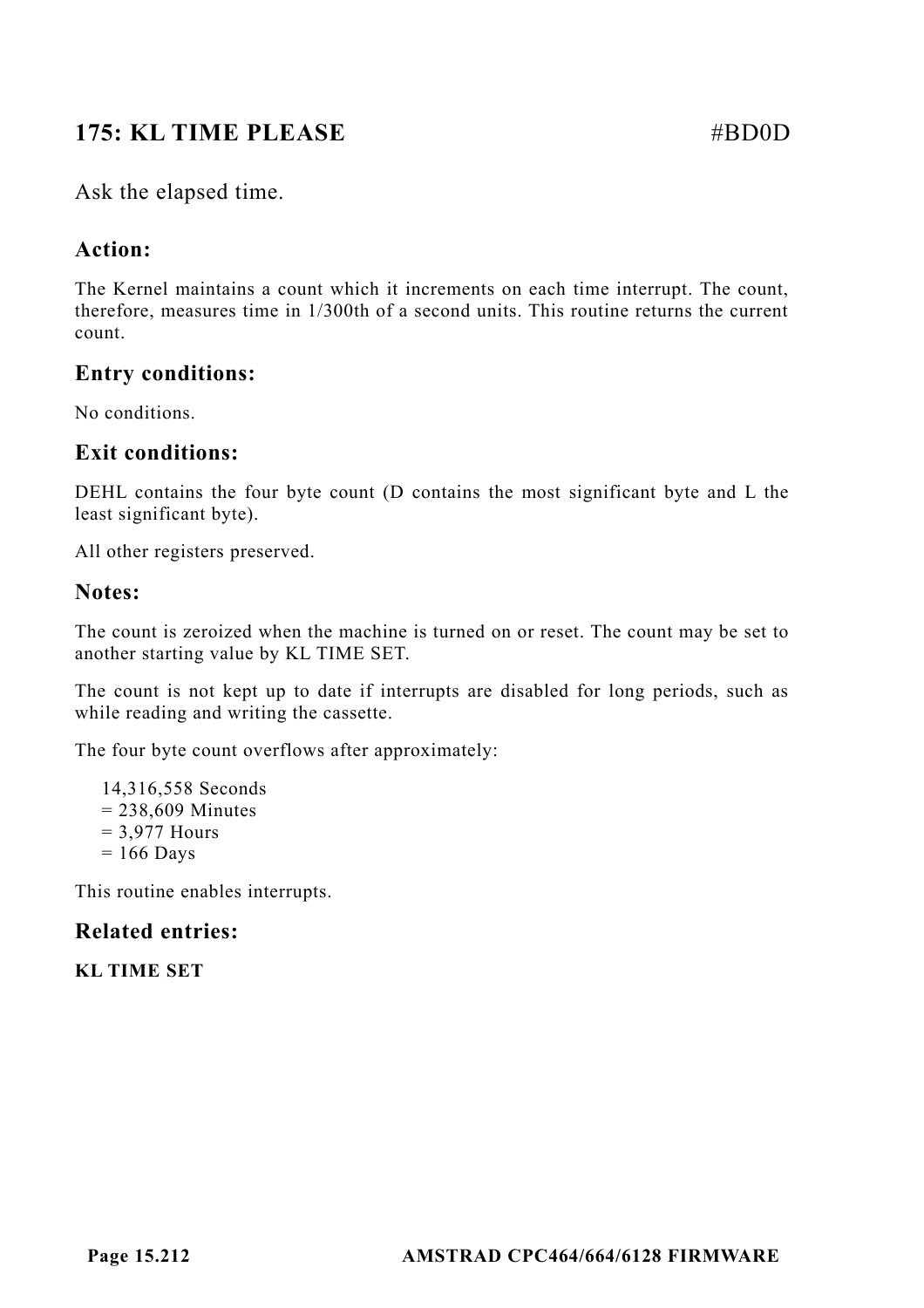## 175: KL TIME PLEASE #BD0D

Ask the elapsed time.

### Action:

The Kernel maintains a count which it increments on each time interrupt. The count, therefore, measures time in 1/300th of a second units. This routine returns the current count.

### Entry conditions:

No conditions.

### Exit conditions:

DEHL contains the four byte count (D contains the most significant byte and L the least significant byte).

All other registers preserved.

### Notes:

The count is zeroized when the machine is turned on or reset. The count may be set to another starting value by KL TIME SET.

The count is not kept up to date if interrupts are disabled for long periods, such as while reading and writing the cassette.

The four byte count overflows after approximately:

14,316,558 Seconds  
= 238,609 Minutes  
= 3,977 Hours  
= 166 Days

This routine enables interrupts.

### Related entries:

**KL TIME SET**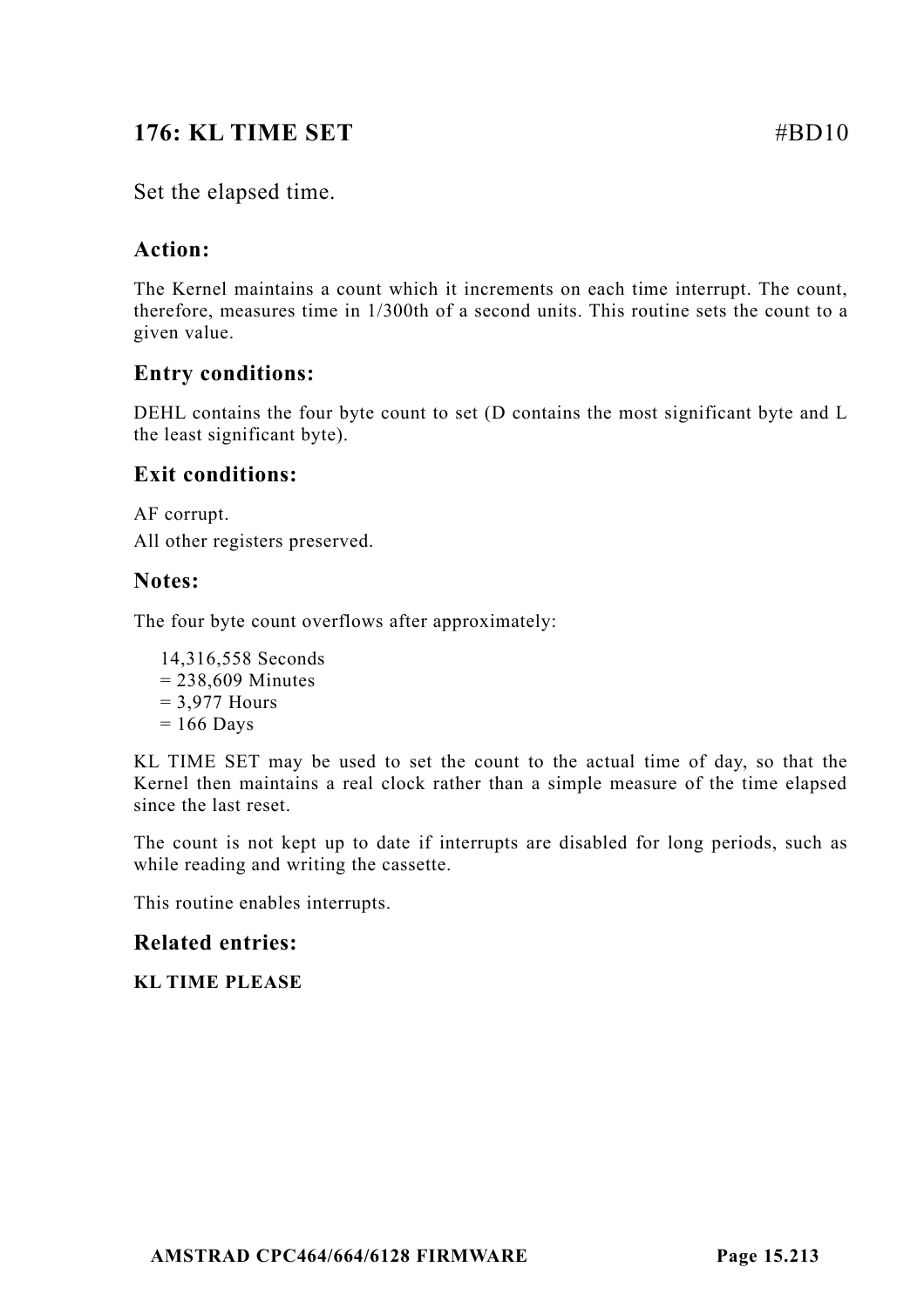## 176: KL TIME SET #BD10

Set the elapsed time.

### Action:

The Kernel maintains a count which it increments on each time interrupt. The count, therefore, measures time in 1/300th of a second units. This routine sets the count to a given value.

### Entry conditions:

DEHL contains the four byte count to set (D contains the most significant byte and L the least significant byte).

### Exit conditions:

AF corrupt.
All other registers preserved.

### Notes:

The four byte count overflows after approximately:

14,316,558 Seconds
= 238,609 Minutes
= 3,977 Hours
= 166 Days

KL TIME SET may be used to set the count to the actual time of day, so that the Kernel then maintains a real clock rather than a simple measure of the time elapsed since the last reset.

The count is not kept up to date if interrupts are disabled for long periods, such as while reading and writing the cassette.

This routine enables interrupts.

### Related entries:

**KL TIME PLEASE**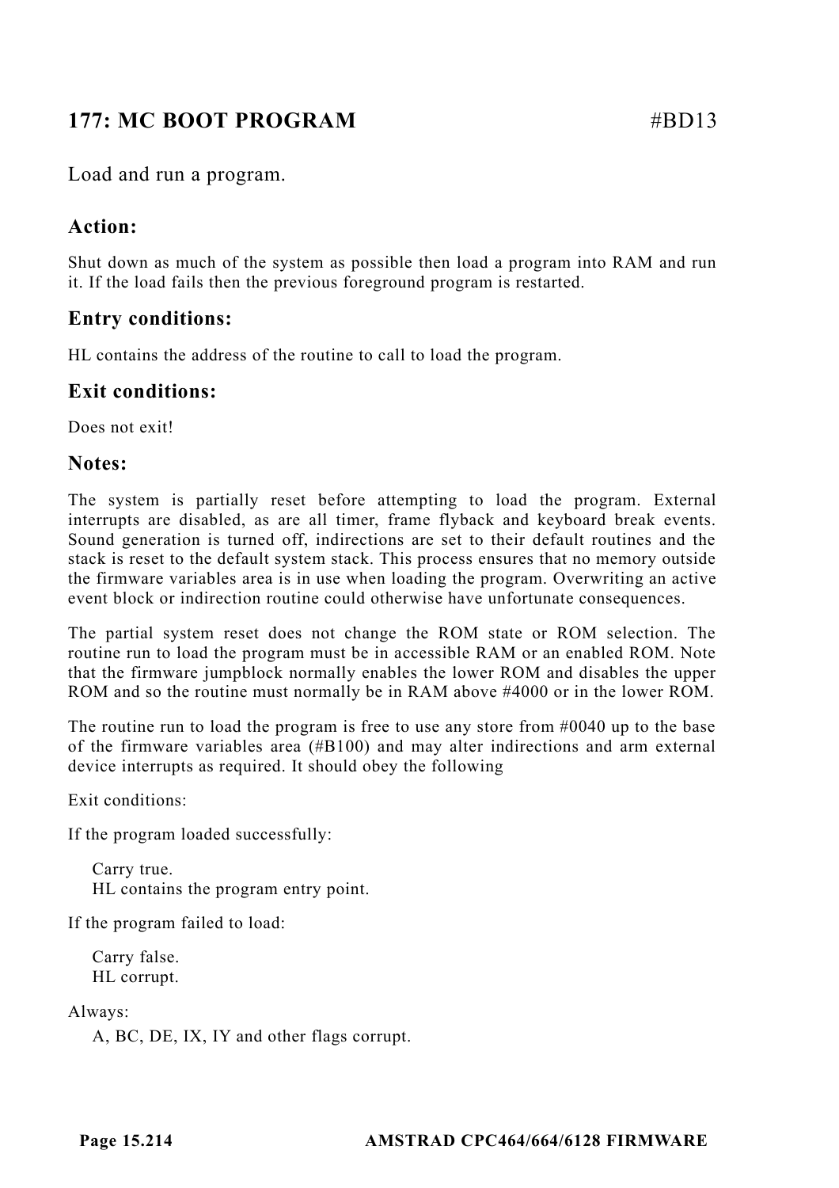## 177: MC BOOT PROGRAM #BD13

Load and run a program.

### Action:

Shut down as much of the system as possible then load a program into RAM and run it. If the load fails then the previous foreground program is restarted.

### Entry conditions:

HL contains the address of the routine to call to load the program.

### Exit conditions:

Does not exit!

### Notes:

The system is partially reset before attempting to load the program. External interrupts are disabled, as are all timer, frame flyback and keyboard break events. Sound generation is turned off, indirections are set to their default routines and the stack is reset to the default system stack. This process ensures that no memory outside the firmware variables area is in use when loading the program. Overwriting an active event block or indirection routine could otherwise have unfortunate consequences.

The partial system reset does not change the ROM state or ROM selection. The routine run to load the program must be in accessible RAM or an enabled ROM. Note that the firmware jumpblock normally enables the lower ROM and disables the upper ROM and so the routine must normally be in RAM above #4000 or in the lower ROM.

The routine run to load the program is free to use any store from #0040 up to the base of the firmware variables area (#B100) and may alter indirections and arm external device interrupts as required. It should obey the following

Exit conditions:

If the program loaded successfully:

Carry true.  
HL contains the program entry point.

If the program failed to load:

Carry false.  
HL corrupt.

Always:

A, BC, DE, IX, IY and other flags corrupt.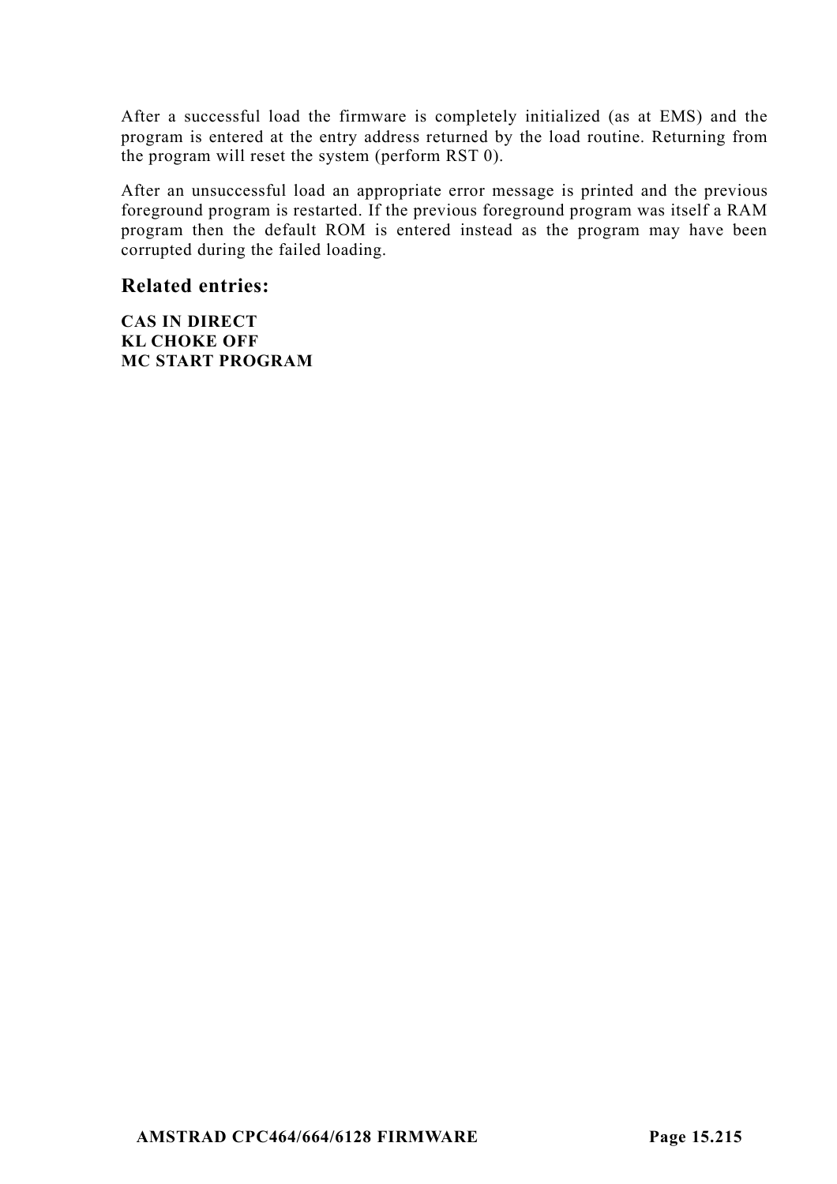After a successful load the firmware is completely initialized (as at EMS) and the program is entered at the entry address returned by the load routine. Returning from the program will reset the system (perform RST 0).

After an unsuccessful load an appropriate error message is printed and the previous foreground program is restarted. If the previous foreground program was itself a RAM program then the default ROM is entered instead as the program may have been corrupted during the failed loading.

### Related entries:

**CAS IN DIRECT**
**KL CHOKE OFF**
**MC START PROGRAM**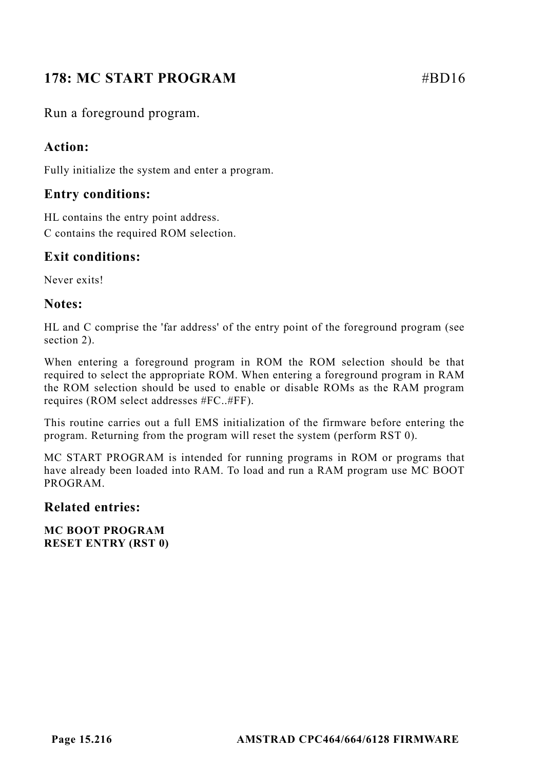## 178: MC START PROGRAM #BD16

Run a foreground program.

### Action:

Fully initialize the system and enter a program.

### Entry conditions:

HL contains the entry point address.

C contains the required ROM selection.

### Exit conditions:

Never exits!

### Notes:

HL and C comprise the 'far address' of the entry point of the foreground program (see section 2).

When entering a foreground program in ROM the ROM selection should be that required to select the appropriate ROM. When entering a foreground program in RAM the ROM selection should be used to enable or disable ROMs as the RAM program requires (ROM select addresses #FC..#FF).

This routine carries out a full EMS initialization of the firmware before entering the program. Returning from the program will reset the system (perform RST 0).

MC START PROGRAM is intended for running programs in ROM or programs that have already been loaded into RAM. To load and run a RAM program use MC BOOT PROGRAM.

### Related entries:

**MC BOOT PROGRAM**
**RESET ENTRY (RST 0)**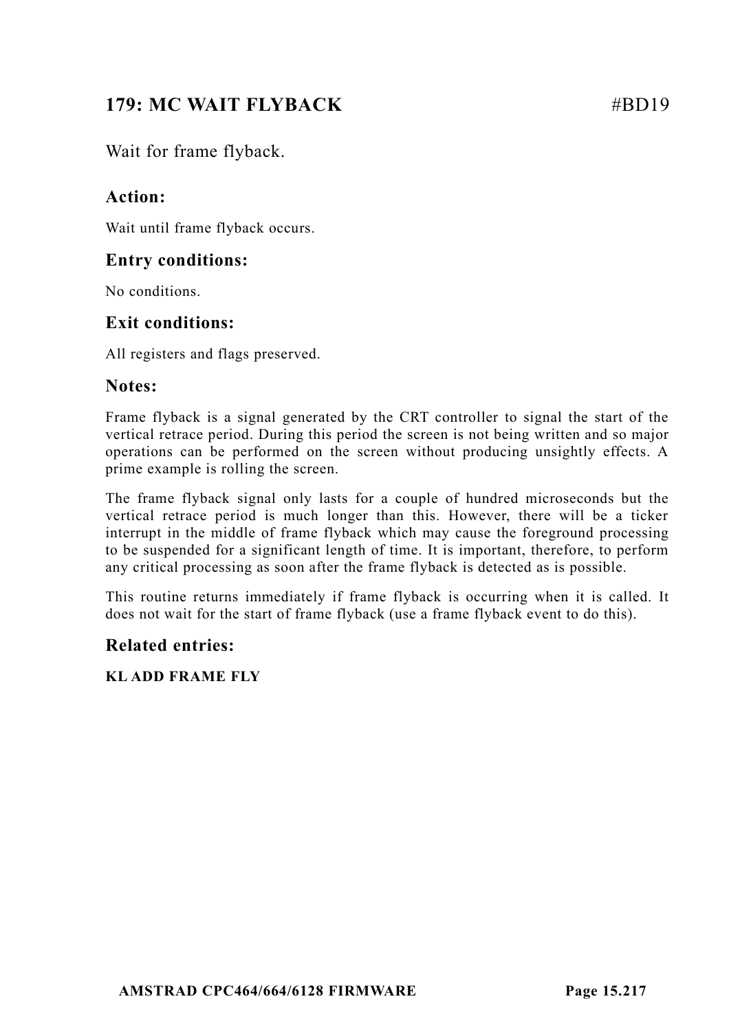## 179: MC WAIT FLYBACK #BD19

Wait for frame flyback.

### Action:

Wait until frame flyback occurs.

### Entry conditions:

No conditions.

### Exit conditions:

All registers and flags preserved.

### Notes:

Frame flyback is a signal generated by the CRT controller to signal the start of the vertical retrace period. During this period the screen is not being written and so major operations can be performed on the screen without producing unsightly effects. A prime example is rolling the screen.

The frame flyback signal only lasts for a couple of hundred microseconds but the vertical retrace period is much longer than this. However, there will be a ticker interrupt in the middle of frame flyback which may cause the foreground processing to be suspended for a significant length of time. It is important, therefore, to perform any critical processing as soon after the frame flyback is detected as is possible.

This routine returns immediately if frame flyback is occurring when it is called. It does not wait for the start of frame flyback (use a frame flyback event to do this).

### Related entries:

**KL ADD FRAME FLY**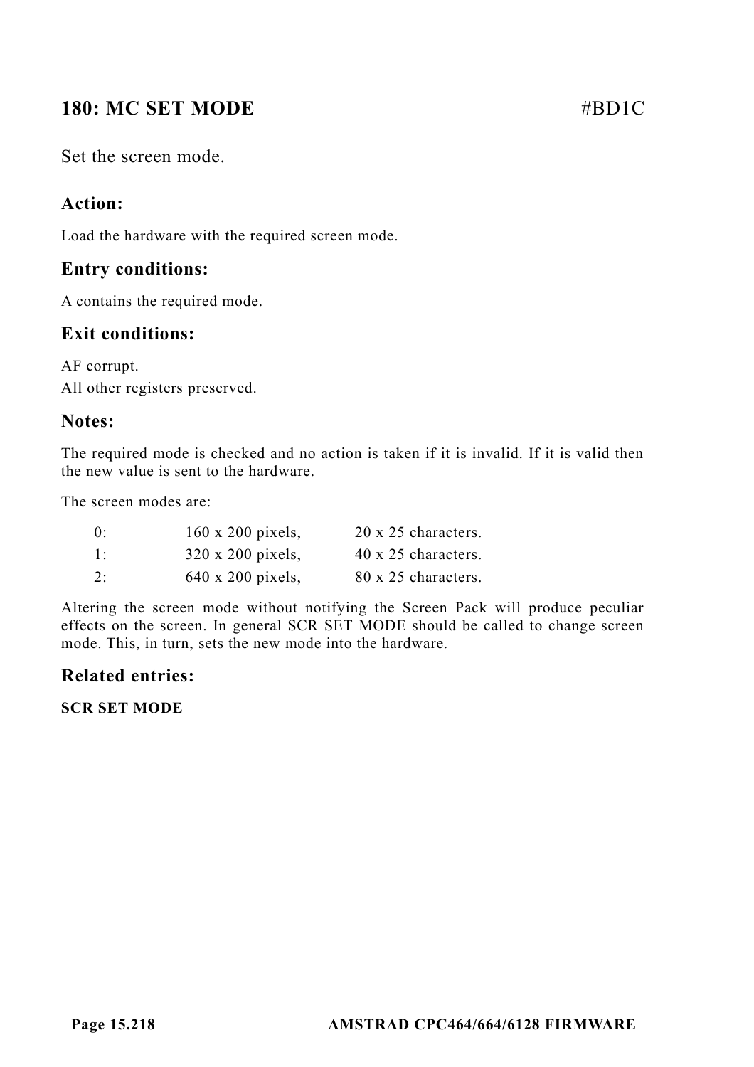## 180: MC SET MODE #BD1C

Set the screen mode.

### Action:

Load the hardware with the required screen mode.

### Entry conditions:

A contains the required mode.

### Exit conditions:

AF corrupt.
All other registers preserved.

### Notes:

The required mode is checked and no action is taken if it is invalid. If it is valid then the new value is sent to the hardware.

The screen modes are:

| | | |
|---|---|---|
| 0: | 160 x 200 pixels, | 20 x 25 characters. |
| 1: | 320 x 200 pixels, | 40 x 25 characters. |
| 2: | 640 x 200 pixels, | 80 x 25 characters. |

Altering the screen mode without notifying the Screen Pack will produce peculiar effects on the screen. In general SCR SET MODE should be called to change screen mode. This, in turn, sets the new mode into the hardware.

### Related entries:

**SCR SET MODE**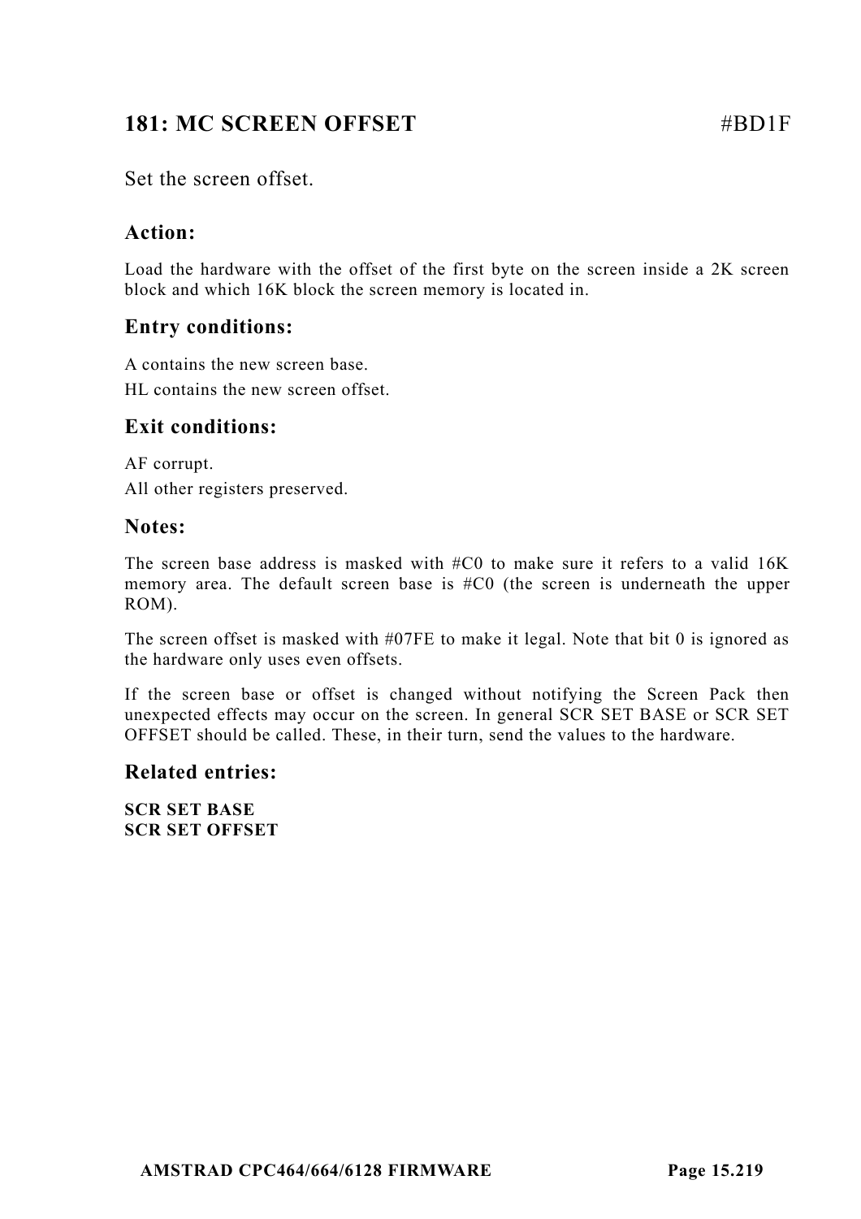## 181: MC SCREEN OFFSET #BD1F

Set the screen offset.

### Action:

Load the hardware with the offset of the first byte on the screen inside a 2K screen block and which 16K block the screen memory is located in.

### Entry conditions:

A contains the new screen base.

HL contains the new screen offset.

### Exit conditions:

AF corrupt.

All other registers preserved.

### Notes:

The screen base address is masked with #C0 to make sure it refers to a valid 16K memory area. The default screen base is #C0 (the screen is underneath the upper ROM).

The screen offset is masked with #07FE to make it legal. Note that bit 0 is ignored as the hardware only uses even offsets.

If the screen base or offset is changed without notifying the Screen Pack then unexpected effects may occur on the screen. In general SCR SET BASE or SCR SET OFFSET should be called. These, in their turn, send the values to the hardware.

### Related entries:

**SCR SET BASE**
**SCR SET OFFSET**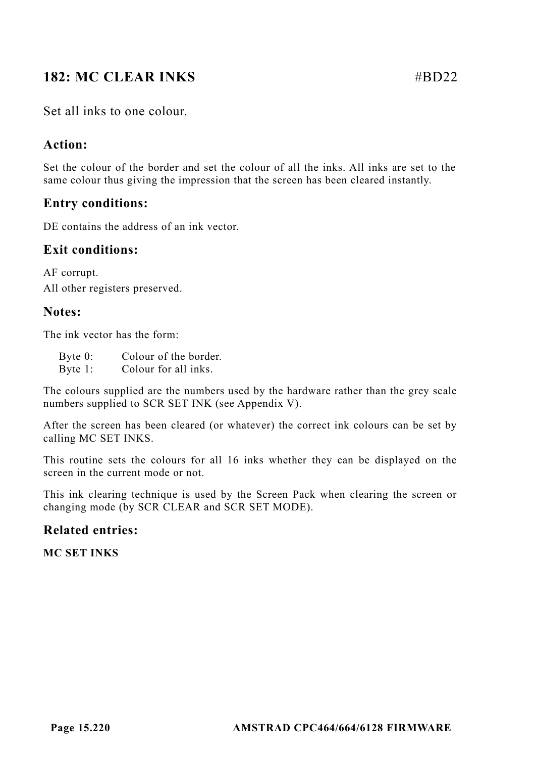## 182: MC CLEAR INKS #BD22

Set all inks to one colour.

### Action:

Set the colour of the border and set the colour of all the inks. All inks are set to the same colour thus giving the impression that the screen has been cleared instantly.

### Entry conditions:

DE contains the address of an ink vector.

### Exit conditions:

AF corrupt.

All other registers preserved.

### Notes:

The ink vector has the form:

Byte 0: Colour of the border.
Byte 1: Colour for all inks.

The colours supplied are the numbers used by the hardware rather than the grey scale numbers supplied to SCR SET INK (see Appendix V).

After the screen has been cleared (or whatever) the correct ink colours can be set by calling MC SET INKS.

This routine sets the colours for all 16 inks whether they can be displayed on the screen in the current mode or not.

This ink clearing technique is used by the Screen Pack when clearing the screen or changing mode (by SCR CLEAR and SCR SET MODE).

### Related entries:

**MC SET INKS**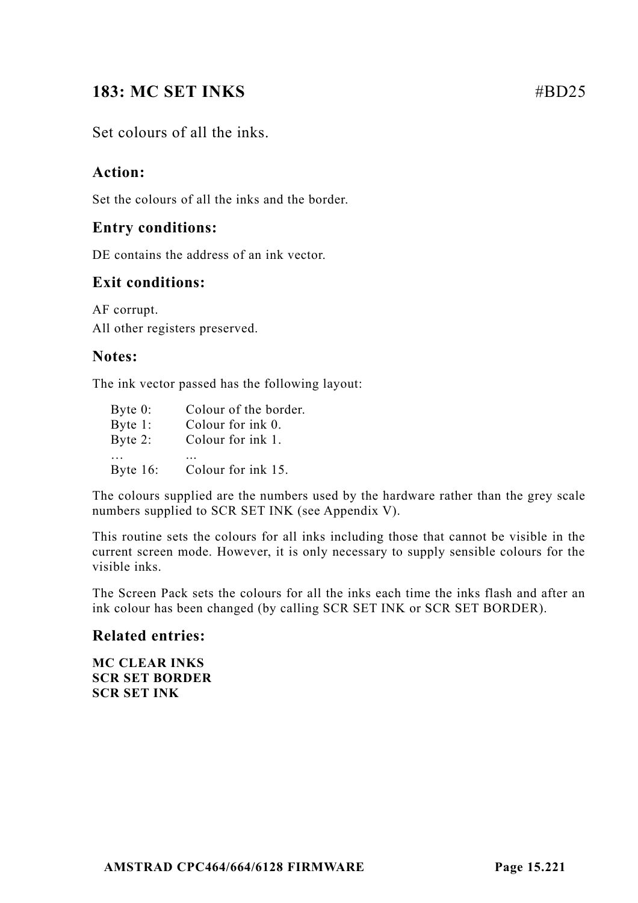## 183: MC SET INKS #BD25

Set colours of all the inks.

### Action:

Set the colours of all the inks and the border.

### Entry conditions:

DE contains the address of an ink vector.

### Exit conditions:

AF corrupt.
All other registers preserved.

### Notes:

The ink vector passed has the following layout:

| | |
|---|---|
| Byte 0: | Colour of the border. |
| Byte 1: | Colour for ink 0. |
| Byte 2: | Colour for ink 1. |
| … | ... |
| Byte 16: | Colour for ink 15. |

The colours supplied are the numbers used by the hardware rather than the grey scale numbers supplied to SCR SET INK (see Appendix V).

This routine sets the colours for all inks including those that cannot be visible in the current screen mode. However, it is only necessary to supply sensible colours for the visible inks.

The Screen Pack sets the colours for all the inks each time the inks flash and after an ink colour has been changed (by calling SCR SET INK or SCR SET BORDER).

### Related entries:

**MC CLEAR INKS**
**SCR SET BORDER**
**SCR SET INK**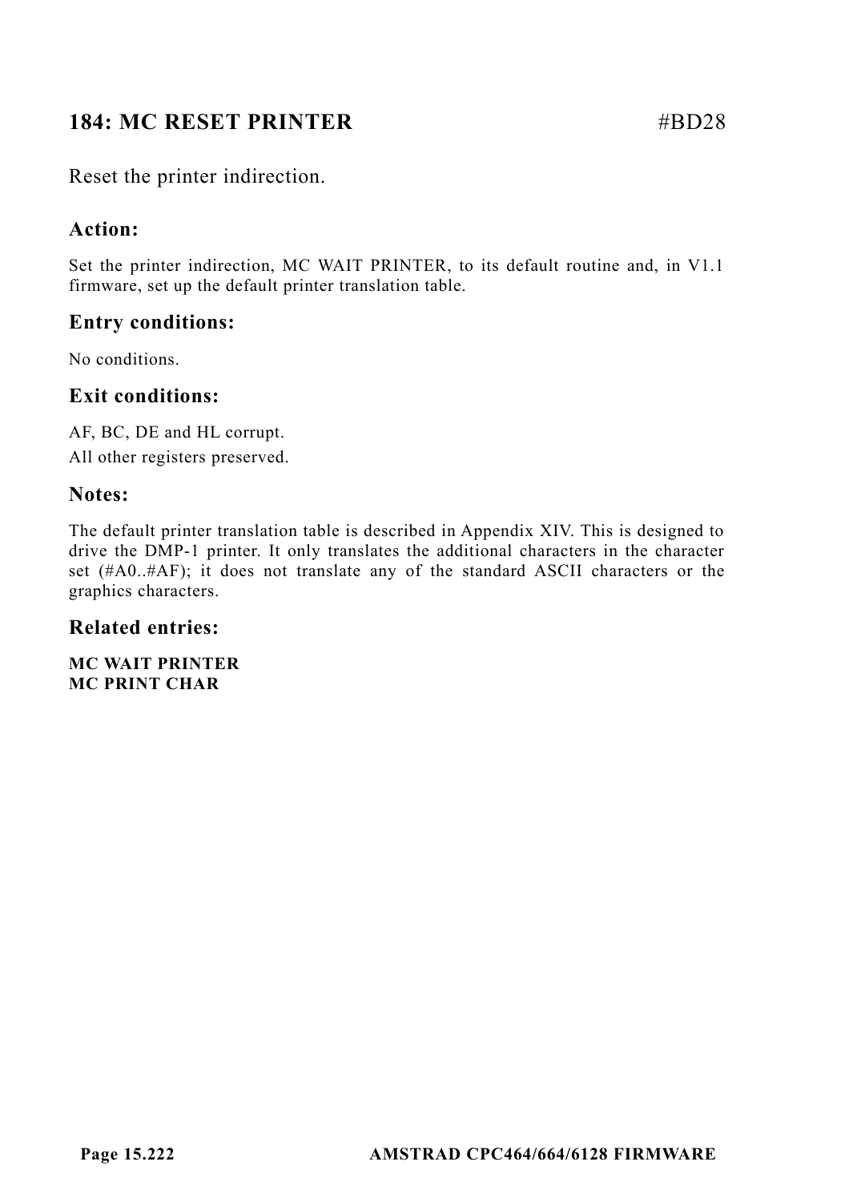## 184: MC RESET PRINTER #BD28

Reset the printer indirection.

### Action:

Set the printer indirection, MC WAIT PRINTER, to its default routine and, in V1.1 firmware, set up the default printer translation table.

### Entry conditions:

No conditions.

### Exit conditions:

AF, BC, DE and HL corrupt.

All other registers preserved.

### Notes:

The default printer translation table is described in Appendix XIV. This is designed to drive the DMP-1 printer. It only translates the additional characters in the character set (#A0..#AF); it does not translate any of the standard ASCII characters or the graphics characters.

### Related entries:

**MC WAIT PRINTER**
**MC PRINT CHAR**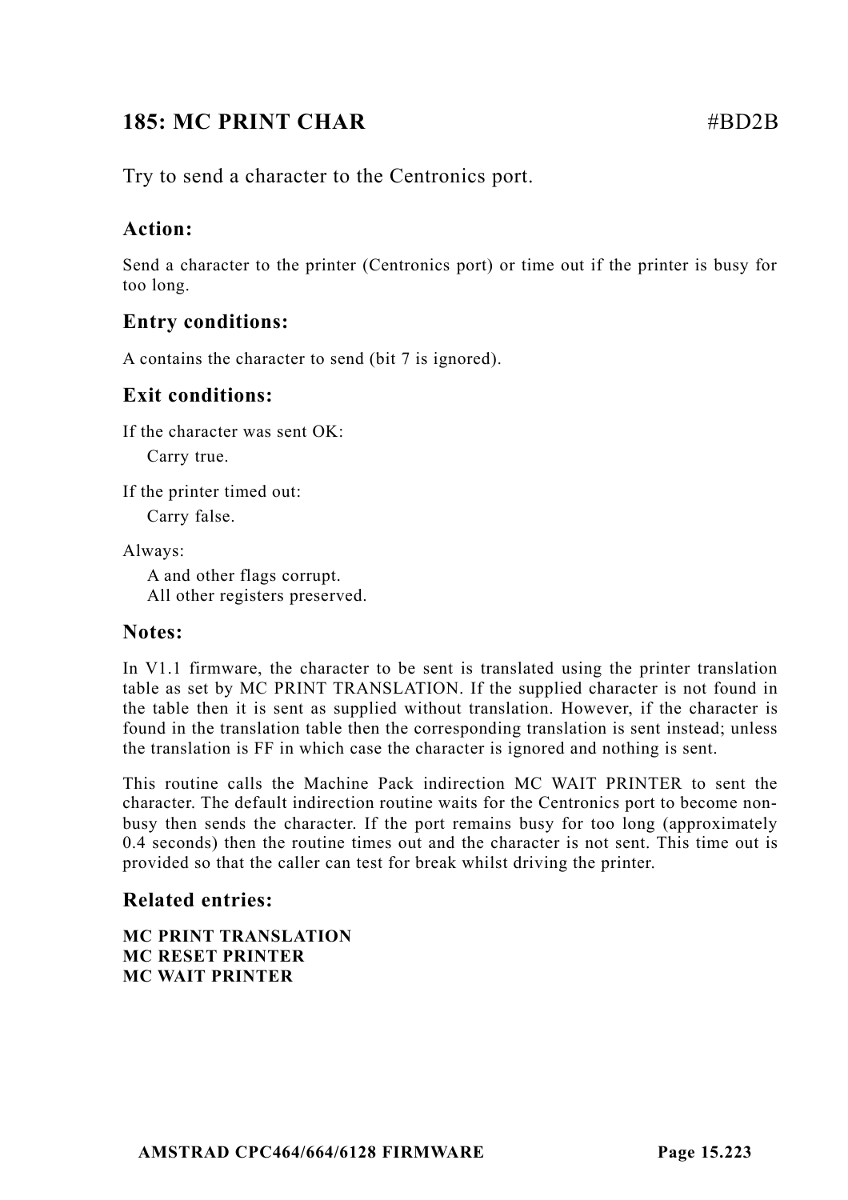## 185: MC PRINT CHAR #BD2B

Try to send a character to the Centronics port.

### Action:

Send a character to the printer (Centronics port) or time out if the printer is busy for too long.

### Entry conditions:

A contains the character to send (bit 7 is ignored).

### Exit conditions:

If the character was sent OK:

Carry true.

If the printer timed out:

Carry false.

Always:

A and other flags corrupt.
All other registers preserved.

### Notes:

In V1.1 firmware, the character to be sent is translated using the printer translation table as set by MC PRINT TRANSLATION. If the supplied character is not found in the table then it is sent as supplied without translation. However, if the character is found in the translation table then the corresponding translation is sent instead; unless the translation is FF in which case the character is ignored and nothing is sent.

This routine calls the Machine Pack indirection MC WAIT PRINTER to sent the character. The default indirection routine waits for the Centronics port to become non-busy then sends the character. If the port remains busy for too long (approximately 0.4 seconds) then the routine times out and the character is not sent. This time out is provided so that the caller can test for break whilst driving the printer.

### Related entries:

**MC PRINT TRANSLATION**
**MC RESET PRINTER**
**MC WAIT PRINTER**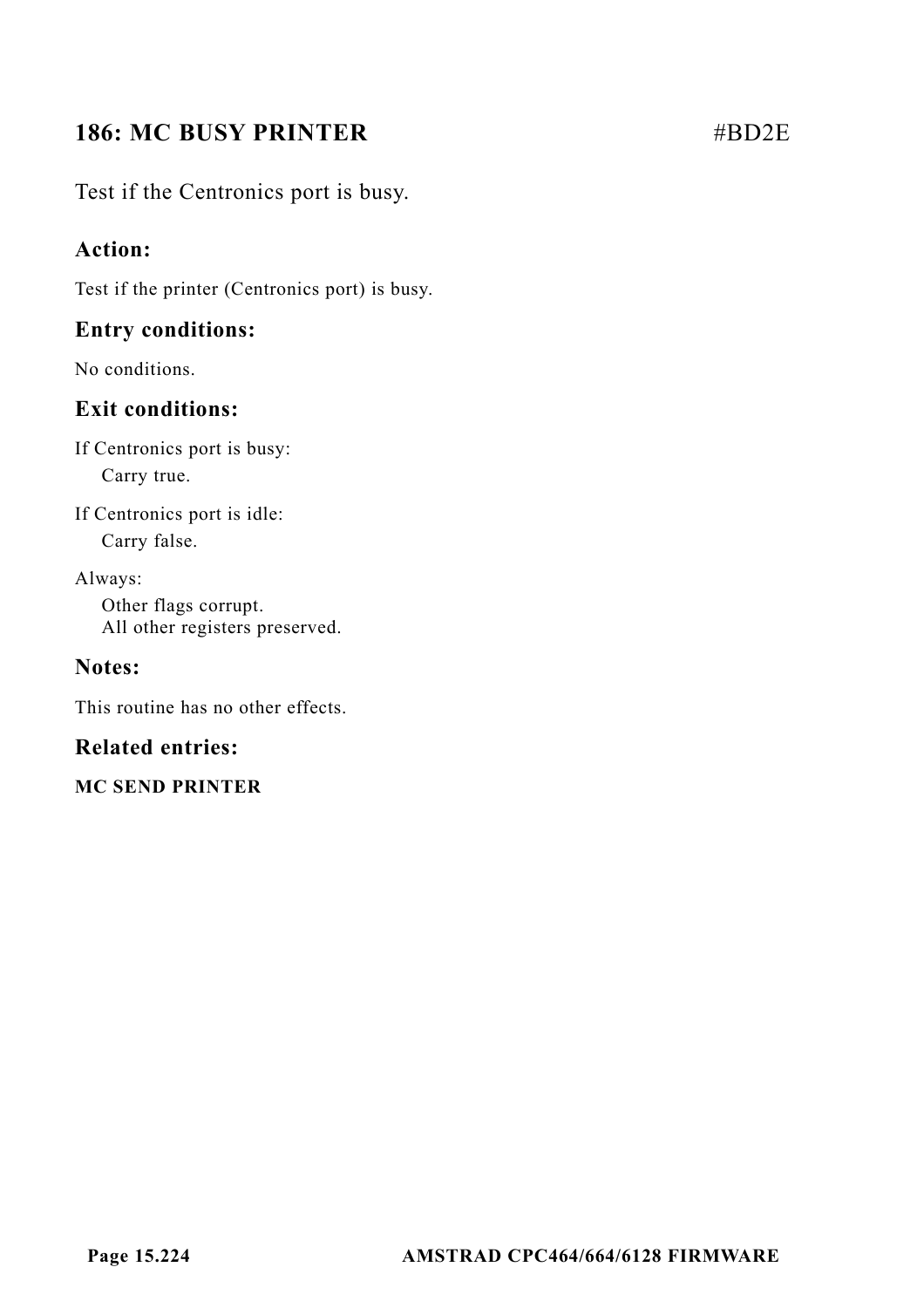## 186: MC BUSY PRINTER #BD2E

Test if the Centronics port is busy.

### Action:

Test if the printer (Centronics port) is busy.

### Entry conditions:

No conditions.

### Exit conditions:

If Centronics port is busy:
    Carry true.

If Centronics port is idle:
    Carry false.

Always:
    Other flags corrupt.
    All other registers preserved.

### Notes:

This routine has no other effects.

### Related entries:

**MC SEND PRINTER**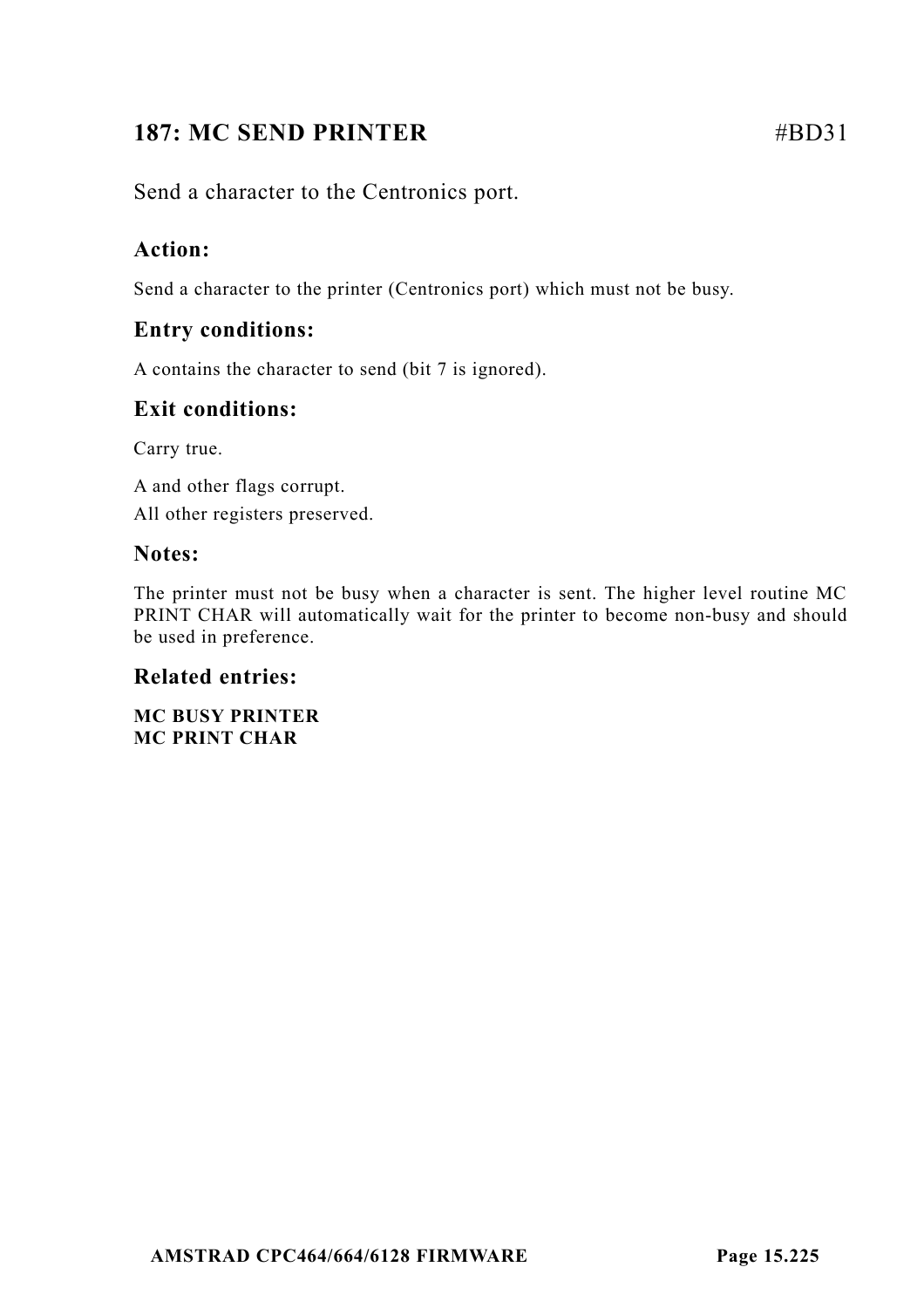## 187: MC SEND PRINTER #BD31

Send a character to the Centronics port.

### Action:

Send a character to the printer (Centronics port) which must not be busy.

### Entry conditions:

A contains the character to send (bit 7 is ignored).

### Exit conditions:

Carry true.

A and other flags corrupt.
All other registers preserved.

### Notes:

The printer must not be busy when a character is sent. The higher level routine MC PRINT CHAR will automatically wait for the printer to become non-busy and should be used in preference.

### Related entries:

**MC BUSY PRINTER**
**MC PRINT CHAR**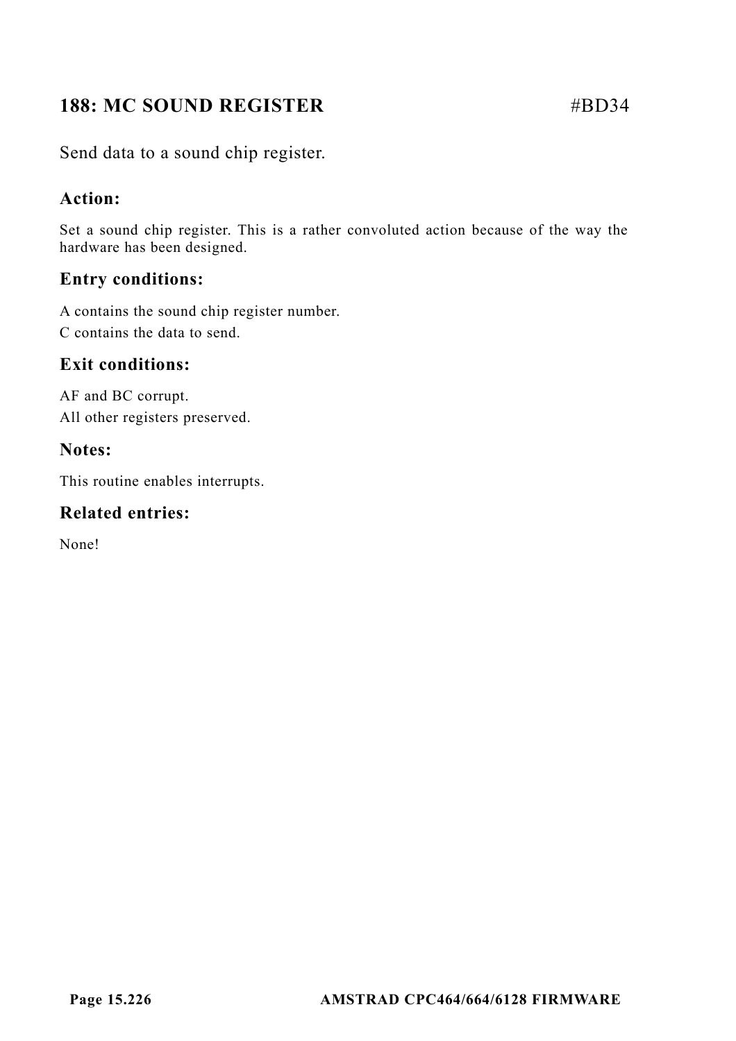## 188: MC SOUND REGISTER #BD34

Send data to a sound chip register.

### Action:

Set a sound chip register. This is a rather convoluted action because of the way the hardware has been designed.

### Entry conditions:

A contains the sound chip register number.
C contains the data to send.

### Exit conditions:

AF and BC corrupt.
All other registers preserved.

### Notes:

This routine enables interrupts.

### Related entries:

None!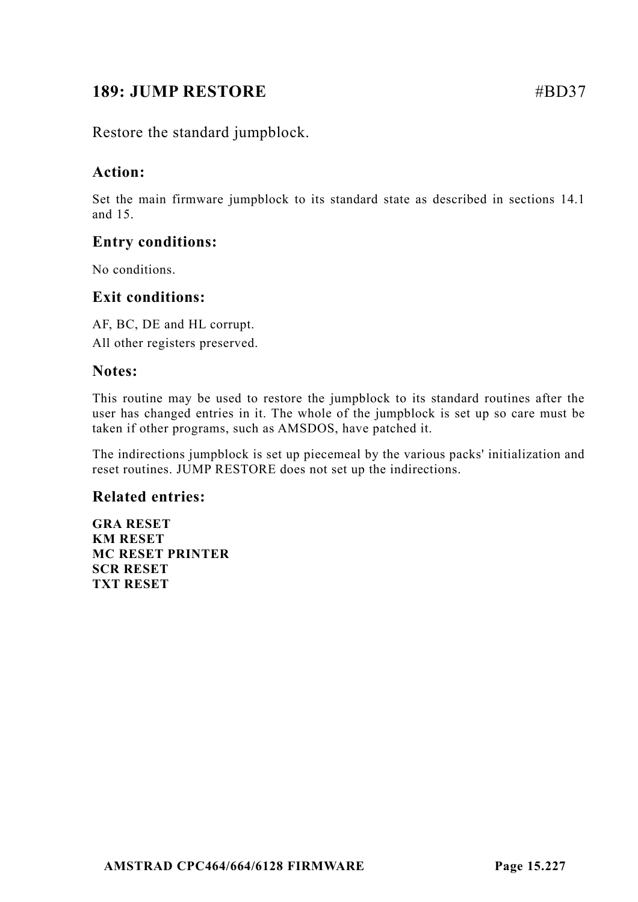## 189: JUMP RESTORE #BD37

Restore the standard jumpblock.

### Action:

Set the main firmware jumpblock to its standard state as described in sections 14.1 and 15.

### Entry conditions:

No conditions.

### Exit conditions:

AF, BC, DE and HL corrupt.

All other registers preserved.

### Notes:

This routine may be used to restore the jumpblock to its standard routines after the user has changed entries in it. The whole of the jumpblock is set up so care must be taken if other programs, such as AMSDOS, have patched it.

The indirections jumpblock is set up piecemeal by the various packs' initialization and reset routines. JUMP RESTORE does not set up the indirections.

### Related entries:

**GRA RESET**
**KM RESET**
**MC RESET PRINTER**
**SCR RESET**
**TXT RESET**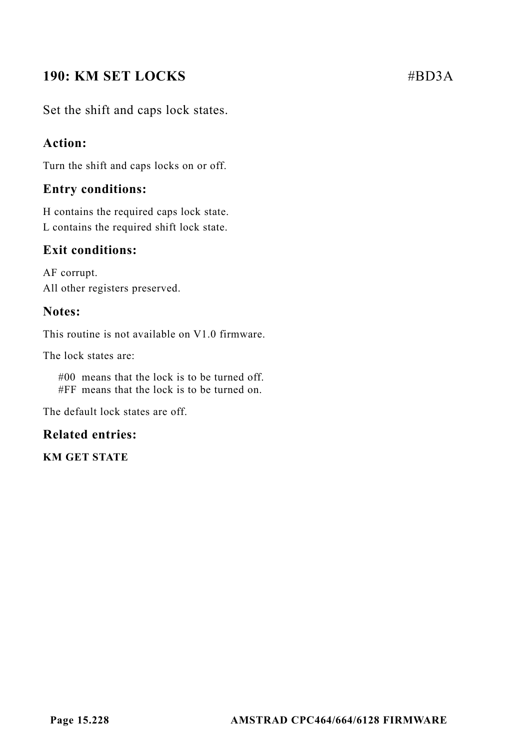## 190: KM SET LOCKS #BD3A

Set the shift and caps lock states.

### Action:

Turn the shift and caps locks on or off.

### Entry conditions:

H contains the required caps lock state.
L contains the required shift lock state.

### Exit conditions:

AF corrupt.
All other registers preserved.

### Notes:

This routine is not available on V1.0 firmware.

The lock states are:

#00 means that the lock is to be turned off.
#FF means that the lock is to be turned on.

The default lock states are off.

### Related entries:

**KM GET STATE**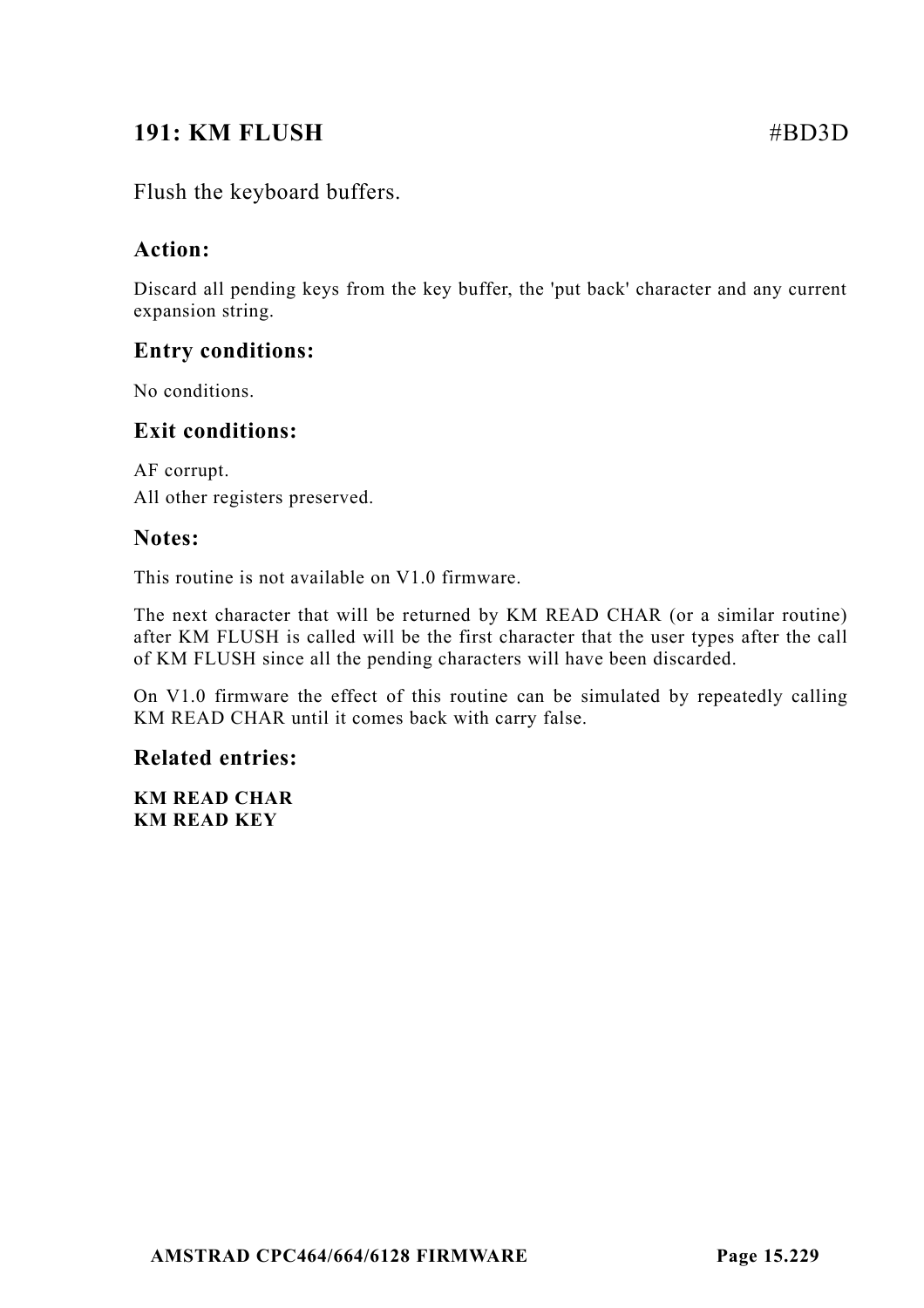## 191: KM FLUSH #BD3D

Flush the keyboard buffers.

### Action:

Discard all pending keys from the key buffer, the 'put back' character and any current expansion string.

### Entry conditions:

No conditions.

### Exit conditions:

AF corrupt.
All other registers preserved.

### Notes:

This routine is not available on V1.0 firmware.

The next character that will be returned by KM READ CHAR (or a similar routine) after KM FLUSH is called will be the first character that the user types after the call of KM FLUSH since all the pending characters will have been discarded.

On V1.0 firmware the effect of this routine can be simulated by repeatedly calling KM READ CHAR until it comes back with carry false.

### Related entries:

**KM READ CHAR**
**KM READ KEY**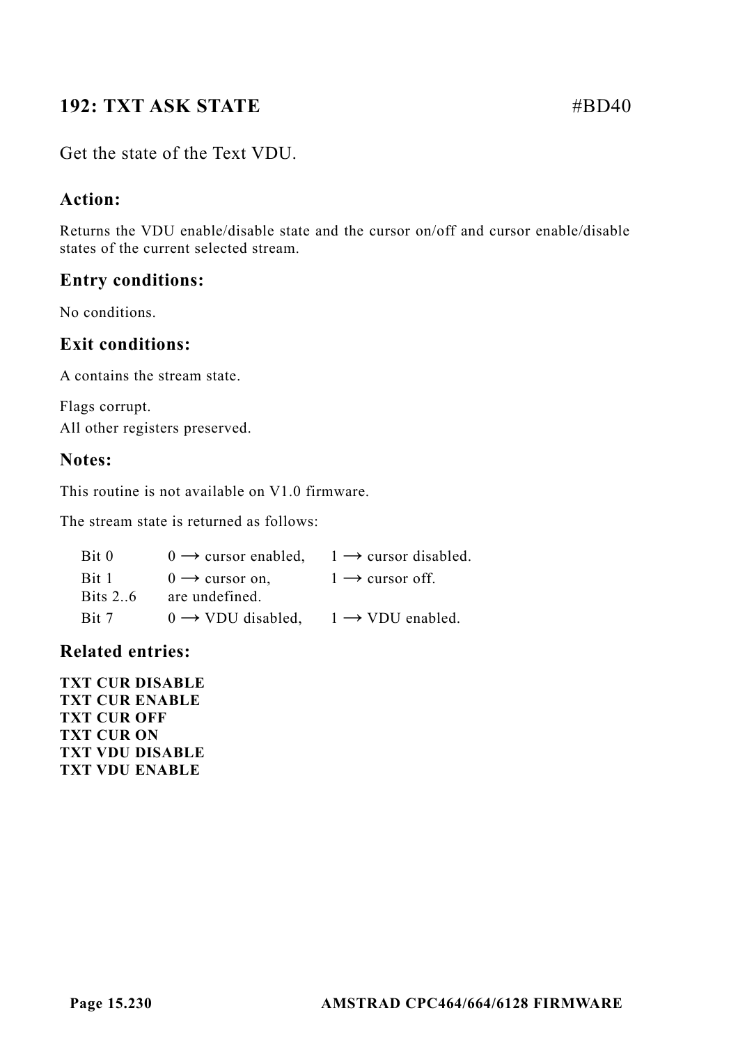## 192: TXT ASK STATE #BD40

Get the state of the Text VDU.

### Action:

Returns the VDU enable/disable state and the cursor on/off and cursor enable/disable states of the current selected stream.

### Entry conditions:

No conditions.

### Exit conditions:

A contains the stream state.

Flags corrupt.
All other registers preserved.

### Notes:

This routine is not available on V1.0 firmware.

The stream state is returned as follows:

| | | |
|---|---|---|
| Bit 0 | 0 → cursor enabled, | 1 → cursor disabled. |
| Bit 1 | 0 → cursor on, | 1 → cursor off. |
| Bits 2..6 | are undefined. | |
| Bit 7 | 0 → VDU disabled, | 1 → VDU enabled. |

### Related entries:

**TXT CUR DISABLE**
**TXT CUR ENABLE**
**TXT CUR OFF**
**TXT CUR ON**
**TXT VDU DISABLE**
**TXT VDU ENABLE**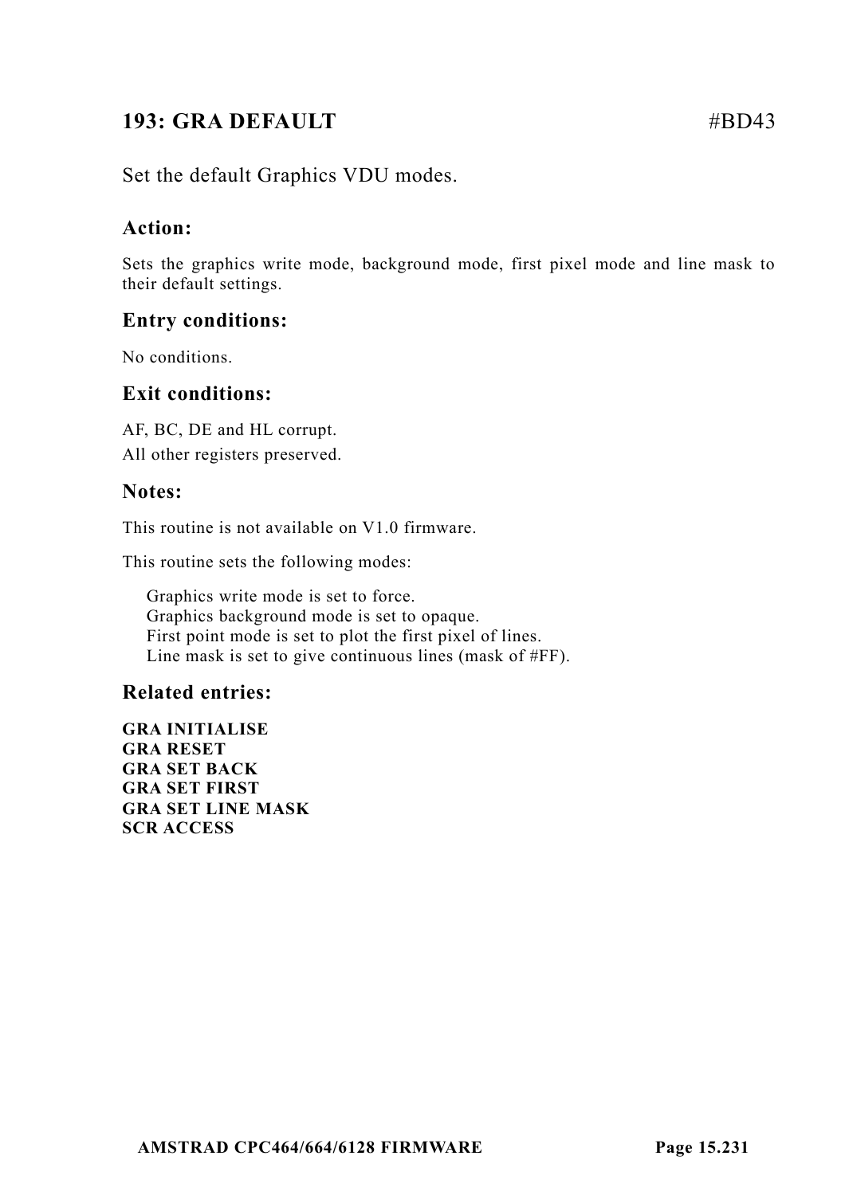## 193: GRA DEFAULT #BD43

Set the default Graphics VDU modes.

### Action:

Sets the graphics write mode, background mode, first pixel mode and line mask to their default settings.

### Entry conditions:

No conditions.

### Exit conditions:

AF, BC, DE and HL corrupt.
All other registers preserved.

### Notes:

This routine is not available on V1.0 firmware.

This routine sets the following modes:

Graphics write mode is set to force.
Graphics background mode is set to opaque.
First point mode is set to plot the first pixel of lines.
Line mask is set to give continuous lines (mask of #FF).

### Related entries:

**GRA INITIALISE**
**GRA RESET**
**GRA SET BACK**
**GRA SET FIRST**
**GRA SET LINE MASK**
**SCR ACCESS**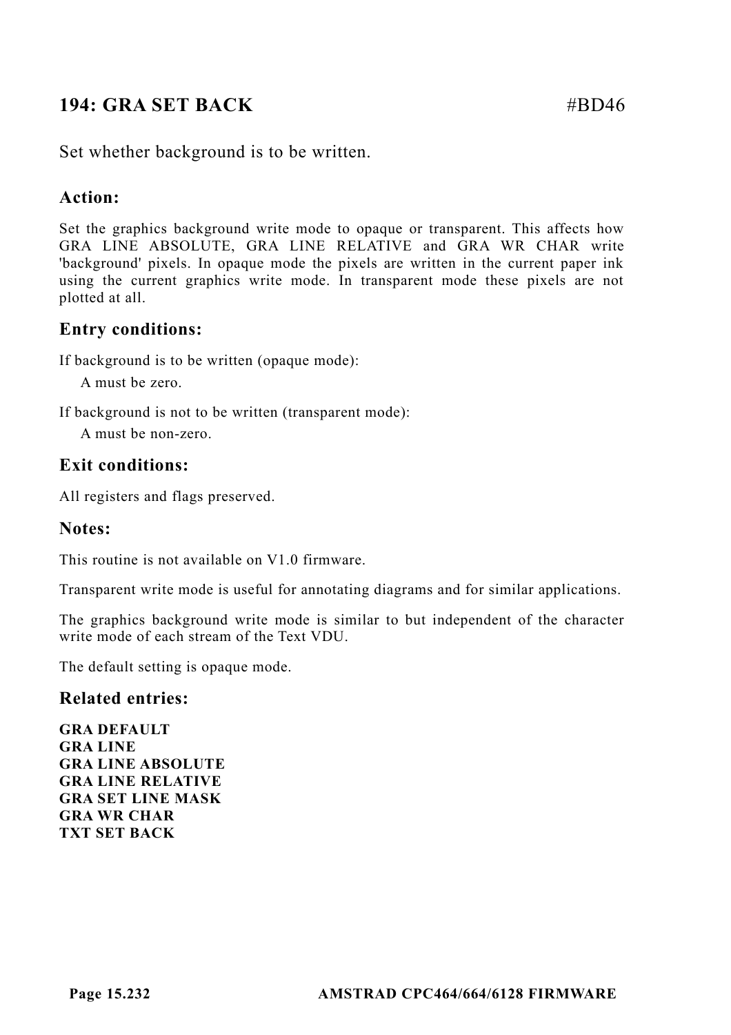## 194: GRA SET BACK #BD46

Set whether background is to be written.

### Action:

Set the graphics background write mode to opaque or transparent. This affects how GRA LINE ABSOLUTE, GRA LINE RELATIVE and GRA WR CHAR write 'background' pixels. In opaque mode the pixels are written in the current paper ink using the current graphics write mode. In transparent mode these pixels are not plotted at all.

### Entry conditions:

If background is to be written (opaque mode):

A must be zero.

If background is not to be written (transparent mode):

A must be non-zero.

### Exit conditions:

All registers and flags preserved.

### Notes:

This routine is not available on V1.0 firmware.

Transparent write mode is useful for annotating diagrams and for similar applications.

The graphics background write mode is similar to but independent of the character write mode of each stream of the Text VDU.

The default setting is opaque mode.

### Related entries:

**GRA DEFAULT**
**GRA LINE**
**GRA LINE ABSOLUTE**
**GRA LINE RELATIVE**
**GRA SET LINE MASK**
**GRA WR CHAR**
**TXT SET BACK**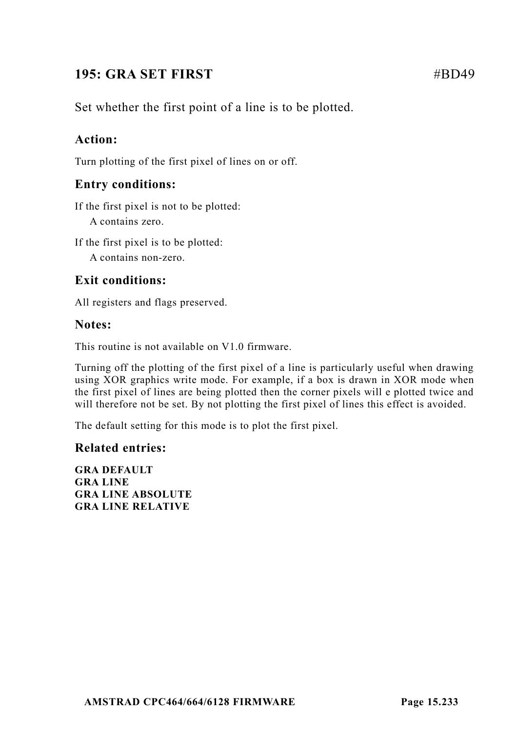## 195: GRA SET FIRST #BD49

Set whether the first point of a line is to be plotted.

### Action:

Turn plotting of the first pixel of lines on or off.

### Entry conditions:

If the first pixel is not to be plotted:
  A contains zero.

If the first pixel is to be plotted:
  A contains non-zero.

### Exit conditions:

All registers and flags preserved.

### Notes:

This routine is not available on V1.0 firmware.

Turning off the plotting of the first pixel of a line is particularly useful when drawing using XOR graphics write mode. For example, if a box is drawn in XOR mode when the first pixel of lines are being plotted then the corner pixels will e plotted twice and will therefore not be set. By not plotting the first pixel of lines this effect is avoided.

The default setting for this mode is to plot the first pixel.

### Related entries:

**GRA DEFAULT**
**GRA LINE**
**GRA LINE ABSOLUTE**
**GRA LINE RELATIVE**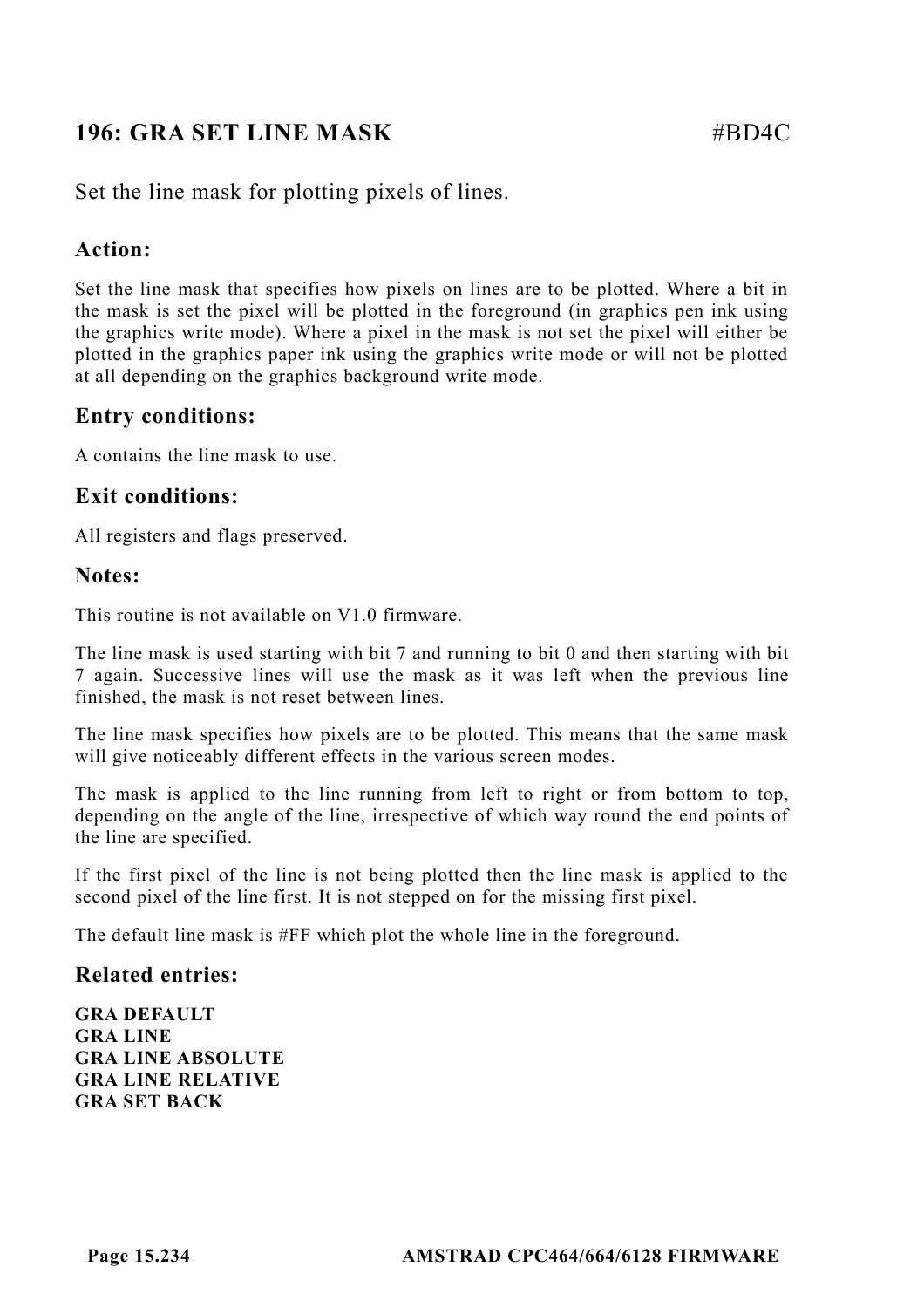## 196: GRA SET LINE MASK #BD4C

Set the line mask for plotting pixels of lines.

### Action:

Set the line mask that specifies how pixels on lines are to be plotted. Where a bit in the mask is set the pixel will be plotted in the foreground (in graphics pen ink using the graphics write mode). Where a pixel in the mask is not set the pixel will either be plotted in the graphics paper ink using the graphics write mode or will not be plotted at all depending on the graphics background write mode.

### Entry conditions:

A contains the line mask to use.

### Exit conditions:

All registers and flags preserved.

### Notes:

This routine is not available on V1.0 firmware.

The line mask is used starting with bit 7 and running to bit 0 and then starting with bit 7 again. Successive lines will use the mask as it was left when the previous line finished, the mask is not reset between lines.

The line mask specifies how pixels are to be plotted. This means that the same mask will give noticeably different effects in the various screen modes.

The mask is applied to the line running from left to right or from bottom to top, depending on the angle of the line, irrespective of which way round the end points of the line are specified.

If the first pixel of the line is not being plotted then the line mask is applied to the second pixel of the line first. It is not stepped on for the missing first pixel.

The default line mask is #FF which plot the whole line in the foreground.

### Related entries:

**GRA DEFAULT**
**GRA LINE**
**GRA LINE ABSOLUTE**
**GRA LINE RELATIVE**
**GRA SET BACK**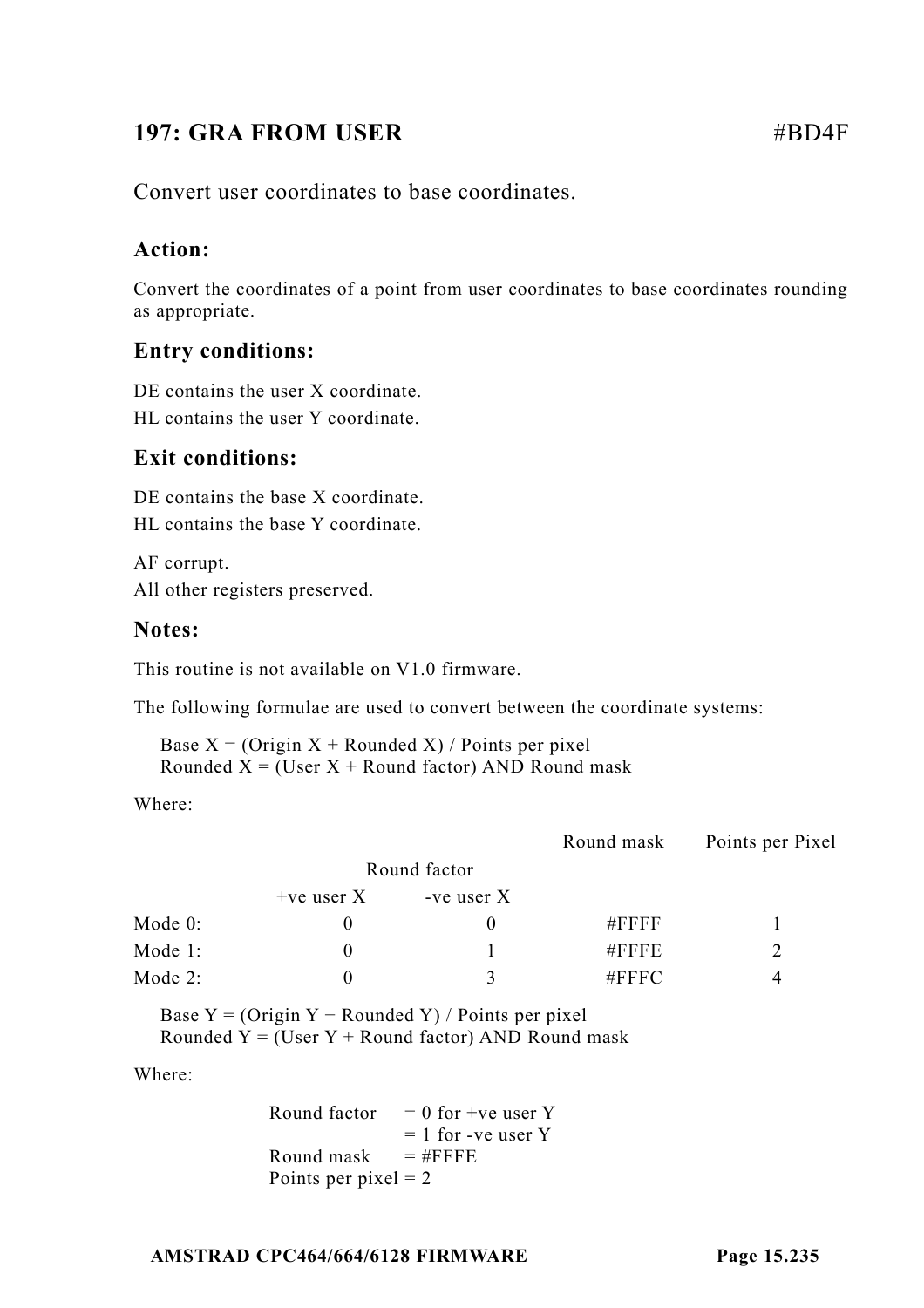## 197: GRA FROM USER #BD4F

Convert user coordinates to base coordinates.

### Action:

Convert the coordinates of a point from user coordinates to base coordinates rounding as appropriate.

### Entry conditions:

DE contains the user X coordinate.
HL contains the user Y coordinate.

### Exit conditions:

DE contains the base X coordinate.
HL contains the base Y coordinate.

AF corrupt.
All other registers preserved.

### Notes:

This routine is not available on V1.0 firmware.

The following formulae are used to convert between the coordinate systems:

Base X = (Origin X + Rounded X) / Points per pixel
Rounded X = (User X + Round factor) AND Round mask

Where:

| | Round factor | | Round mask | Points per Pixel |
|---|---|---|---|---|
| | +ve user X | -ve user X | | |
| Mode 0: | 0 | 0 | #FFFF | 1 |
| Mode 1: | 0 | 1 | #FFFE | 2 |
| Mode 2: | 0 | 3 | #FFFC | 4 |

Base Y = (Origin Y + Rounded Y) / Points per pixel
Rounded Y = (User Y + Round factor) AND Round mask

Where:

Round factor = 0 for +ve user Y
= 1 for -ve user Y
Round mask = #FFFE
Points per pixel = 2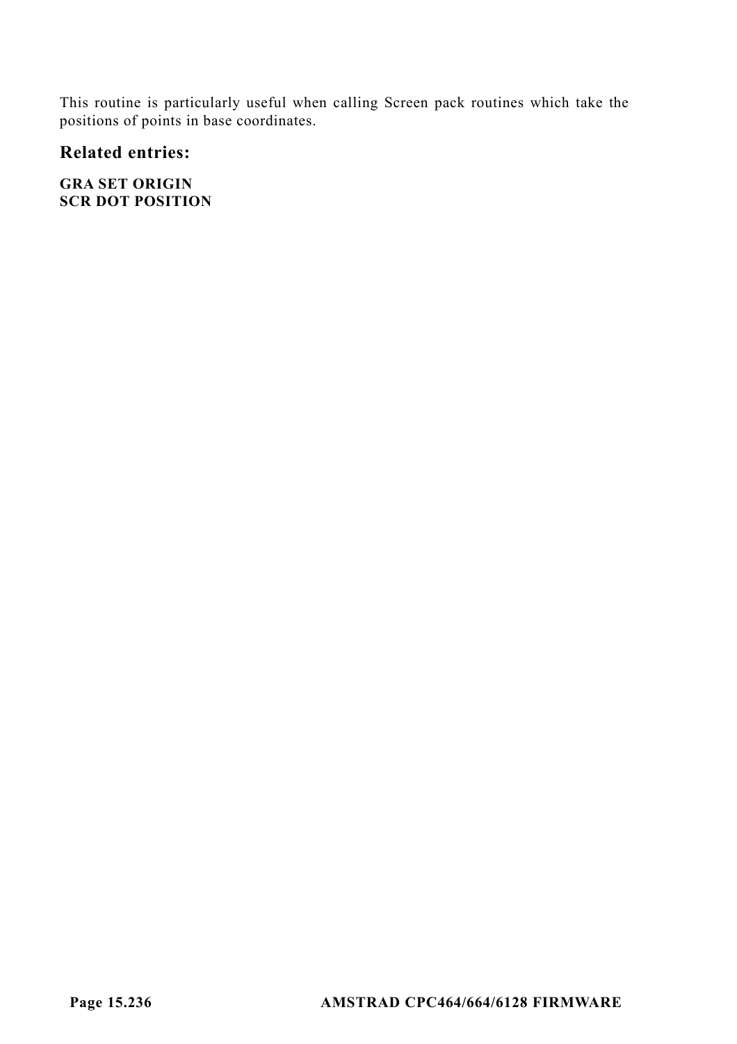This routine is particularly useful when calling Screen pack routines which take the positions of points in base coordinates.

## Related entries:

**GRA SET ORIGIN**
**SCR DOT POSITION**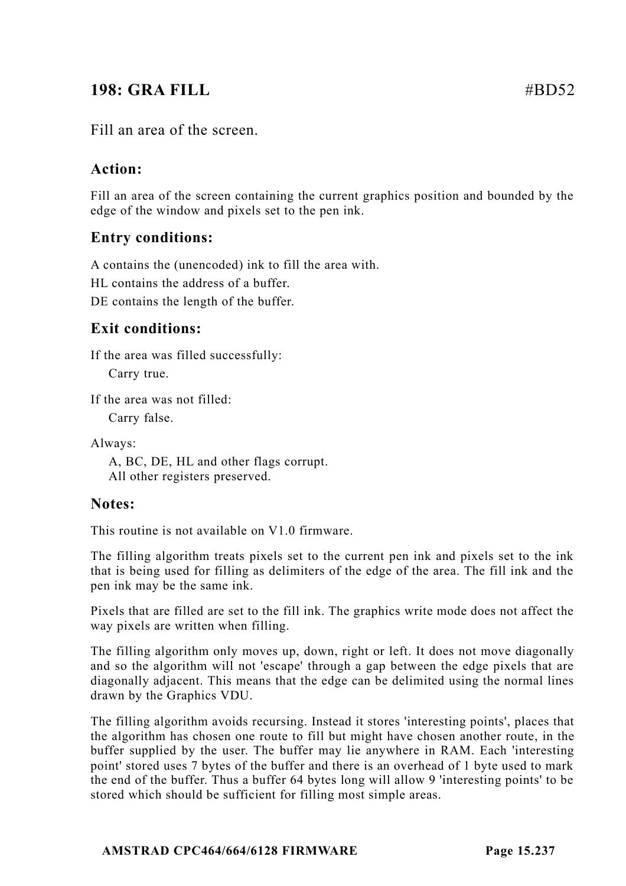## 198: GRA FILL #BD52

Fill an area of the screen.

### Action:

Fill an area of the screen containing the current graphics position and bounded by the edge of the window and pixels set to the pen ink.

### Entry conditions:

A contains the (unencoded) ink to fill the area with.

HL contains the address of a buffer.

DE contains the length of the buffer.

### Exit conditions:

If the area was filled successfully:

  Carry true.

If the area was not filled:

  Carry false.

Always:

  A, BC, DE, HL and other flags corrupt.
  All other registers preserved.

### Notes:

This routine is not available on V1.0 firmware.

The filling algorithm treats pixels set to the current pen ink and pixels set to the ink that is being used for filling as delimiters of the edge of the area. The fill ink and the pen ink may be the same ink.

Pixels that are filled are set to the fill ink. The graphics write mode does not affect the way pixels are written when filling.

The filling algorithm only moves up, down, right or left. It does not move diagonally and so the algorithm will not 'escape' through a gap between the edge pixels that are diagonally adjacent. This means that the edge can be delimited using the normal lines drawn by the Graphics VDU.

The filling algorithm avoids recursing. Instead it stores 'interesting points', places that the algorithm has chosen one route to fill but might have chosen another route, in the buffer supplied by the user. The buffer may lie anywhere in RAM. Each 'interesting point' stored uses 7 bytes of the buffer and there is an overhead of 1 byte used to mark the end of the buffer. Thus a buffer 64 bytes long will allow 9 'interesting points' to be stored which should be sufficient for filling most simple areas.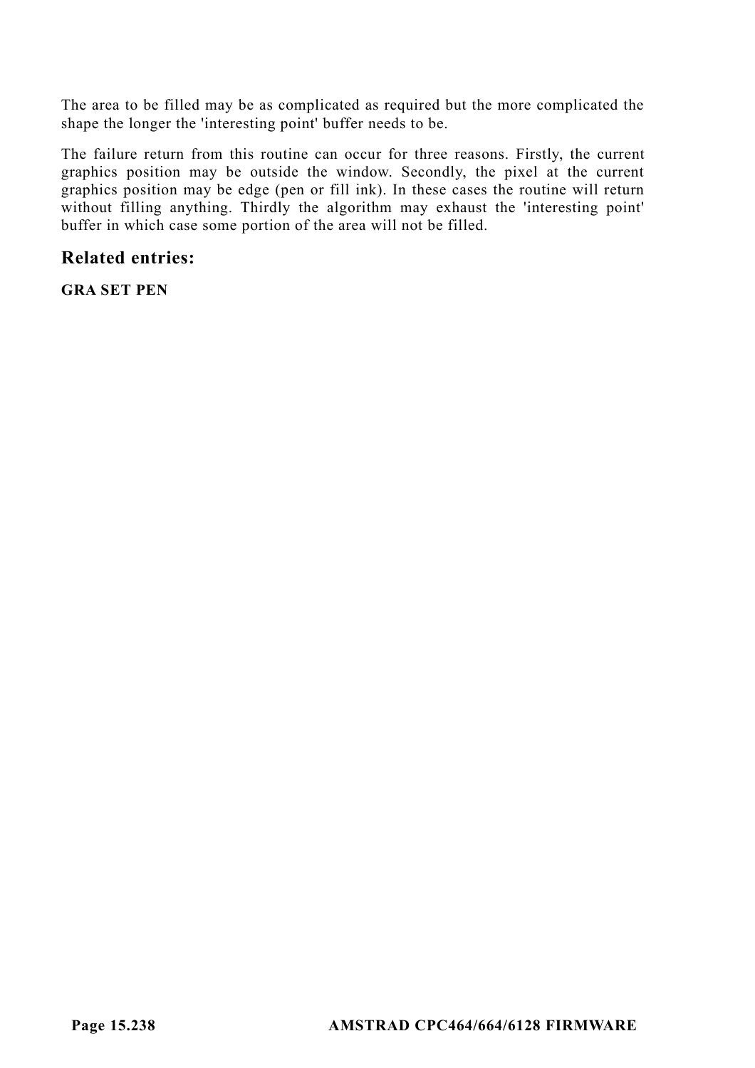The area to be filled may be as complicated as required but the more complicated the shape the longer the 'interesting point' buffer needs to be.

The failure return from this routine can occur for three reasons. Firstly, the current graphics position may be outside the window. Secondly, the pixel at the current graphics position may be edge (pen or fill ink). In these cases the routine will return without filling anything. Thirdly the algorithm may exhaust the 'interesting point' buffer in which case some portion of the area will not be filled.

## Related entries:

**GRA SET PEN**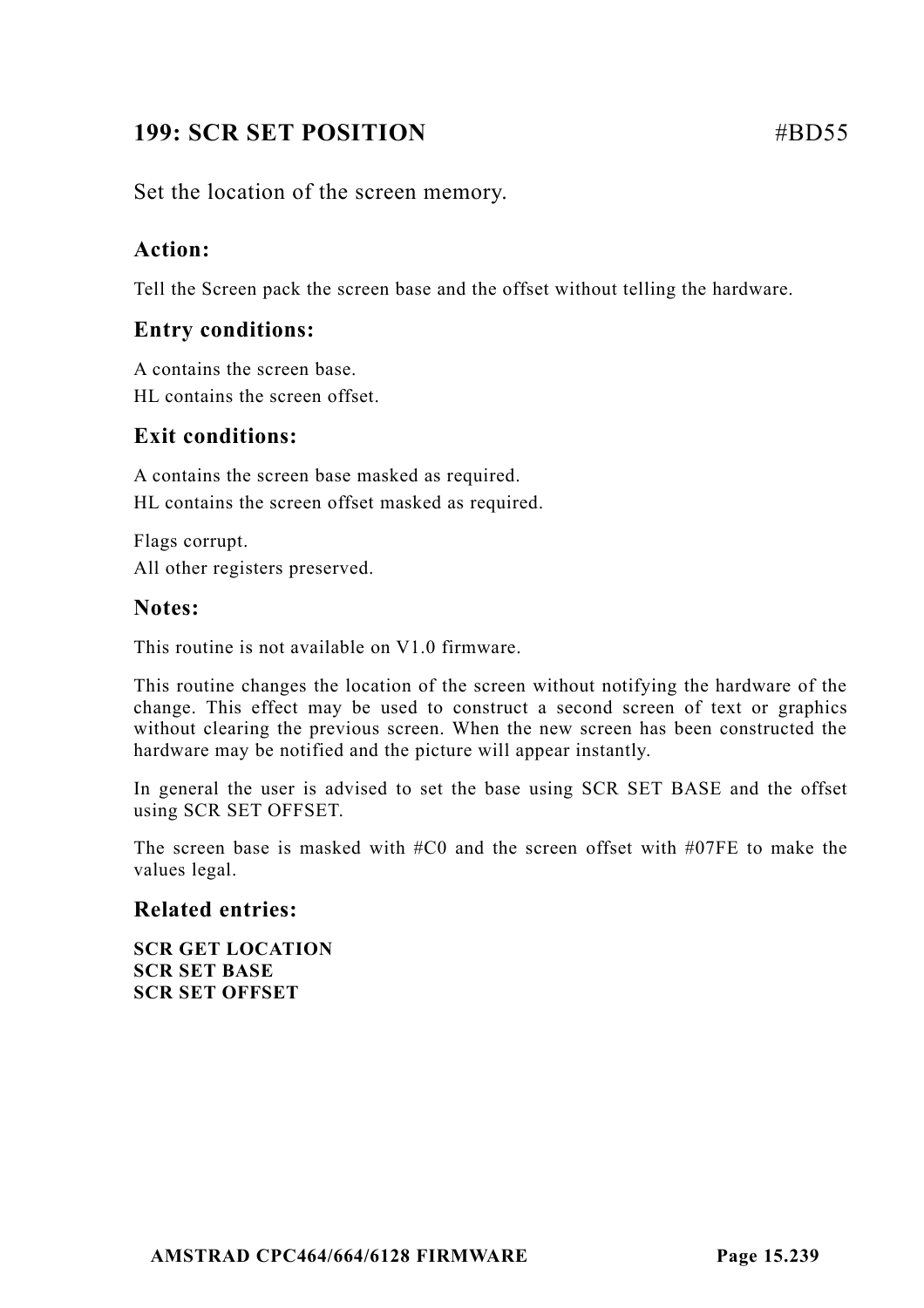## 199: SCR SET POSITION #BD55

Set the location of the screen memory.

### Action:

Tell the Screen pack the screen base and the offset without telling the hardware.

### Entry conditions:

A contains the screen base.
HL contains the screen offset.

### Exit conditions:

A contains the screen base masked as required.
HL contains the screen offset masked as required.

Flags corrupt.
All other registers preserved.

### Notes:

This routine is not available on V1.0 firmware.

This routine changes the location of the screen without notifying the hardware of the change. This effect may be used to construct a second screen of text or graphics without clearing the previous screen. When the new screen has been constructed the hardware may be notified and the picture will appear instantly.

In general the user is advised to set the base using SCR SET BASE and the offset using SCR SET OFFSET.

The screen base is masked with #C0 and the screen offset with #07FE to make the values legal.

### Related entries:

**SCR GET LOCATION**
**SCR SET BASE**
**SCR SET OFFSET**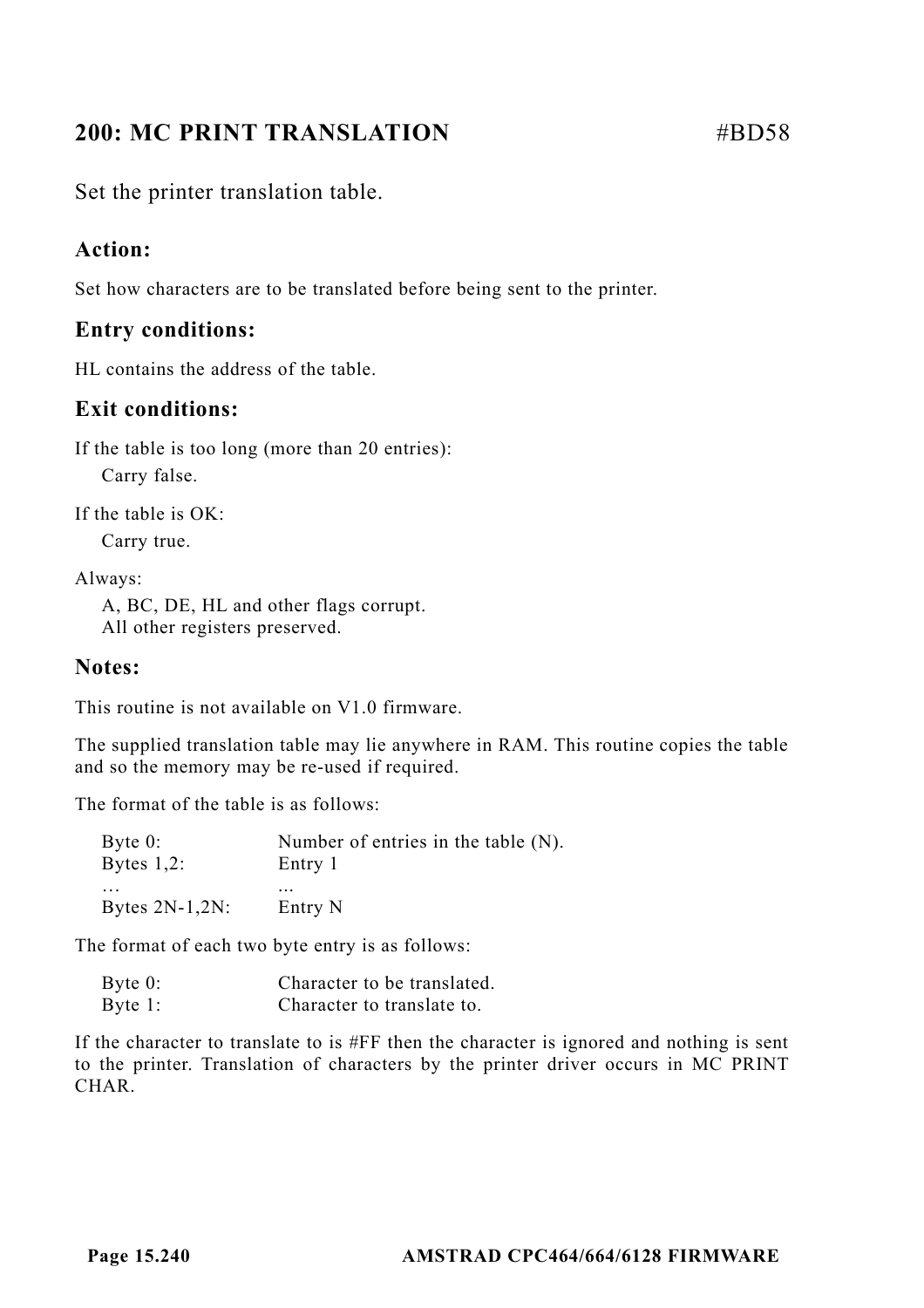## 200: MC PRINT TRANSLATION #BD58

Set the printer translation table.

### Action:

Set how characters are to be translated before being sent to the printer.

### Entry conditions:

HL contains the address of the table.

### Exit conditions:

If the table is too long (more than 20 entries):

Carry false.

If the table is OK:

Carry true.

Always:

A, BC, DE, HL and other flags corrupt.
All other registers preserved.

### Notes:

This routine is not available on V1.0 firmware.

The supplied translation table may lie anywhere in RAM. This routine copies the table and so the memory may be re-used if required.

The format of the table is as follows:

| | |
|---|---|
| Byte 0: | Number of entries in the table (N). |
| Bytes 1,2: | Entry 1 |
| … | … |
| Bytes 2N-1,2N: | Entry N |

The format of each two byte entry is as follows:

| | |
|---|---|
| Byte 0: | Character to be translated. |
| Byte 1: | Character to translate to. |

If the character to translate to is #FF then the character is ignored and nothing is sent to the printer. Translation of characters by the printer driver occurs in MC PRINT CHAR.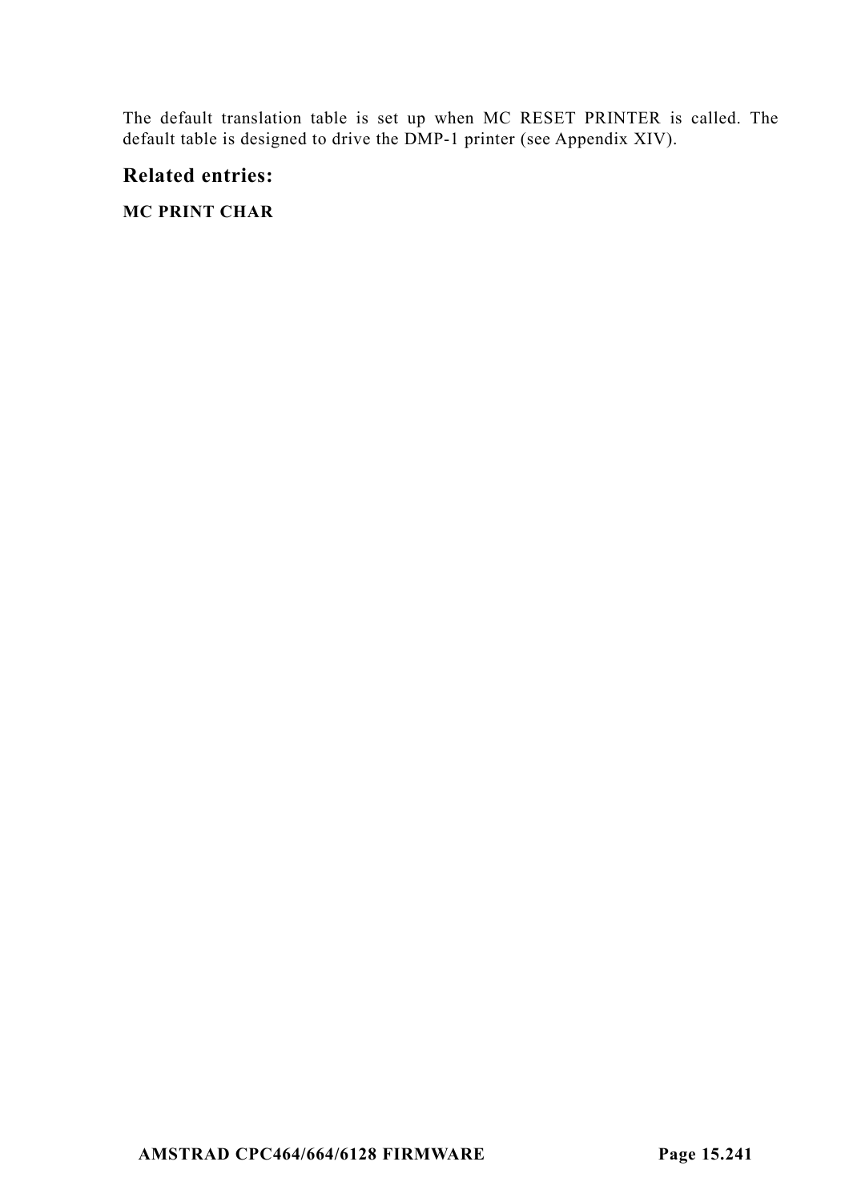The default translation table is set up when MC RESET PRINTER is called. The default table is designed to drive the DMP-1 printer (see Appendix XIV).

## Related entries:

**MC PRINT CHAR**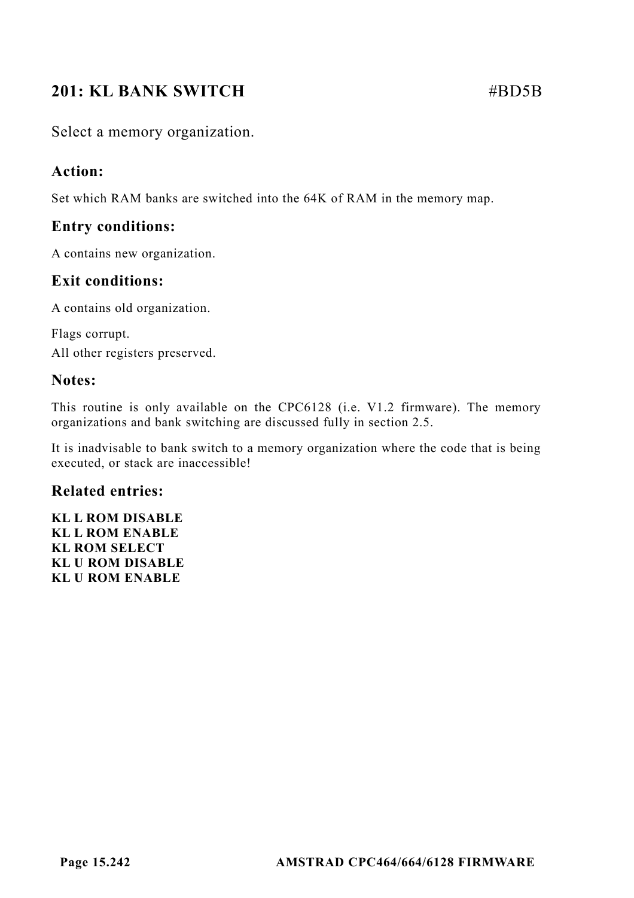## 201: KL BANK SWITCH #BD5B

Select a memory organization.

### Action:

Set which RAM banks are switched into the 64K of RAM in the memory map.

### Entry conditions:

A contains new organization.

### Exit conditions:

A contains old organization.

Flags corrupt.
All other registers preserved.

### Notes:

This routine is only available on the CPC6128 (i.e. V1.2 firmware). The memory organizations and bank switching are discussed fully in section 2.5.

It is inadvisable to bank switch to a memory organization where the code that is being executed, or stack are inaccessible!

### Related entries:

**KL L ROM DISABLE**
**KL L ROM ENABLE**
**KL ROM SELECT**
**KL U ROM DISABLE**
**KL U ROM ENABLE**